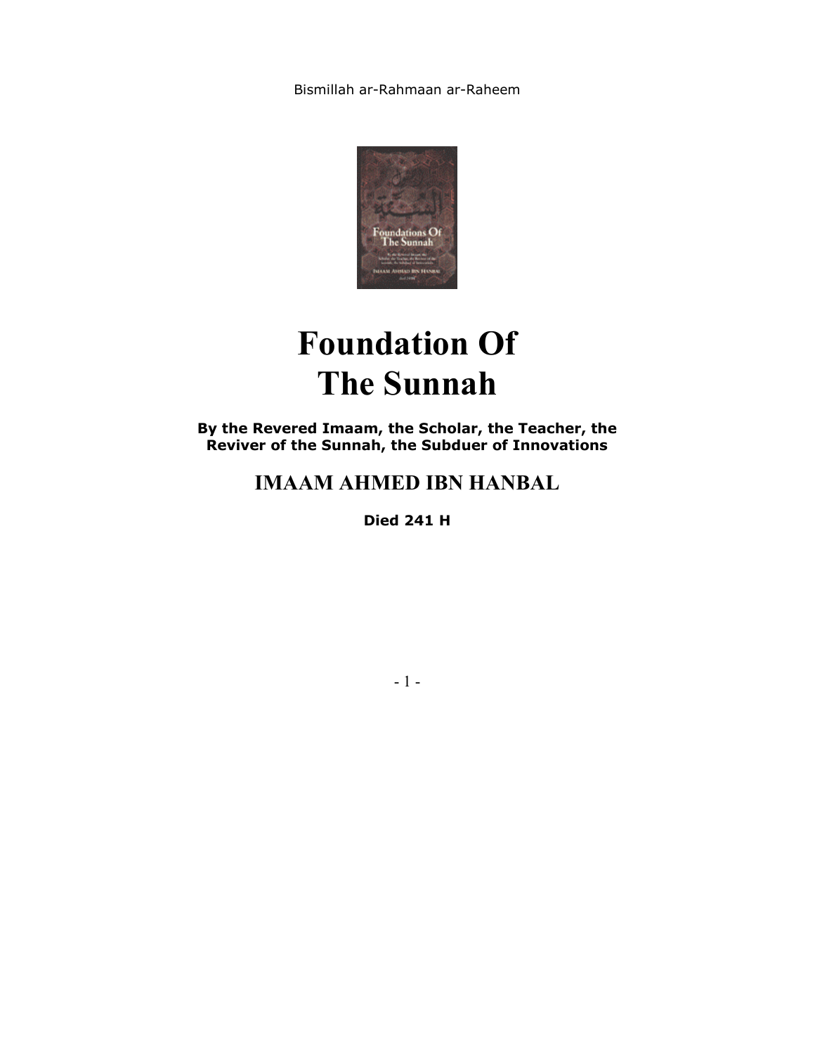Bismillah ar-Rahmaan ar-Raheem

# Foundation Of The Sunnah

**By the Revered Imaam, the Scholar, the Teacher, the Reviver of the Sunnah, the Subduer of Innovations**

## IMAAM AHMED IBN HANBAL

**Died 241 H**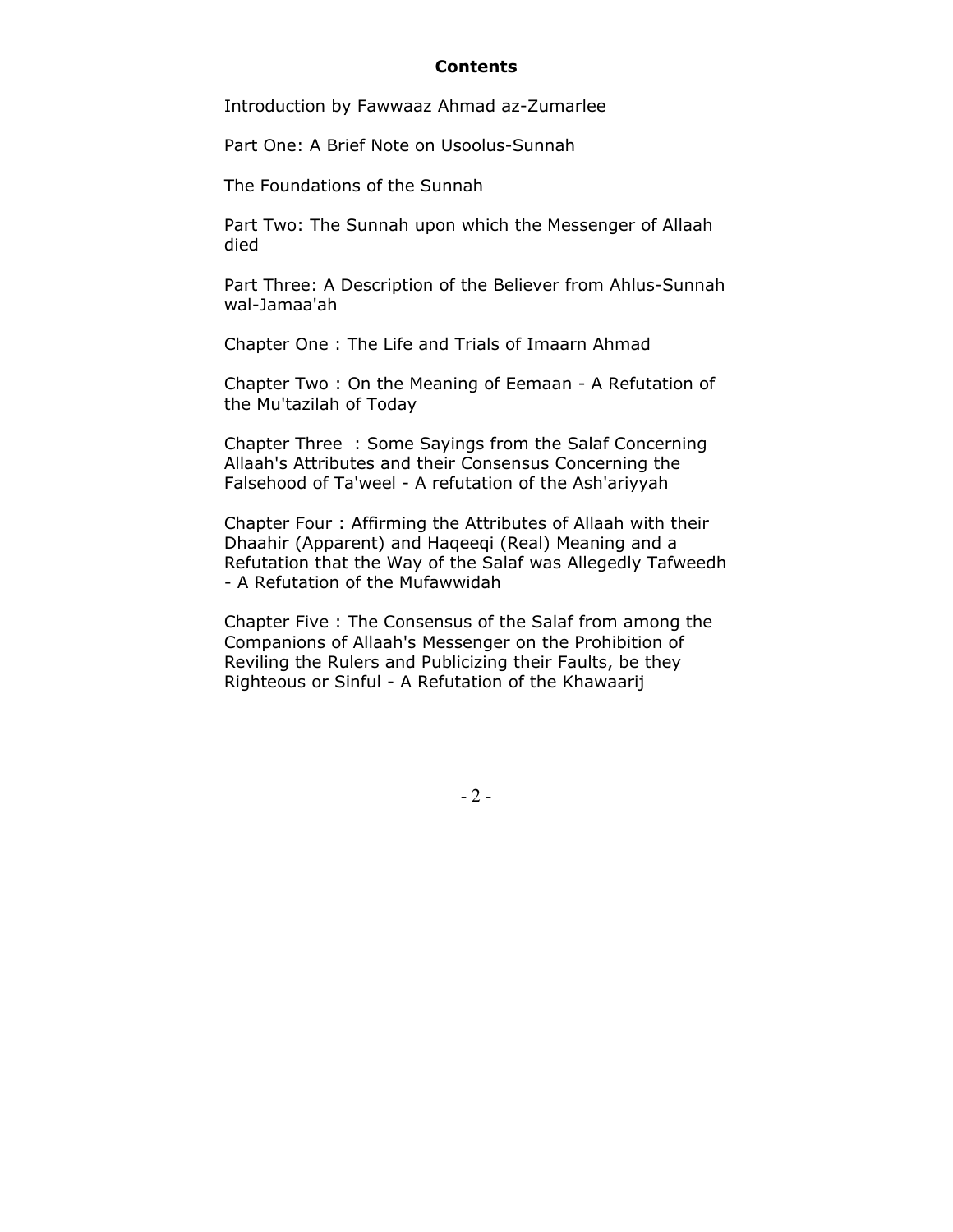**Contents**

Introduction by Fawwaaz Ahmad az-Zumarlee

Part One: A Brief Note on Usoolus-Sunnah

The Foundations of the Sunnah

Part Two: The Sunnah upon which the Messenger of Allaah died

Part Three: A Description of the Believer from Ahlus-Sunnah wal-Jamaa'ah

Chapter One : The Life and Trials of Imaarn Ahmad

Chapter Two : On the Meaning of Eemaan - A Refutation of the Mu'tazilah of Today

Chapter Three : Some Sayings from the Salaf Concerning Allaah's Attributes and their Consensus Concerning the Falsehood of Ta'weel - A refutation of the Ash'ariyyah

Chapter Four : Affirming the Attributes of Allaah with their Dhaahir (Apparent) and Haqeeqi (Real) Meaning and a Refutation that the Way of the Salaf was Allegedly Tafweedh - A Refutation of the Mufawwidah

Chapter Five : The Consensus of the Salaf from among the Companions of Allaah's Messenger on the Prohibition of Reviling the Rulers and Publicizing their Faults, be they Righteous or Sinful - A Refutation of the Khawaarij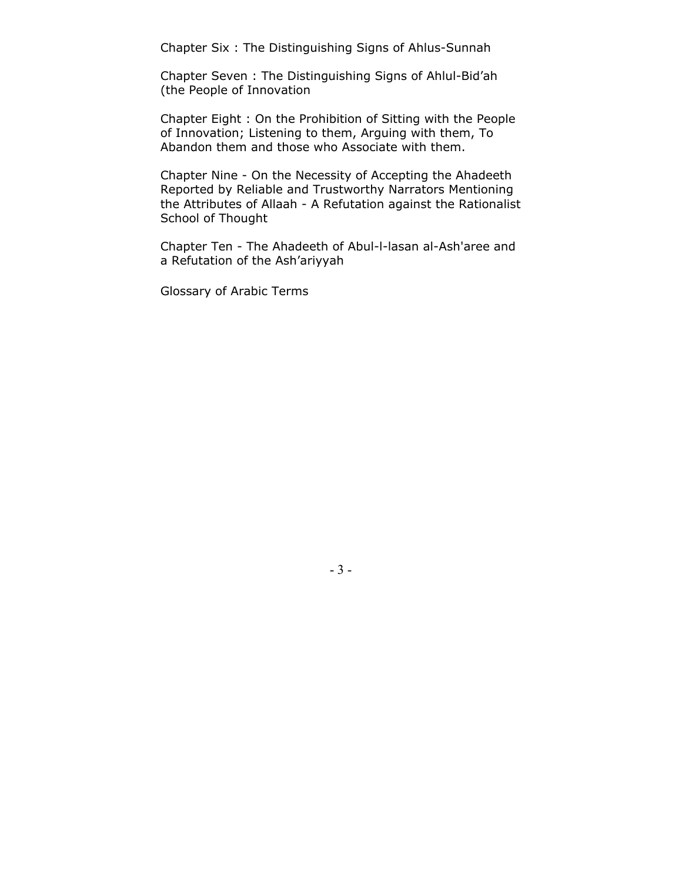Chapter Six : The Distinguishing Signs of Ahlus-Sunnah

Chapter Seven : The Distinguishing Signs of Ahlul-Bid'ah (the People of Innovation

Chapter Eight : On the Prohibition of Sitting with the People of Innovation; Listening to them, Arguing with them, To Abandon them and those who Associate with them.

Chapter Nine - On the Necessity of Accepting the Ahadeeth Reported by Reliable and Trustworthy Narrators Mentioning the Attributes of Allaah - A Refutation against the Rationalist School of Thought

Chapter Ten - The Ahadeeth of Abul-l-lasan al-Ash'aree and a Refutation of the Ash'ariyyah

Glossary of Arabic Terms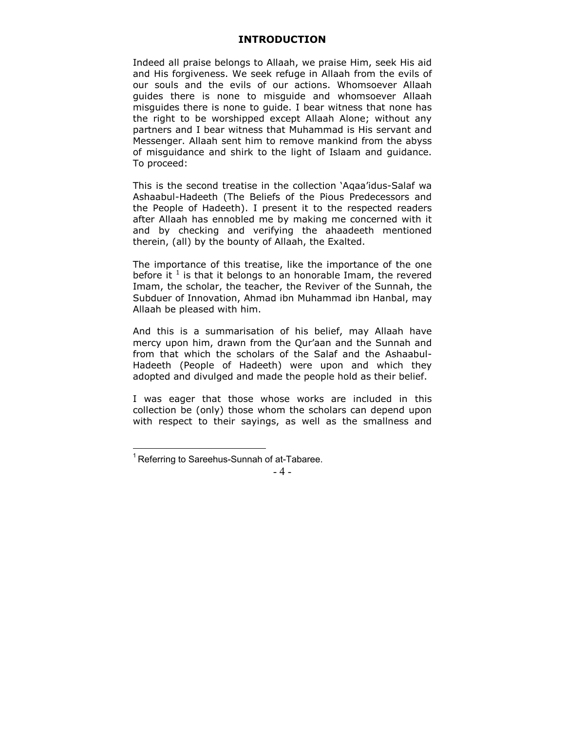## INTRODUCTION

Indeed all praise belongs to Allaah, we praise Him, seek His aid and His forgiveness. We seek refuge in Allaah from the evils of our souls and the evils of our actions. Whomsoever Allaah guides there is none to misguide and whomsoever Allaah misguides there is none to guide. I bear witness that none has the right to be worshipped except Allaah Alone; without any partners and I bear witness that Muhammad is His servant and Messenger. Allaah sent him to remove mankind from the abyss of misguidance and shirk to the light of Islaam and guidance. To proceed:

This is the second treatise in the collection 'Aqaa'idus-Salaf wa Ashaabul-Hadeeth (The Beliefs of the Pious Predecessors and the People of Hadeeth). I present it to the respected readers after Allaah has ennobled me by making me concerned with it and by checking and verifying the ahaadeeth mentioned therein, (all) by the bounty of Allaah, the Exalted.

The importance of this treatise, like the importance of the one before it [1] is that it belongs to an honorable Imam, the revered Imam, the scholar, the teacher, the Reviver of the Sunnah, the Subduer of Innovation, Ahmad ibn Muhammad ibn Hanbal, may Allaah be pleased with him.

And this is a summarisation of his belief, may Allaah have mercy upon him, drawn from the Qur'aan and the Sunnah and from that which the scholars of the Salaf and the Ashaabul-Hadeeth (People of Hadeeth) were upon and which they adopted and divulged and made the people hold as their belief.

I was eager that those whose works are included in this collection be (only) those whom the scholars can depend upon with respect to their sayings, as well as the smallness and

---

[1] Referring to Sareehus-Sunnah of at-Tabaree.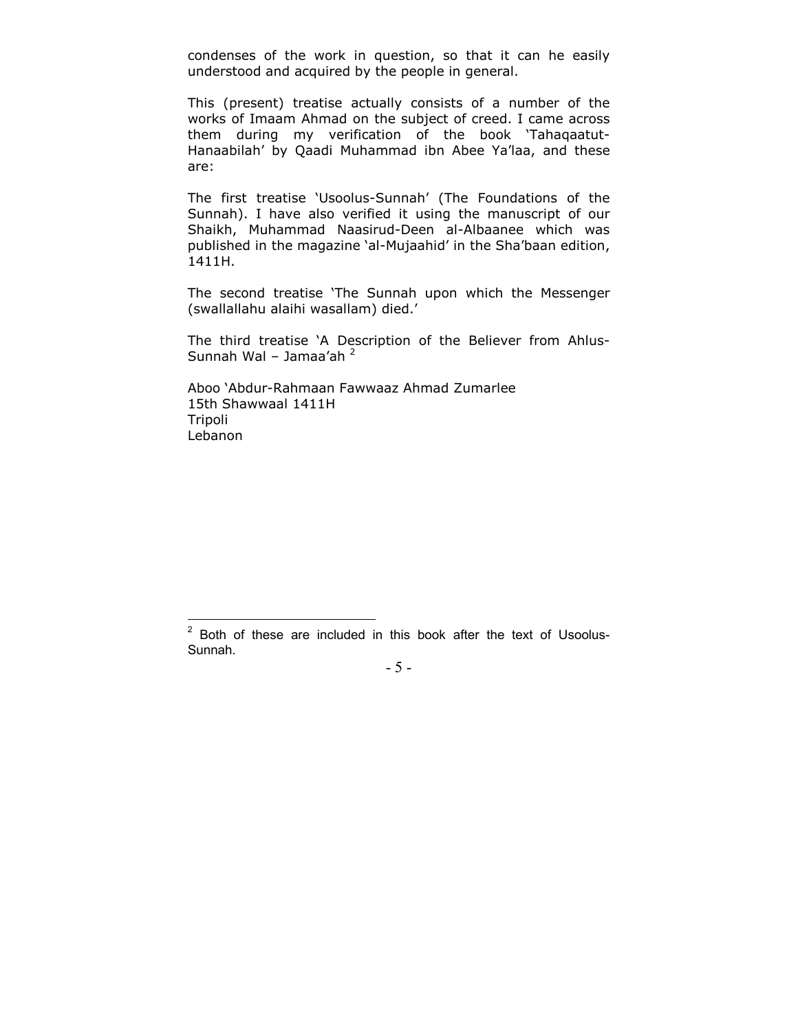condenses of the work in question, so that it can he easily understood and acquired by the people in general.

This (present) treatise actually consists of a number of the works of Imaam Ahmad on the subject of creed. I came across them during my verification of the book 'Tahaqaatut-Hanaabilah' by Qaadi Muhammad ibn Abee Ya'laa, and these are:

The first treatise 'Usoolus-Sunnah' (The Foundations of the Sunnah). I have also verified it using the manuscript of our Shaikh, Muhammad Naasirud-Deen al-Albaanee which was published in the magazine 'al-Mujaahid' in the Sha'baan edition, 1411H.

The second treatise 'The Sunnah upon which the Messenger (swallallahu alaihi wasallam) died.'

The third treatise 'A Description of the Believer from Ahlus-Sunnah Wal – Jamaa'ah [2]

Aboo 'Abdur-Rahmaan Fawwaaz Ahmad Zumarlee
15th Shawwaal 1411H
Tripoli
Lebanon

---

[2] Both of these are included in this book after the text of Usoolus-Sunnah.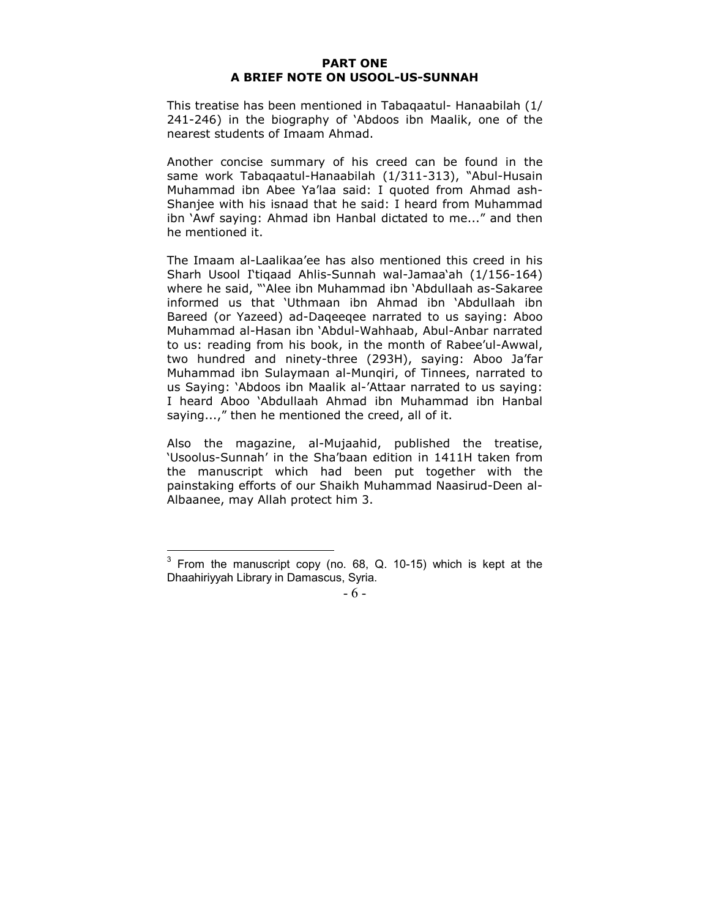## PART ONE
## A BRIEF NOTE ON USOOL-US-SUNNAH

This treatise has been mentioned in Tabaqaatul- Hanaabilah (1/ 241-246) in the biography of 'Abdoos ibn Maalik, one of the nearest students of Imaam Ahmad.

Another concise summary of his creed can be found in the same work Tabaqaatul-Hanaabilah (1/311-313), "Abul-Husain Muhammad ibn Abee Ya'laa said: I quoted from Ahmad ash-Shanjee with his isnaad that he said: I heard from Muhammad ibn 'Awf saying: Ahmad ibn Hanbal dictated to me..." and then he mentioned it.

The Imaam al-Laalikaa'ee has also mentioned this creed in his Sharh Usool I'tiqaad Ahlis-Sunnah wal-Jamaa'ah (1/156-164) where he said, "'Alee ibn Muhammad ibn 'Abdullaah as-Sakaree informed us that 'Uthmaan ibn Ahmad ibn 'Abdullaah ibn Bareed (or Yazeed) ad-Daqeeqee narrated to us saying: Aboo Muhammad al-Hasan ibn 'Abdul-Wahhaab, Abul-Anbar narrated to us: reading from his book, in the month of Rabee'ul-Awwal, two hundred and ninety-three (293H), saying: Aboo Ja'far Muhammad ibn Sulaymaan al-Munqiri, of Tinnees, narrated to us Saying: 'Abdoos ibn Maalik al-'Attaar narrated to us saying: I heard Aboo 'Abdullaah Ahmad ibn Muhammad ibn Hanbal saying...," then he mentioned the creed, all of it.

Also the magazine, al-Mujaahid, published the treatise, 'Usoolus-Sunnah' in the Sha'baan edition in 1411H taken from the manuscript which had been put together with the painstaking efforts of our Shaikh Muhammad Naasirud-Deen al-Albaanee, may Allah protect him [3].

---

[3] From the manuscript copy (no. 68, Q. 10-15) which is kept at the Dhaahiriyyah Library in Damascus, Syria.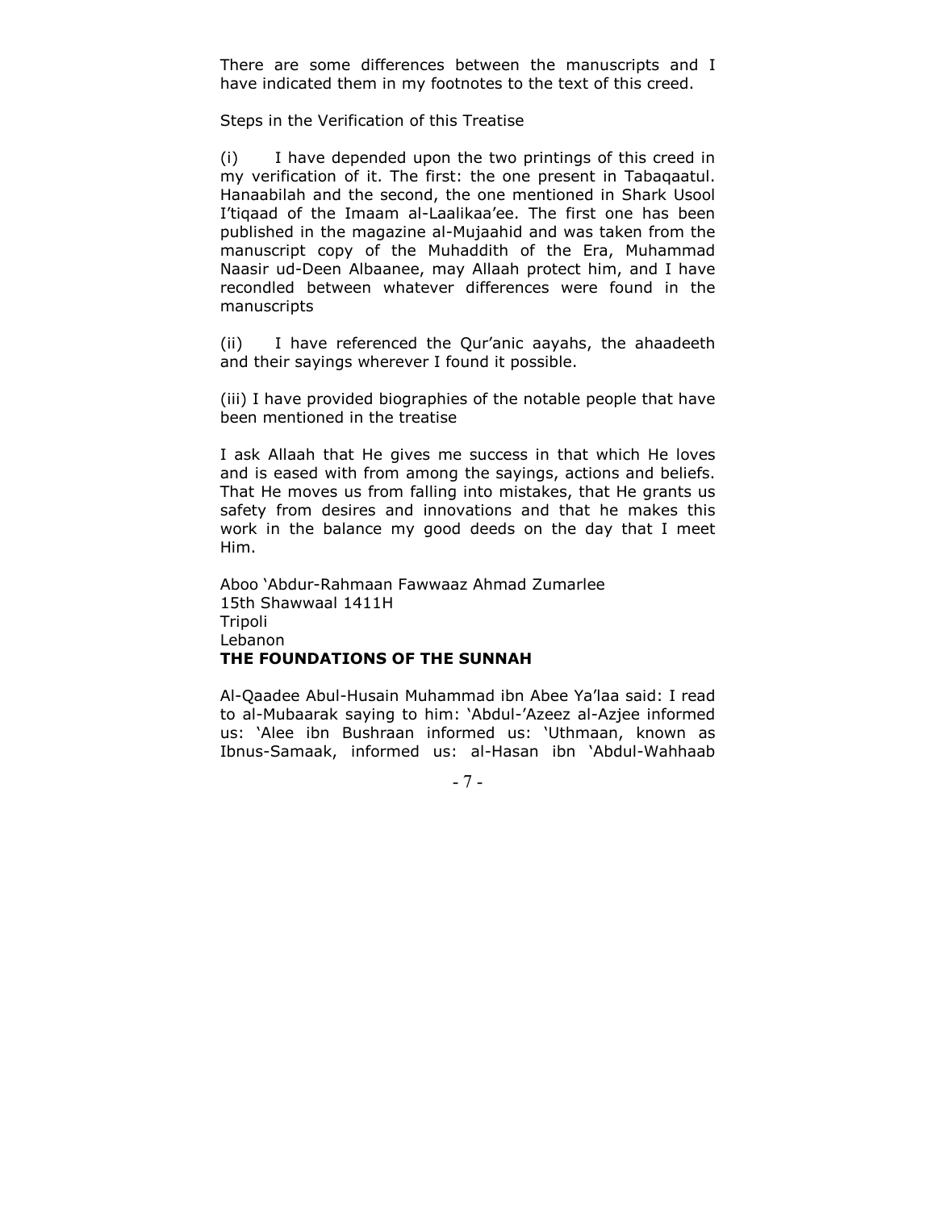There are some differences between the manuscripts and I have indicated them in my footnotes to the text of this creed.

Steps in the Verification of this Treatise

(i) I have depended upon the two printings of this creed in my verification of it. The first: the one present in Tabaqaatul. Hanaabilah and the second, the one mentioned in Shark Usool I'tiqaad of the Imaam al-Laalikaa'ee. The first one has been published in the magazine al-Mujaahid and was taken from the manuscript copy of the Muhaddith of the Era, Muhammad Naasir ud-Deen Albaanee, may Allaah protect him, and I have recondled between whatever differences were found in the manuscripts

(ii) I have referenced the Qur'anic aayahs, the ahaadeeth and their sayings wherever I found it possible.

(iii) I have provided biographies of the notable people that have been mentioned in the treatise

I ask Allaah that He gives me success in that which He loves and is eased with from among the sayings, actions and beliefs. That He moves us from falling into mistakes, that He grants us safety from desires and innovations and that he makes this work in the balance my good deeds on the day that I meet Him.

Aboo 'Abdur-Rahmaan Fawwaaz Ahmad Zumarlee
15th Shawwaal 1411H
Tripoli
Lebanon

**THE FOUNDATIONS OF THE SUNNAH**

Al-Qaadee Abul-Husain Muhammad ibn Abee Ya'laa said: I read to al-Mubaarak saying to him: 'Abdul-'Azeez al-Azjee informed us: 'Alee ibn Bushraan informed us: 'Uthmaan, known as Ibnus-Samaak, informed us: al-Hasan ibn 'Abdul-Wahhaab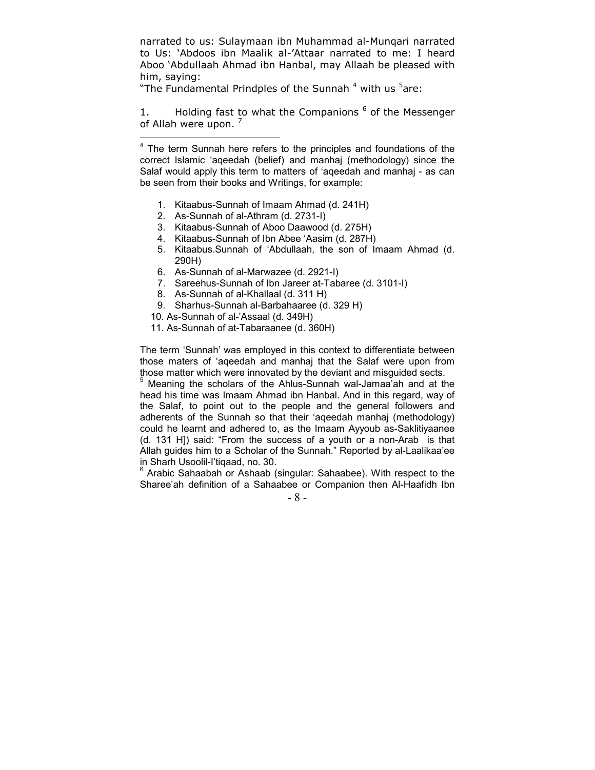narrated to us: Sulaymaan ibn Muhammad al-Munqari narrated to Us: 'Abdoos ibn Maalik al-'Attaar narrated to me: I heard Aboo 'Abdullaah Ahmad ibn Hanbal, may Allaah be pleased with him, saying:

"The Fundamental Prindples of the Sunnah [4] with us [5]are:

1. Holding fast to what the Companions [6] of the Messenger of Allah were upon. [7]

---

[4] The term Sunnah here refers to the principles and foundations of the correct Islamic 'aqeedah (belief) and manhaj (methodology) since the Salaf would apply this term to matters of 'aqeedah and manhaj - as can be seen from their books and Writings, for example:

1. Kitaabus-Sunnah of Imaam Ahmad (d. 241H)
2. As-Sunnah of al-Athram (d. 2731-I)
3. Kitaabus-Sunnah of Aboo Daawood (d. 275H)
4. Kitaabus-Sunnah of Ibn Abee 'Aasim (d. 287H)
5. Kitaabus.Sunnah of 'Abdullaah, the son of Imaam Ahmad (d. 290H)
6. As-Sunnah of al-Marwazee (d. 2921-I)
7. Sareehus-Sunnah of Ibn Jareer at-Tabaree (d. 3101-I)
8. As-Sunnah of al-Khallaal (d. 311 H)
9. Sharhus-Sunnah al-Barbahaaree (d. 329 H)
10. As-Sunnah of al-'Assaal (d. 349H)
11. As-Sunnah of at-Tabaraanee (d. 360H)

The term 'Sunnah' was employed in this context to differentiate between those maters of 'aqeedah and manhaj that the Salaf were upon from those matter which were innovated by the deviant and misguided sects.

[5] Meaning the scholars of the Ahlus-Sunnah wal-Jamaa'ah and at the head his time was Imaam Ahmad ibn Hanbal. And in this regard, way of the Salaf, to point out to the people and the general followers and adherents of the Sunnah so that their 'aqeedah manhaj (methodology) could he learnt and adhered to, as the Imaam Ayyoub as-Saklitiyaanee (d. 131 H]) said: "From the success of a youth or a non-Arab is that Allah guides him to a Scholar of the Sunnah." Reported by al-Laalikaa'ee in Sharh Usoolil-I'tiqaad, no. 30.

[6] Arabic Sahaabah or Ashaab (singular: Sahaabee). With respect to the Sharee'ah definition of a Sahaabee or Companion then Al-Haafidh Ibn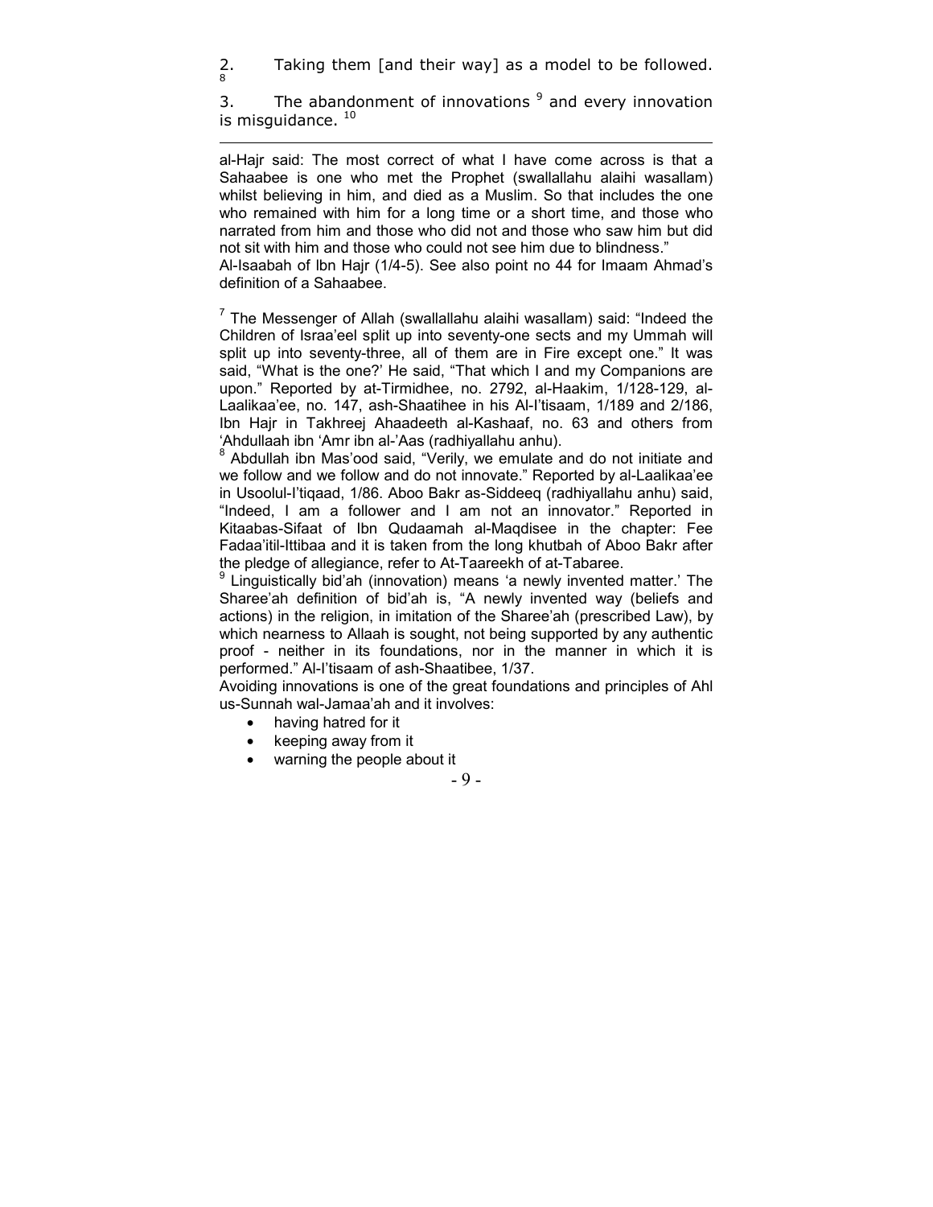2. Taking them [and their way] as a model to be followed. [8]

3. The abandonment of innovations [9] and every innovation is misguidance. [10]

---

al-Hajr said: The most correct of what I have come across is that a Sahaabee is one who met the Prophet (swallallahu alaihi wasallam) whilst believing in him, and died as a Muslim. So that includes the one who remained with him for a long time or a short time, and those who narrated from him and those who did not and those who saw him but did not sit with him and those who could not see him due to blindness."
Al-Isaabah of Ibn Hajr (1/4-5). See also point no 44 for Imaam Ahmad's definition of a Sahaabee.

[7] The Messenger of Allah (swallallahu alaihi wasallam) said: "Indeed the Children of Israa'eel split up into seventy-one sects and my Ummah will split up into seventy-three, all of them are in Fire except one." It was said, "What is the one?' He said, "That which I and my Companions are upon." Reported by at-Tirmidhee, no. 2792, al-Haakim, 1/128-129, al-Laalikaa'ee, no. 147, ash-Shaatihee in his Al-I'tisaam, 1/189 and 2/186, Ibn Hajr in Takhreej Ahaadeeth al-Kashaaf, no. 63 and others from 'Ahdullaah ibn 'Amr ibn al-'Aas (radhiyallahu anhu).

[8] Abdullah ibn Mas'ood said, "Verily, we emulate and do not initiate and we follow and we follow and do not innovate." Reported by al-Laalikaa'ee in Usoolul-I'tiqaad, 1/86. Aboo Bakr as-Siddeeq (radhiyallahu anhu) said, "Indeed, I am a follower and I am not an innovator." Reported in Kitaabas-Sifaat of Ibn Qudaamah al-Maqdisee in the chapter: Fee Fadaa'itil-Ittibaa and it is taken from the long khutbah of Aboo Bakr after the pledge of allegiance, refer to At-Taareekh of at-Tabaree.

[9] Linguistically bid'ah (innovation) means 'a newly invented matter.' The Sharee'ah definition of bid'ah is, "A newly invented way (beliefs and actions) in the religion, in imitation of the Sharee'ah (prescribed Law), by which nearness to Allaah is sought, not being supported by any authentic proof - neither in its foundations, nor in the manner in which it is performed." Al-I'tisaam of ash-Shaatibee, 1/37.

Avoiding innovations is one of the great foundations and principles of Ahl us-Sunnah wal-Jamaa'ah and it involves:

- having hatred for it
- keeping away from it
- warning the people about it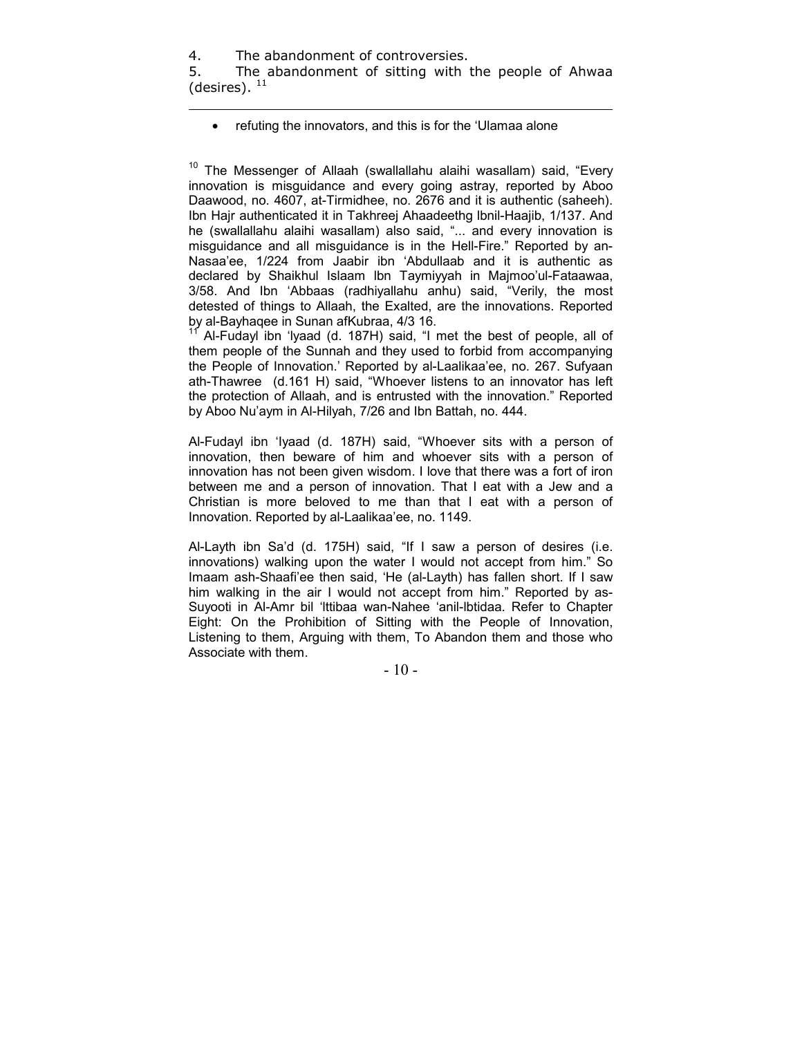4. The abandonment of controversies.
5. The abandonment of sitting with the people of Ahwaa (desires). [11]

---

- refuting the innovators, and this is for the 'Ulamaa alone

[10] The Messenger of Allaah (swallallahu alaihi wasallam) said, "Every innovation is misguidance and every going astray, reported by Aboo Daawood, no. 4607, at-Tirmidhee, no. 2676 and it is authentic (saheeh). Ibn Hajr authenticated it in Takhreej Ahaadeethg Ibnil-Haajib, 1/137. And he (swallallahu alaihi wasallam) also said, "... and every innovation is misguidance and all misguidance is in the Hell-Fire." Reported by an-Nasaa'ee, 1/224 from Jaabir ibn 'Abdullaab and it is authentic as declared by Shaikhul Islaam Ibn Taymiyyah in Majmoo'ul-Fataawaa, 3/58. And Ibn 'Abbaas (radhiyallahu anhu) said, "Verily, the most detested of things to Allaah, the Exalted, are the innovations. Reported by al-Bayhaqee in Sunan afKubraa, 4/3 16.

[11] Al-Fudayl ibn 'Iyaad (d. 187H) said, "I met the best of people, all of them people of the Sunnah and they used to forbid from accompanying the People of Innovation.' Reported by al-Laalikaa'ee, no. 267. Sufyaan ath-Thawree (d.161 H) said, "Whoever listens to an innovator has left the protection of Allaah, and is entrusted with the innovation." Reported by Aboo Nu'aym in Al-Hilyah, 7/26 and Ibn Battah, no. 444.

Al-Fudayl ibn 'Iyaad (d. 187H) said, "Whoever sits with a person of innovation, then beware of him and whoever sits with a person of innovation has not been given wisdom. I love that there was a fort of iron between me and a person of innovation. That I eat with a Jew and a Christian is more beloved to me than that I eat with a person of Innovation. Reported by al-Laalikaa'ee, no. 1149.

Al-Layth ibn Sa'd (d. 175H) said, "If I saw a person of desires (i.e. innovations) walking upon the water I would not accept from him." So Imaam ash-Shaafi'ee then said, 'He (al-Layth) has fallen short. If I saw him walking in the air I would not accept from him." Reported by as-Suyooti in Al-Amr bil 'Ittibaa wan-Nahee 'anil-Ibtidaa. Refer to Chapter Eight: On the Prohibition of Sitting with the People of Innovation, Listening to them, Arguing with them, To Abandon them and those who Associate with them.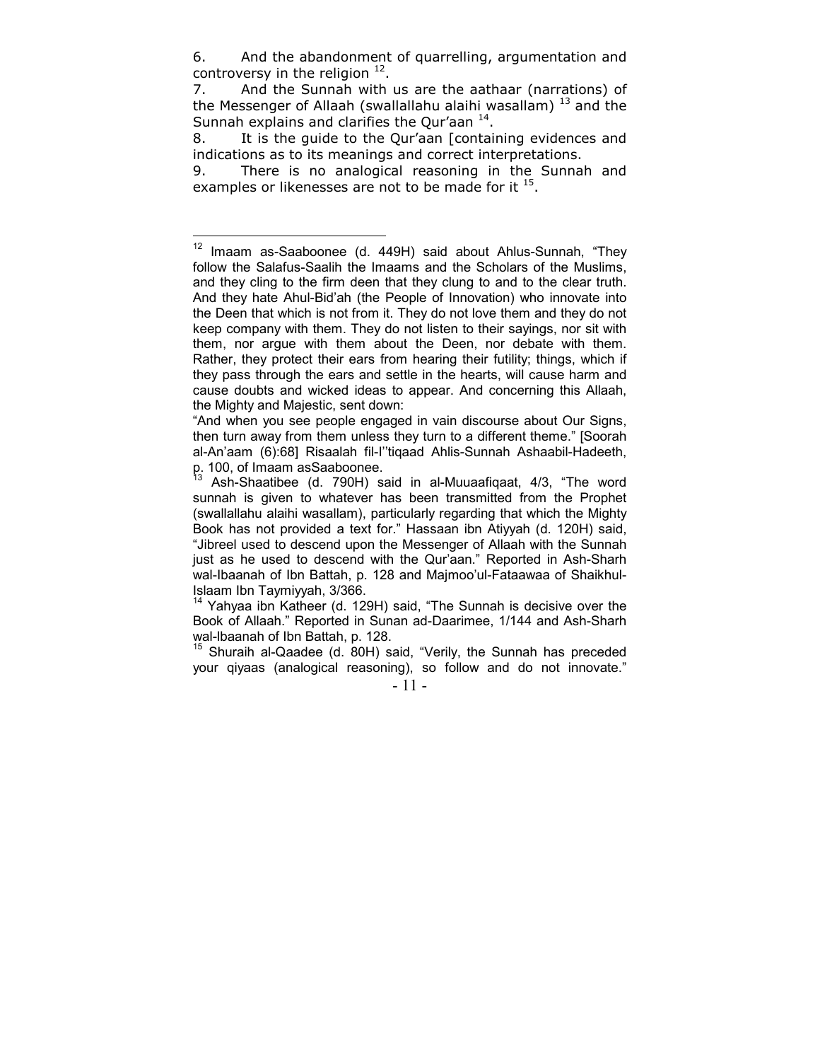6. And the abandonment of quarrelling, argumentation and controversy in the religion [12].

7. And the Sunnah with us are the aathaar (narrations) of the Messenger of Allaah (swallallahu alaihi wasallam) [13] and the Sunnah explains and clarifies the Qur'aan [14].

8. It is the guide to the Qur'aan [containing evidences and indications as to its meanings and correct interpretations.

9. There is no analogical reasoning in the Sunnah and examples or likenesses are not to be made for it [15].

---

[12] Imaam as-Saaboonee (d. 449H) said about Ahlus-Sunnah, "They follow the Salafus-Saalih the Imaams and the Scholars of the Muslims, and they cling to the firm deen that they clung to and to the clear truth. And they hate Ahul-Bid'ah (the People of Innovation) who innovate into the Deen that which is not from it. They do not love them and they do not keep company with them. They do not listen to their sayings, nor sit with them, nor argue with them about the Deen, nor debate with them. Rather, they protect their ears from hearing their futility; things, which if they pass through the ears and settle in the hearts, will cause harm and cause doubts and wicked ideas to appear. And concerning this Allaah, the Mighty and Majestic, sent down:

"And when you see people engaged in vain discourse about Our Signs, then turn away from them unless they turn to a different theme." [Soorah al-An'aam (6):68] Risaalah fil-I''tiqaad Ahlis-Sunnah Ashaabil-Hadeeth, p. 100, of Imaam asSaaboonee.

[13] Ash-Shaatibee (d. 790H) said in al-Muuaafiqaat, 4/3, "The word sunnah is given to whatever has been transmitted from the Prophet (swallallahu alaihi wasallam), particularly regarding that which the Mighty Book has not provided a text for." Hassaan ibn Atiyyah (d. 120H) said, "Jibreel used to descend upon the Messenger of Allaah with the Sunnah just as he used to descend with the Qur'aan." Reported in Ash-Sharh wal-Ibaanah of Ibn Battah, p. 128 and Majmoo'ul-Fataawaa of Shaikhul-Islaam Ibn Taymiyyah, 3/366.

[14] Yahyaa ibn Katheer (d. 129H) said, "The Sunnah is decisive over the Book of Allaah." Reported in Sunan ad-Daarimee, 1/144 and Ash-Sharh wal-Ibaanah of Ibn Battah, p. 128.

[15] Shuraih al-Qaadee (d. 80H) said, "Verily, the Sunnah has preceded your qiyaas (analogical reasoning), so follow and do not innovate."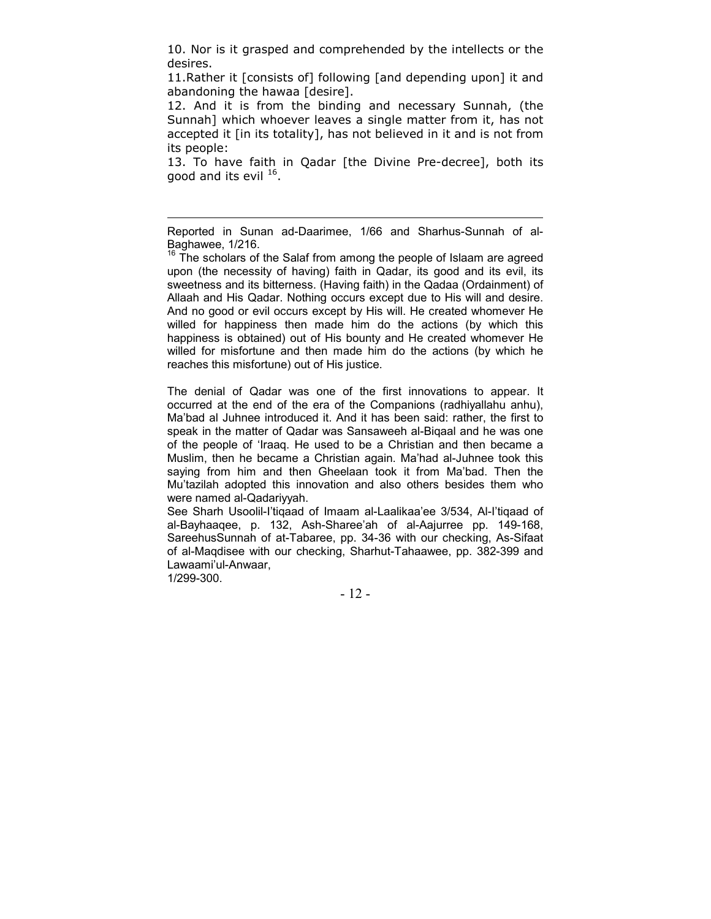10. Nor is it grasped and comprehended by the intellects or the desires.

11.Rather it [consists of] following [and depending upon] it and abandoning the hawaa [desire].

12. And it is from the binding and necessary Sunnah, (the Sunnah] which whoever leaves a single matter from it, has not accepted it [in its totality], has not believed in it and is not from its people:

13. To have faith in Qadar [the Divine Pre-decree], both its good and its evil [16].

---

Reported in Sunan ad-Daarimee, 1/66 and Sharhus-Sunnah of al-Baghawee, 1/216.

[16] The scholars of the Salaf from among the people of Islaam are agreed upon (the necessity of having) faith in Qadar, its good and its evil, its sweetness and its bitterness. (Having faith) in the Qadaa (Ordainment) of Allaah and His Qadar. Nothing occurs except due to His will and desire. And no good or evil occurs except by His will. He created whomever He willed for happiness then made him do the actions (by which this happiness is obtained) out of His bounty and He created whomever He willed for misfortune and then made him do the actions (by which he reaches this misfortune) out of His justice.

The denial of Qadar was one of the first innovations to appear. It occurred at the end of the era of the Companions (radhiyallahu anhu), Ma'bad al Juhnee introduced it. And it has been said: rather, the first to speak in the matter of Qadar was Sansaweeh al-Biqaal and he was one of the people of 'Iraaq. He used to be a Christian and then became a Muslim, then he became a Christian again. Ma'had al-Juhnee took this saying from him and then Gheelaan took it from Ma'bad. Then the Mu'tazilah adopted this innovation and also others besides them who were named al-Qadariyyah.

See Sharh Usoolil-I'tiqaad of Imaam al-Laalikaa'ee 3/534, Al-I'tiqaad of al-Bayhaaqee, p. 132, Ash-Sharee'ah of al-Aajurree pp. 149-168, SareehusSunnah of at-Tabaree, pp. 34-36 with our checking, As-Sifaat of al-Maqdisee with our checking, Sharhut-Tahaawee, pp. 382-399 and Lawaami'ul-Anwaar, 1/299-300.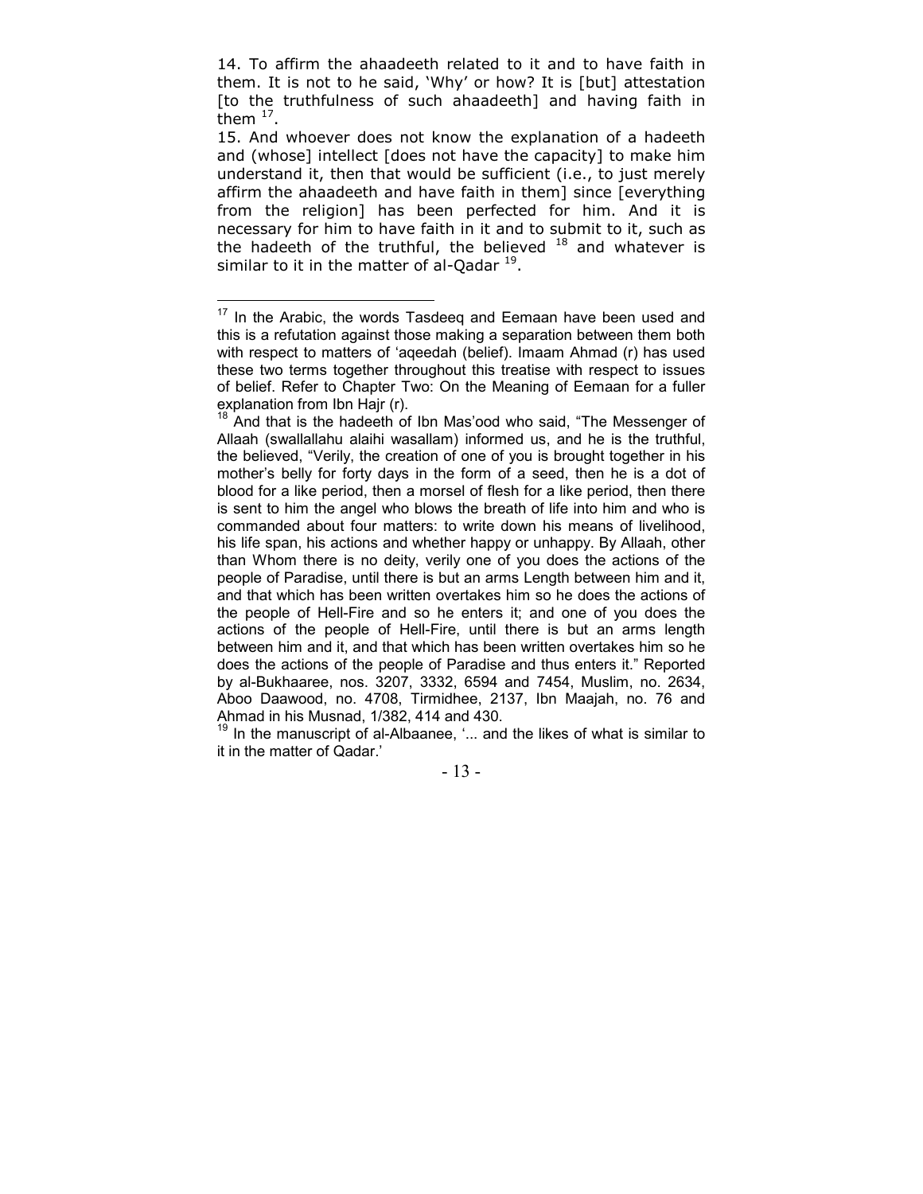14. To affirm the ahaadeeth related to it and to have faith in them. It is not to he said, 'Why' or how? It is [but] attestation [to the truthfulness of such ahaadeeth] and having faith in them [17].

15. And whoever does not know the explanation of a hadeeth and (whose] intellect [does not have the capacity] to make him understand it, then that would be sufficient (i.e., to just merely affirm the ahaadeeth and have faith in them] since [everything from the religion] has been perfected for him. And it is necessary for him to have faith in it and to submit to it, such as the hadeeth of the truthful, the believed [18] and whatever is similar to it in the matter of al-Qadar [19].

---

[17] In the Arabic, the words Tasdeeq and Eemaan have been used and this is a refutation against those making a separation between them both with respect to matters of 'aqeedah (belief). Imaam Ahmad (r) has used these two terms together throughout this treatise with respect to issues of belief. Refer to Chapter Two: On the Meaning of Eemaan for a fuller explanation from Ibn Hajr (r).

[18] And that is the hadeeth of Ibn Mas'ood who said, "The Messenger of Allaah (swallallahu alaihi wasallam) informed us, and he is the truthful, the believed, "Verily, the creation of one of you is brought together in his mother's belly for forty days in the form of a seed, then he is a dot of blood for a like period, then a morsel of flesh for a like period, then there is sent to him the angel who blows the breath of life into him and who is commanded about four matters: to write down his means of livelihood, his life span, his actions and whether happy or unhappy. By Allaah, other than Whom there is no deity, verily one of you does the actions of the people of Paradise, until there is but an arms Length between him and it, and that which has been written overtakes him so he does the actions of the people of Hell-Fire and so he enters it; and one of you does the actions of the people of Hell-Fire, until there is but an arms length between him and it, and that which has been written overtakes him so he does the actions of the people of Paradise and thus enters it." Reported by al-Bukhaaree, nos. 3207, 3332, 6594 and 7454, Muslim, no. 2634, Aboo Daawood, no. 4708, Tirmidhee, 2137, Ibn Maajah, no. 76 and Ahmad in his Musnad, 1/382, 414 and 430.

[19] In the manuscript of al-Albaanee, '... and the likes of what is similar to it in the matter of Qadar.'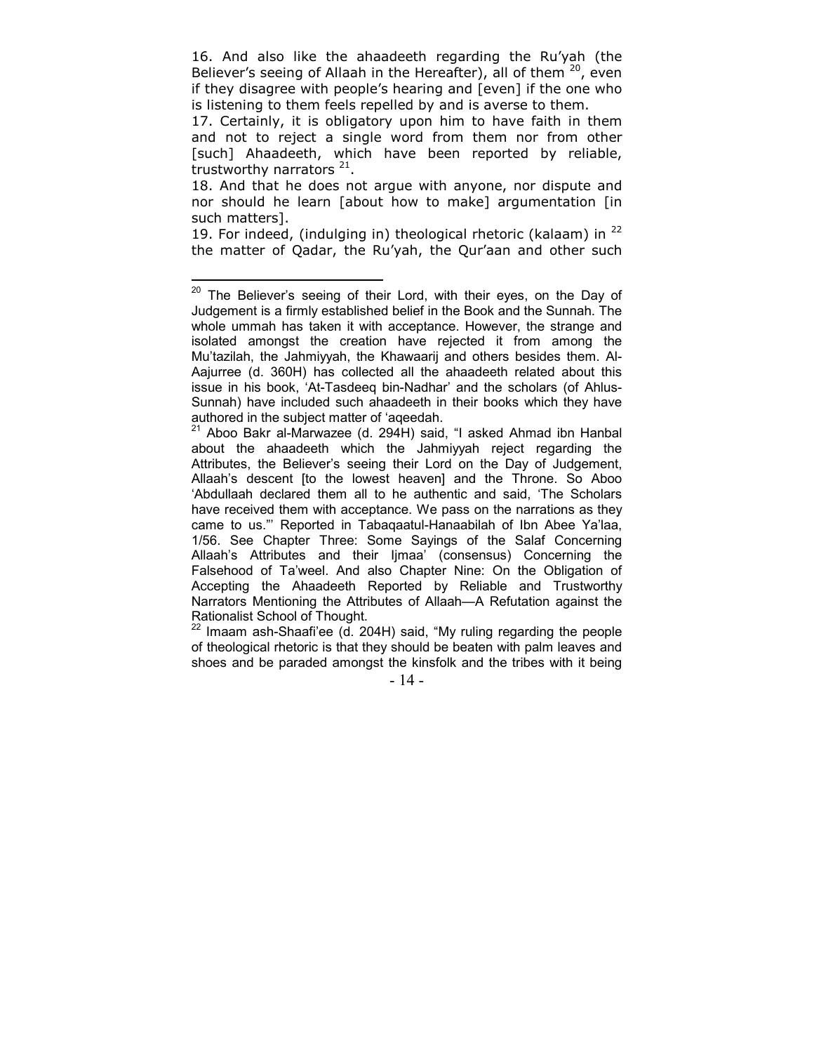16. And also like the ahaadeeth regarding the Ru'yah (the Believer's seeing of Allaah in the Hereafter), all of them [20], even if they disagree with people's hearing and [even] if the one who is listening to them feels repelled by and is averse to them.

17. Certainly, it is obligatory upon him to have faith in them and not to reject a single word from them nor from other [such] Ahaadeeth, which have been reported by reliable, trustworthy narrators [21].

18. And that he does not argue with anyone, nor dispute and nor should he learn [about how to make] argumentation [in such matters].

19. For indeed, (indulging in) theological rhetoric (kalaam) in [22] the matter of Qadar, the Ru'yah, the Qur'aan and other such

---

[20] The Believer's seeing of their Lord, with their eyes, on the Day of Judgement is a firmly established belief in the Book and the Sunnah. The whole ummah has taken it with acceptance. However, the strange and isolated amongst the creation have rejected it from among the Mu'tazilah, the Jahmiyyah, the Khawaarij and others besides them. Al-Aajurree (d. 360H) has collected all the ahaadeeth related about this issue in his book, 'At-Tasdeeq bin-Nadhar' and the scholars (of Ahlus-Sunnah) have included such ahaadeeth in their books which they have authored in the subject matter of 'aqeedah.

[21] Aboo Bakr al-Marwazee (d. 294H) said, "I asked Ahmad ibn Hanbal about the ahaadeeth which the Jahmiyyah reject regarding the Attributes, the Believer's seeing their Lord on the Day of Judgement, Allaah's descent [to the lowest heaven] and the Throne. So Aboo 'Abdullaah declared them all to he authentic and said, 'The Scholars have received them with acceptance. We pass on the narrations as they came to us."' Reported in Tabaqaatul-Hanaabilah of Ibn Abee Ya'laa, 1/56. See Chapter Three: Some Sayings of the Salaf Concerning Allaah's Attributes and their Ijmaa' (consensus) Concerning the Falsehood of Ta'weel. And also Chapter Nine: On the Obligation of Accepting the Ahaadeeth Reported by Reliable and Trustworthy Narrators Mentioning the Attributes of Allaah—A Refutation against the Rationalist School of Thought.

[22] Imaam ash-Shaafi'ee (d. 204H) said, "My ruling regarding the people of theological rhetoric is that they should be beaten with palm leaves and shoes and be paraded amongst the kinsfolk and the tribes with it being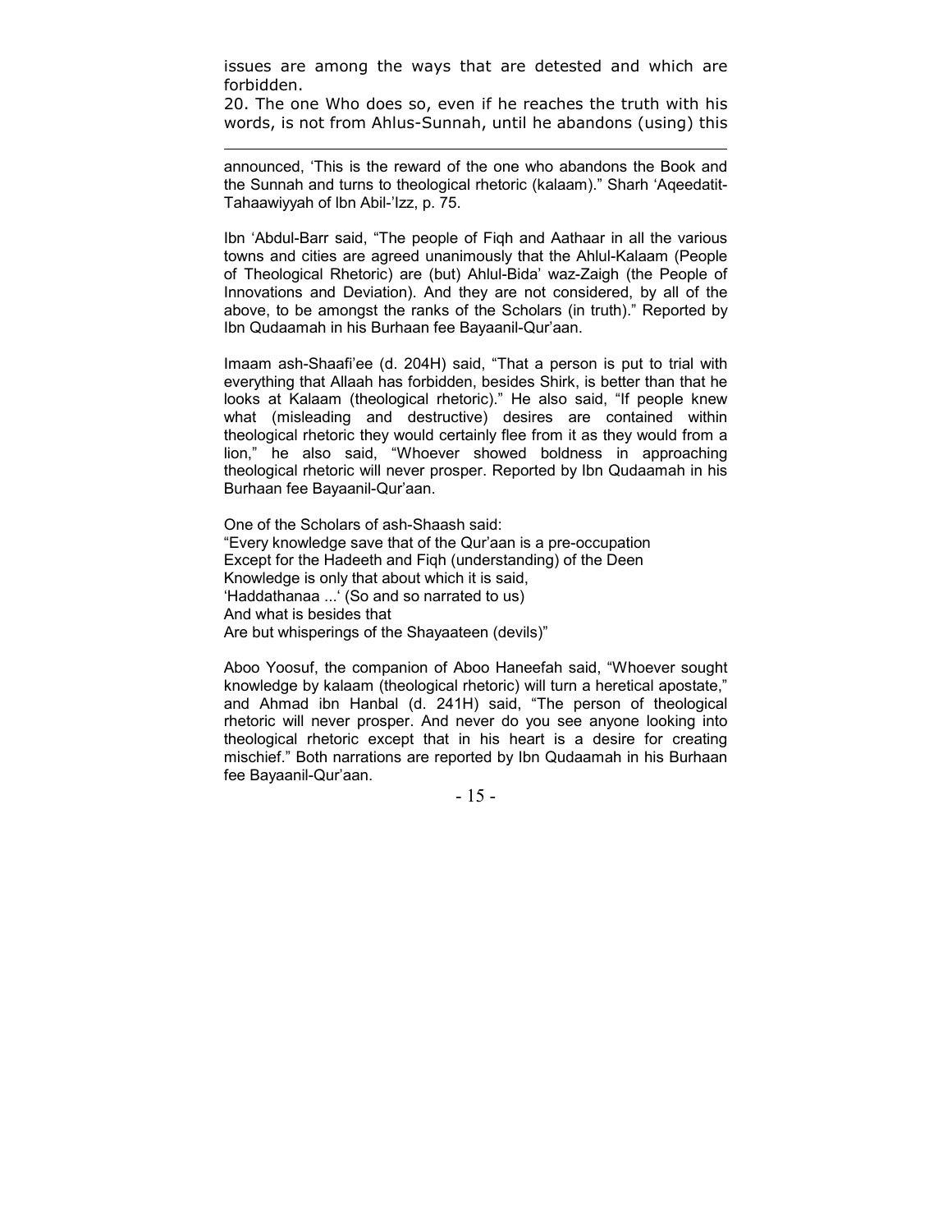issues are among the ways that are detested and which are forbidden.

20. The one Who does so, even if he reaches the truth with his words, is not from Ahlus-Sunnah, until he abandons (using) this

---

announced, 'This is the reward of the one who abandons the Book and the Sunnah and turns to theological rhetoric (kalaam)." Sharh 'Aqeedatit-Tahaawiyyah of Ibn Abil-'Izz, p. 75.

Ibn 'Abdul-Barr said, "The people of Fiqh and Aathaar in all the various towns and cities are agreed unanimously that the Ahlul-Kalaam (People of Theological Rhetoric) are (but) Ahlul-Bida' waz-Zaigh (the People of Innovations and Deviation). And they are not considered, by all of the above, to be amongst the ranks of the Scholars (in truth)." Reported by Ibn Qudaamah in his Burhaan fee Bayaanil-Qur'aan.

Imaam ash-Shaafi'ee (d. 204H) said, "That a person is put to trial with everything that Allaah has forbidden, besides Shirk, is better than that he looks at Kalaam (theological rhetoric)." He also said, "If people knew what (misleading and destructive) desires are contained within theological rhetoric they would certainly flee from it as they would from a lion," he also said, "Whoever showed boldness in approaching theological rhetoric will never prosper. Reported by Ibn Qudaamah in his Burhaan fee Bayaanil-Qur'aan.

One of the Scholars of ash-Shaash said:
"Every knowledge save that of the Qur'aan is a pre-occupation
Except for the Hadeeth and Fiqh (understanding) of the Deen
Knowledge is only that about which it is said,
'Haddathanaa ...' (So and so narrated to us)
And what is besides that
Are but whisperings of the Shayaateen (devils)"

Aboo Yoosuf, the companion of Aboo Haneefah said, "Whoever sought knowledge by kalaam (theological rhetoric) will turn a heretical apostate," and Ahmad ibn Hanbal (d. 241H) said, "The person of theological rhetoric will never prosper. And never do you see anyone looking into theological rhetoric except that in his heart is a desire for creating mischief." Both narrations are reported by Ibn Qudaamah in his Burhaan fee Bayaanil-Qur'aan.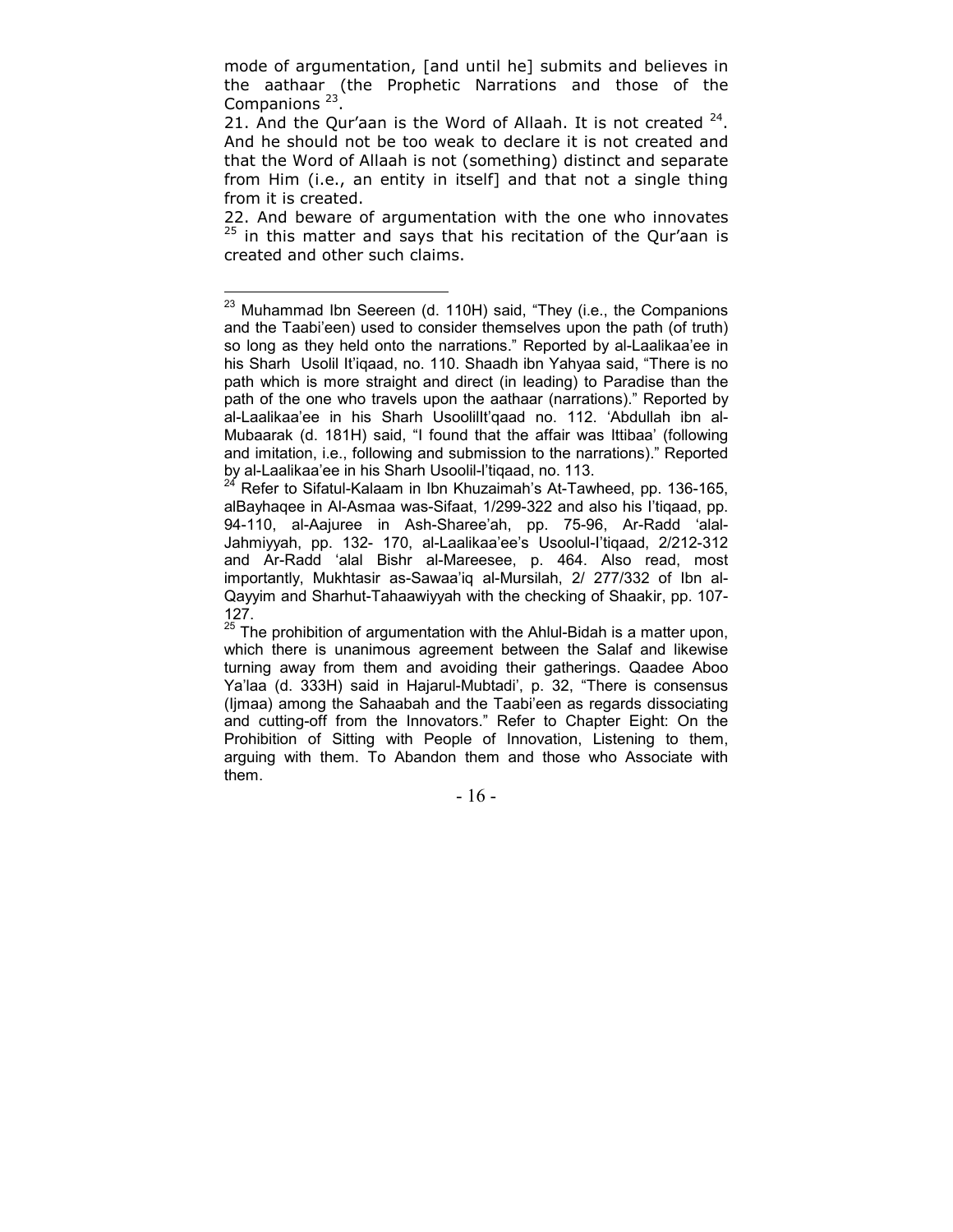mode of argumentation, [and until he] submits and believes in the aathaar (the Prophetic Narrations and those of the Companions [23].

21. And the Qur'aan is the Word of Allaah. It is not created [24]. And he should not be too weak to declare it is not created and that the Word of Allaah is not (something) distinct and separate from Him (i.e., an entity in itself] and that not a single thing from it is created.

22. And beware of argumentation with the one who innovates [25] in this matter and says that his recitation of the Qur'aan is created and other such claims.

---

[23] Muhammad Ibn Seereen (d. 110H) said, "They (i.e., the Companions and the Taabi'een) used to consider themselves upon the path (of truth) so long as they held onto the narrations." Reported by al-Laalikaa'ee in his Sharh Usolil It'iqaad, no. 110. Shaadh ibn Yahyaa said, "There is no path which is more straight and direct (in leading) to Paradise than the path of the one who travels upon the aathaar (narrations)." Reported by al-Laalikaa'ee in his Sharh UsoolilIt'qaad no. 112. 'Abdullah ibn al-Mubaarak (d. 181H) said, "I found that the affair was Ittibaa' (following and imitation, i.e., following and submission to the narrations)." Reported by al-Laalikaa'ee in his Sharh Usoolil-I'tiqaad, no. 113.

[24] Refer to Sifatul-Kalaam in Ibn Khuzaimah's At-Tawheed, pp. 136-165, alBayhaqee in Al-Asmaa was-Sifaat, 1/299-322 and also his I'tiqaad, pp. 94-110, al-Aajuree in Ash-Sharee'ah, pp. 75-96, Ar-Radd 'alal-Jahmiyyah, pp. 132- 170, al-Laalikaa'ee's Usoolul-I'tiqaad, 2/212-312 and Ar-Radd 'alal Bishr al-Mareesee, p. 464. Also read, most importantly, Mukhtasir as-Sawaa'iq al-Mursilah, 2/ 277/332 of Ibn al-Qayyim and Sharhut-Tahaawiyyah with the checking of Shaakir, pp. 107-127.

[25] The prohibition of argumentation with the Ahlul-Bidah is a matter upon, which there is unanimous agreement between the Salaf and likewise turning away from them and avoiding their gatherings. Qaadee Aboo Ya'laa (d. 333H) said in Hajarul-Mubtadi', p. 32, "There is consensus (Ijmaa) among the Sahaabah and the Taabi'een as regards dissociating and cutting-off from the Innovators." Refer to Chapter Eight: On the Prohibition of Sitting with People of Innovation, Listening to them, arguing with them. To Abandon them and those who Associate with them.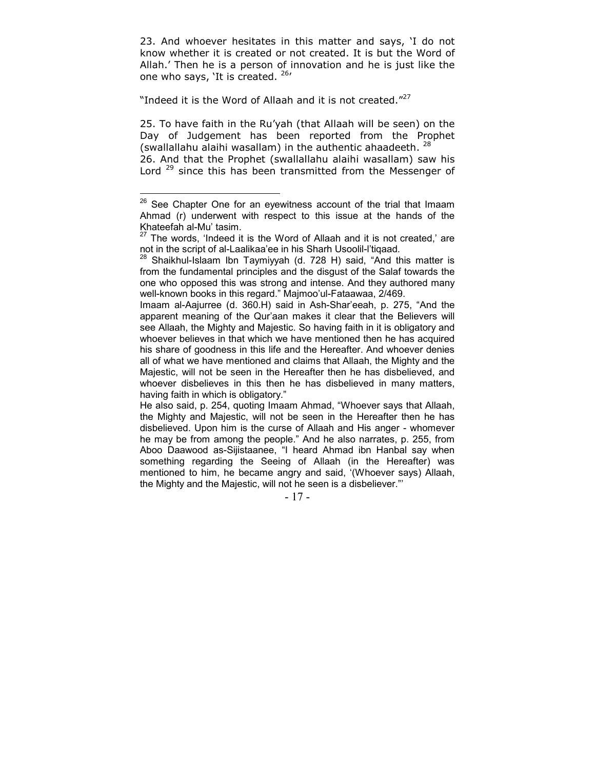23. And whoever hesitates in this matter and says, 'I do not know whether it is created or not created. It is but the Word of Allah.' Then he is a person of innovation and he is just like the one who says, 'It is created. [26]'

"Indeed it is the Word of Allaah and it is not created."[27]

25. To have faith in the Ru'yah (that Allaah will be seen) on the Day of Judgement has been reported from the Prophet (swallallahu alaihi wasallam) in the authentic ahaadeeth. [28]

26. And that the Prophet (swallallahu alaihi wasallam) saw his Lord [29] since this has been transmitted from the Messenger of

---

[26] See Chapter One for an eyewitness account of the trial that Imaam Ahmad (r) underwent with respect to this issue at the hands of the Khateefah al-Mu' tasim.

[27] The words, 'Indeed it is the Word of Allaah and it is not created,' are not in the script of al-Laalikaa'ee in his Sharh Usoolil-l'tiqaad.

[28] Shaikhul-Islaam Ibn Taymiyyah (d. 728 H) said, "And this matter is from the fundamental principles and the disgust of the Salaf towards the one who opposed this was strong and intense. And they authored many well-known books in this regard." Majmoo'ul-Fataawaa, 2/469.

Imaam al-Aajurree (d. 360.H) said in Ash-Shar'eeah, p. 275, "And the apparent meaning of the Qur'aan makes it clear that the Believers will see Allaah, the Mighty and Majestic. So having faith in it is obligatory and whoever believes in that which we have mentioned then he has acquired his share of goodness in this life and the Hereafter. And whoever denies all of what we have mentioned and claims that Allaah, the Mighty and the Majestic, will not be seen in the Hereafter then he has disbelieved, and whoever disbelieves in this then he has disbelieved in many matters, having faith in which is obligatory."

He also said, p. 254, quoting Imaam Ahmad, "Whoever says that Allaah, the Mighty and Majestic, will not be seen in the Hereafter then he has disbelieved. Upon him is the curse of Allaah and His anger - whomever he may be from among the people." And he also narrates, p. 255, from Aboo Daawood as-Sijistaanee, "I heard Ahmad ibn Hanbal say when something regarding the Seeing of Allaah (in the Hereafter) was mentioned to him, he became angry and said, '(Whoever says) Allaah, the Mighty and the Majestic, will not he seen is a disbeliever."'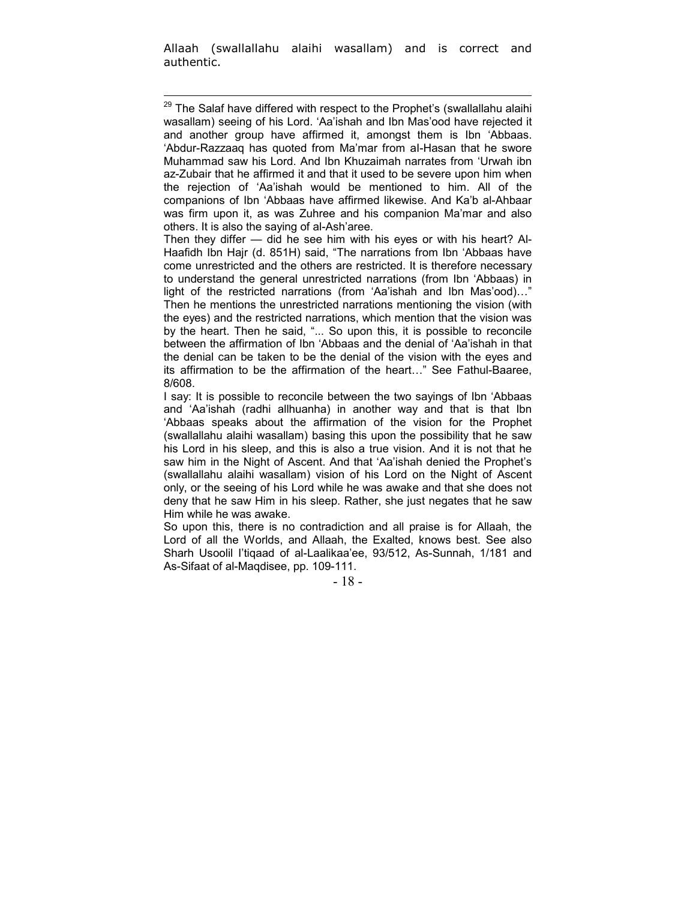Allaah (swallallahu alaihi wasallam) and is correct and authentic.

---

[29] The Salaf have differed with respect to the Prophet's (swallallahu alaihi wasallam) seeing of his Lord. 'Aa'ishah and Ibn Mas'ood have rejected it and another group have affirmed it, amongst them is Ibn 'Abbaas. 'Abdur-Razzaaq has quoted from Ma'mar from al-Hasan that he swore Muhammad saw his Lord. And Ibn Khuzaimah narrates from 'Urwah ibn az-Zubair that he affirmed it and that it used to be severe upon him when the rejection of 'Aa'ishah would be mentioned to him. All of the companions of Ibn 'Abbaas have affirmed likewise. And Ka'b al-Ahbaar was firm upon it, as was Zuhree and his companion Ma'mar and also others. It is also the saying of al-Ash'aree.

Then they differ — did he see him with his eyes or with his heart? Al-Haafidh Ibn Hajr (d. 851H) said, "The narrations from Ibn 'Abbaas have come unrestricted and the others are restricted. It is therefore necessary to understand the general unrestricted narrations (from Ibn 'Abbaas) in light of the restricted narrations (from 'Aa'ishah and Ibn Mas'ood)…" Then he mentions the unrestricted narrations mentioning the vision (with the eyes) and the restricted narrations, which mention that the vision was by the heart. Then he said, "... So upon this, it is possible to reconcile between the affirmation of Ibn 'Abbaas and the denial of 'Aa'ishah in that the denial can be taken to be the denial of the vision with the eyes and its affirmation to be the affirmation of the heart…" See Fathul-Baaree, 8/608.

I say: It is possible to reconcile between the two sayings of Ibn 'Abbaas and 'Aa'ishah (radhi allhuanha) in another way and that is that Ibn 'Abbaas speaks about the affirmation of the vision for the Prophet (swallallahu alaihi wasallam) basing this upon the possibility that he saw his Lord in his sleep, and this is also a true vision. And it is not that he saw him in the Night of Ascent. And that 'Aa'ishah denied the Prophet's (swallallahu alaihi wasallam) vision of his Lord on the Night of Ascent only, or the seeing of his Lord while he was awake and that she does not deny that he saw Him in his sleep. Rather, she just negates that he saw Him while he was awake.

So upon this, there is no contradiction and all praise is for Allaah, the Lord of all the Worlds, and Allaah, the Exalted, knows best. See also Sharh Usoolil I'tiqaad of al-Laalikaa'ee, 93/512, As-Sunnah, 1/181 and As-Sifaat of al-Maqdisee, pp. 109-111.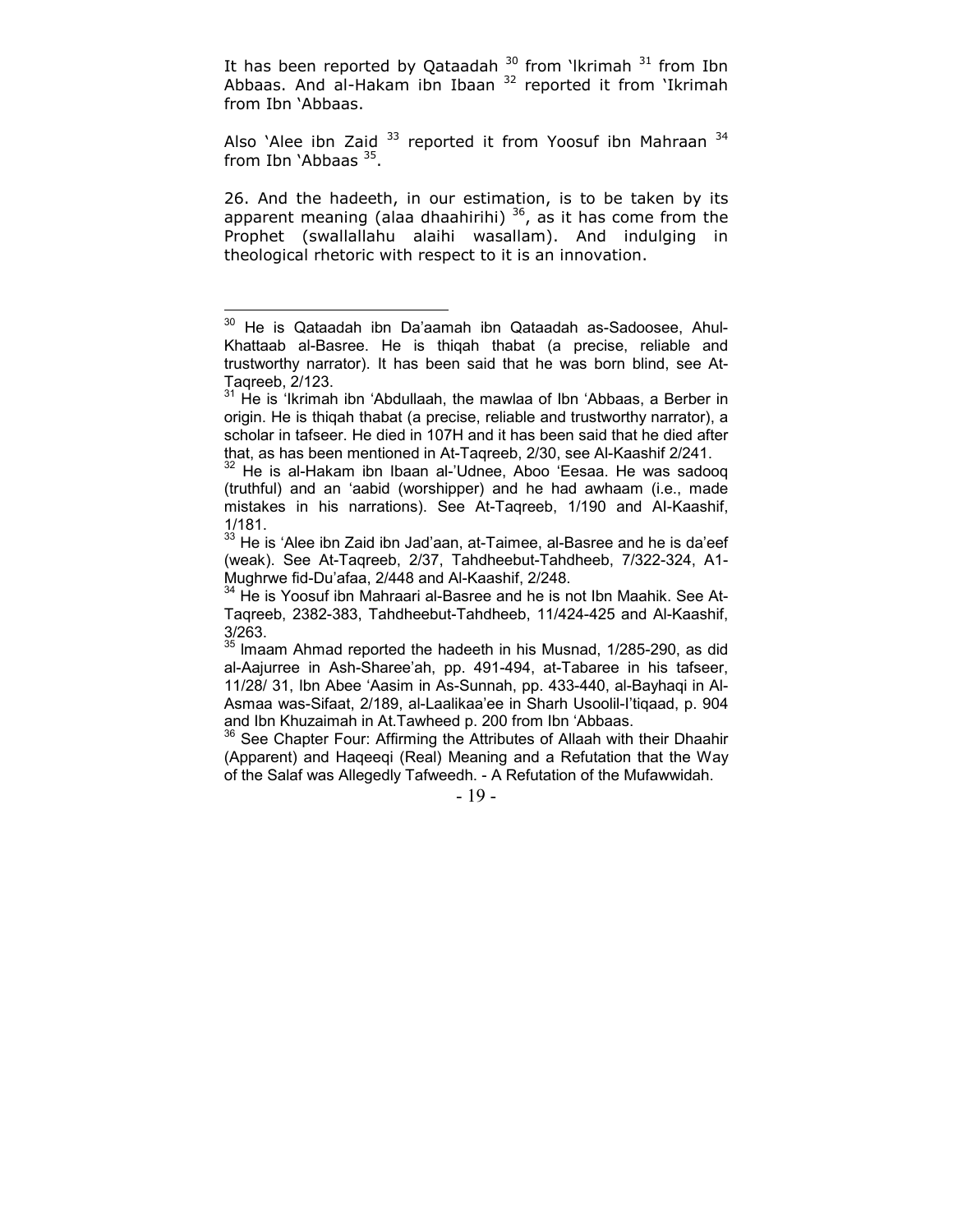It has been reported by Qataadah [30] from 'Ikrimah [31] from Ibn Abbaas. And al-Hakam ibn Ibaan [32] reported it from 'Ikrimah from Ibn 'Abbaas.

Also 'Alee ibn Zaid [33] reported it from Yoosuf ibn Mahraan [34] from Ibn 'Abbaas [35].

26. And the hadeeth, in our estimation, is to be taken by its apparent meaning (alaa dhaahirihi) [36], as it has come from the Prophet (swallallahu alaihi wasallam). And indulging in theological rhetoric with respect to it is an innovation.

---

[30] He is Qataadah ibn Da'aamah ibn Qataadah as-Sadoosee, Ahul-Khattaab al-Basree. He is thiqah thabat (a precise, reliable and trustworthy narrator). It has been said that he was born blind, see At-Taqreeb, 2/123.

[31] He is 'Ikrimah ibn 'Abdullaah, the mawlaa of Ibn 'Abbaas, a Berber in origin. He is thiqah thabat (a precise, reliable and trustworthy narrator), a scholar in tafseer. He died in 107H and it has been said that he died after that, as has been mentioned in At-Taqreeb, 2/30, see Al-Kaashif 2/241.

[32] He is al-Hakam ibn Ibaan al-'Udnee, Aboo 'Eesaa. He was sadooq (truthful) and an 'aabid (worshipper) and he had awhaam (i.e., made mistakes in his narrations). See At-Taqreeb, 1/190 and Al-Kaashif, 1/181.

[33] He is 'Alee ibn Zaid ibn Jad'aan, at-Taimee, al-Basree and he is da'eef (weak). See At-Taqreeb, 2/37, Tahdheebut-Tahdheeb, 7/322-324, A1-Mughrwe fid-Du'afaa, 2/448 and Al-Kaashif, 2/248.

[34] He is Yoosuf ibn Mahraari al-Basree and he is not Ibn Maahik. See At-Taqreeb, 2382-383, Tahdheebut-Tahdheeb, 11/424-425 and Al-Kaashif, 3/263.

[35] Imaam Ahmad reported the hadeeth in his Musnad, 1/285-290, as did al-Aajurree in Ash-Sharee'ah, pp. 491-494, at-Tabaree in his tafseer, 11/28/ 31, Ibn Abee 'Aasim in As-Sunnah, pp. 433-440, al-Bayhaqi in Al-Asmaa was-Sifaat, 2/189, al-Laalikaa'ee in Sharh Usoolil-I'tiqaad, p. 904 and Ibn Khuzaimah in At.Tawheed p. 200 from Ibn 'Abbaas.

[36] See Chapter Four: Affirming the Attributes of Allaah with their Dhaahir (Apparent) and Haqeeqi (Real) Meaning and a Refutation that the Way of the Salaf was Allegedly Tafweedh. - A Refutation of the Mufawwidah.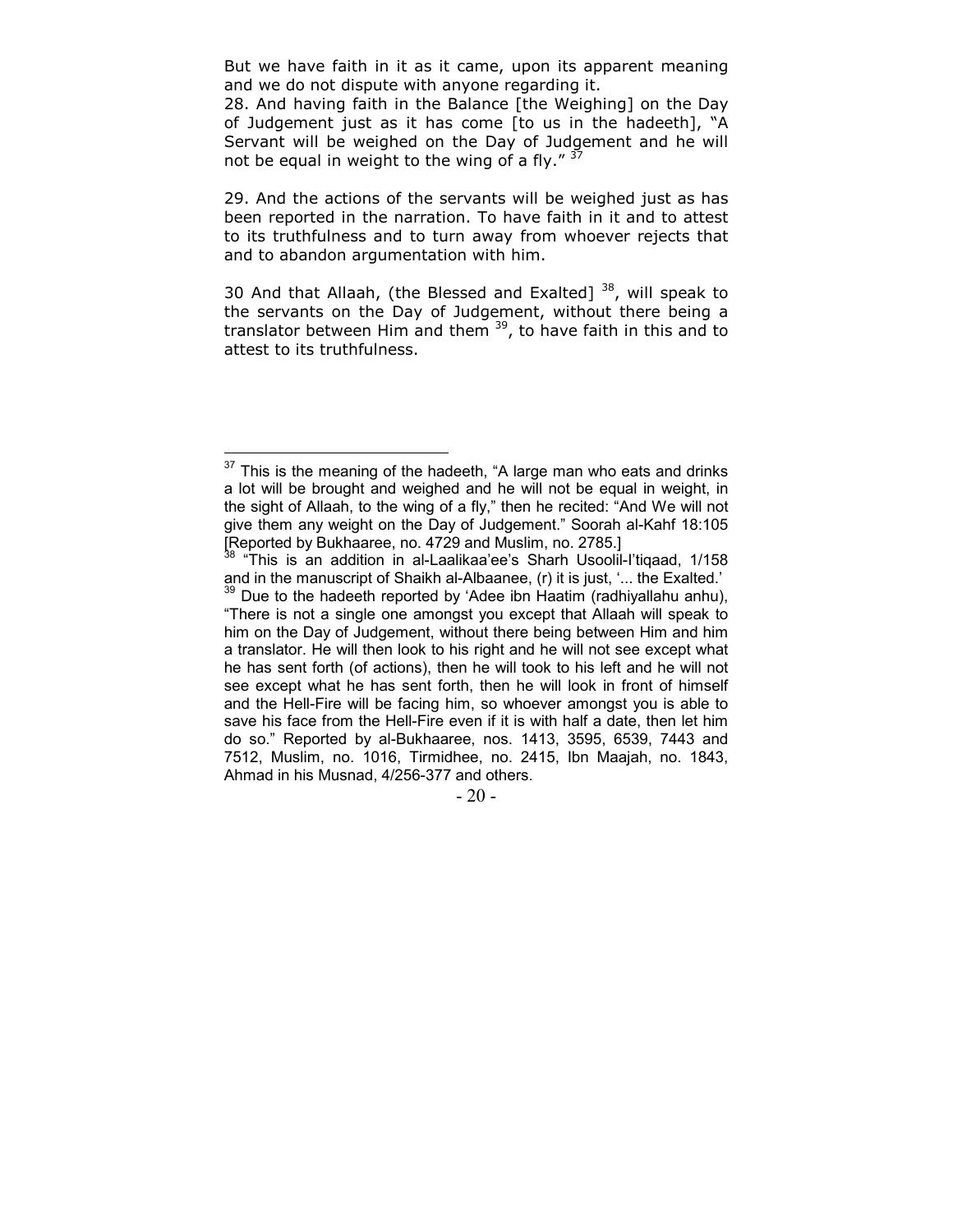But we have faith in it as it came, upon its apparent meaning and we do not dispute with anyone regarding it.

28. And having faith in the Balance [the Weighing] on the Day of Judgement just as it has come [to us in the hadeeth], "A Servant will be weighed on the Day of Judgement and he will not be equal in weight to the wing of a fly." [37]

29. And the actions of the servants will be weighed just as has been reported in the narration. To have faith in it and to attest to its truthfulness and to turn away from whoever rejects that and to abandon argumentation with him.

30 And that Allaah, (the Blessed and Exalted] [38], will speak to the servants on the Day of Judgement, without there being a translator between Him and them [39], to have faith in this and to attest to its truthfulness.

---

[37] This is the meaning of the hadeeth, "A large man who eats and drinks a lot will be brought and weighed and he will not be equal in weight, in the sight of Allaah, to the wing of a fly," then he recited: "And We will not give them any weight on the Day of Judgement." Soorah al-Kahf 18:105 [Reported by Bukhaaree, no. 4729 and Muslim, no. 2785.]

[38] "This is an addition in al-Laalikaa'ee's Sharh Usoolil-I'tiqaad, 1/158 and in the manuscript of Shaikh al-Albaanee, (r) it is just, '... the Exalted.'

[39] Due to the hadeeth reported by 'Adee ibn Haatim (radhiyallahu anhu), "There is not a single one amongst you except that Allaah will speak to him on the Day of Judgement, without there being between Him and him a translator. He will then look to his right and he will not see except what he has sent forth (of actions), then he will took to his left and he will not see except what he has sent forth, then he will look in front of himself and the Hell-Fire will be facing him, so whoever amongst you is able to save his face from the Hell-Fire even if it is with half a date, then let him do so." Reported by al-Bukhaaree, nos. 1413, 3595, 6539, 7443 and 7512, Muslim, no. 1016, Tirmidhee, no. 2415, Ibn Maajah, no. 1843, Ahmad in his Musnad, 4/256-377 and others.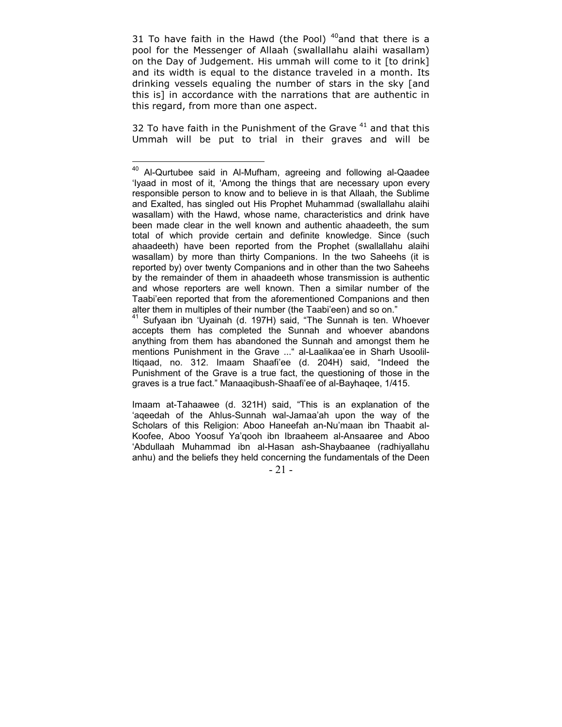31 To have faith in the Hawd (the Pool) [40] and that there is a pool for the Messenger of Allaah (swallallahu alaihi wasallam) on the Day of Judgement. His ummah will come to it [to drink] and its width is equal to the distance traveled in a month. Its drinking vessels equaling the number of stars in the sky [and this is] in accordance with the narrations that are authentic in this regard, from more than one aspect.

32 To have faith in the Punishment of the Grave [41] and that this Ummah will be put to trial in their graves and will be

---

[40] Al-Qurtubee said in Al-Mufham, agreeing and following al-Qaadee 'Iyaad in most of it, 'Among the things that are necessary upon every responsible person to know and to believe in is that Allaah, the Sublime and Exalted, has singled out His Prophet Muhammad (swallallahu alaihi wasallam) with the Hawd, whose name, characteristics and drink have been made clear in the well known and authentic ahaadeeth, the sum total of which provide certain and definite knowledge. Since (such ahaadeeth) have been reported from the Prophet (swallallahu alaihi wasallam) by more than thirty Companions. In the two Saheehs (it is reported by) over twenty Companions and in other than the two Saheehs by the remainder of them in ahaadeeth whose transmission is authentic and whose reporters are well known. Then a similar number of the Taabi'een reported that from the aforementioned Companions and then alter them in multiples of their number (the Taabi'een) and so on."

[41] Sufyaan ibn 'Uyainah (d. 197H) said, "The Sunnah is ten. Whoever accepts them has completed the Sunnah and whoever abandons anything from them has abandoned the Sunnah and amongst them he mentions Punishment in the Grave ..." al-Laalikaa'ee in Sharh Usoolil-Itiqaad, no. 312. Imaam Shaafi'ee (d. 204H) said, "Indeed the Punishment of the Grave is a true fact, the questioning of those in the graves is a true fact." Manaaqibush-Shaafi'ee of al-Bayhaqee, 1/415.

Imaam at-Tahaawee (d. 321H) said, "This is an explanation of the 'aqeedah of the Ahlus-Sunnah wal-Jamaa'ah upon the way of the Scholars of this Religion: Aboo Haneefah an-Nu'maan ibn Thaabit al-Koofee, Aboo Yoosuf Ya'qooh ibn Ibraaheem al-Ansaaree and Aboo 'Abdullaah Muhammad ibn al-Hasan ash-Shaybaanee (radhiyallahu anhu) and the beliefs they held concerning the fundamentals of the Deen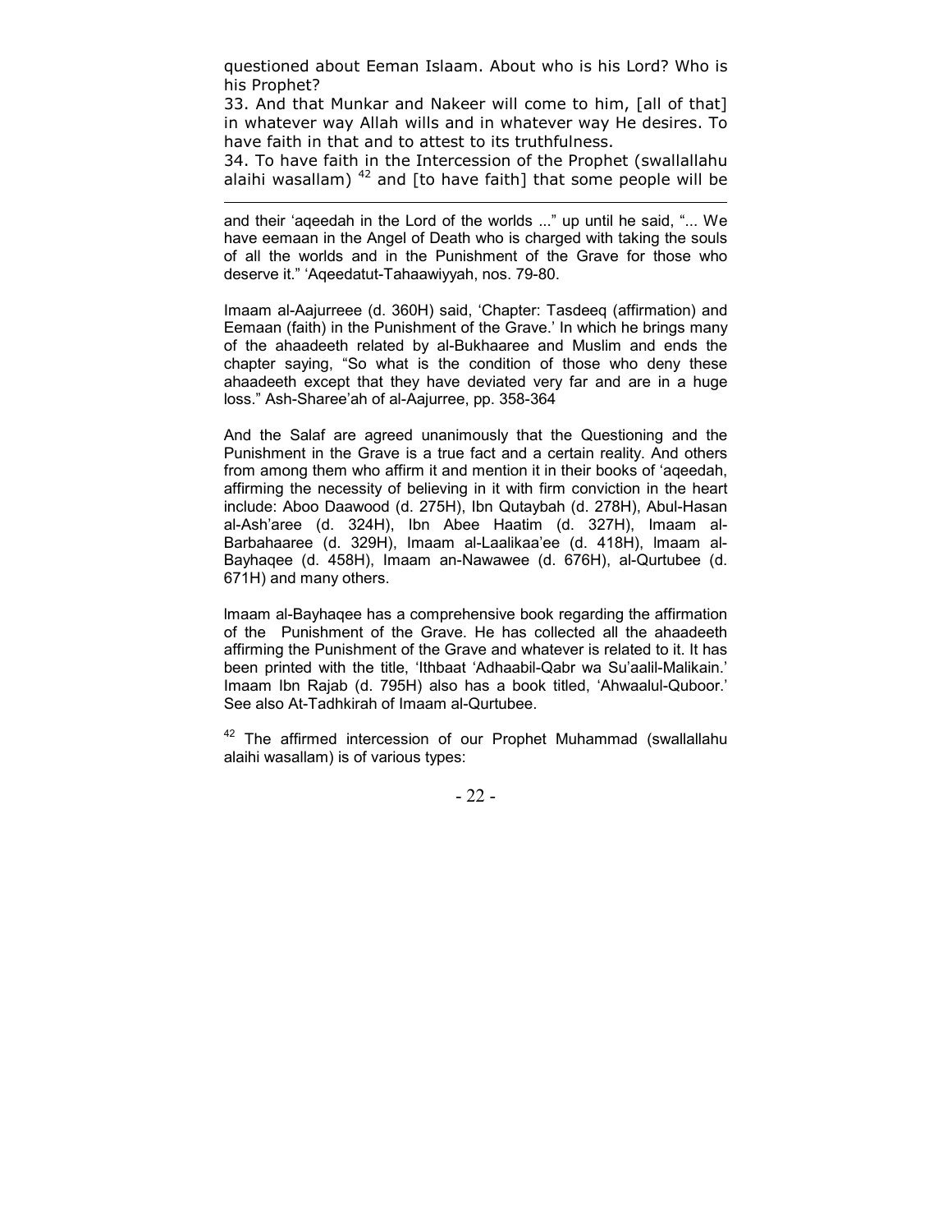questioned about Eeman Islaam. About who is his Lord? Who is his Prophet?

33. And that Munkar and Nakeer will come to him, [all of that] in whatever way Allah wills and in whatever way He desires. To have faith in that and to attest to its truthfulness.

34. To have faith in the Intercession of the Prophet (swallallahu alaihi wasallam) [42] and [to have faith] that some people will be

---

and their 'aqeedah in the Lord of the worlds ..." up until he said, "... We have eemaan in the Angel of Death who is charged with taking the souls of all the worlds and in the Punishment of the Grave for those who deserve it." 'Aqeedatut-Tahaawiyyah, nos. 79-80.

Imaam al-Aajurreee (d. 360H) said, 'Chapter: Tasdeeq (affirmation) and Eemaan (faith) in the Punishment of the Grave.' In which he brings many of the ahaadeeth related by al-Bukhaaree and Muslim and ends the chapter saying, "So what is the condition of those who deny these ahaadeeth except that they have deviated very far and are in a huge loss." Ash-Sharee'ah of al-Aajurree, pp. 358-364

And the Salaf are agreed unanimously that the Questioning and the Punishment in the Grave is a true fact and a certain reality. And others from among them who affirm it and mention it in their books of 'aqeedah, affirming the necessity of believing in it with firm conviction in the heart include: Aboo Daawood (d. 275H), Ibn Qutaybah (d. 278H), Abul-Hasan al-Ash'aree (d. 324H), Ibn Abee Haatim (d. 327H), Imaam al-Barbahaaree (d. 329H), Imaam al-Laalikaa'ee (d. 418H), Imaam al-Bayhaqee (d. 458H), Imaam an-Nawawee (d. 676H), al-Qurtubee (d. 671H) and many others.

Imaam al-Bayhaqee has a comprehensive book regarding the affirmation of the Punishment of the Grave. He has collected all the ahaadeeth affirming the Punishment of the Grave and whatever is related to it. It has been printed with the title, 'Ithbaat 'Adhaabil-Qabr wa Su'aalil-Malikain.' Imaam Ibn Rajab (d. 795H) also has a book titled, 'Ahwaalul-Quboor.' See also At-Tadhkirah of Imaam al-Qurtubee.

[42] The affirmed intercession of our Prophet Muhammad (swallallahu alaihi wasallam) is of various types: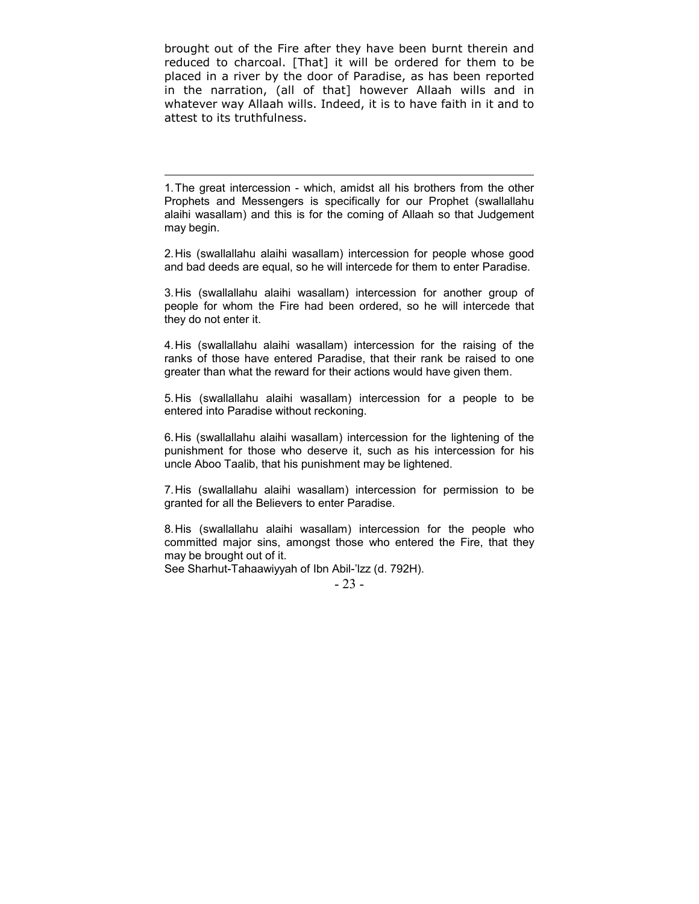brought out of the Fire after they have been burnt therein and reduced to charcoal. [That] it will be ordered for them to be placed in a river by the door of Paradise, as has been reported in the narration, (all of that] however Allaah wills and in whatever way Allaah wills. Indeed, it is to have faith in it and to attest to its truthfulness.

---

1. The great intercession - which, amidst all his brothers from the other Prophets and Messengers is specifically for our Prophet (swallallahu alaihi wasallam) and this is for the coming of Allaah so that Judgement may begin.

2. His (swallallahu alaihi wasallam) intercession for people whose good and bad deeds are equal, so he will intercede for them to enter Paradise.

3. His (swallallahu alaihi wasallam) intercession for another group of people for whom the Fire had been ordered, so he will intercede that they do not enter it.

4. His (swallallahu alaihi wasallam) intercession for the raising of the ranks of those have entered Paradise, that their rank be raised to one greater than what the reward for their actions would have given them.

5. His (swallallahu alaihi wasallam) intercession for a people to be entered into Paradise without reckoning.

6. His (swallallahu alaihi wasallam) intercession for the lightening of the punishment for those who deserve it, such as his intercession for his uncle Aboo Taalib, that his punishment may be lightened.

7. His (swallallahu alaihi wasallam) intercession for permission to be granted for all the Believers to enter Paradise.

8. His (swallallahu alaihi wasallam) intercession for the people who committed major sins, amongst those who entered the Fire, that they may be brought out of it.

See Sharhut-Tahaawiyyah of Ibn Abil-'Izz (d. 792H).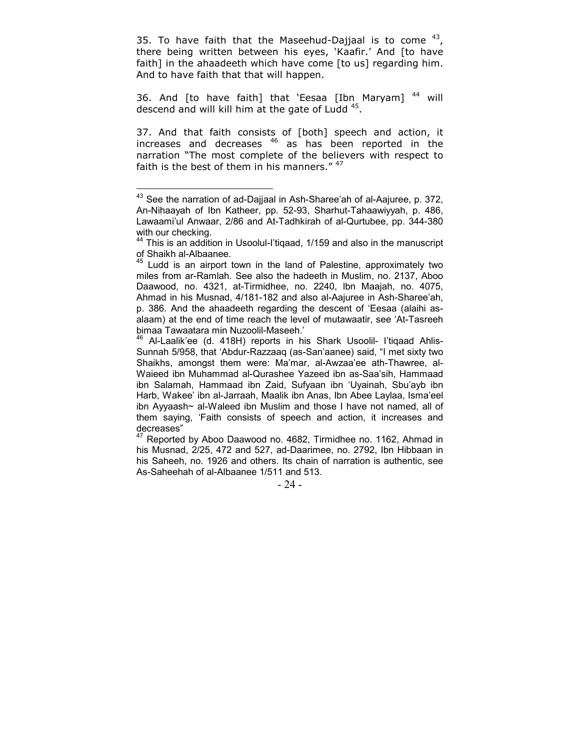35. To have faith that the Maseehud-Dajjaal is to come [43], there being written between his eyes, 'Kaafir.' And [to have faith] in the ahaadeeth which have come [to us] regarding him. And to have faith that that will happen.

36. And [to have faith] that 'Eesaa [Ibn Maryam] [44] will descend and will kill him at the gate of Ludd [45].

37. And that faith consists of [both] speech and action, it increases and decreases [46] as has been reported in the narration "The most complete of the believers with respect to faith is the best of them in his manners." [47]

---

[43] See the narration of ad-Dajjaal in Ash-Sharee'ah of al-Aajuree, p. 372, An-Nihaayah of Ibn Katheer, pp. 52-93, Sharhut-Tahaawiyyah, p. 486, Lawaami'ul Anwaar, 2/86 and At-Tadhkirah of al-Qurtubee, pp. 344-380 with our checking.

[44] This is an addition in Usoolul-I'tiqaad, 1/159 and also in the manuscript of Shaikh al-Albaanee.

[45] Ludd is an airport town in the land of Palestine, approximately two miles from ar-Ramlah. See also the hadeeth in Muslim, no. 2137, Aboo Daawood, no. 4321, at-Tirmidhee, no. 2240, Ibn Maajah, no. 4075, Ahmad in his Musnad, 4/181-182 and also al-Aajuree in Ash-Sharee'ah, p. 386. And the ahaadeeth regarding the descent of 'Eesaa (alaihi as-alaam) at the end of time reach the level of mutawaatir, see 'At-Tasreeh bimaa Tawaatara min Nuzoolil-Maseeh.'

[46] Al-Laalik'ee (d. 418H) reports in his Shark Usoolil- I'tiqaad Ahlis-Sunnah 5/958, that 'Abdur-Razzaaq (as-San'aanee) said, "I met sixty two Shaikhs, amongst them were: Ma'mar, al-Awzaa'ee ath-Thawree, al-Waieed ibn Muhammad al-Qurashee Yazeed ibn as-Saa'sih, Hammaad ibn Salamah, Hammaad ibn Zaid, Sufyaan ibn 'Uyainah, Sbu'ayb ibn Harb, Wakee' ibn al-Jarraah, Maalik ibn Anas, Ibn Abee Laylaa, Isma'eel ibn Ayyaash~ al-Waleed ibn Muslim and those I have not named, all of them saying, 'Faith consists of speech and action, it increases and decreases"

[47] Reported by Aboo Daawood no. 4682, Tirmidhee no. 1162, Ahmad in his Musnad, 2/25, 472 and 527, ad-Daarimee, no. 2792, Ibn Hibbaan in his Saheeh, no. 1926 and others. Its chain of narration is authentic, see As-Saheehah of al-Albaanee 1/511 and 513.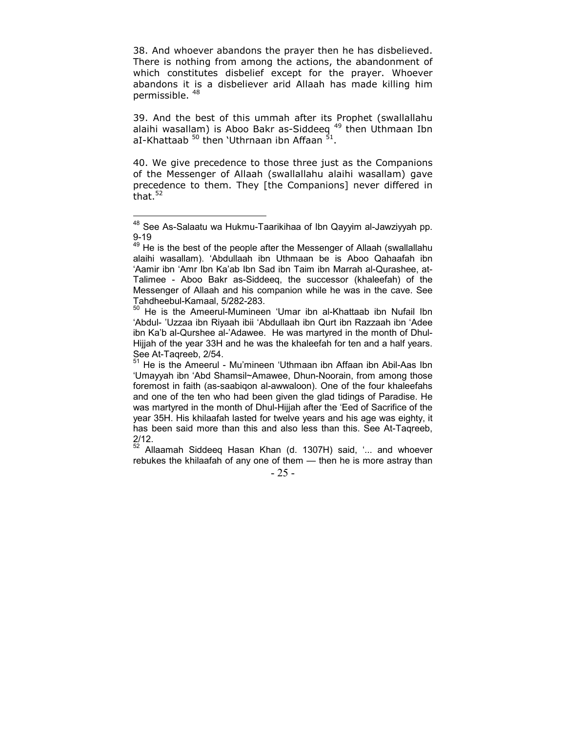38. And whoever abandons the prayer then he has disbelieved. There is nothing from among the actions, the abandonment of which constitutes disbelief except for the prayer. Whoever abandons it is a disbeliever arid Allaah has made killing him permissible. [48]

39. And the best of this ummah after its Prophet (swallallahu alaihi wasallam) is Aboo Bakr as-Siddeeq [49] then Uthmaan Ibn aI-Khattaab [50] then 'Uthrnaan ibn Affaan [51].

40. We give precedence to those three just as the Companions of the Messenger of Allaah (swallallahu alaihi wasallam) gave precedence to them. They [the Companions] never differed in that.[52]

---

[48] See As-Salaatu wa Hukmu-Taarikihaa of Ibn Qayyim al-Jawziyyah pp. 9-19

[49] He is the best of the people after the Messenger of Allaah (swallallahu alaihi wasallam). 'Abdullaah ibn Uthmaan be is Aboo Qahaafah ibn 'Aamir ibn 'Amr Ibn Ka'ab Ibn Sad ibn Taim ibn Marrah al-Qurashee, at-Talimee - Aboo Bakr as-Siddeeq, the successor (khaleefah) of the Messenger of Allaah and his companion while he was in the cave. See Tahdheebul-Kamaal, 5/282-283.

[50] He is the Ameerul-Mumineen 'Umar ibn al-Khattaab ibn Nufail Ibn 'Abdul- 'Uzzaa ibn Riyaah ibii 'Abdullaah ibn Qurt ibn Razzaah ibn 'Adee ibn Ka'b al-Qurshee al-'Adawee. He was martyred in the month of Dhul-Hijjah of the year 33H and he was the khaleefah for ten and a half years. See At-Taqreeb, 2/54.

[51] He is the Ameerul - Mu'mineen 'Uthmaan ibn Affaan ibn Abil-Aas Ibn 'Umayyah ibn 'Abd Shamsil~Amawee, Dhun-Noorain, from among those foremost in faith (as-saabiqon al-awwaloon). One of the four khaleefahs and one of the ten who had been given the glad tidings of Paradise. He was martyred in the month of Dhul-Hijjah after the 'Eed of Sacrifice of the year 35H. His khilaafah lasted for twelve years and his age was eighty, it has been said more than this and also less than this. See At-Taqreeb, 2/12.

[52] Allaamah Siddeeq Hasan Khan (d. 1307H) said, '... and whoever rebukes the khilaafah of any one of them — then he is more astray than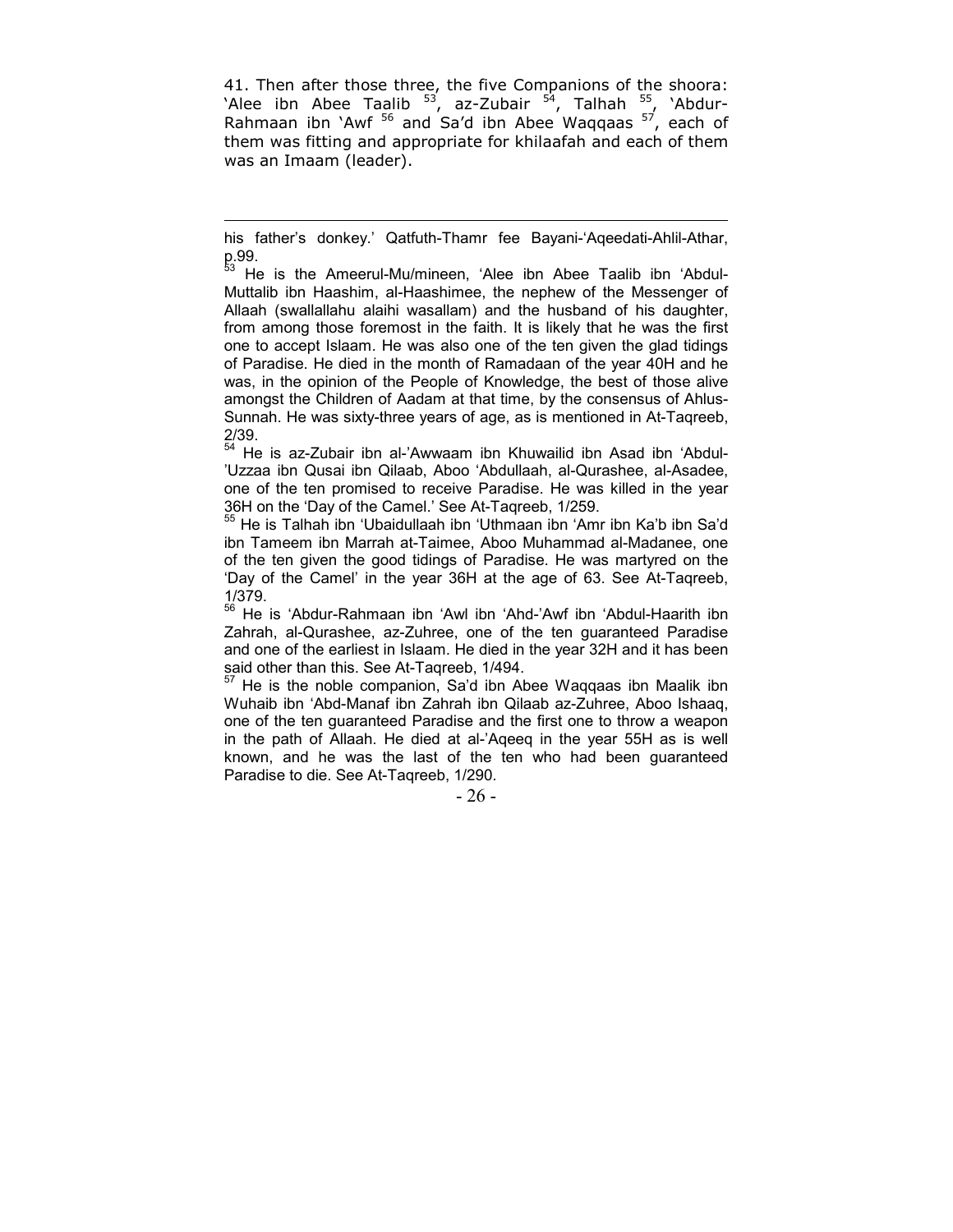41. Then after those three, the five Companions of the shoora: 'Alee ibn Abee Taalib [53], az-Zubair [54], Talhah [55], 'Abdur-Rahmaan ibn 'Awf [56] and Sa'd ibn Abee Waqqaas [57], each of them was fitting and appropriate for khilaafah and each of them was an Imaam (leader).

---

his father's donkey.' Qatfuth-Thamr fee Bayani-'Aqeedati-Ahlil-Athar, p.99.

[53] He is the Ameerul-Mu/mineen, 'Alee ibn Abee Taalib ibn 'Abdul-Muttalib ibn Haashim, al-Haashimee, the nephew of the Messenger of Allaah (swallallahu alaihi wasallam) and the husband of his daughter, from among those foremost in the faith. It is likely that he was the first one to accept Islaam. He was also one of the ten given the glad tidings of Paradise. He died in the month of Ramadaan of the year 40H and he was, in the opinion of the People of Knowledge, the best of those alive amongst the Children of Aadam at that time, by the consensus of Ahlus-Sunnah. He was sixty-three years of age, as is mentioned in At-Taqreeb, 2/39.

[54] He is az-Zubair ibn al-'Awwaam ibn Khuwailid ibn Asad ibn 'Abdul-'Uzzaa ibn Qusai ibn Qilaab, Aboo 'Abdullaah, al-Qurashee, al-Asadee, one of the ten promised to receive Paradise. He was killed in the year 36H on the 'Day of the Camel.' See At-Taqreeb, 1/259.

[55] He is Talhah ibn 'Ubaidullaah ibn 'Uthmaan ibn 'Amr ibn Ka'b ibn Sa'd ibn Tameem ibn Marrah at-Taimee, Aboo Muhammad al-Madanee, one of the ten given the good tidings of Paradise. He was martyred on the 'Day of the Camel' in the year 36H at the age of 63. See At-Taqreeb, 1/379.

[56] He is 'Abdur-Rahmaan ibn 'Awl ibn 'Ahd-'Awf ibn 'Abdul-Haarith ibn Zahrah, al-Qurashee, az-Zuhree, one of the ten guaranteed Paradise and one of the earliest in Islaam. He died in the year 32H and it has been said other than this. See At-Taqreeb, 1/494.

[57] He is the noble companion, Sa'd ibn Abee Waqqaas ibn Maalik ibn Wuhaib ibn 'Abd-Manaf ibn Zahrah ibn Qilaab az-Zuhree, Aboo Ishaaq, one of the ten guaranteed Paradise and the first one to throw a weapon in the path of Allaah. He died at al-'Aqeeq in the year 55H as is well known, and he was the last of the ten who had been guaranteed Paradise to die. See At-Taqreeb, 1/290.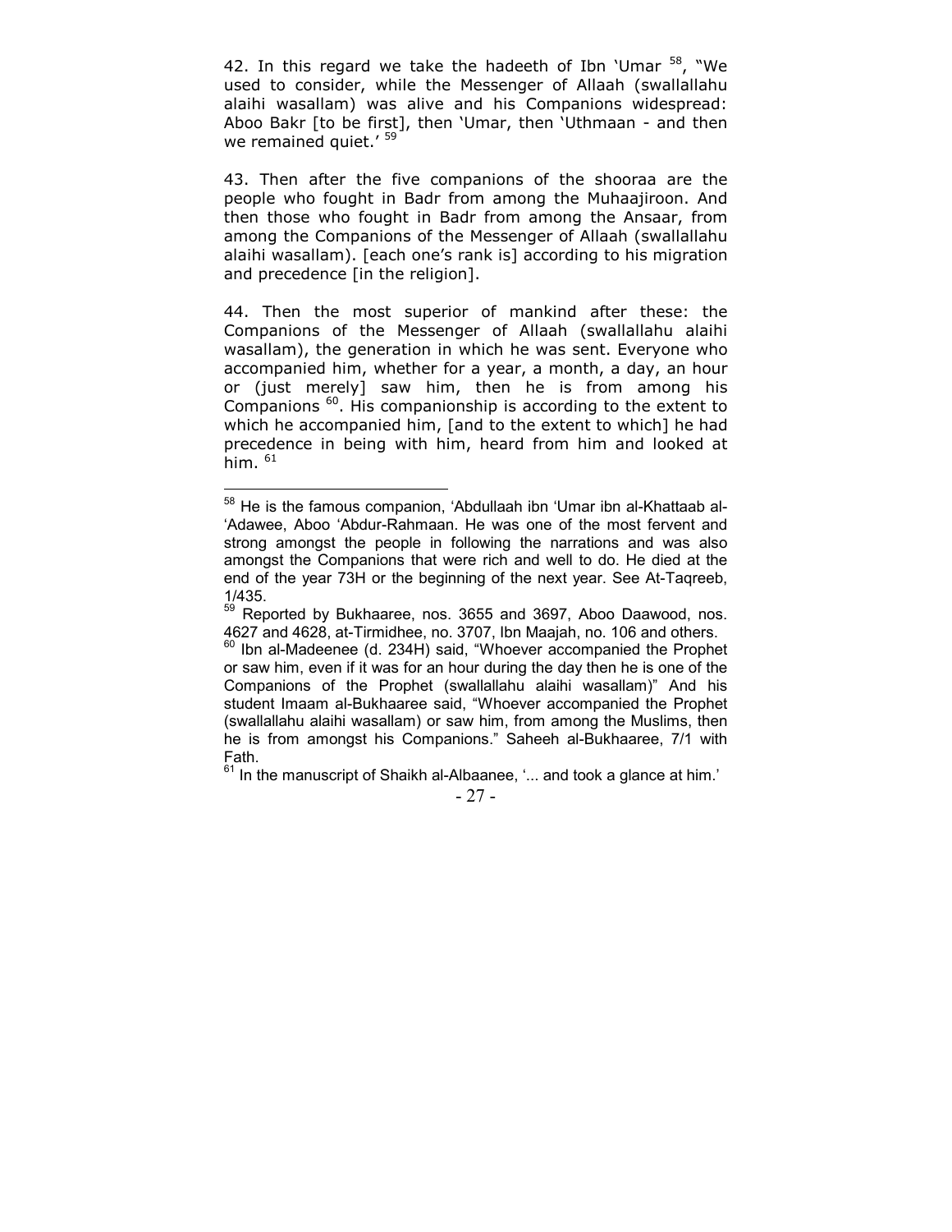42. In this regard we take the hadeeth of Ibn 'Umar [58], "We used to consider, while the Messenger of Allaah (swallallahu alaihi wasallam) was alive and his Companions widespread: Aboo Bakr [to be first], then 'Umar, then 'Uthmaan - and then we remained quiet.' [59]

43. Then after the five companions of the shooraa are the people who fought in Badr from among the Muhaajiroon. And then those who fought in Badr from among the Ansaar, from among the Companions of the Messenger of Allaah (swallallahu alaihi wasallam). [each one's rank is] according to his migration and precedence [in the religion].

44. Then the most superior of mankind after these: the Companions of the Messenger of Allaah (swallallahu alaihi wasallam), the generation in which he was sent. Everyone who accompanied him, whether for a year, a month, a day, an hour or (just merely] saw him, then he is from among his Companions [60]. His companionship is according to the extent to which he accompanied him, [and to the extent to which] he had precedence in being with him, heard from him and looked at him. [61]

---

[58] He is the famous companion, 'Abdullaah ibn 'Umar ibn al-Khattaab al-'Adawee, Aboo 'Abdur-Rahmaan. He was one of the most fervent and strong amongst the people in following the narrations and was also amongst the Companions that were rich and well to do. He died at the end of the year 73H or the beginning of the next year. See At-Taqreeb, 1/435.

[59] Reported by Bukhaaree, nos. 3655 and 3697, Aboo Daawood, nos. 4627 and 4628, at-Tirmidhee, no. 3707, Ibn Maajah, no. 106 and others.

[60] Ibn al-Madeenee (d. 234H) said, "Whoever accompanied the Prophet or saw him, even if it was for an hour during the day then he is one of the Companions of the Prophet (swallallahu alaihi wasallam)" And his student Imaam al-Bukhaaree said, "Whoever accompanied the Prophet (swallallahu alaihi wasallam) or saw him, from among the Muslims, then he is from amongst his Companions." Saheeh al-Bukhaaree, 7/1 with Fath.

[61] In the manuscript of Shaikh al-Albaanee, '... and took a glance at him.'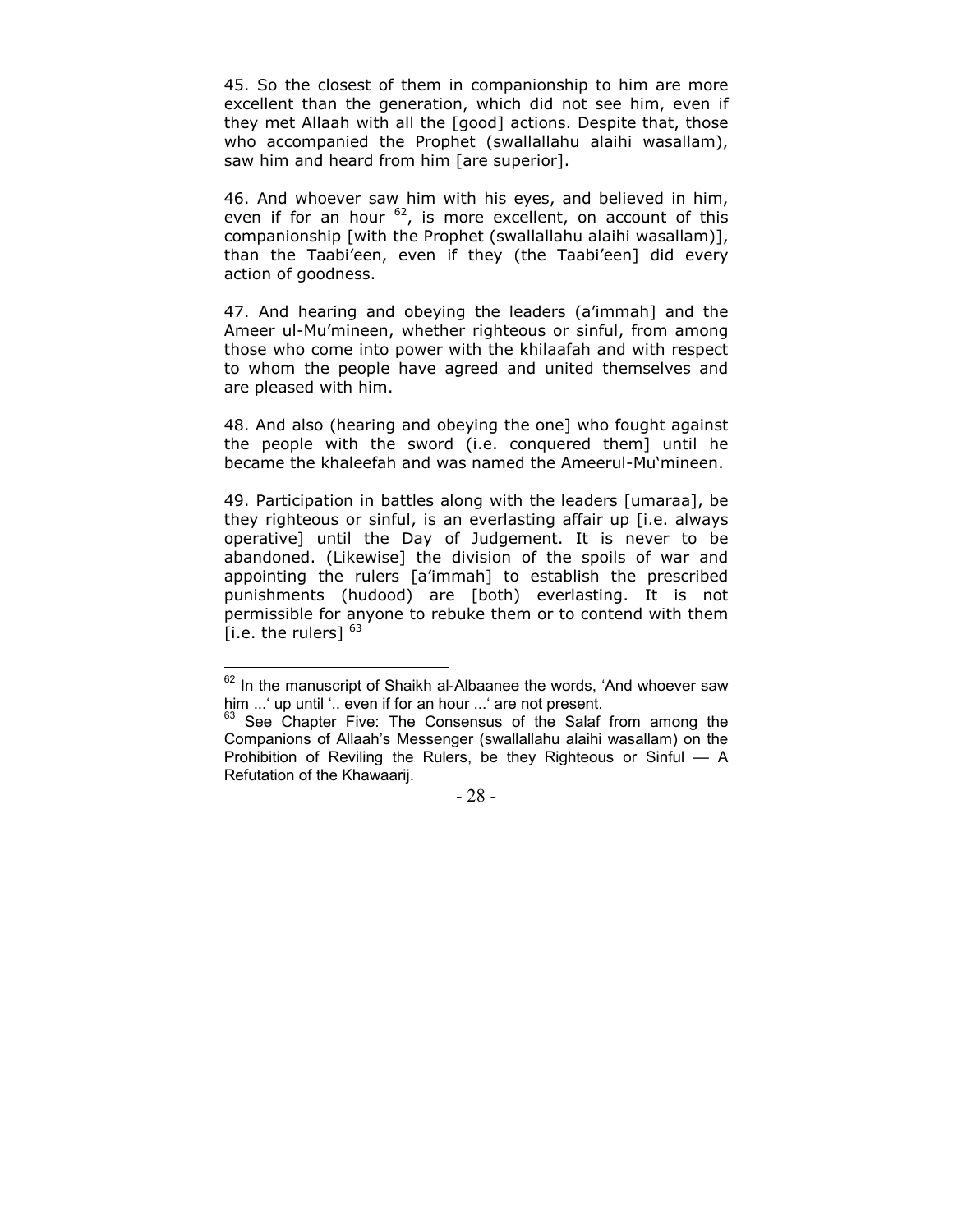45. So the closest of them in companionship to him are more excellent than the generation, which did not see him, even if they met Allaah with all the [good] actions. Despite that, those who accompanied the Prophet (swallallahu alaihi wasallam), saw him and heard from him [are superior].

46. And whoever saw him with his eyes, and believed in him, even if for an hour [62], is more excellent, on account of this companionship [with the Prophet (swallallahu alaihi wasallam)], than the Taabi'een, even if they (the Taabi'een] did every action of goodness.

47. And hearing and obeying the leaders (a'immah] and the Ameer ul-Mu'mineen, whether righteous or sinful, from among those who come into power with the khilaafah and with respect to whom the people have agreed and united themselves and are pleased with him.

48. And also (hearing and obeying the one] who fought against the people with the sword (i.e. conquered them] until he became the khaleefah and was named the Ameerul-Mu'mineen.

49. Participation in battles along with the leaders [umaraa], be they righteous or sinful, is an everlasting affair up [i.e. always operative] until the Day of Judgement. It is never to be abandoned. (Likewise] the division of the spoils of war and appointing the rulers [a'immah] to establish the prescribed punishments (hudood) are [both) everlasting. It is not permissible for anyone to rebuke them or to contend with them [i.e. the rulers] [63]

---

[62] In the manuscript of Shaikh al-Albaanee the words, 'And whoever saw him ...' up until '.. even if for an hour ...' are not present.

[63] See Chapter Five: The Consensus of the Salaf from among the Companions of Allaah's Messenger (swallallahu alaihi wasallam) on the Prohibition of Reviling the Rulers, be they Righteous or Sinful — A Refutation of the Khawaarij.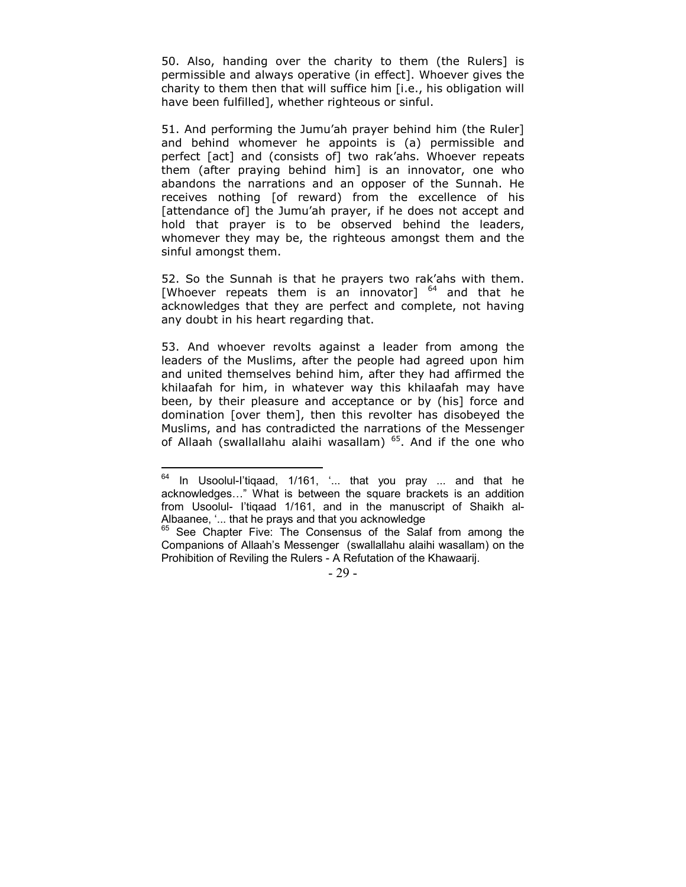50. Also, handing over the charity to them (the Rulers] is permissible and always operative (in effect]. Whoever gives the charity to them then that will suffice him [i.e., his obligation will have been fulfilled], whether righteous or sinful.

51. And performing the Jumu'ah prayer behind him (the Ruler] and behind whomever he appoints is (a) permissible and perfect [act] and (consists of] two rak'ahs. Whoever repeats them (after praying behind him] is an innovator, one who abandons the narrations and an opposer of the Sunnah. He receives nothing [of reward) from the excellence of his [attendance of] the Jumu'ah prayer, if he does not accept and hold that prayer is to be observed behind the leaders, whomever they may be, the righteous amongst them and the sinful amongst them.

52. So the Sunnah is that he prayers two rak'ahs with them. [Whoever repeats them is an innovator] [64] and that he acknowledges that they are perfect and complete, not having any doubt in his heart regarding that.

53. And whoever revolts against a leader from among the leaders of the Muslims, after the people had agreed upon him and united themselves behind him, after they had affirmed the khilaafah for him, in whatever way this khilaafah may have been, by their pleasure and acceptance or by (his] force and domination [over them], then this revolter has disobeyed the Muslims, and has contradicted the narrations of the Messenger of Allaah (swallallahu alaihi wasallam) [65]. And if the one who

---

[64] In Usoolul-I'tiqaad, 1/161, '... that you pray ... and that he acknowledges..." What is between the square brackets is an addition from Usoolul- I'tiqaad 1/161, and in the manuscript of Shaikh al-Albaanee, '... that he prays and that you acknowledge

[65] See Chapter Five: The Consensus of the Salaf from among the Companions of Allaah's Messenger (swallallahu alaihi wasallam) on the Prohibition of Reviling the Rulers - A Refutation of the Khawaarij.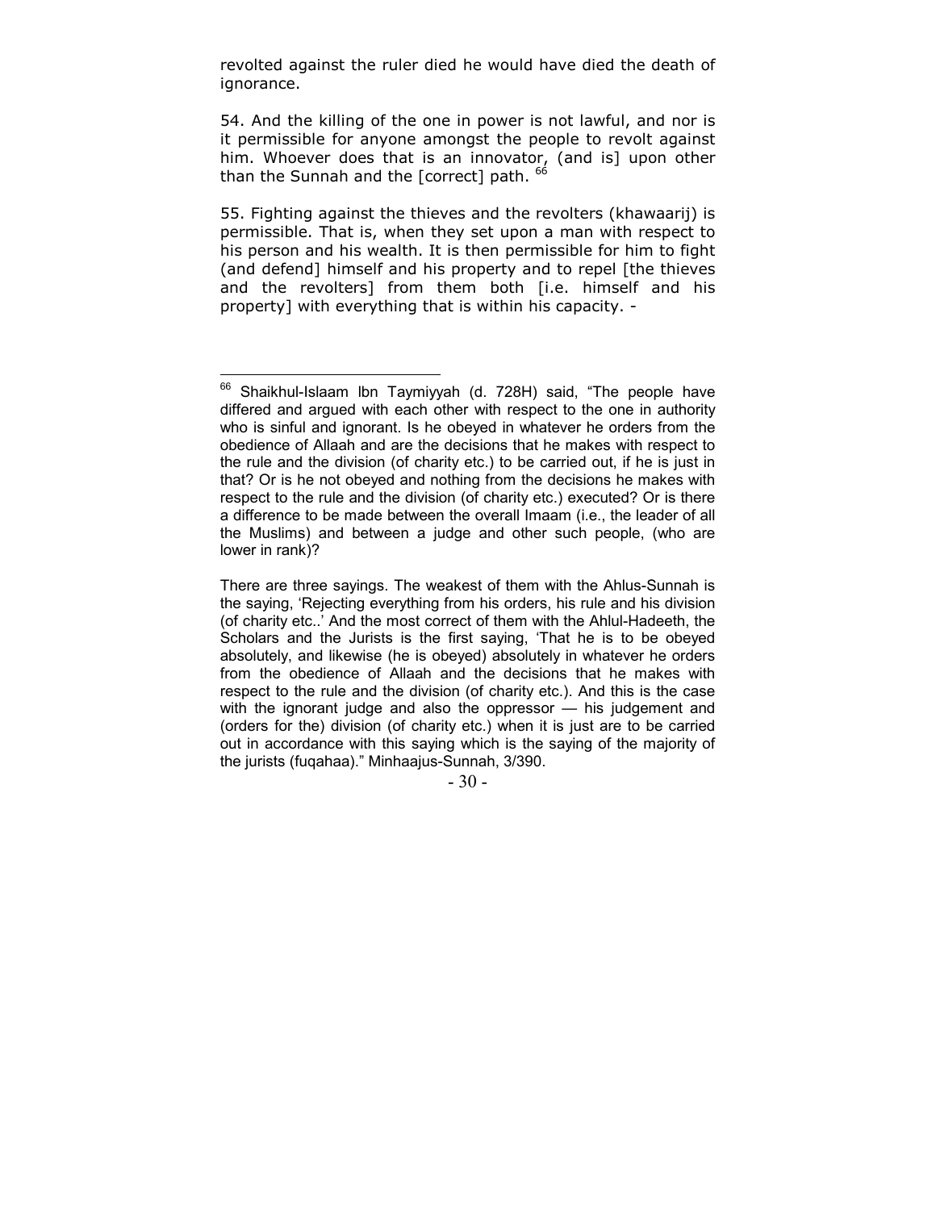revolted against the ruler died he would have died the death of ignorance.

54. And the killing of the one in power is not lawful, and nor is it permissible for anyone amongst the people to revolt against him. Whoever does that is an innovator, (and is] upon other than the Sunnah and the [correct] path. [66]

55. Fighting against the thieves and the revolters (khawaarij) is permissible. That is, when they set upon a man with respect to his person and his wealth. It is then permissible for him to fight (and defend] himself and his property and to repel [the thieves and the revolters] from them both [i.e. himself and his property] with everything that is within his capacity. -

---

[66] Shaikhul-Islaam Ibn Taymiyyah (d. 728H) said, "The people have differed and argued with each other with respect to the one in authority who is sinful and ignorant. Is he obeyed in whatever he orders from the obedience of Allaah and are the decisions that he makes with respect to the rule and the division (of charity etc.) to be carried out, if he is just in that? Or is he not obeyed and nothing from the decisions he makes with respect to the rule and the division (of charity etc.) executed? Or is there a difference to be made between the overall Imaam (i.e., the leader of all the Muslims) and between a judge and other such people, (who are lower in rank)?

There are three sayings. The weakest of them with the Ahlus-Sunnah is the saying, 'Rejecting everything from his orders, his rule and his division (of charity etc..' And the most correct of them with the Ahlul-Hadeeth, the Scholars and the Jurists is the first saying, 'That he is to be obeyed absolutely, and likewise (he is obeyed) absolutely in whatever he orders from the obedience of Allaah and the decisions that he makes with respect to the rule and the division (of charity etc.). And this is the case with the ignorant judge and also the oppressor — his judgement and (orders for the) division (of charity etc.) when it is just are to be carried out in accordance with this saying which is the saying of the majority of the jurists (fuqahaa)." Minhaajus-Sunnah, 3/390.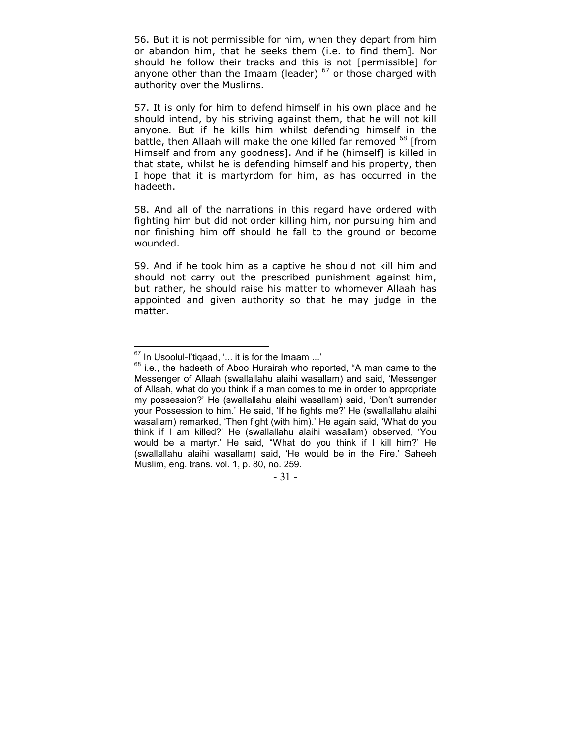56. But it is not permissible for him, when they depart from him or abandon him, that he seeks them (i.e. to find them]. Nor should he follow their tracks and this is not [permissible] for anyone other than the Imaam (leader) [67] or those charged with authority over the Muslirns.

57. It is only for him to defend himself in his own place and he should intend, by his striving against them, that he will not kill anyone. But if he kills him whilst defending himself in the battle, then Allaah will make the one killed far removed [68] [from Himself and from any goodness]. And if he (himself] is killed in that state, whilst he is defending himself and his property, then I hope that it is martyrdom for him, as has occurred in the hadeeth.

58. And all of the narrations in this regard have ordered with fighting him but did not order killing him, nor pursuing him and nor finishing him off should he fall to the ground or become wounded.

59. And if he took him as a captive he should not kill him and should not carry out the prescribed punishment against him, but rather, he should raise his matter to whomever Allaah has appointed and given authority so that he may judge in the matter.

---

[67] In Usoolul-I'tiqaad, '... it is for the Imaam ...'

[68] i.e., the hadeeth of Aboo Hurairah who reported, "A man came to the Messenger of Allaah (swallallahu alaihi wasallam) and said, 'Messenger of Allaah, what do you think if a man comes to me in order to appropriate my possession?' He (swallallahu alaihi wasallam) said, 'Don't surrender your Possession to him.' He said, 'If he fights me?' He (swallallahu alaihi wasallam) remarked, 'Then fight (with him).' He again said, 'What do you think if I am killed?' He (swallallahu alaihi wasallam) observed, 'You would be a martyr.' He said, "What do you think if I kill him?' He (swallallahu alaihi wasallam) said, 'He would be in the Fire.' Saheeh Muslim, eng. trans. vol. 1, p. 80, no. 259.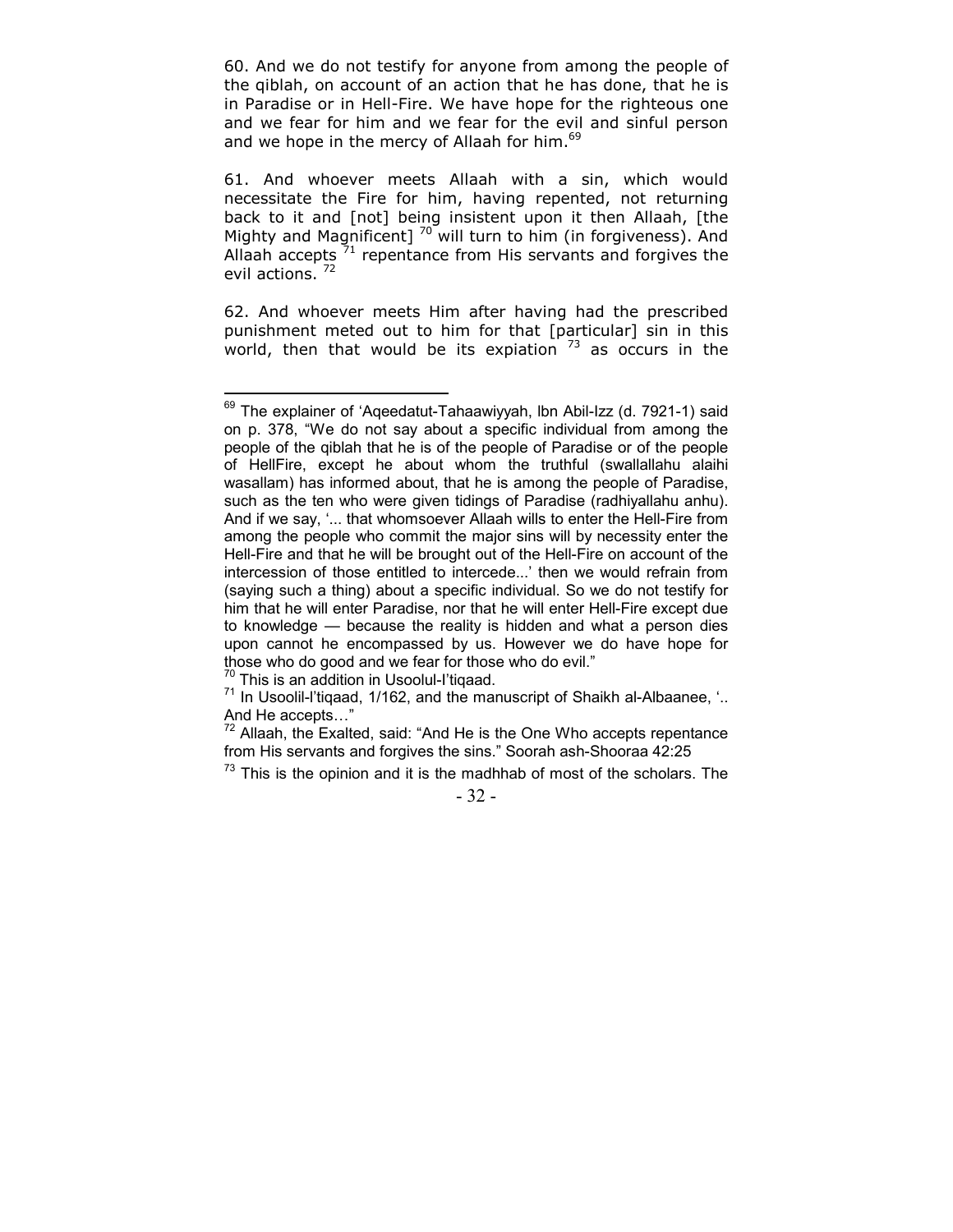60. And we do not testify for anyone from among the people of the qiblah, on account of an action that he has done, that he is in Paradise or in Hell-Fire. We have hope for the righteous one and we fear for him and we fear for the evil and sinful person and we hope in the mercy of Allaah for him.[69]

61. And whoever meets Allaah with a sin, which would necessitate the Fire for him, having repented, not returning back to it and [not] being insistent upon it then Allaah, [the Mighty and Magnificent] [70] will turn to him (in forgiveness). And Allaah accepts [71] repentance from His servants and forgives the evil actions. [72]

62. And whoever meets Him after having had the prescribed punishment meted out to him for that [particular] sin in this world, then that would be its expiation [73] as occurs in the

---

[69] The explainer of 'Aqeedatut-Tahaawiyyah, Ibn Abil-Izz (d. 7921-1) said on p. 378, "We do not say about a specific individual from among the people of the qiblah that he is of the people of Paradise or of the people of HellFire, except he about whom the truthful (swallallahu alaihi wasallam) has informed about, that he is among the people of Paradise, such as the ten who were given tidings of Paradise (radhiyallahu anhu). And if we say, '... that whomsoever Allaah wills to enter the Hell-Fire from among the people who commit the major sins will by necessity enter the Hell-Fire and that he will be brought out of the Hell-Fire on account of the intercession of those entitled to intercede...' then we would refrain from (saying such a thing) about a specific individual. So we do not testify for him that he will enter Paradise, nor that he will enter Hell-Fire except due to knowledge — because the reality is hidden and what a person dies upon cannot he encompassed by us. However we do have hope for those who do good and we fear for those who do evil."

[70] This is an addition in Usoolul-I'tiqaad.

[71] In Usoolil-I'tiqaad, 1/162, and the manuscript of Shaikh al-Albaanee, '.. And He accepts…"

[72] Allaah, the Exalted, said: "And He is the One Who accepts repentance from His servants and forgives the sins." Soorah ash-Shooraa 42:25

[73] This is the opinion and it is the madhhab of most of the scholars. The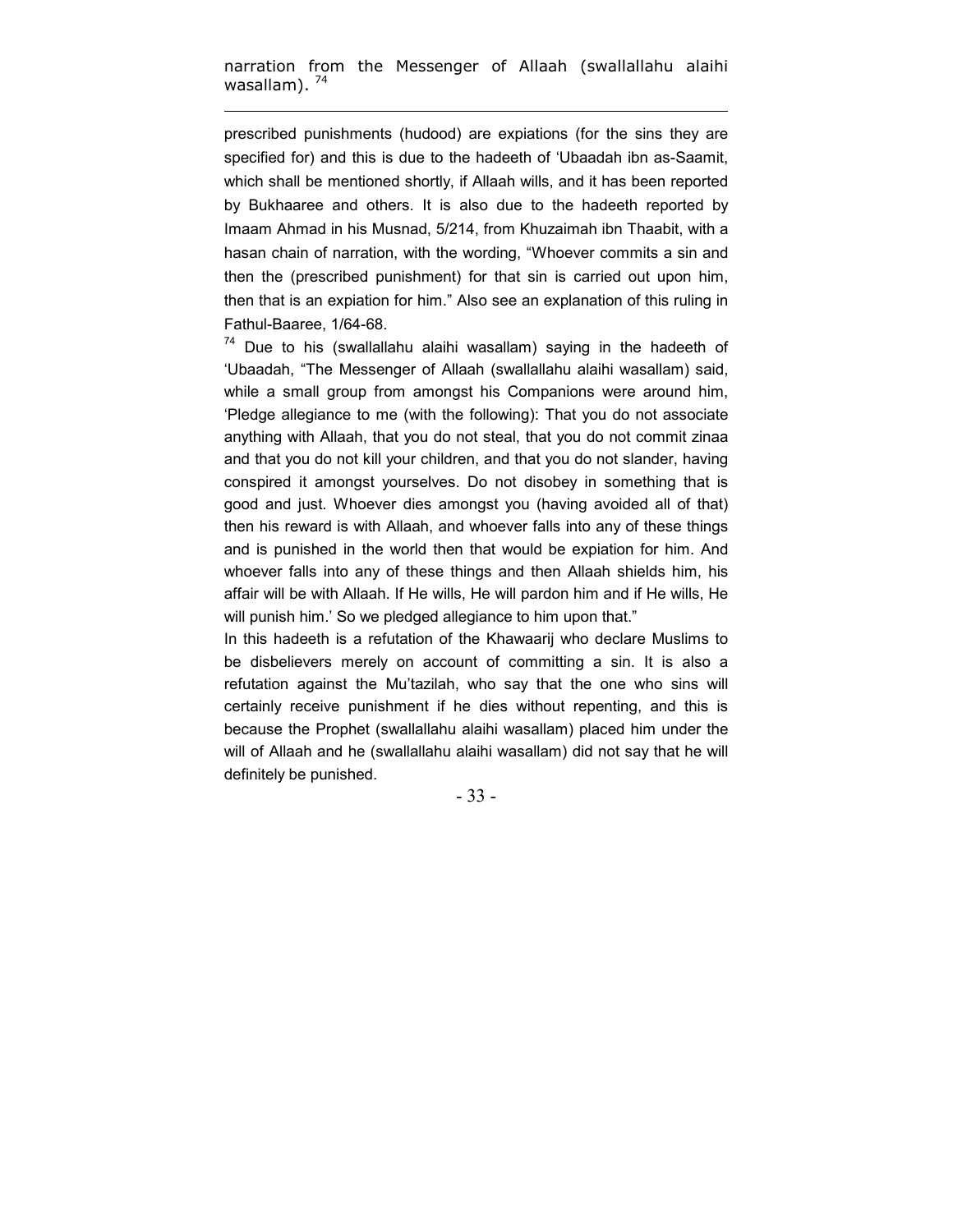narration from the Messenger of Allaah (swallallahu alaihi wasallam). [74]

---

prescribed punishments (hudood) are expiations (for the sins they are specified for) and this is due to the hadeeth of 'Ubaadah ibn as-Saamit, which shall be mentioned shortly, if Allaah wills, and it has been reported by Bukhaaree and others. It is also due to the hadeeth reported by Imaam Ahmad in his Musnad, 5/214, from Khuzaimah ibn Thaabit, with a hasan chain of narration, with the wording, "Whoever commits a sin and then the (prescribed punishment) for that sin is carried out upon him, then that is an expiation for him." Also see an explanation of this ruling in Fathul-Baaree, 1/64-68.

[74] Due to his (swallallahu alaihi wasallam) saying in the hadeeth of 'Ubaadah, "The Messenger of Allaah (swallallahu alaihi wasallam) said, while a small group from amongst his Companions were around him, 'Pledge allegiance to me (with the following): That you do not associate anything with Allaah, that you do not steal, that you do not commit zinaa and that you do not kill your children, and that you do not slander, having conspired it amongst yourselves. Do not disobey in something that is good and just. Whoever dies amongst you (having avoided all of that) then his reward is with Allaah, and whoever falls into any of these things and is punished in the world then that would be expiation for him. And whoever falls into any of these things and then Allaah shields him, his affair will be with Allaah. If He wills, He will pardon him and if He wills, He will punish him.' So we pledged allegiance to him upon that."

In this hadeeth is a refutation of the Khawaarij who declare Muslims to be disbelievers merely on account of committing a sin. It is also a refutation against the Mu'tazilah, who say that the one who sins will certainly receive punishment if he dies without repenting, and this is because the Prophet (swallallahu alaihi wasallam) placed him under the will of Allaah and he (swallallahu alaihi wasallam) did not say that he will definitely be punished.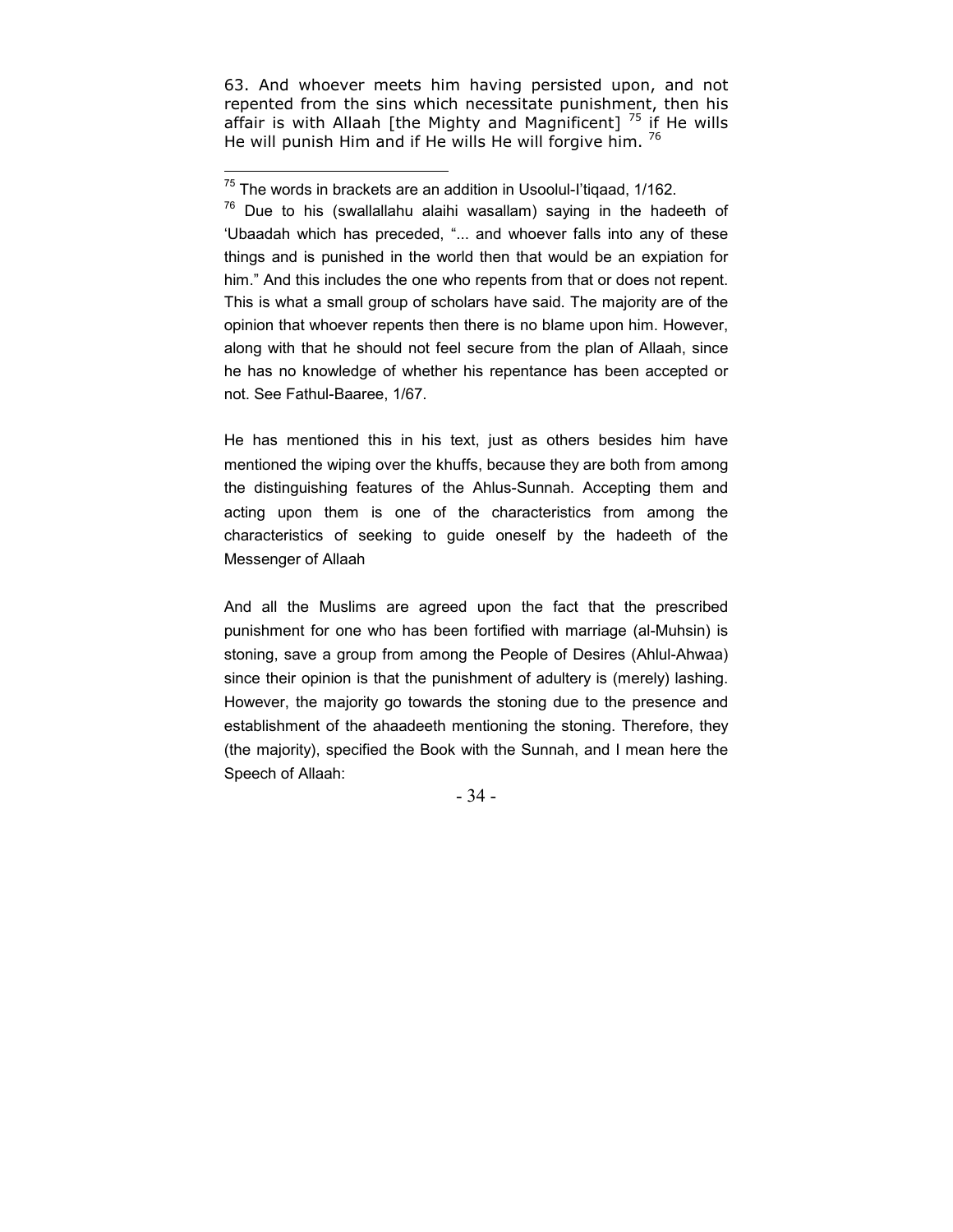63. And whoever meets him having persisted upon, and not repented from the sins which necessitate punishment, then his affair is with Allaah [the Mighty and Magnificent] [75] if He wills He will punish Him and if He wills He will forgive him. [76]

---

[75] The words in brackets are an addition in Usoolul-I'tiqaad, 1/162.

[76] Due to his (swallallahu alaihi wasallam) saying in the hadeeth of 'Ubaadah which has preceded, "... and whoever falls into any of these things and is punished in the world then that would be an expiation for him." And this includes the one who repents from that or does not repent. This is what a small group of scholars have said. The majority are of the opinion that whoever repents then there is no blame upon him. However, along with that he should not feel secure from the plan of Allaah, since he has no knowledge of whether his repentance has been accepted or not. See Fathul-Baaree, 1/67.

He has mentioned this in his text, just as others besides him have mentioned the wiping over the khuffs, because they are both from among the distinguishing features of the Ahlus-Sunnah. Accepting them and acting upon them is one of the characteristics from among the characteristics of seeking to guide oneself by the hadeeth of the Messenger of Allaah

And all the Muslims are agreed upon the fact that the prescribed punishment for one who has been fortified with marriage (al-Muhsin) is stoning, save a group from among the People of Desires (Ahlul-Ahwaa) since their opinion is that the punishment of adultery is (merely) lashing. However, the majority go towards the stoning due to the presence and establishment of the ahaadeeth mentioning the stoning. Therefore, they (the majority), specified the Book with the Sunnah, and I mean here the Speech of Allaah: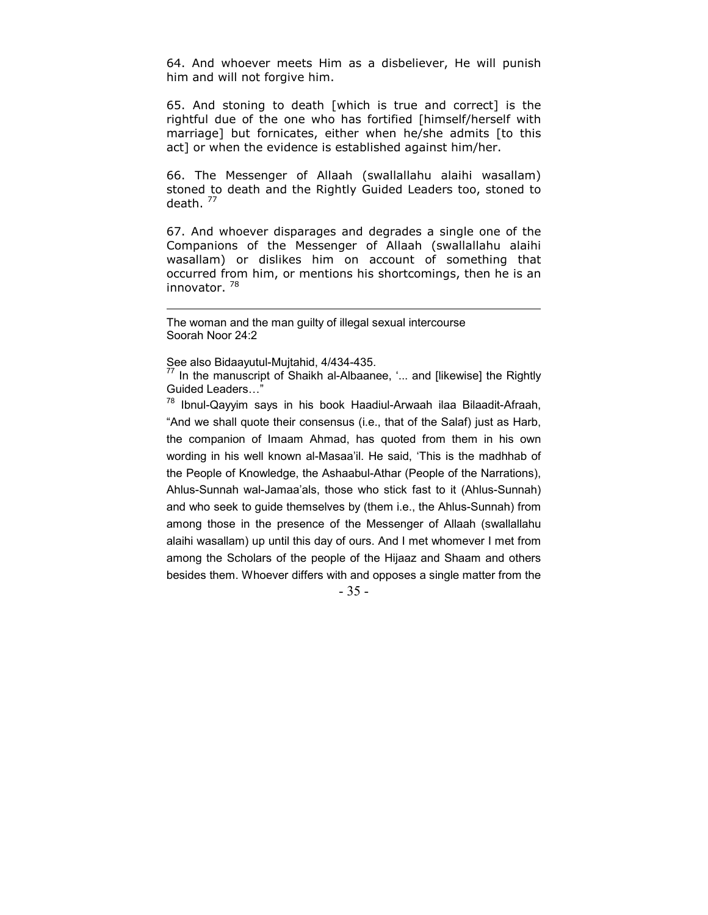64. And whoever meets Him as a disbeliever, He will punish him and will not forgive him.

65. And stoning to death [which is true and correct] is the rightful due of the one who has fortified [himself/herself with marriage] but fornicates, either when he/she admits [to this act] or when the evidence is established against him/her.

66. The Messenger of Allaah (swallallahu alaihi wasallam) stoned to death and the Rightly Guided Leaders too, stoned to death. [77]

67. And whoever disparages and degrades a single one of the Companions of the Messenger of Allaah (swallallahu alaihi wasallam) or dislikes him on account of something that occurred from him, or mentions his shortcomings, then he is an innovator. [78]

---

The woman and the man guilty of illegal sexual intercourse
Soorah Noor 24:2

See also Bidaayutul-Mujtahid, 4/434-435.

[77] In the manuscript of Shaikh al-Albaanee, '... and [likewise] the Rightly Guided Leaders…"

[78] Ibnul-Qayyim says in his book Haadiul-Arwaah ilaa Bilaadit-Afraah, "And we shall quote their consensus (i.e., that of the Salaf) just as Harb, the companion of Imaam Ahmad, has quoted from them in his own wording in his well known al-Masaa'il. He said, 'This is the madhhab of the People of Knowledge, the Ashaabul-Athar (People of the Narrations), Ahlus-Sunnah wal-Jamaa'als, those who stick fast to it (Ahlus-Sunnah) and who seek to guide themselves by (them i.e., the Ahlus-Sunnah) from among those in the presence of the Messenger of Allaah (swallallahu alaihi wasallam) up until this day of ours. And I met whomever I met from among the Scholars of the people of the Hijaaz and Shaam and others besides them. Whoever differs with and opposes a single matter from the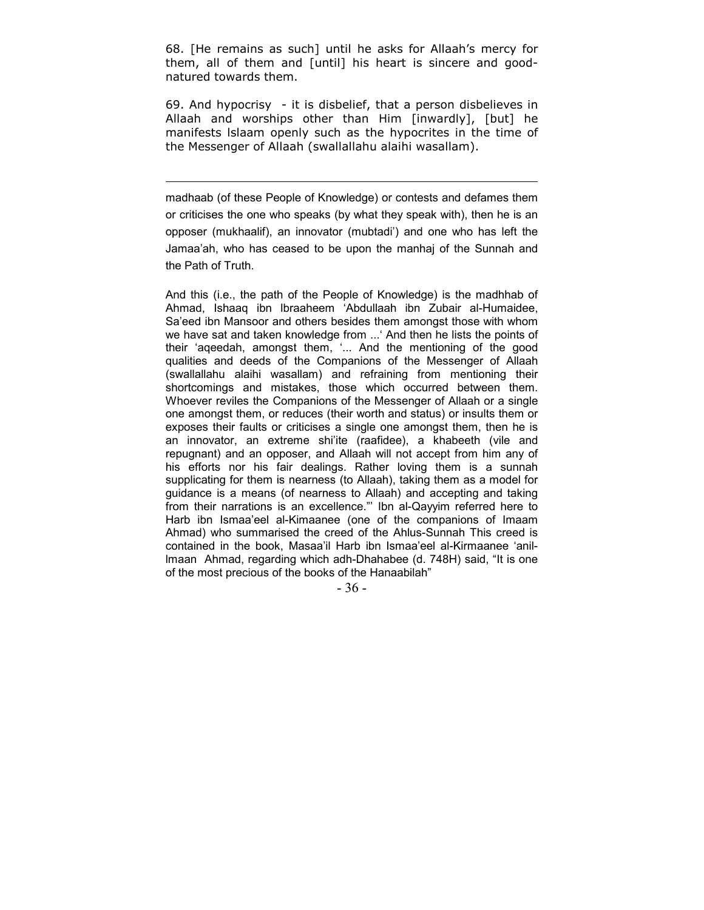68. [He remains as such] until he asks for Allaah's mercy for them, all of them and [until] his heart is sincere and good-natured towards them.

69. And hypocrisy - it is disbelief, that a person disbelieves in Allaah and worships other than Him [inwardly], [but] he manifests Islaam openly such as the hypocrites in the time of the Messenger of Allaah (swallallahu alaihi wasallam).

---

madhaab (of these People of Knowledge) or contests and defames them or criticises the one who speaks (by what they speak with), then he is an opposer (mukhaalif), an innovator (mubtadi') and one who has left the Jamaa'ah, who has ceased to be upon the manhaj of the Sunnah and the Path of Truth.

And this (i.e., the path of the People of Knowledge) is the madhhab of Ahmad, Ishaaq ibn Ibraaheem 'Abdullaah ibn Zubair al-Humaidee, Sa'eed ibn Mansoor and others besides them amongst those with whom we have sat and taken knowledge from ...' And then he lists the points of their 'aqeedah, amongst them, '... And the mentioning of the good qualities and deeds of the Companions of the Messenger of Allaah (swallallahu alaihi wasallam) and refraining from mentioning their shortcomings and mistakes, those which occurred between them. Whoever reviles the Companions of the Messenger of Allaah or a single one amongst them, or reduces (their worth and status) or insults them or exposes their faults or criticises a single one amongst them, then he is an innovator, an extreme shi'ite (raafidee), a khabeeth (vile and repugnant) and an opposer, and Allaah will not accept from him any of his efforts nor his fair dealings. Rather loving them is a sunnah supplicating for them is nearness (to Allaah), taking them as a model for guidance is a means (of nearness to Allaah) and accepting and taking from their narrations is an excellence."' Ibn al-Qayyim referred here to Harb ibn Ismaa'eel al-Kimaanee (one of the companions of Imaam Ahmad) who summarised the creed of the Ahlus-Sunnah This creed is contained in the book, Masaa'il Harb ibn Ismaa'eel al-Kirmaanee 'anil-Imaan Ahmad, regarding which adh-Dhahabee (d. 748H) said, "It is one of the most precious of the books of the Hanaabilah"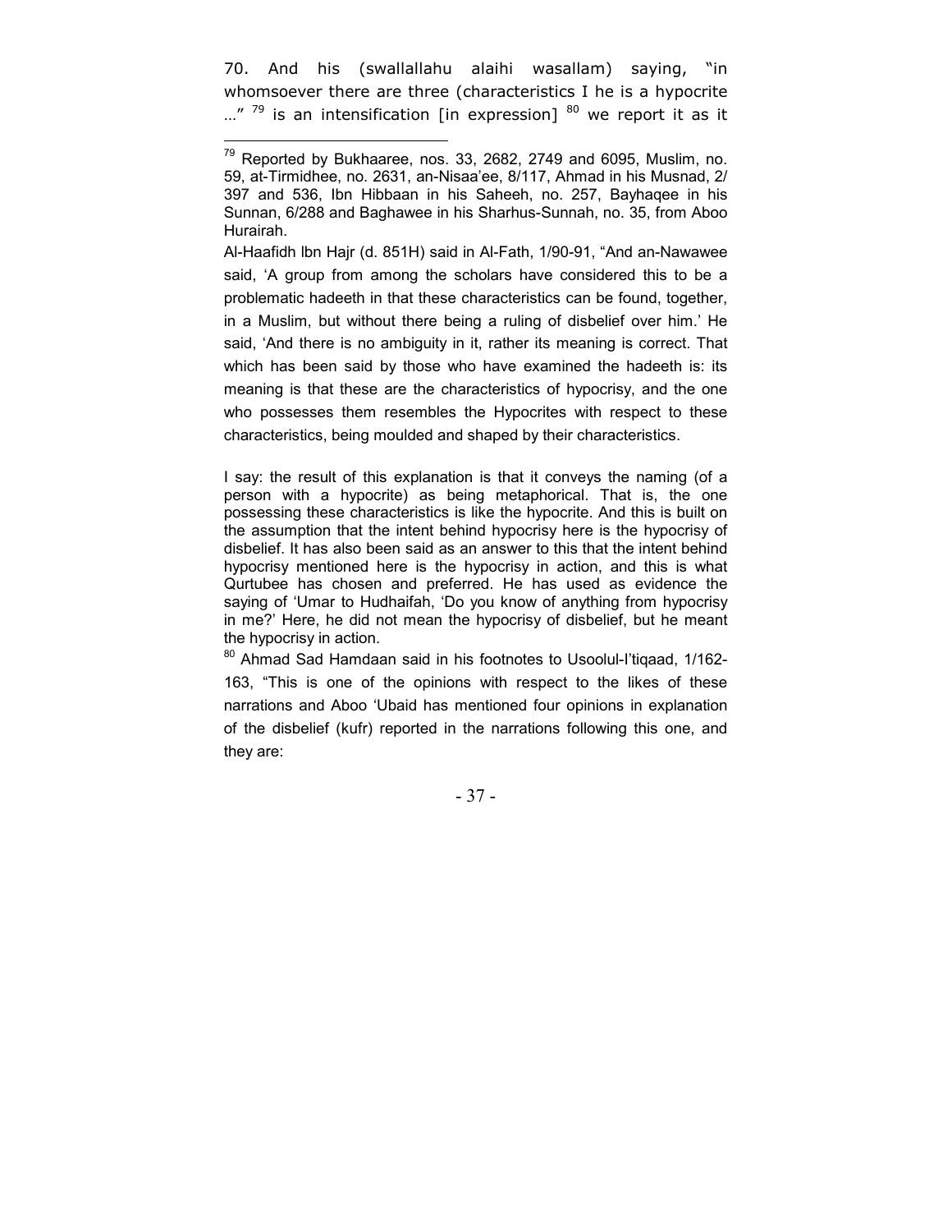70. And his (swallallahu alaihi wasallam) saying, "in whomsoever there are three (characteristics I he is a hypocrite ..." [79] is an intensification [in expression] [80] we report it as it

---

[79] Reported by Bukhaaree, nos. 33, 2682, 2749 and 6095, Muslim, no. 59, at-Tirmidhee, no. 2631, an-Nisaa'ee, 8/117, Ahmad in his Musnad, 2/397 and 536, Ibn Hibbaan in his Saheeh, no. 257, Bayhaqee in his Sunnan, 6/288 and Baghawee in his Sharhus-Sunnah, no. 35, from Aboo Hurairah.

Al-Haafidh Ibn Hajr (d. 851H) said in Al-Fath, 1/90-91, "And an-Nawawee said, 'A group from among the scholars have considered this to be a problematic hadeeth in that these characteristics can be found, together, in a Muslim, but without there being a ruling of disbelief over him.' He said, 'And there is no ambiguity in it, rather its meaning is correct. That which has been said by those who have examined the hadeeth is: its meaning is that these are the characteristics of hypocrisy, and the one who possesses them resembles the Hypocrites with respect to these characteristics, being moulded and shaped by their characteristics.

I say: the result of this explanation is that it conveys the naming (of a person with a hypocrite) as being metaphorical. That is, the one possessing these characteristics is like the hypocrite. And this is built on the assumption that the intent behind hypocrisy here is the hypocrisy of disbelief. It has also been said as an answer to this that the intent behind hypocrisy mentioned here is the hypocrisy in action, and this is what Qurtubee has chosen and preferred. He has used as evidence the saying of 'Umar to Hudhaifah, 'Do you know of anything from hypocrisy in me?' Here, he did not mean the hypocrisy of disbelief, but he meant the hypocrisy in action.

[80] Ahmad Sad Hamdaan said in his footnotes to Usoolul-I'tiqaad, 1/162-163, "This is one of the opinions with respect to the likes of these narrations and Aboo 'Ubaid has mentioned four opinions in explanation of the disbelief (kufr) reported in the narrations following this one, and they are: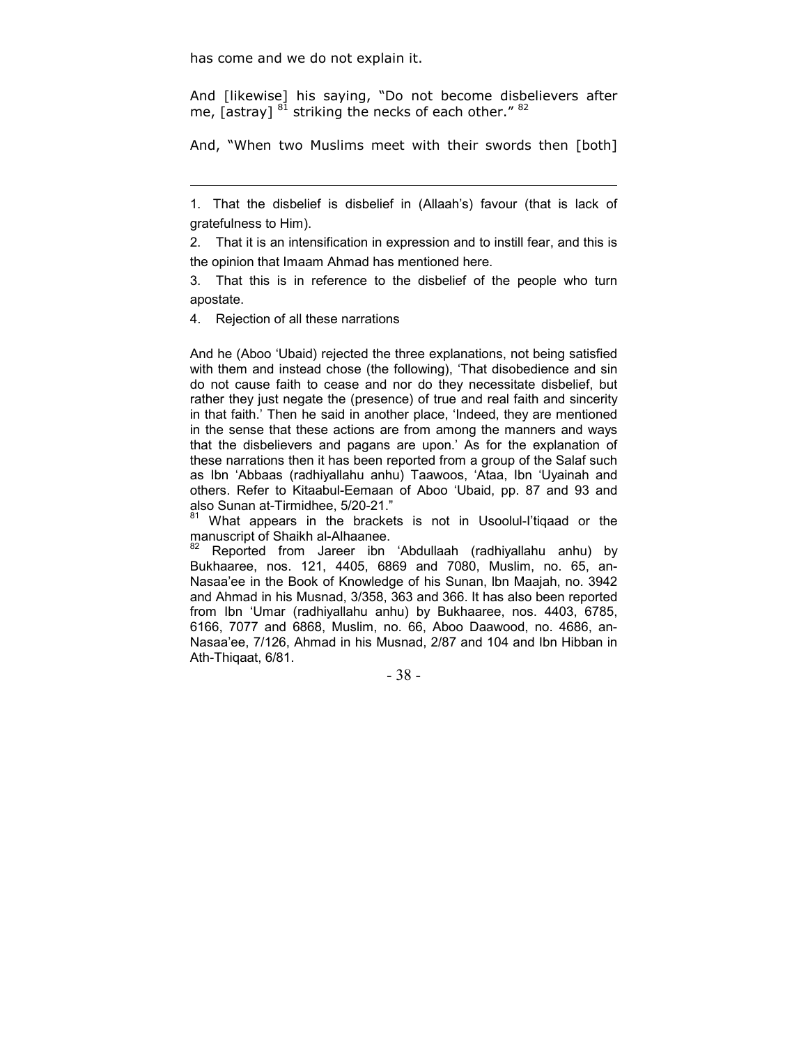has come and we do not explain it.

And [likewise] his saying, "Do not become disbelievers after me, [astray] [81] striking the necks of each other." [82]

And, "When two Muslims meet with their swords then [both]

---

1. That the disbelief is disbelief in (Allaah's) favour (that is lack of gratefulness to Him).

2. That it is an intensification in expression and to instill fear, and this is the opinion that Imaam Ahmad has mentioned here.

3. That this is in reference to the disbelief of the people who turn apostate.

4. Rejection of all these narrations

And he (Aboo 'Ubaid) rejected the three explanations, not being satisfied with them and instead chose (the following), 'That disobedience and sin do not cause faith to cease and nor do they necessitate disbelief, but rather they just negate the (presence) of true and real faith and sincerity in that faith.' Then he said in another place, 'Indeed, they are mentioned in the sense that these actions are from among the manners and ways that the disbelievers and pagans are upon.' As for the explanation of these narrations then it has been reported from a group of the Salaf such as Ibn 'Abbaas (radhiyallahu anhu) Taawoos, 'Ataa, Ibn 'Uyainah and others. Refer to Kitaabul-Eemaan of Aboo 'Ubaid, pp. 87 and 93 and also Sunan at-Tirmidhee, 5/20-21."

[81] What appears in the brackets is not in Usoolul-I'tiqaad or the manuscript of Shaikh al-Alhaanee.

[82] Reported from Jareer ibn 'Abdullaah (radhiyallahu anhu) by Bukhaaree, nos. 121, 4405, 6869 and 7080, Muslim, no. 65, an-Nasaa'ee in the Book of Knowledge of his Sunan, Ibn Maajah, no. 3942 and Ahmad in his Musnad, 3/358, 363 and 366. It has also been reported from Ibn 'Umar (radhiyallahu anhu) by Bukhaaree, nos. 4403, 6785, 6166, 7077 and 6868, Muslim, no. 66, Aboo Daawood, no. 4686, an-Nasaa'ee, 7/126, Ahmad in his Musnad, 2/87 and 104 and Ibn Hibban in Ath-Thiqaat, 6/81.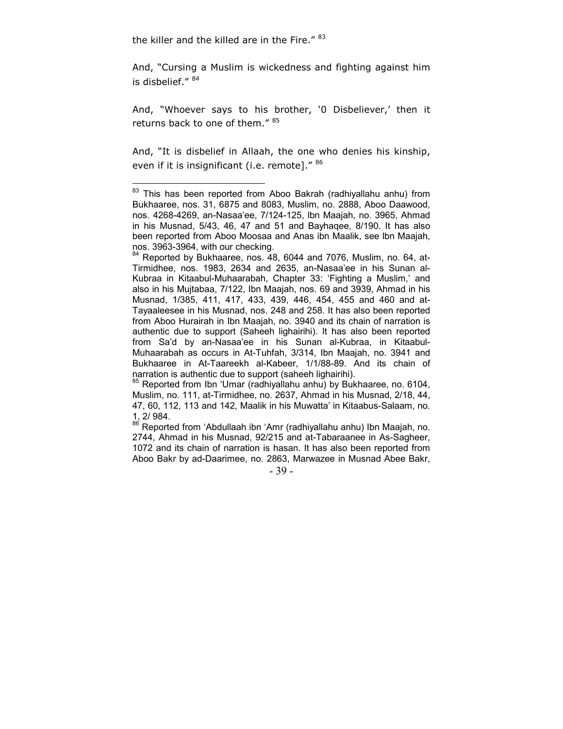the killer and the killed are in the Fire."[83]

And, "Cursing a Muslim is wickedness and fighting against him is disbelief."[84]

And, "Whoever says to his brother, '0 Disbeliever,' then it returns back to one of them."[85]

And, "It is disbelief in Allaah, the one who denies his kinship, even if it is insignificant (i.e. remote]."[86]

---

[83] This has been reported from Aboo Bakrah (radhiyallahu anhu) from Bukhaaree, nos. 31, 6875 and 8083, Muslim, no. 2888, Aboo Daawood, nos. 4268-4269, an-Nasaa'ee, 7/124-125, Ibn Maajah, no. 3965, Ahmad in his Musnad, 5/43, 46, 47 and 51 and Bayhaqee, 8/190. It has also been reported from Aboo Moosaa and Anas ibn Maalik, see Ibn Maajah, nos. 3963-3964, with our checking.

[84] Reported by Bukhaaree, nos. 48, 6044 and 7076, Muslim, no. 64, at-Tirmidhee, nos. 1983, 2634 and 2635, an-Nasaa'ee in his Sunan al-Kubraa in Kitaabul-Muhaarabah, Chapter 33: 'Fighting a Muslim,' and also in his Mujtabaa, 7/122, Ibn Maajah, nos. 69 and 3939, Ahmad in his Musnad, 1/385, 411, 417, 433, 439, 446, 454, 455 and 460 and at-Tayaaleesee in his Musnad, nos. 248 and 258. It has also been reported from Aboo Hurairah in Ibn Maajah, no. 3940 and its chain of narration is authentic due to support (Saheeh lighairihi). It has also been reported from Sa'd by an-Nasaa'ee in his Sunan al-Kubraa, in Kitaabul-Muhaarabah as occurs in At-Tuhfah, 3/314, Ibn Maajah, no. 3941 and Bukhaaree in At-Taareekh al-Kabeer, 1/1/88-89. And its chain of narration is authentic due to support (saheeh lighairihi).

[85] Reported from Ibn 'Umar (radhiyallahu anhu) by Bukhaaree, no. 6104, Muslim, no. 111, at-Tirmidhee, no. 2637, Ahmad in his Musnad, 2/18, 44, 47, 60, 112, 113 and 142, Maalik in his Muwatta' in Kitaabus-Salaam, no. 1, 2/ 984.

[86] Reported from 'Abdullaah ibn 'Amr (radhiyallahu anhu) Ibn Maajah, no. 2744, Ahmad in his Musnad, 92/215 and at-Tabaraanee in As-Sagheer, 1072 and its chain of narration is hasan. It has also been reported from Aboo Bakr by ad-Daarimee, no. 2863, Marwazee in Musnad Abee Bakr,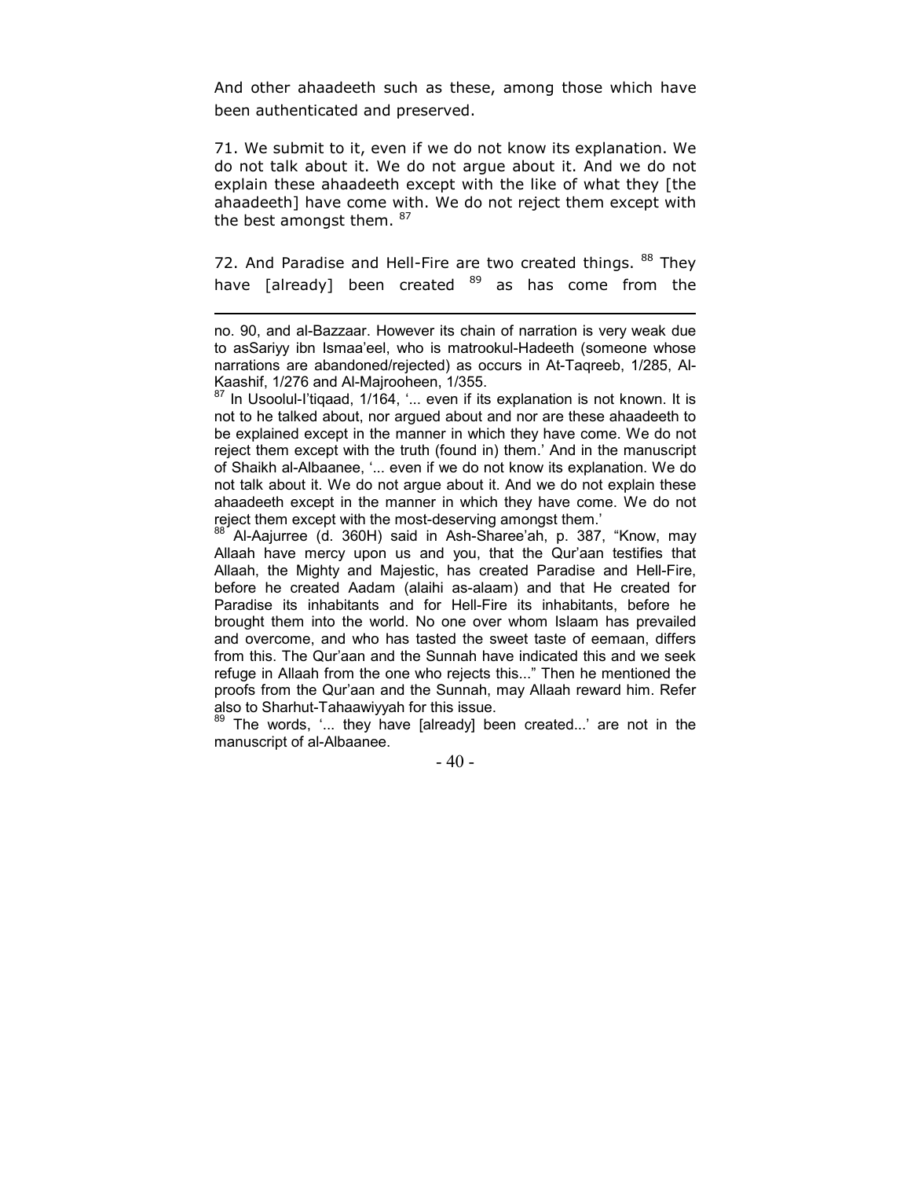And other ahaadeeth such as these, among those which have been authenticated and preserved.

71. We submit to it, even if we do not know its explanation. We do not talk about it. We do not argue about it. And we do not explain these ahaadeeth except with the like of what they [the ahaadeeth] have come with. We do not reject them except with the best amongst them. [87]

72. And Paradise and Hell-Fire are two created things. [88] They have [already] been created [89] as has come from the

---

no. 90, and al-Bazzaar. However its chain of narration is very weak due to asSariyy ibn Ismaa'eel, who is matrookul-Hadeeth (someone whose narrations are abandoned/rejected) as occurs in At-Taqreeb, 1/285, Al-Kaashif, 1/276 and Al-Majrooheen, 1/355.

[87] In Usoolul-I'tiqaad, 1/164, '... even if its explanation is not known. It is not to he talked about, nor argued about and nor are these ahaadeeth to be explained except in the manner in which they have come. We do not reject them except with the truth (found in) them.' And in the manuscript of Shaikh al-Albaanee, '... even if we do not know its explanation. We do not talk about it. We do not argue about it. And we do not explain these ahaadeeth except in the manner in which they have come. We do not reject them except with the most-deserving amongst them.'

[88] Al-Aajurree (d. 360H) said in Ash-Sharee'ah, p. 387, "Know, may Allaah have mercy upon us and you, that the Qur'aan testifies that Allaah, the Mighty and Majestic, has created Paradise and Hell-Fire, before he created Aadam (alaihi as-alaam) and that He created for Paradise its inhabitants and for Hell-Fire its inhabitants, before he brought them into the world. No one over whom Islaam has prevailed and overcome, and who has tasted the sweet taste of eemaan, differs from this. The Qur'aan and the Sunnah have indicated this and we seek refuge in Allaah from the one who rejects this..." Then he mentioned the proofs from the Qur'aan and the Sunnah, may Allaah reward him. Refer also to Sharhut-Tahaawiyyah for this issue.

[89] The words, '... they have [already] been created...' are not in the manuscript of al-Albaanee.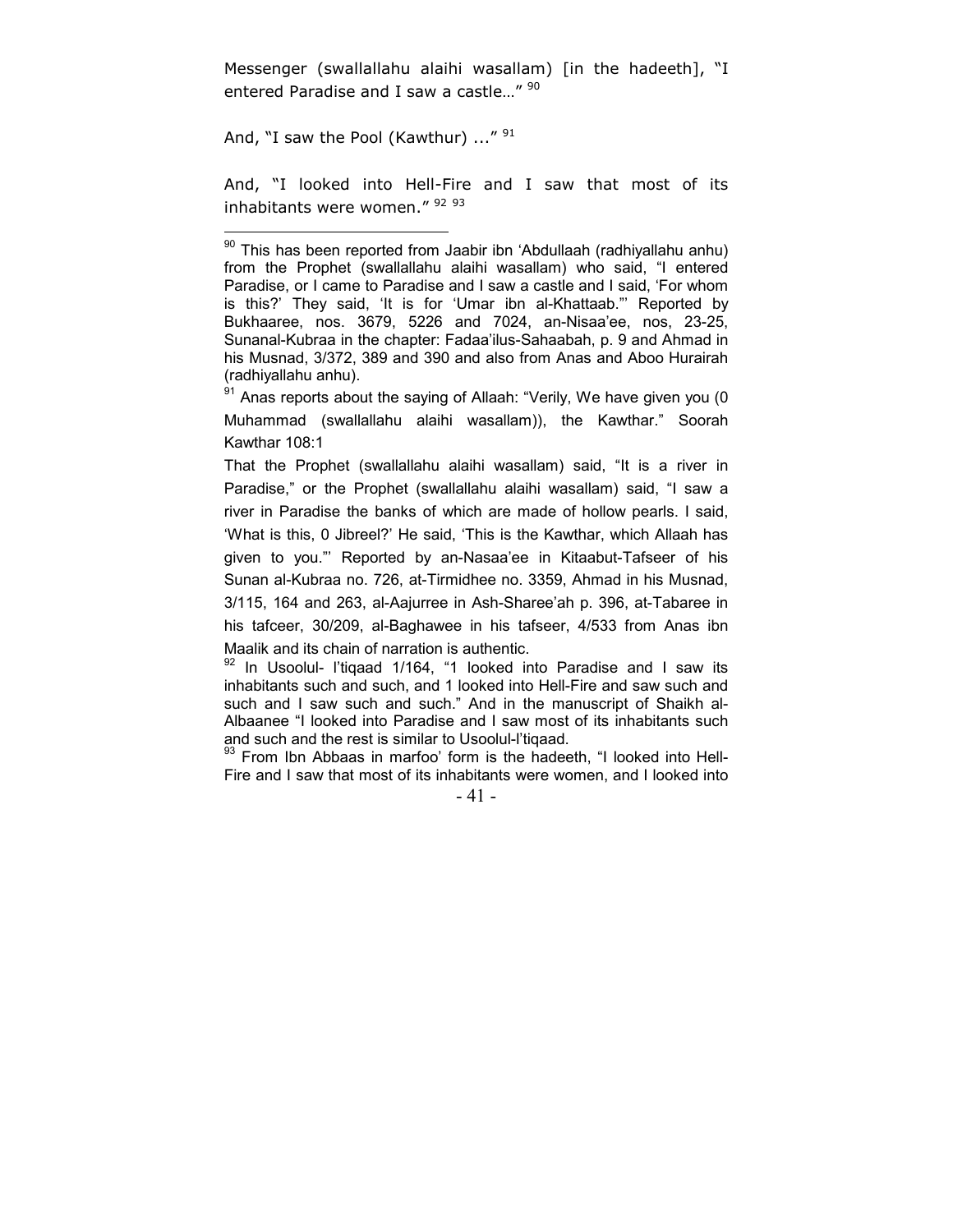Messenger (swallallahu alaihi wasallam) [in the hadeeth], "I entered Paradise and I saw a castle…" [90]

And, "I saw the Pool (Kawthur) ..." [91]

And, "I looked into Hell-Fire and I saw that most of its inhabitants were women." [92] [93]

---

[90] This has been reported from Jaabir ibn 'Abdullaah (radhiyallahu anhu) from the Prophet (swallallahu alaihi wasallam) who said, "I entered Paradise, or I came to Paradise and I saw a castle and I said, 'For whom is this?' They said, 'It is for 'Umar ibn al-Khattaab.'" Reported by Bukhaaree, nos. 3679, 5226 and 7024, an-Nisaa'ee, nos, 23-25, Sunanal-Kubraa in the chapter: Fadaa'ilus-Sahaabah, p. 9 and Ahmad in his Musnad, 3/372, 389 and 390 and also from Anas and Aboo Hurairah (radhiyallahu anhu).

[91] Anas reports about the saying of Allaah: "Verily, We have given you (0 Muhammad (swallallahu alaihi wasallam)), the Kawthar." Soorah Kawthar 108:1

That the Prophet (swallallahu alaihi wasallam) said, "It is a river in Paradise," or the Prophet (swallallahu alaihi wasallam) said, "I saw a river in Paradise the banks of which are made of hollow pearls. I said, 'What is this, 0 Jibreel?' He said, 'This is the Kawthar, which Allaah has given to you.'" Reported by an-Nasaa'ee in Kitaabut-Tafseer of his Sunan al-Kubraa no. 726, at-Tirmidhee no. 3359, Ahmad in his Musnad, 3/115, 164 and 263, al-Aajurree in Ash-Sharee'ah p. 396, at-Tabaree in his tafceer, 30/209, al-Baghawee in his tafseer, 4/533 from Anas ibn Maalik and its chain of narration is authentic.

[92] In Usoolul- I'tiqaad 1/164, "1 looked into Paradise and I saw its inhabitants such and such, and 1 looked into Hell-Fire and saw such and such and I saw such and such." And in the manuscript of Shaikh al-Albaanee "I looked into Paradise and I saw most of its inhabitants such and such and the rest is similar to Usoolul-I'tiqaad.

[93] From Ibn Abbaas in marfoo' form is the hadeeth, "I looked into Hell-Fire and I saw that most of its inhabitants were women, and I looked into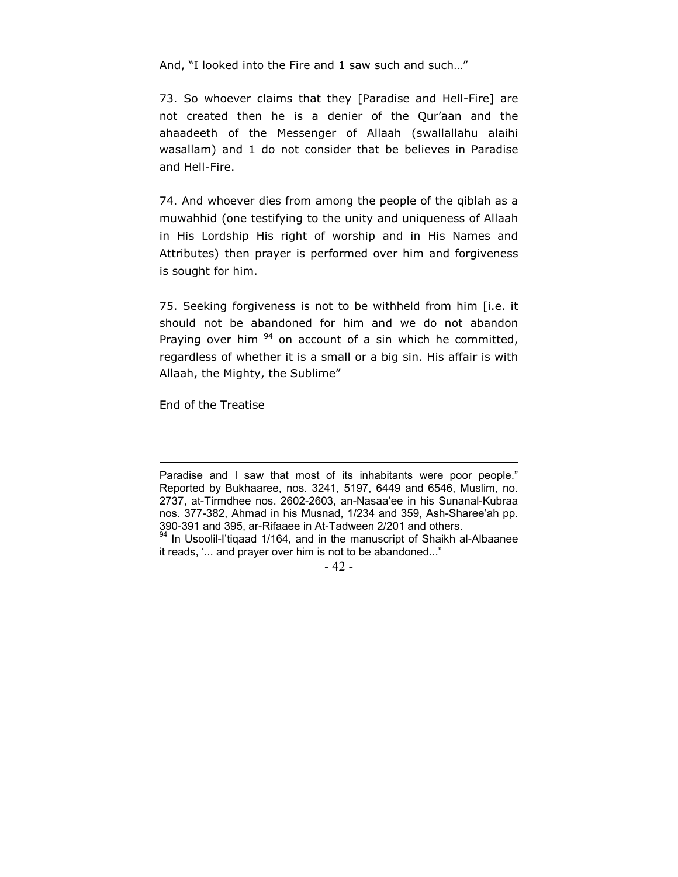And, "I looked into the Fire and 1 saw such and such…"

73. So whoever claims that they [Paradise and Hell-Fire] are not created then he is a denier of the Qur'aan and the ahaadeeth of the Messenger of Allaah (swallallahu alaihi wasallam) and 1 do not consider that be believes in Paradise and Hell-Fire.

74. And whoever dies from among the people of the qiblah as a muwahhid (one testifying to the unity and uniqueness of Allaah in His Lordship His right of worship and in His Names and Attributes) then prayer is performed over him and forgiveness is sought for him.

75. Seeking forgiveness is not to be withheld from him [i.e. it should not be abandoned for him and we do not abandon Praying over him [94] on account of a sin which he committed, regardless of whether it is a small or a big sin. His affair is with Allaah, the Mighty, the Sublime"

End of the Treatise

---

Paradise and I saw that most of its inhabitants were poor people." Reported by Bukhaaree, nos. 3241, 5197, 6449 and 6546, Muslim, no. 2737, at-Tirmdhee nos. 2602-2603, an-Nasaa'ee in his Sunanal-Kubraa nos. 377-382, Ahmad in his Musnad, 1/234 and 359, Ash-Sharee'ah pp. 390-391 and 395, ar-Rifaaee in At-Tadween 2/201 and others.

[94] In Usoolil-I'tiqaad 1/164, and in the manuscript of Shaikh al-Albaanee it reads, '... and prayer over him is not to be abandoned..."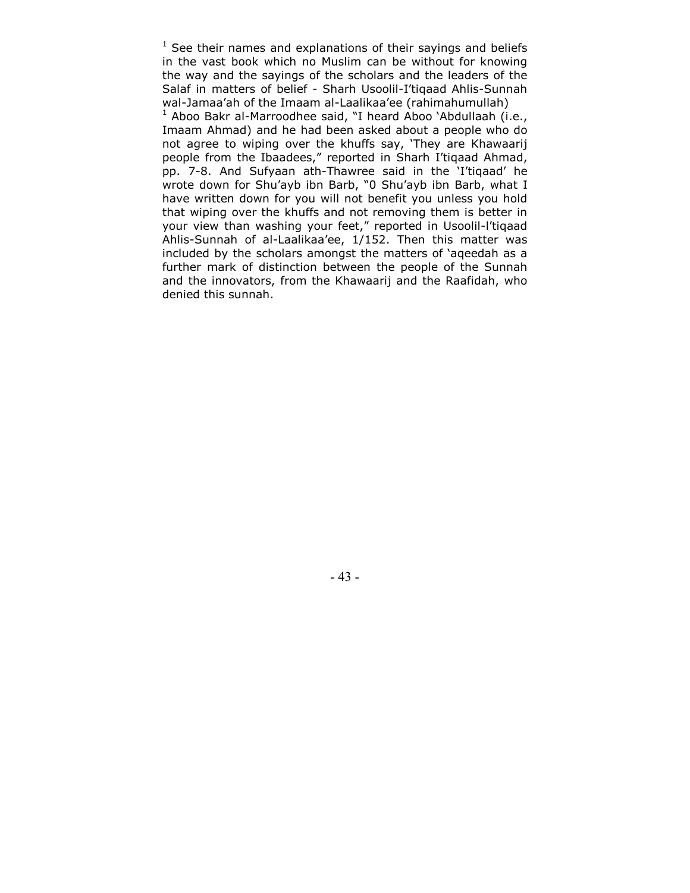[1] See their names and explanations of their sayings and beliefs in the vast book which no Muslim can be without for knowing the way and the sayings of the scholars and the leaders of the Salaf in matters of belief - Sharh Usoolil-I'tiqaad Ahlis-Sunnah wal-Jamaa'ah of the Imaam al-Laalikaa'ee (rahimahumullah)

[1] Aboo Bakr al-Marroodhee said, "I heard Aboo 'Abdullaah (i.e., Imaam Ahmad) and he had been asked about a people who do not agree to wiping over the khuffs say, 'They are Khawaarij people from the Ibaadees," reported in Sharh I'tiqaad Ahmad, pp. 7-8. And Sufyaan ath-Thawree said in the 'I'tiqaad' he wrote down for Shu'ayb ibn Barb, "0 Shu'ayb ibn Barb, what I have written down for you will not benefit you unless you hold that wiping over the khuffs and not removing them is better in your view than washing your feet," reported in Usoolil-l'tiqaad Ahlis-Sunnah of al-Laalikaa'ee, 1/152. Then this matter was included by the scholars amongst the matters of 'aqeedah as a further mark of distinction between the people of the Sunnah and the innovators, from the Khawaarij and the Raafidah, who denied this sunnah.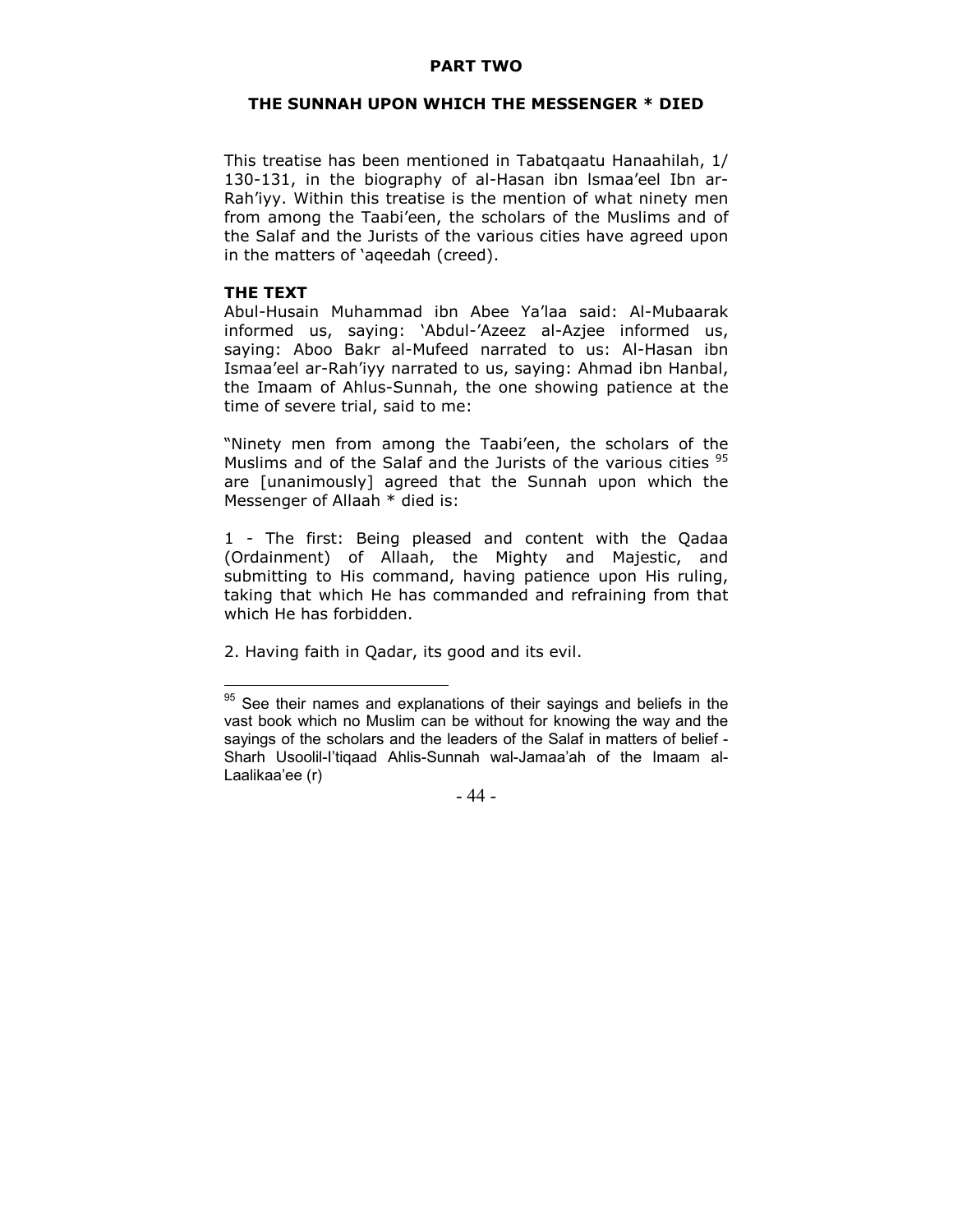## PART TWO

## THE SUNNAH UPON WHICH THE MESSENGER * DIED

This treatise has been mentioned in Tabatqaatu Hanaahilah, 1/ 130-131, in the biography of al-Hasan ibn Ismaa'eel Ibn ar-Rah'iyy. Within this treatise is the mention of what ninety men from among the Taabi'een, the scholars of the Muslims and of the Salaf and the Jurists of the various cities have agreed upon in the matters of 'aqeedah (creed).

### THE TEXT

Abul-Husain Muhammad ibn Abee Ya'laa said: Al-Mubaarak informed us, saying: 'Abdul-'Azeez al-Azjee informed us, saying: Aboo Bakr al-Mufeed narrated to us: Al-Hasan ibn Ismaa'eel ar-Rah'iyy narrated to us, saying: Ahmad ibn Hanbal, the Imaam of Ahlus-Sunnah, the one showing patience at the time of severe trial, said to me:

"Ninety men from among the Taabi'een, the scholars of the Muslims and of the Salaf and the Jurists of the various cities [95] are [unanimously] agreed that the Sunnah upon which the Messenger of Allaah * died is:

1 - The first: Being pleased and content with the Qadaa (Ordainment) of Allaah, the Mighty and Majestic, and submitting to His command, having patience upon His ruling, taking that which He has commanded and refraining from that which He has forbidden.

2. Having faith in Qadar, its good and its evil.

---

[95] See their names and explanations of their sayings and beliefs in the vast book which no Muslim can be without for knowing the way and the sayings of the scholars and the leaders of the Salaf in matters of belief - Sharh Usoolil-I'tiqaad Ahlis-Sunnah wal-Jamaa'ah of the Imaam al-Laalikaa'ee (r)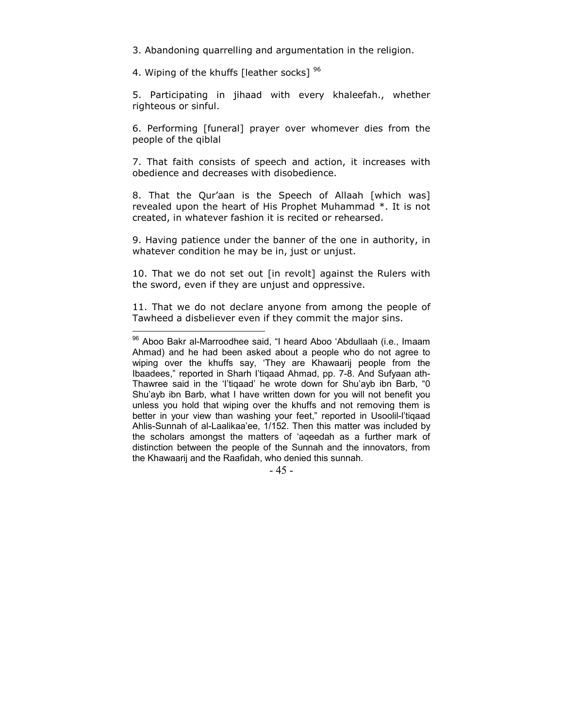3. Abandoning quarrelling and argumentation in the religion.

4. Wiping of the khuffs [leather socks] [96]

5. Participating in jihaad with every khaleefah., whether righteous or sinful.

6. Performing [funeral] prayer over whomever dies from the people of the qiblal

7. That faith consists of speech and action, it increases with obedience and decreases with disobedience.

8. That the Qur'aan is the Speech of Allaah [which was] revealed upon the heart of His Prophet Muhammad *. It is not created, in whatever fashion it is recited or rehearsed.

9. Having patience under the banner of the one in authority, in whatever condition he may be in, just or unjust.

10. That we do not set out [in revolt] against the Rulers with the sword, even if they are unjust and oppressive.

11. That we do not declare anyone from among the people of Tawheed a disbeliever even if they commit the major sins.

---

[96] Aboo Bakr al-Marroodhee said, "I heard Aboo 'Abdullaah (i.e., Imaam Ahmad) and he had been asked about a people who do not agree to wiping over the khuffs say, 'They are Khawaarij people from the Ibaadees," reported in Sharh I'tiqaad Ahmad, pp. 7-8. And Sufyaan ath-Thawree said in the 'I'tiqaad' he wrote down for Shu'ayb ibn Barb, "0 Shu'ayb ibn Barb, what I have written down for you will not benefit you unless you hold that wiping over the khuffs and not removing them is better in your view than washing your feet," reported in Usoolil-I'tiqaad Ahlis-Sunnah of al-Laalikaa'ee, 1/152. Then this matter was included by the scholars amongst the matters of 'aqeedah as a further mark of distinction between the people of the Sunnah and the innovators, from the Khawaarij and the Raafidah, who denied this sunnah.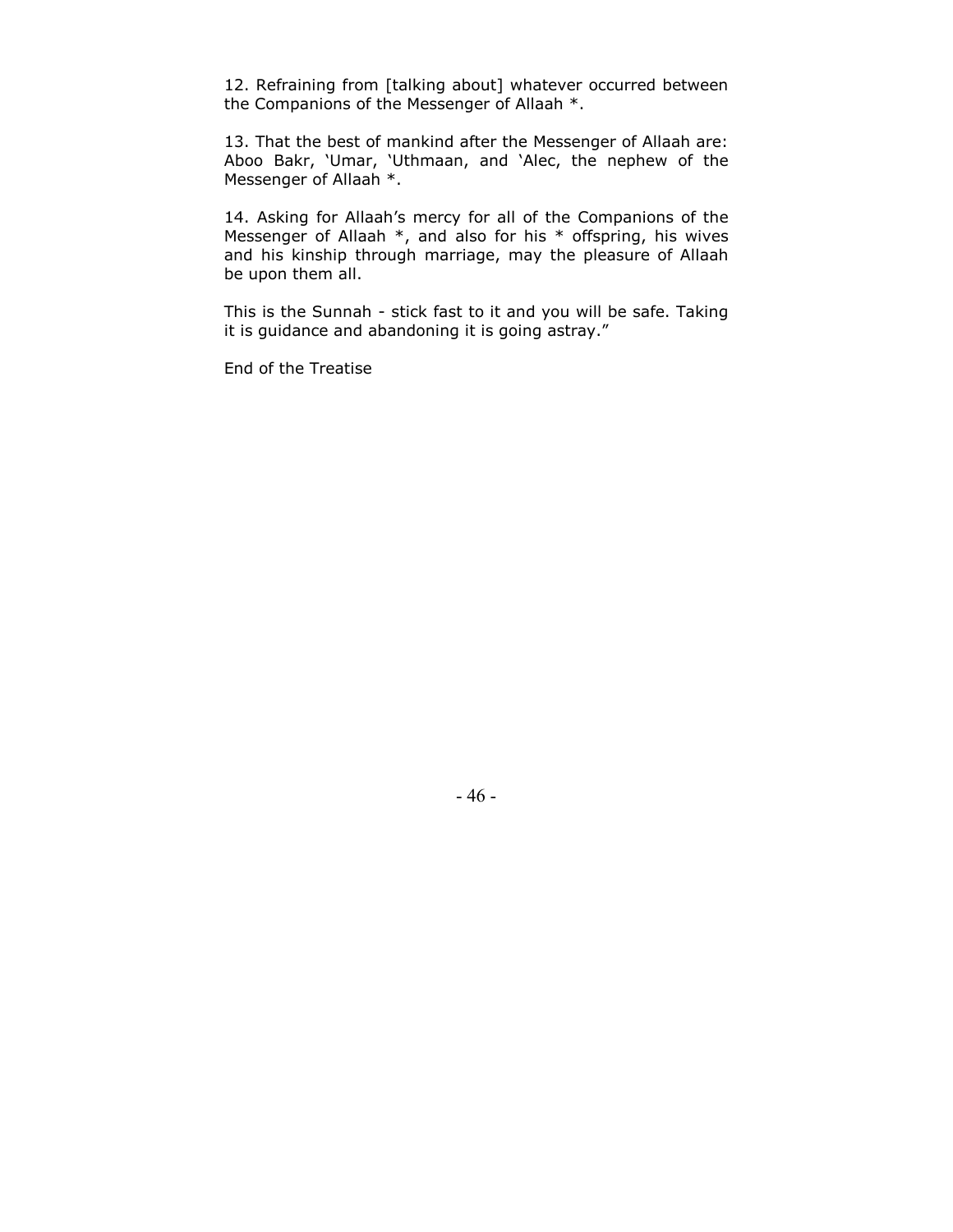12. Refraining from [talking about] whatever occurred between the Companions of the Messenger of Allaah *.

13. That the best of mankind after the Messenger of Allaah are: Aboo Bakr, 'Umar, 'Uthmaan, and 'Alec, the nephew of the Messenger of Allaah *.

14. Asking for Allaah's mercy for all of the Companions of the Messenger of Allaah *, and also for his * offspring, his wives and his kinship through marriage, may the pleasure of Allaah be upon them all.

This is the Sunnah - stick fast to it and you will be safe. Taking it is guidance and abandoning it is going astray."

End of the Treatise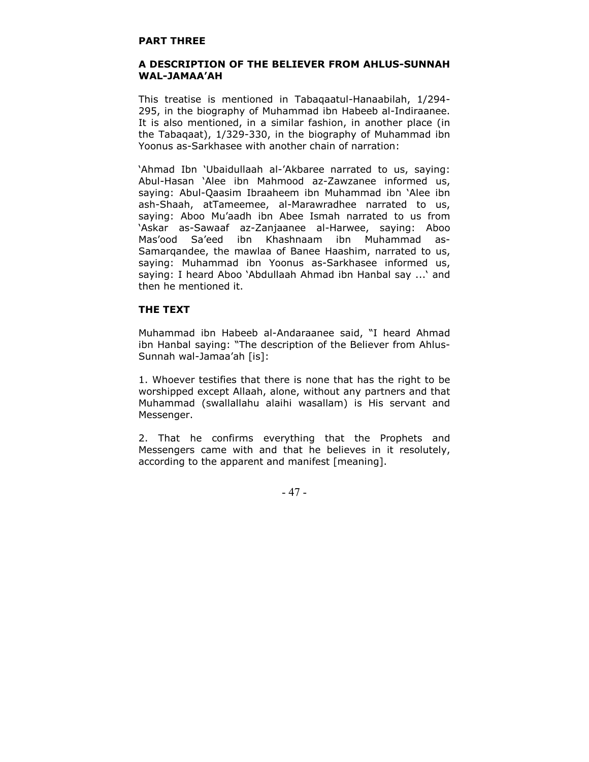## PART THREE

### A DESCRIPTION OF THE BELIEVER FROM AHLUS-SUNNAH WAL-JAMAA'AH

This treatise is mentioned in Tabaqaatul-Hanaabilah, 1/294-295, in the biography of Muhammad ibn Habeeb al-Indiraanee. It is also mentioned, in a similar fashion, in another place (in the Tabaqaat), 1/329-330, in the biography of Muhammad ibn Yoonus as-Sarkhasee with another chain of narration:

'Ahmad Ibn 'Ubaidullaah al-'Akbaree narrated to us, saying: Abul-Hasan 'Alee ibn Mahmood az-Zawzanee informed us, saying: Abul-Qaasim Ibraaheem ibn Muhammad ibn 'Alee ibn ash-Shaah, atTameemee, al-Marawradhee narrated to us, saying: Aboo Mu'aadh ibn Abee Ismah narrated to us from 'Askar as-Sawaaf az-Zanjaanee al-Harwee, saying: Aboo Mas'ood Sa'eed ibn Khashnaam ibn Muhammad as-Samarqandee, the mawlaa of Banee Haashim, narrated to us, saying: Muhammad ibn Yoonus as-Sarkhasee informed us, saying: I heard Aboo 'Abdullaah Ahmad ibn Hanbal say ...' and then he mentioned it.

### THE TEXT

Muhammad ibn Habeeb al-Andaraanee said, "I heard Ahmad ibn Hanbal saying: "The description of the Believer from Ahlus-Sunnah wal-Jamaa'ah [is]:

1. Whoever testifies that there is none that has the right to be worshipped except Allaah, alone, without any partners and that Muhammad (swallallahu alaihi wasallam) is His servant and Messenger.

2. That he confirms everything that the Prophets and Messengers came with and that he believes in it resolutely, according to the apparent and manifest [meaning].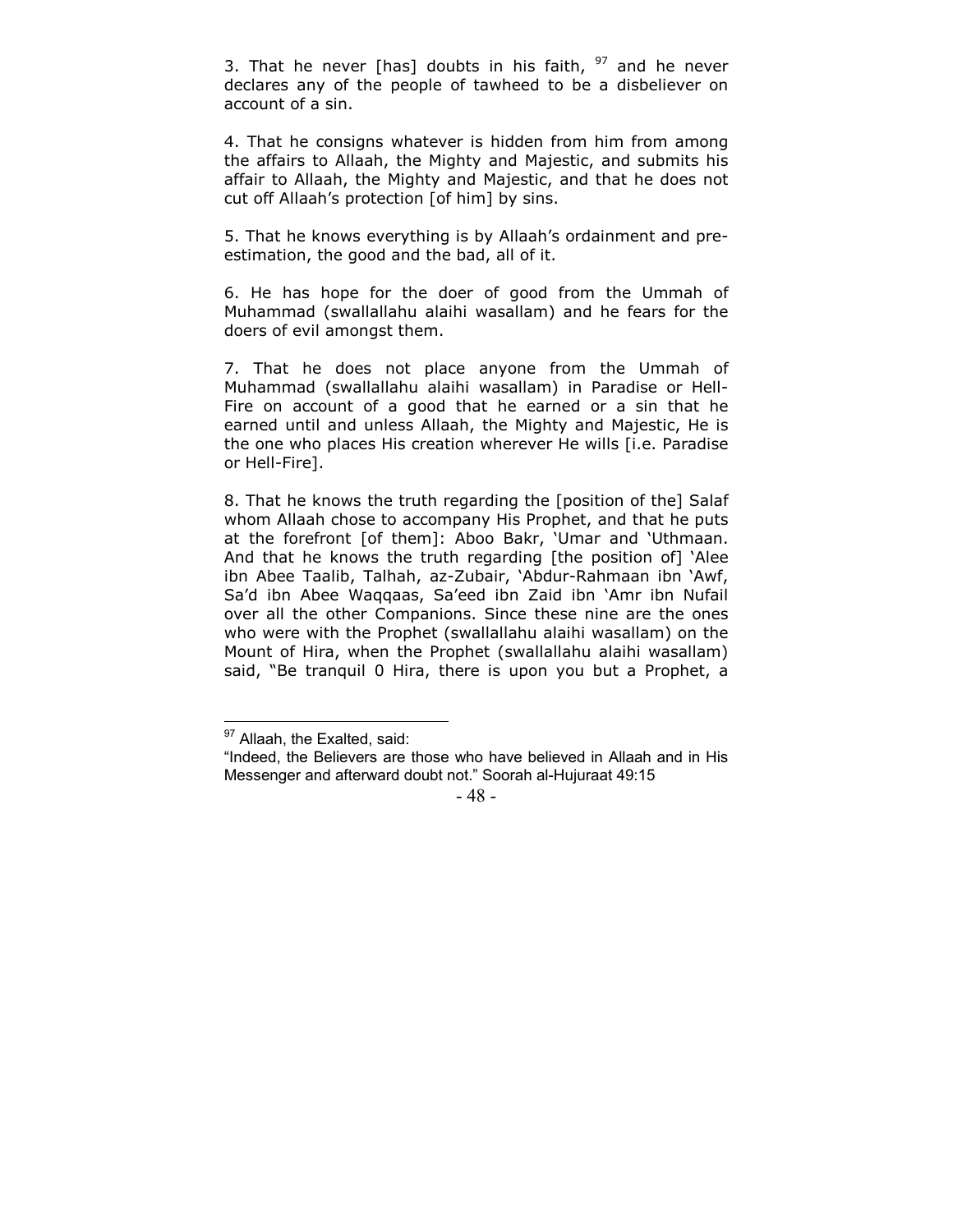3. That he never [has] doubts in his faith, [97] and he never declares any of the people of tawheed to be a disbeliever on account of a sin.

4. That he consigns whatever is hidden from him from among the affairs to Allaah, the Mighty and Majestic, and submits his affair to Allaah, the Mighty and Majestic, and that he does not cut off Allaah's protection [of him] by sins.

5. That he knows everything is by Allaah's ordainment and pre-estimation, the good and the bad, all of it.

6. He has hope for the doer of good from the Ummah of Muhammad (swallallahu alaihi wasallam) and he fears for the doers of evil amongst them.

7. That he does not place anyone from the Ummah of Muhammad (swallallahu alaihi wasallam) in Paradise or Hell-Fire on account of a good that he earned or a sin that he earned until and unless Allaah, the Mighty and Majestic, He is the one who places His creation wherever He wills [i.e. Paradise or Hell-Fire].

8. That he knows the truth regarding the [position of the] Salaf whom Allaah chose to accompany His Prophet, and that he puts at the forefront [of them]: Aboo Bakr, 'Umar and 'Uthmaan. And that he knows the truth regarding [the position of] 'Alee ibn Abee Taalib, Talhah, az-Zubair, 'Abdur-Rahmaan ibn 'Awf, Sa'd ibn Abee Waqqaas, Sa'eed ibn Zaid ibn 'Amr ibn Nufail over all the other Companions. Since these nine are the ones who were with the Prophet (swallallahu alaihi wasallam) on the Mount of Hira, when the Prophet (swallallahu alaihi wasallam) said, "Be tranquil 0 Hira, there is upon you but a Prophet, a

---

[97] Allaah, the Exalted, said:
"Indeed, the Believers are those who have believed in Allaah and in His Messenger and afterward doubt not." Soorah al-Hujuraat 49:15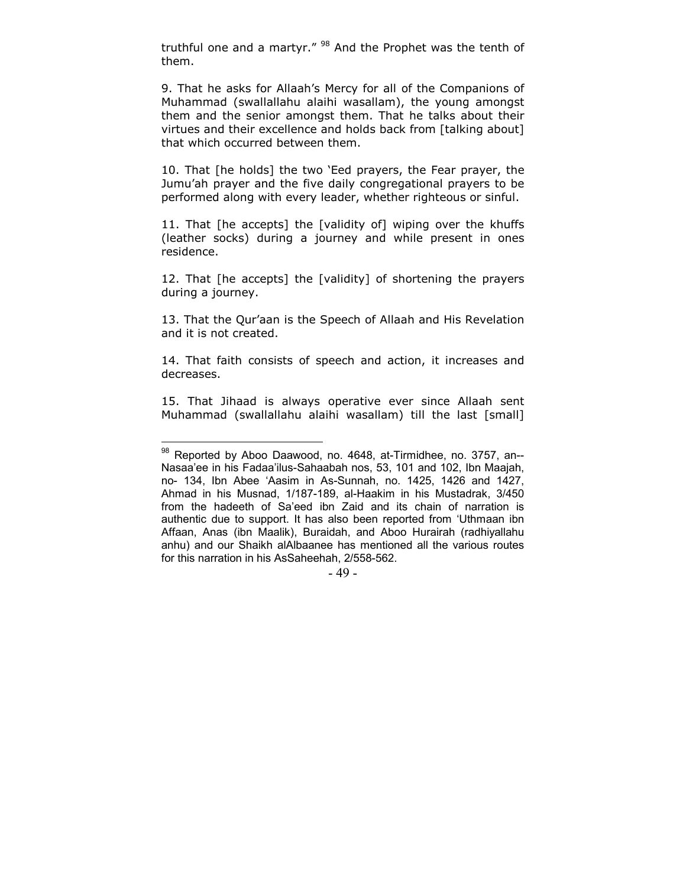truthful one and a martyr." [98] And the Prophet was the tenth of them.

9. That he asks for Allaah's Mercy for all of the Companions of Muhammad (swallallahu alaihi wasallam), the young amongst them and the senior amongst them. That he talks about their virtues and their excellence and holds back from [talking about] that which occurred between them.

10. That [he holds] the two 'Eed prayers, the Fear prayer, the Jumu'ah prayer and the five daily congregational prayers to be performed along with every leader, whether righteous or sinful.

11. That [he accepts] the [validity of] wiping over the khuffs (leather socks) during a journey and while present in ones residence.

12. That [he accepts] the [validity] of shortening the prayers during a journey.

13. That the Qur'aan is the Speech of Allaah and His Revelation and it is not created.

14. That faith consists of speech and action, it increases and decreases.

15. That Jihaad is always operative ever since Allaah sent Muhammad (swallallahu alaihi wasallam) till the last [small]

---

[98] Reported by Aboo Daawood, no. 4648, at-Tirmidhee, no. 3757, an--Nasaa'ee in his Fadaa'ilus-Sahaabah nos, 53, 101 and 102, Ibn Maajah, no- 134, Ibn Abee 'Aasim in As-Sunnah, no. 1425, 1426 and 1427, Ahmad in his Musnad, 1/187-189, al-Haakim in his Mustadrak, 3/450 from the hadeeth of Sa'eed ibn Zaid and its chain of narration is authentic due to support. It has also been reported from 'Uthmaan ibn Affaan, Anas (ibn Maalik), Buraidah, and Aboo Hurairah (radhiyallahu anhu) and our Shaikh alAlbaanee has mentioned all the various routes for this narration in his AsSaheehah, 2/558-562.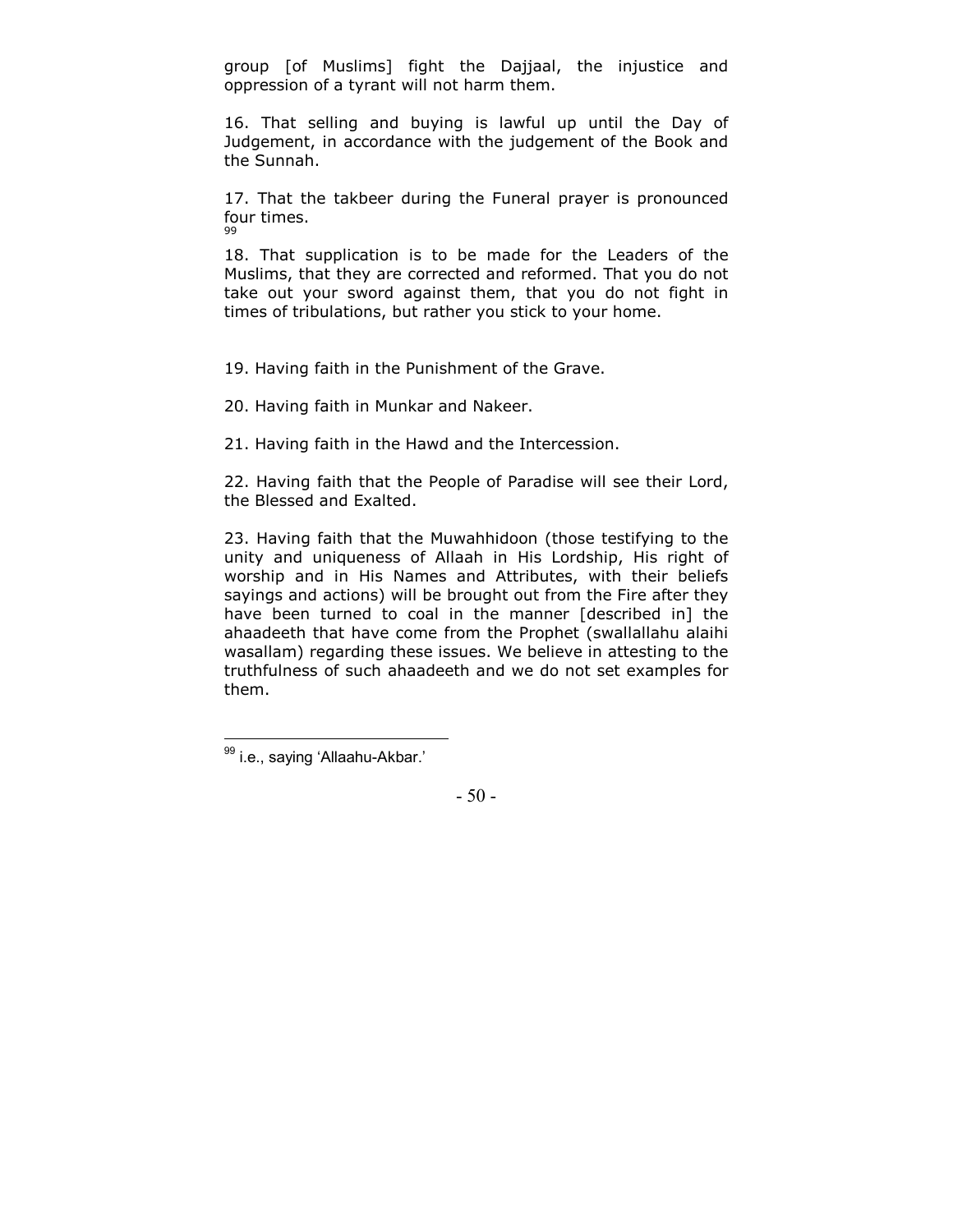group [of Muslims] fight the Dajjaal, the injustice and oppression of a tyrant will not harm them.

16. That selling and buying is lawful up until the Day of Judgement, in accordance with the judgement of the Book and the Sunnah.

17. That the takbeer during the Funeral prayer is pronounced four times.[99]

18. That supplication is to be made for the Leaders of the Muslims, that they are corrected and reformed. That you do not take out your sword against them, that you do not fight in times of tribulations, but rather you stick to your home.

19. Having faith in the Punishment of the Grave.

20. Having faith in Munkar and Nakeer.

21. Having faith in the Hawd and the Intercession.

22. Having faith that the People of Paradise will see their Lord, the Blessed and Exalted.

23. Having faith that the Muwahhidoon (those testifying to the unity and uniqueness of Allaah in His Lordship, His right of worship and in His Names and Attributes, with their beliefs sayings and actions) will be brought out from the Fire after they have been turned to coal in the manner [described in] the ahaadeeth that have come from the Prophet (swallallahu alaihi wasallam) regarding these issues. We believe in attesting to the truthfulness of such ahaadeeth and we do not set examples for them.

---

[99] i.e., saying 'Allaahu-Akbar.'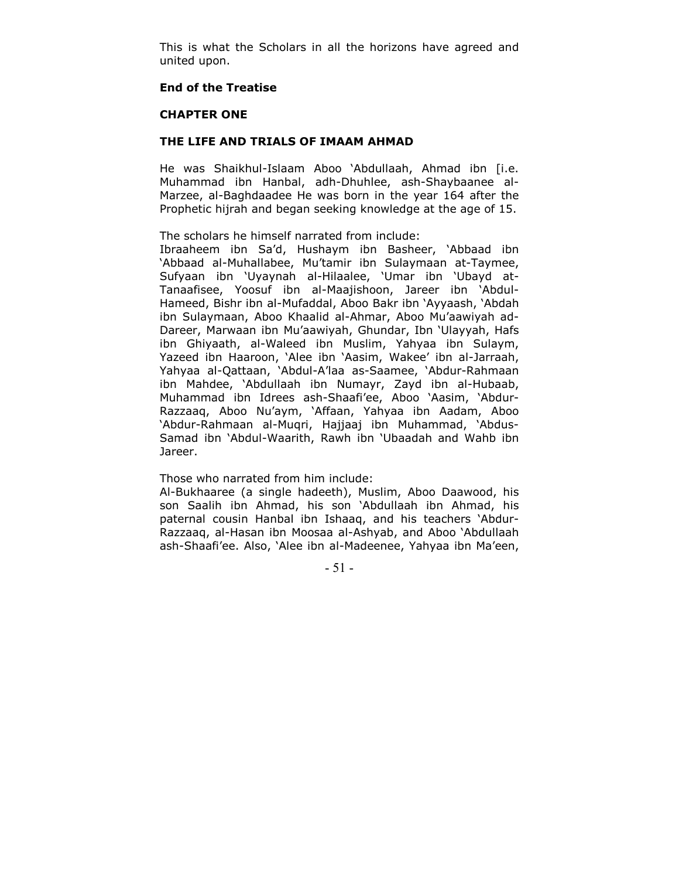This is what the Scholars in all the horizons have agreed and united upon.

**End of the Treatise**

## CHAPTER ONE

## THE LIFE AND TRIALS OF IMAAM AHMAD

He was Shaikhul-Islaam Aboo 'Abdullaah, Ahmad ibn [i.e. Muhammad ibn Hanbal, adh-Dhuhlee, ash-Shaybaanee al-Marzee, al-Baghdaadee He was born in the year 164 after the Prophetic hijrah and began seeking knowledge at the age of 15.

The scholars he himself narrated from include:
Ibraaheem ibn Sa'd, Hushaym ibn Basheer, 'Abbaad ibn 'Abbaad al-Muhallabee, Mu'tamir ibn Sulaymaan at-Taymee, Sufyaan ibn 'Uyaynah al-Hilaalee, 'Umar ibn 'Ubayd at-Tanaafisee, Yoosuf ibn al-Maajishoon, Jareer ibn 'Abdul-Hameed, Bishr ibn al-Mufaddal, Aboo Bakr ibn 'Ayyaash, 'Abdah ibn Sulaymaan, Aboo Khaalid al-Ahmar, Aboo Mu'aawiyah ad-Dareer, Marwaan ibn Mu'aawiyah, Ghundar, Ibn 'Ulayyah, Hafs ibn Ghiyaath, al-Waleed ibn Muslim, Yahyaa ibn Sulaym, Yazeed ibn Haaroon, 'Alee ibn 'Aasim, Wakee' ibn al-Jarraah, Yahyaa al-Qattaan, 'Abdul-A'laa as-Saamee, 'Abdur-Rahmaan ibn Mahdee, 'Abdullaah ibn Numayr, Zayd ibn al-Hubaab, Muhammad ibn Idrees ash-Shaafi'ee, Aboo 'Aasim, 'Abdur-Razzaaq, Aboo Nu'aym, 'Affaan, Yahyaa ibn Aadam, Aboo 'Abdur-Rahmaan al-Muqri, Hajjaaj ibn Muhammad, 'Abdus-Samad ibn 'Abdul-Waarith, Rawh ibn 'Ubaadah and Wahb ibn Jareer.

Those who narrated from him include:
Al-Bukhaaree (a single hadeeth), Muslim, Aboo Daawood, his son Saalih ibn Ahmad, his son 'Abdullaah ibn Ahmad, his paternal cousin Hanbal ibn Ishaaq, and his teachers 'Abdur-Razzaaq, al-Hasan ibn Moosaa al-Ashyab, and Aboo 'Abdullaah ash-Shaafi'ee. Also, 'Alee ibn al-Madeenee, Yahyaa ibn Ma'een,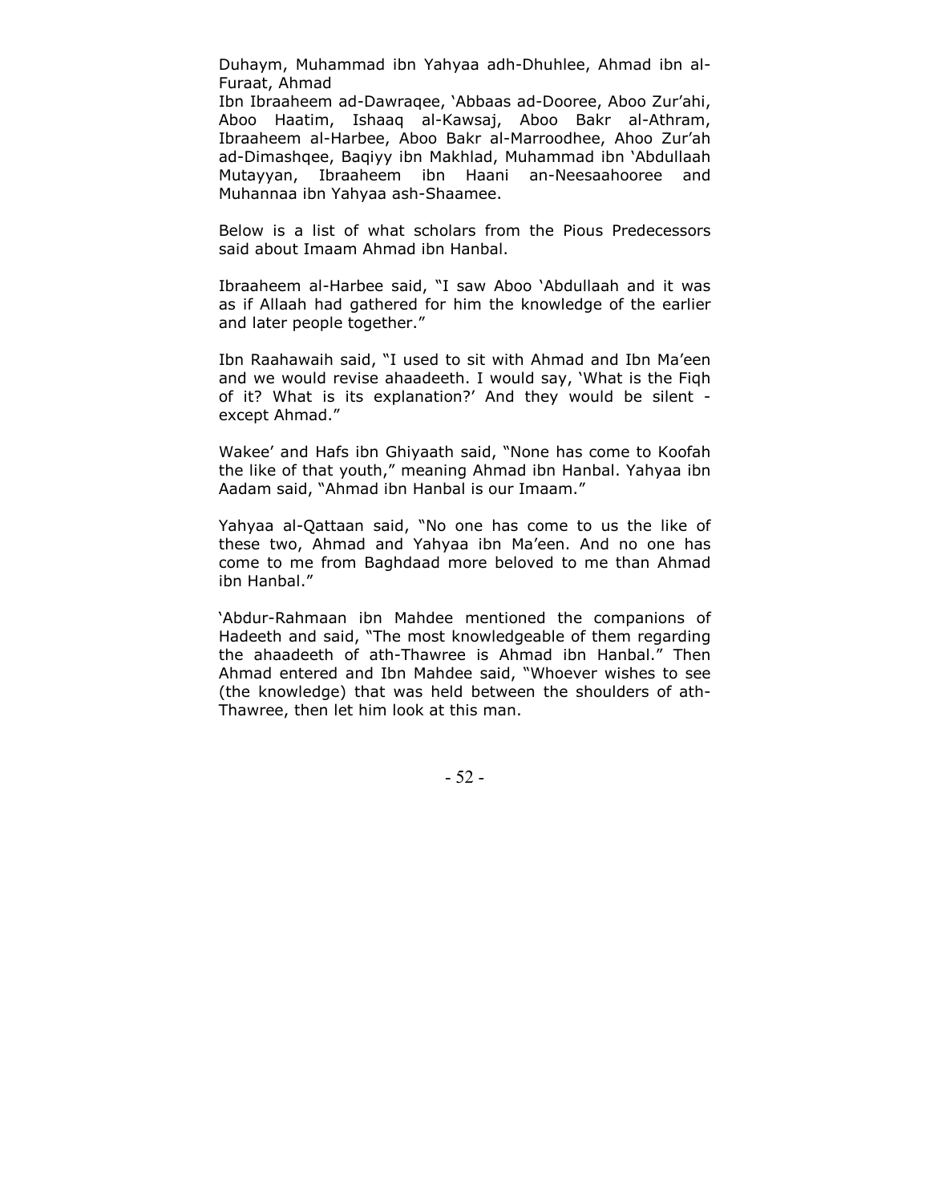Duhaym, Muhammad ibn Yahyaa adh-Dhuhlee, Ahmad ibn al-Furaat, Ahmad
Ibn Ibraaheem ad-Dawraqee, 'Abbaas ad-Dooree, Aboo Zur'ahi, Aboo Haatim, Ishaaq al-Kawsaj, Aboo Bakr al-Athram, Ibraaheem al-Harbee, Aboo Bakr al-Marroodhee, Ahoo Zur'ah ad-Dimashqee, Baqiyy ibn Makhlad, Muhammad ibn 'Abdullaah Mutayyan, Ibraaheem ibn Haani an-Neesaahooree and Muhannaa ibn Yahyaa ash-Shaamee.

Below is a list of what scholars from the Pious Predecessors said about Imaam Ahmad ibn Hanbal.

Ibraaheem al-Harbee said, "I saw Aboo 'Abdullaah and it was as if Allaah had gathered for him the knowledge of the earlier and later people together."

Ibn Raahawaih said, "I used to sit with Ahmad and Ibn Ma'een and we would revise ahaadeeth. I would say, 'What is the Fiqh of it? What is its explanation?' And they would be silent - except Ahmad."

Wakee' and Hafs ibn Ghiyaath said, "None has come to Koofah the like of that youth," meaning Ahmad ibn Hanbal. Yahyaa ibn Aadam said, "Ahmad ibn Hanbal is our Imaam."

Yahyaa al-Qattaan said, "No one has come to us the like of these two, Ahmad and Yahyaa ibn Ma'een. And no one has come to me from Baghdaad more beloved to me than Ahmad ibn Hanbal."

'Abdur-Rahmaan ibn Mahdee mentioned the companions of Hadeeth and said, "The most knowledgeable of them regarding the ahaadeeth of ath-Thawree is Ahmad ibn Hanbal." Then Ahmad entered and Ibn Mahdee said, "Whoever wishes to see (the knowledge) that was held between the shoulders of ath-Thawree, then let him look at this man.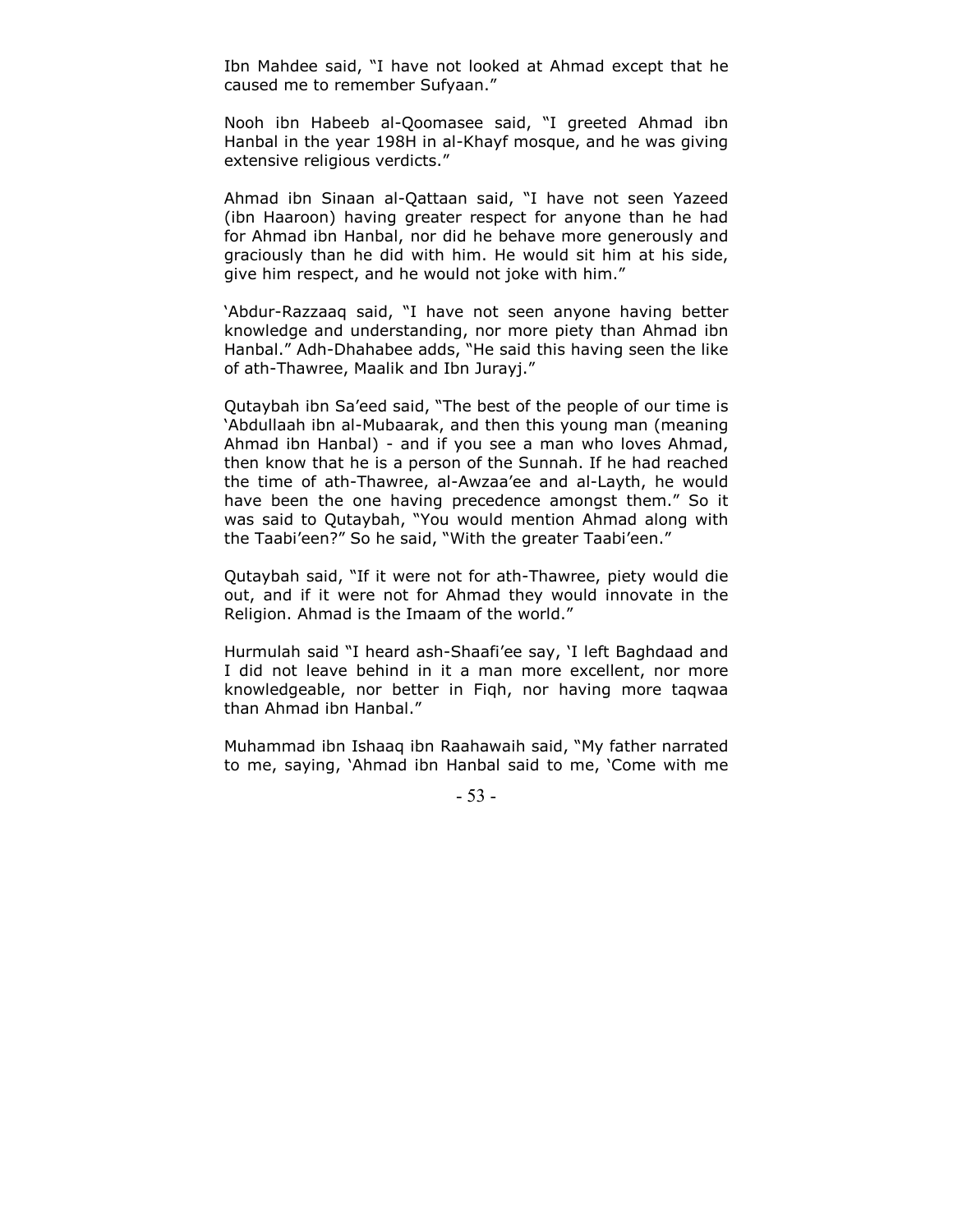Ibn Mahdee said, "I have not looked at Ahmad except that he caused me to remember Sufyaan."

Nooh ibn Habeeb al-Qoomasee said, "I greeted Ahmad ibn Hanbal in the year 198H in al-Khayf mosque, and he was giving extensive religious verdicts."

Ahmad ibn Sinaan al-Qattaan said, "I have not seen Yazeed (ibn Haaroon) having greater respect for anyone than he had for Ahmad ibn Hanbal, nor did he behave more generously and graciously than he did with him. He would sit him at his side, give him respect, and he would not joke with him."

'Abdur-Razzaaq said, "I have not seen anyone having better knowledge and understanding, nor more piety than Ahmad ibn Hanbal." Adh-Dhahabee adds, "He said this having seen the like of ath-Thawree, Maalik and Ibn Jurayj."

Qutaybah ibn Sa'eed said, "The best of the people of our time is 'Abdullaah ibn al-Mubaarak, and then this young man (meaning Ahmad ibn Hanbal) - and if you see a man who loves Ahmad, then know that he is a person of the Sunnah. If he had reached the time of ath-Thawree, al-Awzaa'ee and al-Layth, he would have been the one having precedence amongst them." So it was said to Qutaybah, "You would mention Ahmad along with the Taabi'een?" So he said, "With the greater Taabi'een."

Qutaybah said, "If it were not for ath-Thawree, piety would die out, and if it were not for Ahmad they would innovate in the Religion. Ahmad is the Imaam of the world."

Hurmulah said "I heard ash-Shaafi'ee say, 'I left Baghdaad and I did not leave behind in it a man more excellent, nor more knowledgeable, nor better in Fiqh, nor having more taqwaa than Ahmad ibn Hanbal."

Muhammad ibn Ishaaq ibn Raahawaih said, "My father narrated to me, saying, 'Ahmad ibn Hanbal said to me, 'Come with me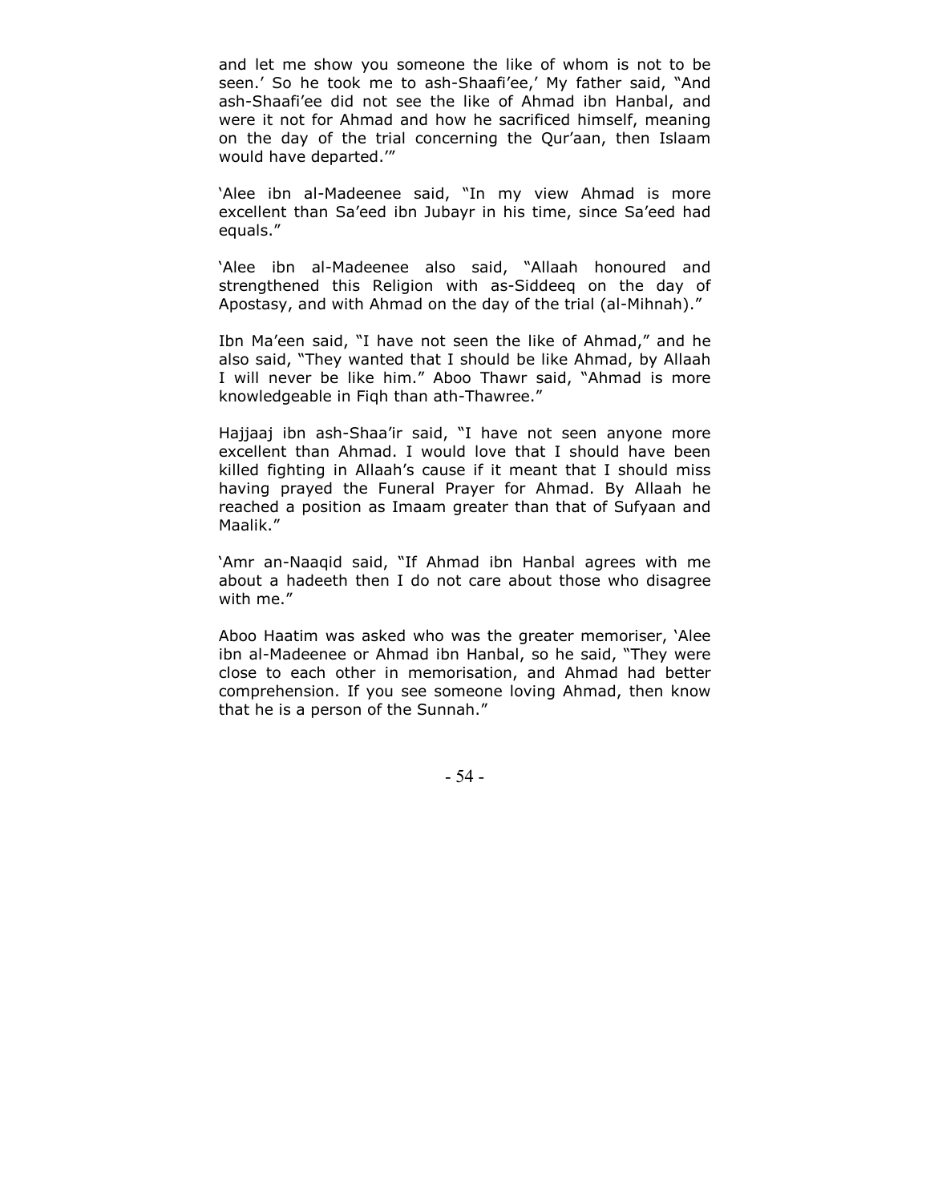and let me show you someone the like of whom is not to be seen.' So he took me to ash-Shaafi'ee,' My father said, "And ash-Shaafi'ee did not see the like of Ahmad ibn Hanbal, and were it not for Ahmad and how he sacrificed himself, meaning on the day of the trial concerning the Qur'aan, then Islaam would have departed.'"

'Alee ibn al-Madeenee said, "In my view Ahmad is more excellent than Sa'eed ibn Jubayr in his time, since Sa'eed had equals."

'Alee ibn al-Madeenee also said, "Allaah honoured and strengthened this Religion with as-Siddeeq on the day of Apostasy, and with Ahmad on the day of the trial (al-Mihnah)."

Ibn Ma'een said, "I have not seen the like of Ahmad," and he also said, "They wanted that I should be like Ahmad, by Allaah I will never be like him." Aboo Thawr said, "Ahmad is more knowledgeable in Fiqh than ath-Thawree."

Hajjaaj ibn ash-Shaa'ir said, "I have not seen anyone more excellent than Ahmad. I would love that I should have been killed fighting in Allaah's cause if it meant that I should miss having prayed the Funeral Prayer for Ahmad. By Allaah he reached a position as Imaam greater than that of Sufyaan and Maalik."

'Amr an-Naaqid said, "If Ahmad ibn Hanbal agrees with me about a hadeeth then I do not care about those who disagree with me."

Aboo Haatim was asked who was the greater memoriser, 'Alee ibn al-Madeenee or Ahmad ibn Hanbal, so he said, "They were close to each other in memorisation, and Ahmad had better comprehension. If you see someone loving Ahmad, then know that he is a person of the Sunnah."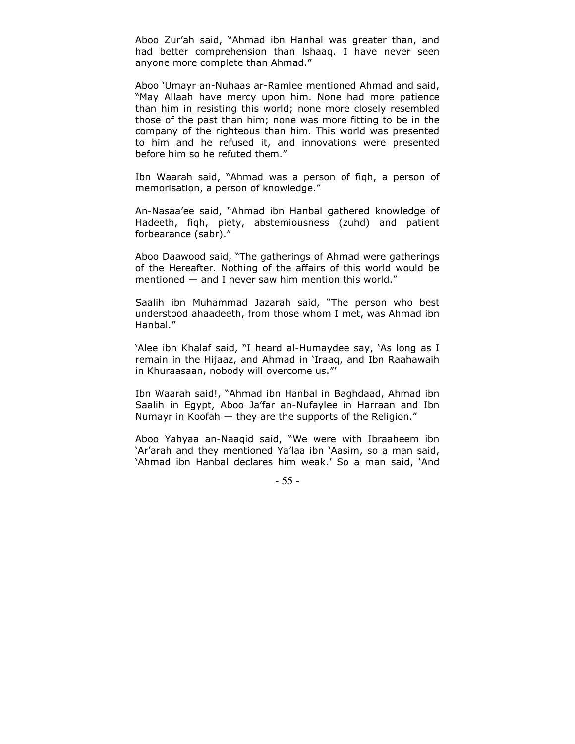Aboo Zur'ah said, "Ahmad ibn Hanhal was greater than, and had better comprehension than lshaaq. I have never seen anyone more complete than Ahmad."

Aboo 'Umayr an-Nuhaas ar-Ramlee mentioned Ahmad and said, "May Allaah have mercy upon him. None had more patience than him in resisting this world; none more closely resembled those of the past than him; none was more fitting to be in the company of the righteous than him. This world was presented to him and he refused it, and innovations were presented before him so he refuted them."

Ibn Waarah said, "Ahmad was a person of fiqh, a person of memorisation, a person of knowledge."

An-Nasaa'ee said, "Ahmad ibn Hanbal gathered knowledge of Hadeeth, fiqh, piety, abstemiousness (zuhd) and patient forbearance (sabr)."

Aboo Daawood said, "The gatherings of Ahmad were gatherings of the Hereafter. Nothing of the affairs of this world would be mentioned — and I never saw him mention this world."

Saalih ibn Muhammad Jazarah said, "The person who best understood ahaadeeth, from those whom I met, was Ahmad ibn Hanbal."

'Alee ibn Khalaf said, "I heard al-Humaydee say, 'As long as I remain in the Hijaaz, and Ahmad in 'Iraaq, and Ibn Raahawaih in Khuraasaan, nobody will overcome us.'"

Ibn Waarah said!, "Ahmad ibn Hanbal in Baghdaad, Ahmad ibn Saalih in Egypt, Aboo Ja'far an-Nufaylee in Harraan and Ibn Numayr in Koofah — they are the supports of the Religion."

Aboo Yahyaa an-Naaqid said, "We were with Ibraaheem ibn 'Ar'arah and they mentioned Ya'laa ibn 'Aasim, so a man said, 'Ahmad ibn Hanbal declares him weak.' So a man said, 'And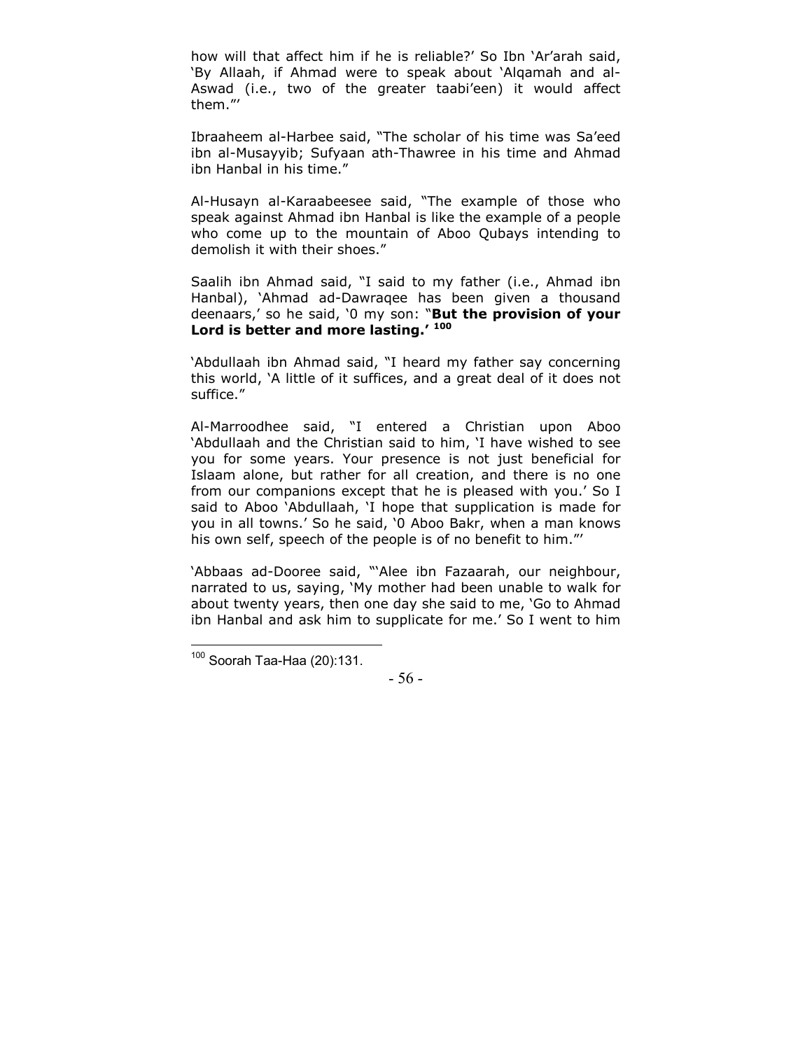how will that affect him if he is reliable?' So Ibn 'Ar'arah said, 'By Allaah, if Ahmad were to speak about 'Alqamah and al-Aswad (i.e., two of the greater taabi'een) it would affect them."'

Ibraaheem al-Harbee said, "The scholar of his time was Sa'eed ibn al-Musayyib; Sufyaan ath-Thawree in his time and Ahmad ibn Hanbal in his time."

Al-Husayn al-Karaabeesee said, "The example of those who speak against Ahmad ibn Hanbal is like the example of a people who come up to the mountain of Aboo Qubays intending to demolish it with their shoes."

Saalih ibn Ahmad said, "I said to my father (i.e., Ahmad ibn Hanbal), 'Ahmad ad-Dawraqee has been given a thousand deenaars,' so he said, '0 my son: "**But the provision of your Lord is better and more lasting.'** [100]

'Abdullaah ibn Ahmad said, "I heard my father say concerning this world, 'A little of it suffices, and a great deal of it does not suffice."

Al-Marroodhee said, "I entered a Christian upon Aboo 'Abdullaah and the Christian said to him, 'I have wished to see you for some years. Your presence is not just beneficial for Islaam alone, but rather for all creation, and there is no one from our companions except that he is pleased with you.' So I said to Aboo 'Abdullaah, 'I hope that supplication is made for you in all towns.' So he said, '0 Aboo Bakr, when a man knows his own self, speech of the people is of no benefit to him."'

'Abbaas ad-Dooree said, "'Alee ibn Fazaarah, our neighbour, narrated to us, saying, 'My mother had been unable to walk for about twenty years, then one day she said to me, 'Go to Ahmad ibn Hanbal and ask him to supplicate for me.' So I went to him

---

[100] Soorah Taa-Haa (20):131.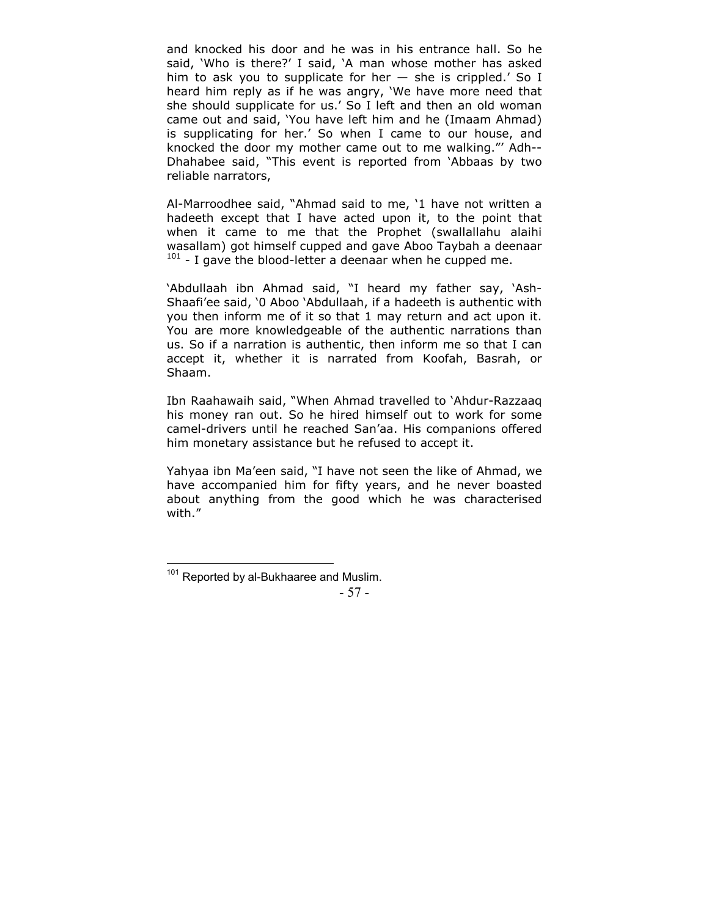and knocked his door and he was in his entrance hall. So he said, 'Who is there?' I said, 'A man whose mother has asked him to ask you to supplicate for her — she is crippled.' So I heard him reply as if he was angry, 'We have more need that she should supplicate for us.' So I left and then an old woman came out and said, 'You have left him and he (Imaam Ahmad) is supplicating for her.' So when I came to our house, and knocked the door my mother came out to me walking."' Adh--Dhahabee said, "This event is reported from 'Abbaas by two reliable narrators,

Al-Marroodhee said, "Ahmad said to me, '1 have not written a hadeeth except that I have acted upon it, to the point that when it came to me that the Prophet (swallallahu alaihi wasallam) got himself cupped and gave Aboo Taybah a deenaar [101] - I gave the blood-letter a deenaar when he cupped me.

'Abdullaah ibn Ahmad said, "I heard my father say, 'Ash-Shaafi'ee said, '0 Aboo 'Abdullaah, if a hadeeth is authentic with you then inform me of it so that 1 may return and act upon it. You are more knowledgeable of the authentic narrations than us. So if a narration is authentic, then inform me so that I can accept it, whether it is narrated from Koofah, Basrah, or Shaam.

Ibn Raahawaih said, "When Ahmad travelled to 'Ahdur-Razzaaq his money ran out. So he hired himself out to work for some camel-drivers until he reached San'aa. His companions offered him monetary assistance but he refused to accept it.

Yahyaa ibn Ma'een said, "I have not seen the like of Ahmad, we have accompanied him for fifty years, and he never boasted about anything from the good which he was characterised with."

---

[101] Reported by al-Bukhaaree and Muslim.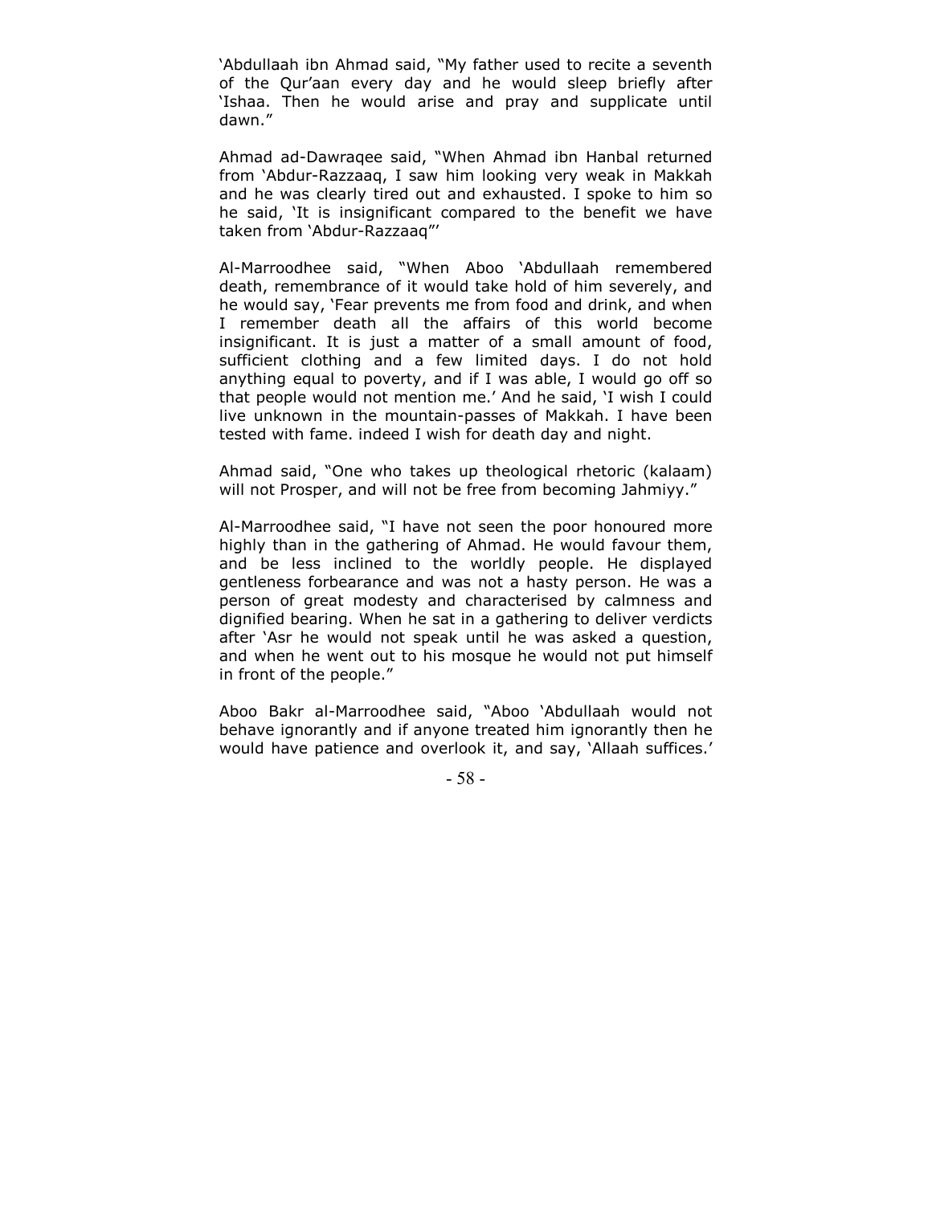'Abdullaah ibn Ahmad said, "My father used to recite a seventh of the Qur'aan every day and he would sleep briefly after 'Ishaa. Then he would arise and pray and supplicate until dawn."

Ahmad ad-Dawraqee said, "When Ahmad ibn Hanbal returned from 'Abdur-Razzaaq, I saw him looking very weak in Makkah and he was clearly tired out and exhausted. I spoke to him so he said, 'It is insignificant compared to the benefit we have taken from 'Abdur-Razzaaq"'

Al-Marroodhee said, "When Aboo 'Abdullaah remembered death, remembrance of it would take hold of him severely, and he would say, 'Fear prevents me from food and drink, and when I remember death all the affairs of this world become insignificant. It is just a matter of a small amount of food, sufficient clothing and a few limited days. I do not hold anything equal to poverty, and if I was able, I would go off so that people would not mention me.' And he said, 'I wish I could live unknown in the mountain-passes of Makkah. I have been tested with fame. indeed I wish for death day and night.

Ahmad said, "One who takes up theological rhetoric (kalaam) will not Prosper, and will not be free from becoming Jahmiyy."

Al-Marroodhee said, "I have not seen the poor honoured more highly than in the gathering of Ahmad. He would favour them, and be less inclined to the worldly people. He displayed gentleness forbearance and was not a hasty person. He was a person of great modesty and characterised by calmness and dignified bearing. When he sat in a gathering to deliver verdicts after 'Asr he would not speak until he was asked a question, and when he went out to his mosque he would not put himself in front of the people."

Aboo Bakr al-Marroodhee said, "Aboo 'Abdullaah would not behave ignorantly and if anyone treated him ignorantly then he would have patience and overlook it, and say, 'Allaah suffices.'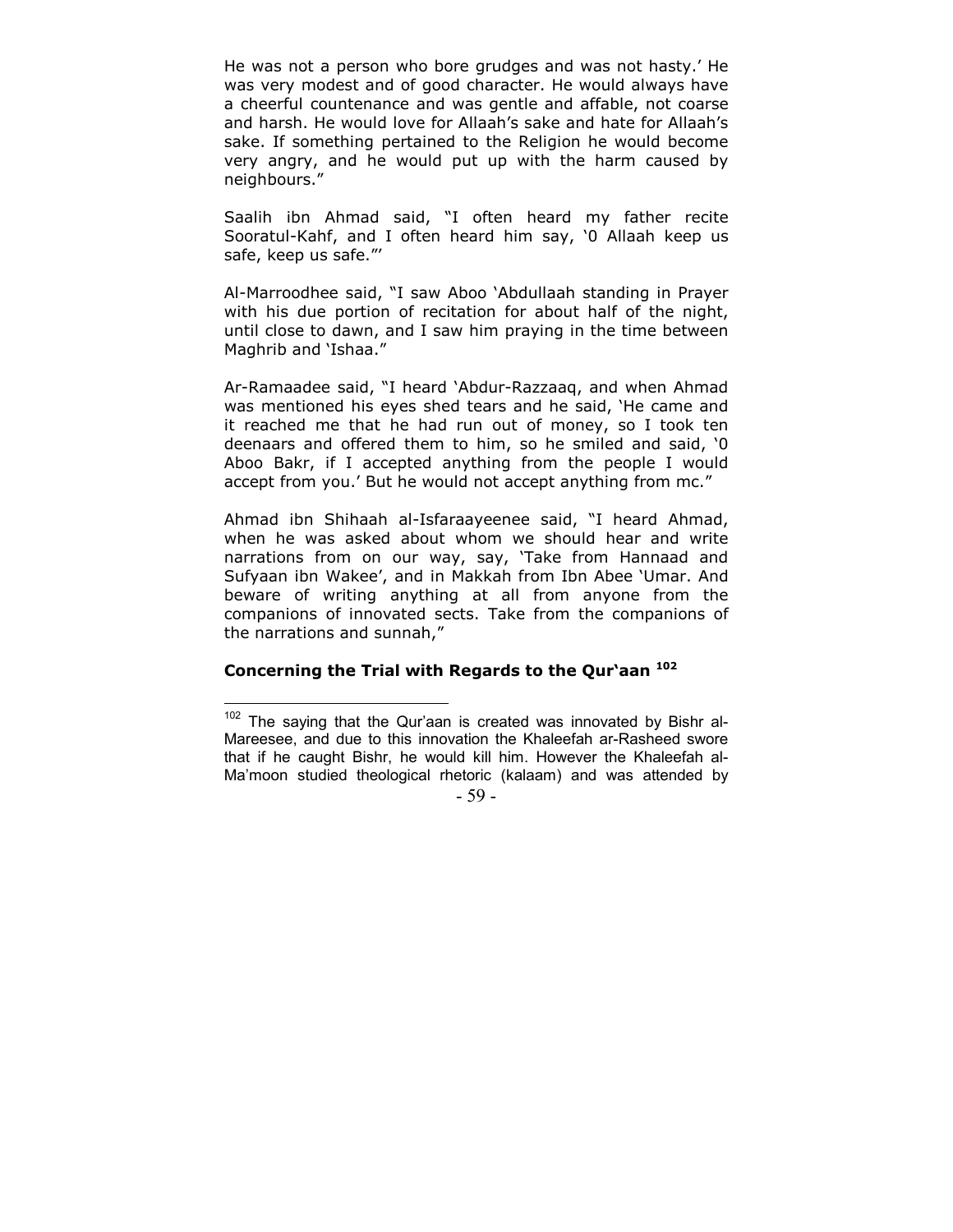He was not a person who bore grudges and was not hasty.' He was very modest and of good character. He would always have a cheerful countenance and was gentle and affable, not coarse and harsh. He would love for Allaah's sake and hate for Allaah's sake. If something pertained to the Religion he would become very angry, and he would put up with the harm caused by neighbours."

Saalih ibn Ahmad said, "I often heard my father recite Sooratul-Kahf, and I often heard him say, '0 Allaah keep us safe, keep us safe."'

Al-Marroodhee said, "I saw Aboo 'Abdullaah standing in Prayer with his due portion of recitation for about half of the night, until close to dawn, and I saw him praying in the time between Maghrib and 'Ishaa."

Ar-Ramaadee said, "I heard 'Abdur-Razzaaq, and when Ahmad was mentioned his eyes shed tears and he said, 'He came and it reached me that he had run out of money, so I took ten deenaars and offered them to him, so he smiled and said, '0 Aboo Bakr, if I accepted anything from the people I would accept from you.' But he would not accept anything from mc."

Ahmad ibn Shihaah al-Isfaraayeenee said, "I heard Ahmad, when he was asked about whom we should hear and write narrations from on our way, say, 'Take from Hannaad and Sufyaan ibn Wakee', and in Makkah from Ibn Abee 'Umar. And beware of writing anything at all from anyone from the companions of innovated sects. Take from the companions of the narrations and sunnah,"

### Concerning the Trial with Regards to the Qur'aan [102]

---

[102] The saying that the Qur'aan is created was innovated by Bishr al-Mareesee, and due to this innovation the Khaleefah ar-Rasheed swore that if he caught Bishr, he would kill him. However the Khaleefah al-Ma'moon studied theological rhetoric (kalaam) and was attended by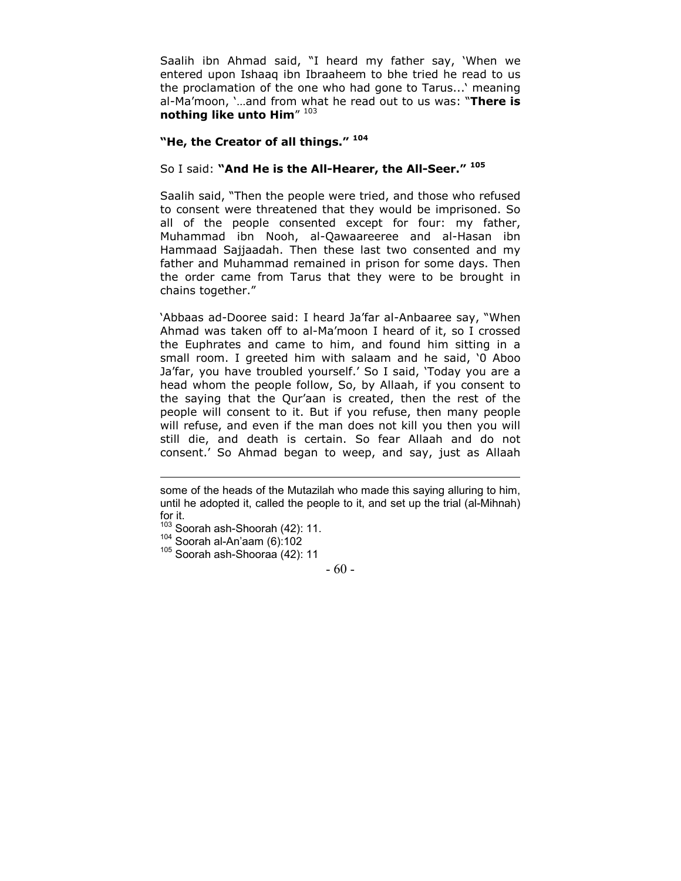Saalih ibn Ahmad said, "I heard my father say, 'When we entered upon Ishaaq ibn Ibraaheem to bhe tried he read to us the proclamation of the one who had gone to Tarus...' meaning al-Ma'moon, '...and from what he read out to us was: "**There is nothing like unto Him**" [103]

**"He, the Creator of all things."** [104]

So I said: **"And He is the All-Hearer, the All-Seer."** [105]

Saalih said, "Then the people were tried, and those who refused to consent were threatened that they would be imprisoned. So all of the people consented except for four: my father, Muhammad ibn Nooh, al-Qawaareeree and al-Hasan ibn Hammaad Sajjaadah. Then these last two consented and my father and Muhammad remained in prison for some days. Then the order came from Tarus that they were to be brought in chains together."

'Abbaas ad-Dooree said: I heard Ja'far al-Anbaaree say, "When Ahmad was taken off to al-Ma'moon I heard of it, so I crossed the Euphrates and came to him, and found him sitting in a small room. I greeted him with salaam and he said, '0 Aboo Ja'far, you have troubled yourself.' So I said, 'Today you are a head whom the people follow, So, by Allaah, if you consent to the saying that the Qur'aan is created, then the rest of the people will consent to it. But if you refuse, then many people will refuse, and even if the man does not kill you then you will still die, and death is certain. So fear Allaah and do not consent.' So Ahmad began to weep, and say, just as Allaah

---

some of the heads of the Mutazilah who made this saying alluring to him, until he adopted it, called the people to it, and set up the trial (al-Mihnah) for it.

[103] Soorah ash-Shoorah (42): 11.

[104] Soorah al-An'aam (6):102

[105] Soorah ash-Shooraa (42): 11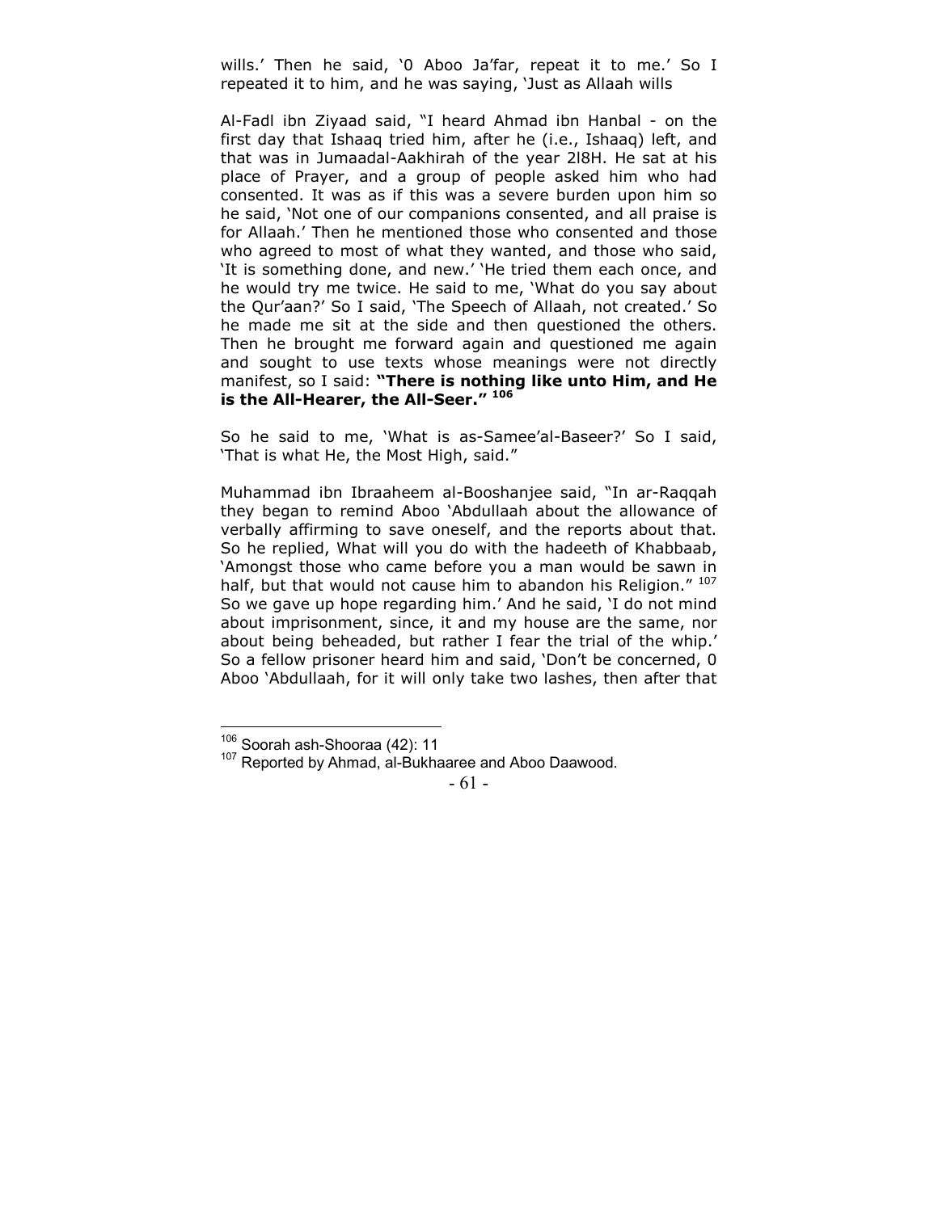wills.' Then he said, '0 Aboo Ja'far, repeat it to me.' So I repeated it to him, and he was saying, 'Just as Allaah wills

Al-Fadl ibn Ziyaad said, "I heard Ahmad ibn Hanbal - on the first day that Ishaaq tried him, after he (i.e., Ishaaq) left, and that was in Jumaadal-Aakhirah of the year 2l8H. He sat at his place of Prayer, and a group of people asked him who had consented. It was as if this was a severe burden upon him so he said, 'Not one of our companions consented, and all praise is for Allaah.' Then he mentioned those who consented and those who agreed to most of what they wanted, and those who said, 'It is something done, and new.' 'He tried them each once, and he would try me twice. He said to me, 'What do you say about the Qur'aan?' So I said, 'The Speech of Allaah, not created.' So he made me sit at the side and then questioned the others. Then he brought me forward again and questioned me again and sought to use texts whose meanings were not directly manifest, so I said: **"There is nothing like unto Him, and He is the All-Hearer, the All-Seer."** [106]

So he said to me, 'What is as-Samee'al-Baseer?' So I said, 'That is what He, the Most High, said."

Muhammad ibn Ibraaheem al-Booshanjee said, "In ar-Raqqah they began to remind Aboo 'Abdullaah about the allowance of verbally affirming to save oneself, and the reports about that. So he replied, What will you do with the hadeeth of Khabbaab, 'Amongst those who came before you a man would be sawn in half, but that would not cause him to abandon his Religion." [107] So we gave up hope regarding him.' And he said, 'I do not mind about imprisonment, since, it and my house are the same, nor about being beheaded, but rather I fear the trial of the whip.' So a fellow prisoner heard him and said, 'Don't be concerned, 0 Aboo 'Abdullaah, for it will only take two lashes, then after that

---

[106] Soorah ash-Shooraa (42): 11

[107] Reported by Ahmad, al-Bukhaaree and Aboo Daawood.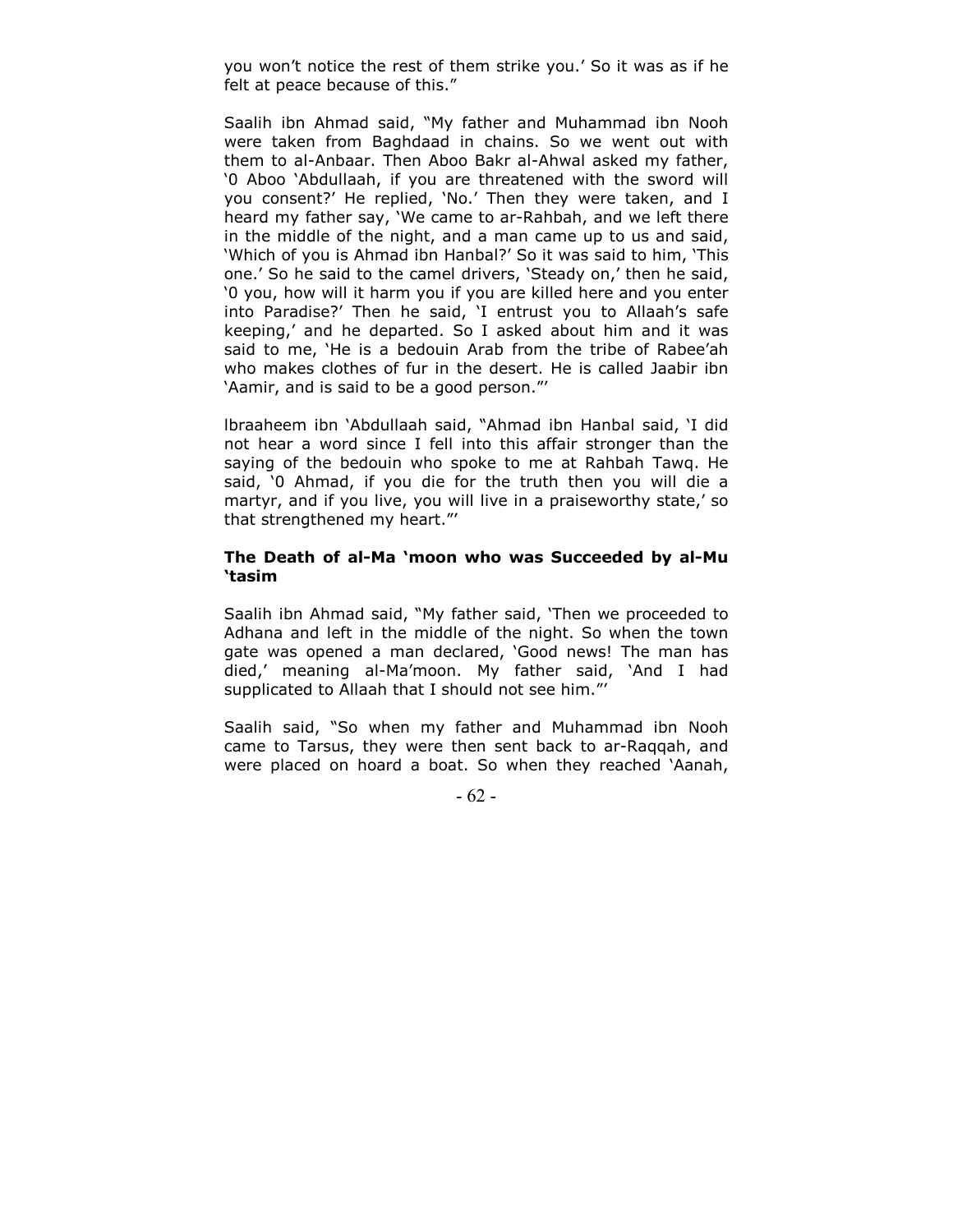you won't notice the rest of them strike you.' So it was as if he felt at peace because of this."

Saalih ibn Ahmad said, "My father and Muhammad ibn Nooh were taken from Baghdaad in chains. So we went out with them to al-Anbaar. Then Aboo Bakr al-Ahwal asked my father, '0 Aboo 'Abdullaah, if you are threatened with the sword will you consent?' He replied, 'No.' Then they were taken, and I heard my father say, 'We came to ar-Rahbah, and we left there in the middle of the night, and a man came up to us and said, 'Which of you is Ahmad ibn Hanbal?' So it was said to him, 'This one.' So he said to the camel drivers, 'Steady on,' then he said, '0 you, how will it harm you if you are killed here and you enter into Paradise?' Then he said, 'I entrust you to Allaah's safe keeping,' and he departed. So I asked about him and it was said to me, 'He is a bedouin Arab from the tribe of Rabee'ah who makes clothes of fur in the desert. He is called Jaabir ibn 'Aamir, and is said to be a good person."'

lbraaheem ibn 'Abdullaah said, "Ahmad ibn Hanbal said, 'I did not hear a word since I fell into this affair stronger than the saying of the bedouin who spoke to me at Rahbah Tawq. He said, '0 Ahmad, if you die for the truth then you will die a martyr, and if you live, you will live in a praiseworthy state,' so that strengthened my heart."'

### The Death of al-Ma 'moon who was Succeeded by al-Mu 'tasim

Saalih ibn Ahmad said, "My father said, 'Then we proceeded to Adhana and left in the middle of the night. So when the town gate was opened a man declared, 'Good news! The man has died,' meaning al-Ma'moon. My father said, 'And I had supplicated to Allaah that I should not see him."'

Saalih said, "So when my father and Muhammad ibn Nooh came to Tarsus, they were then sent back to ar-Raqqah, and were placed on hoard a boat. So when they reached 'Aanah,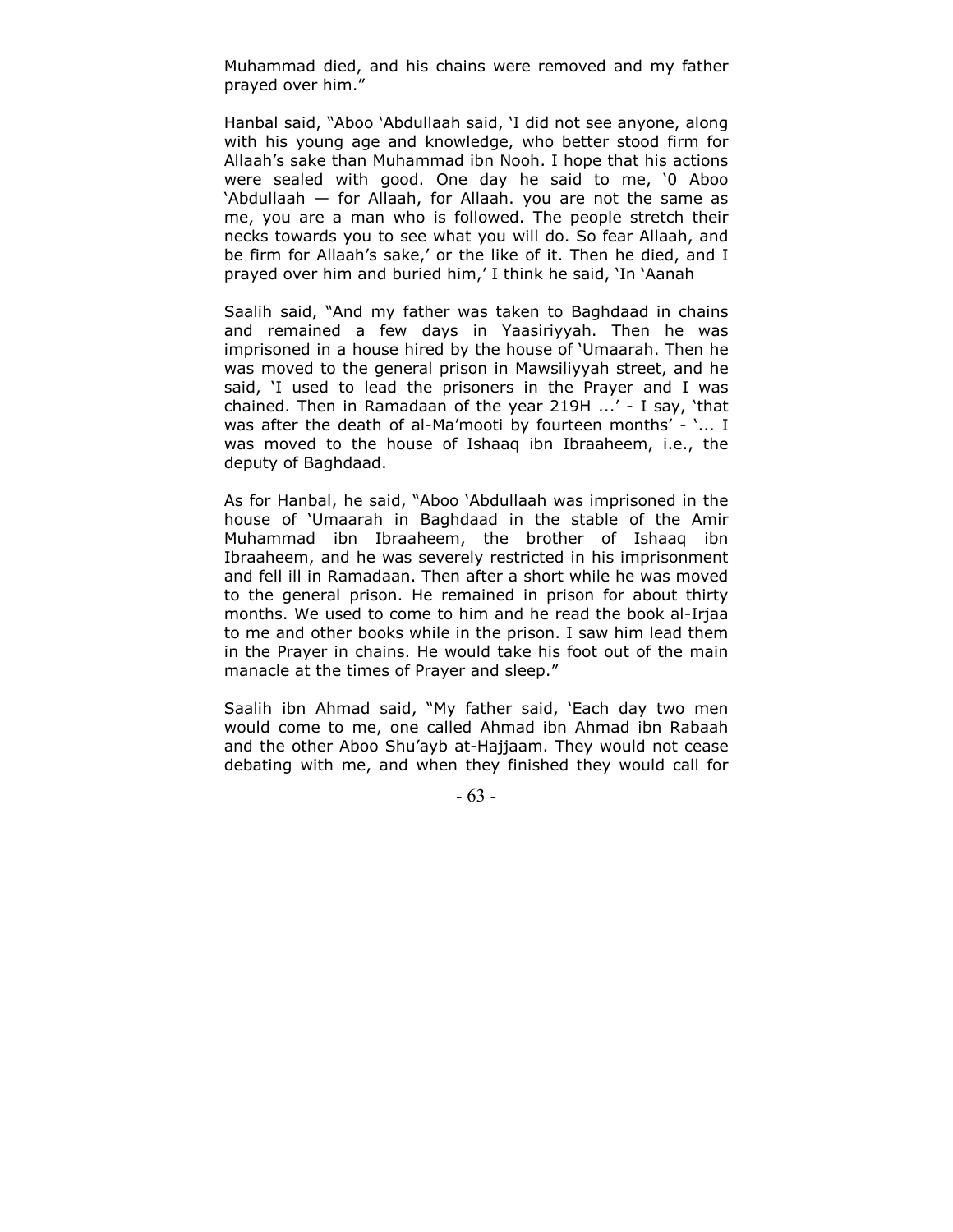Muhammad died, and his chains were removed and my father prayed over him."

Hanbal said, "Aboo 'Abdullaah said, 'I did not see anyone, along with his young age and knowledge, who better stood firm for Allaah's sake than Muhammad ibn Nooh. I hope that his actions were sealed with good. One day he said to me, '0 Aboo 'Abdullaah — for Allaah, for Allaah. you are not the same as me, you are a man who is followed. The people stretch their necks towards you to see what you will do. So fear Allaah, and be firm for Allaah's sake,' or the like of it. Then he died, and I prayed over him and buried him,' I think he said, 'In 'Aanah

Saalih said, "And my father was taken to Baghdaad in chains and remained a few days in Yaasiriyyah. Then he was imprisoned in a house hired by the house of 'Umaarah. Then he was moved to the general prison in Mawsiliyyah street, and he said, 'I used to lead the prisoners in the Prayer and I was chained. Then in Ramadaan of the year 219H ...' - I say, 'that was after the death of al-Ma'mooti by fourteen months' - '... I was moved to the house of Ishaaq ibn Ibraaheem, i.e., the deputy of Baghdaad.

As for Hanbal, he said, "Aboo 'Abdullaah was imprisoned in the house of 'Umaarah in Baghdaad in the stable of the Amir Muhammad ibn Ibraaheem, the brother of Ishaaq ibn Ibraaheem, and he was severely restricted in his imprisonment and fell ill in Ramadaan. Then after a short while he was moved to the general prison. He remained in prison for about thirty months. We used to come to him and he read the book al-Irjaa to me and other books while in the prison. I saw him lead them in the Prayer in chains. He would take his foot out of the main manacle at the times of Prayer and sleep."

Saalih ibn Ahmad said, "My father said, 'Each day two men would come to me, one called Ahmad ibn Ahmad ibn Rabaah and the other Aboo Shu'ayb at-Hajjaam. They would not cease debating with me, and when they finished they would call for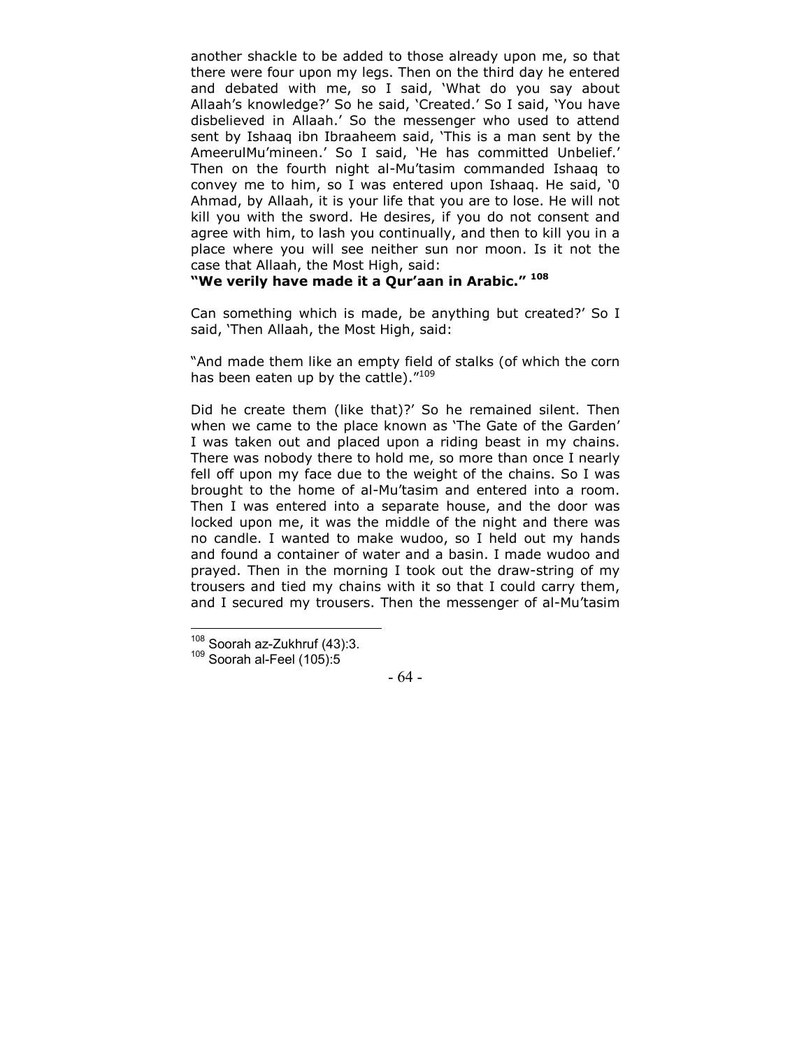another shackle to be added to those already upon me, so that there were four upon my legs. Then on the third day he entered and debated with me, so I said, 'What do you say about Allaah's knowledge?' So he said, 'Created.' So I said, 'You have disbelieved in Allaah.' So the messenger who used to attend sent by Ishaaq ibn Ibraaheem said, 'This is a man sent by the AmeerulMu'mineen.' So I said, 'He has committed Unbelief.' Then on the fourth night al-Mu'tasim commanded Ishaaq to convey me to him, so I was entered upon Ishaaq. He said, '0 Ahmad, by Allaah, it is your life that you are to lose. He will not kill you with the sword. He desires, if you do not consent and agree with him, to lash you continually, and then to kill you in a place where you will see neither sun nor moon. Is it not the case that Allaah, the Most High, said:

**"We verily have made it a Qur'aan in Arabic."** [108]

Can something which is made, be anything but created?' So I said, 'Then Allaah, the Most High, said:

"And made them like an empty field of stalks (of which the corn has been eaten up by the cattle)."[109]

Did he create them (like that)?' So he remained silent. Then when we came to the place known as 'The Gate of the Garden' I was taken out and placed upon a riding beast in my chains. There was nobody there to hold me, so more than once I nearly fell off upon my face due to the weight of the chains. So I was brought to the home of al-Mu'tasim and entered into a room. Then I was entered into a separate house, and the door was locked upon me, it was the middle of the night and there was no candle. I wanted to make wudoo, so I held out my hands and found a container of water and a basin. I made wudoo and prayed. Then in the morning I took out the draw-string of my trousers and tied my chains with it so that I could carry them, and I secured my trousers. Then the messenger of al-Mu'tasim

---

[108] Soorah az-Zukhruf (43):3.

[109] Soorah al-Feel (105):5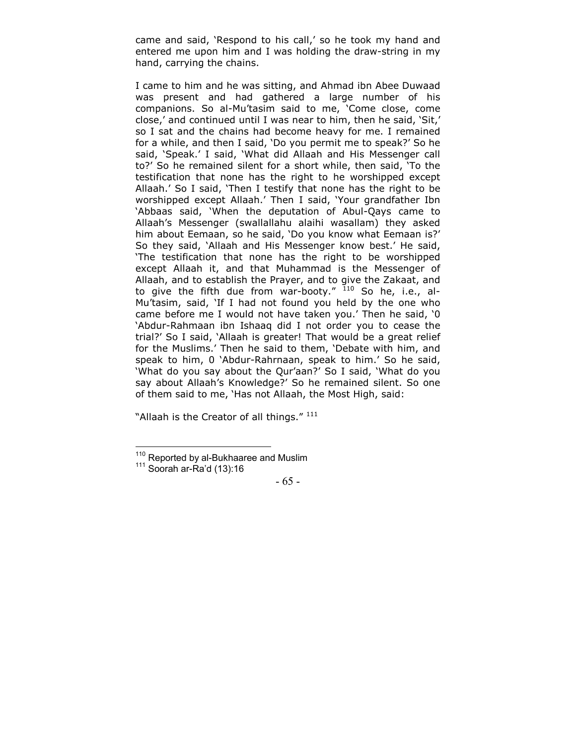came and said, 'Respond to his call,' so he took my hand and entered me upon him and I was holding the draw-string in my hand, carrying the chains.

I came to him and he was sitting, and Ahmad ibn Abee Duwaad was present and had gathered a large number of his companions. So al-Mu'tasim said to me, 'Come close, come close,' and continued until I was near to him, then he said, 'Sit,' so I sat and the chains had become heavy for me. I remained for a while, and then I said, 'Do you permit me to speak?' So he said, 'Speak.' I said, 'What did Allaah and His Messenger call to?' So he remained silent for a short while, then said, 'To the testification that none has the right to he worshipped except Allaah.' So I said, 'Then I testify that none has the right to be worshipped except Allaah.' Then I said, 'Your grandfather Ibn 'Abbaas said, 'When the deputation of Abul-Qays came to Allaah's Messenger (swallallahu alaihi wasallam) they asked him about Eemaan, so he said, 'Do you know what Eemaan is?' So they said, 'Allaah and His Messenger know best.' He said, 'The testification that none has the right to be worshipped except Allaah it, and that Muhammad is the Messenger of Allaah, and to establish the Prayer, and to give the Zakaat, and to give the fifth due from war-booty." [110] So he, i.e., al-Mu'tasim, said, 'If I had not found you held by the one who came before me I would not have taken you.' Then he said, '0 'Abdur-Rahmaan ibn Ishaaq did I not order you to cease the trial?' So I said, 'Allaah is greater! That would be a great relief for the Muslims.' Then he said to them, 'Debate with him, and speak to him, 0 'Abdur-Rahrnaan, speak to him.' So he said, 'What do you say about the Qur'aan?' So I said, 'What do you say about Allaah's Knowledge?' So he remained silent. So one of them said to me, 'Has not Allaah, the Most High, said:

"Allaah is the Creator of all things." [111]

---

[110] Reported by al-Bukhaaree and Muslim
[111] Soorah ar-Ra'd (13):16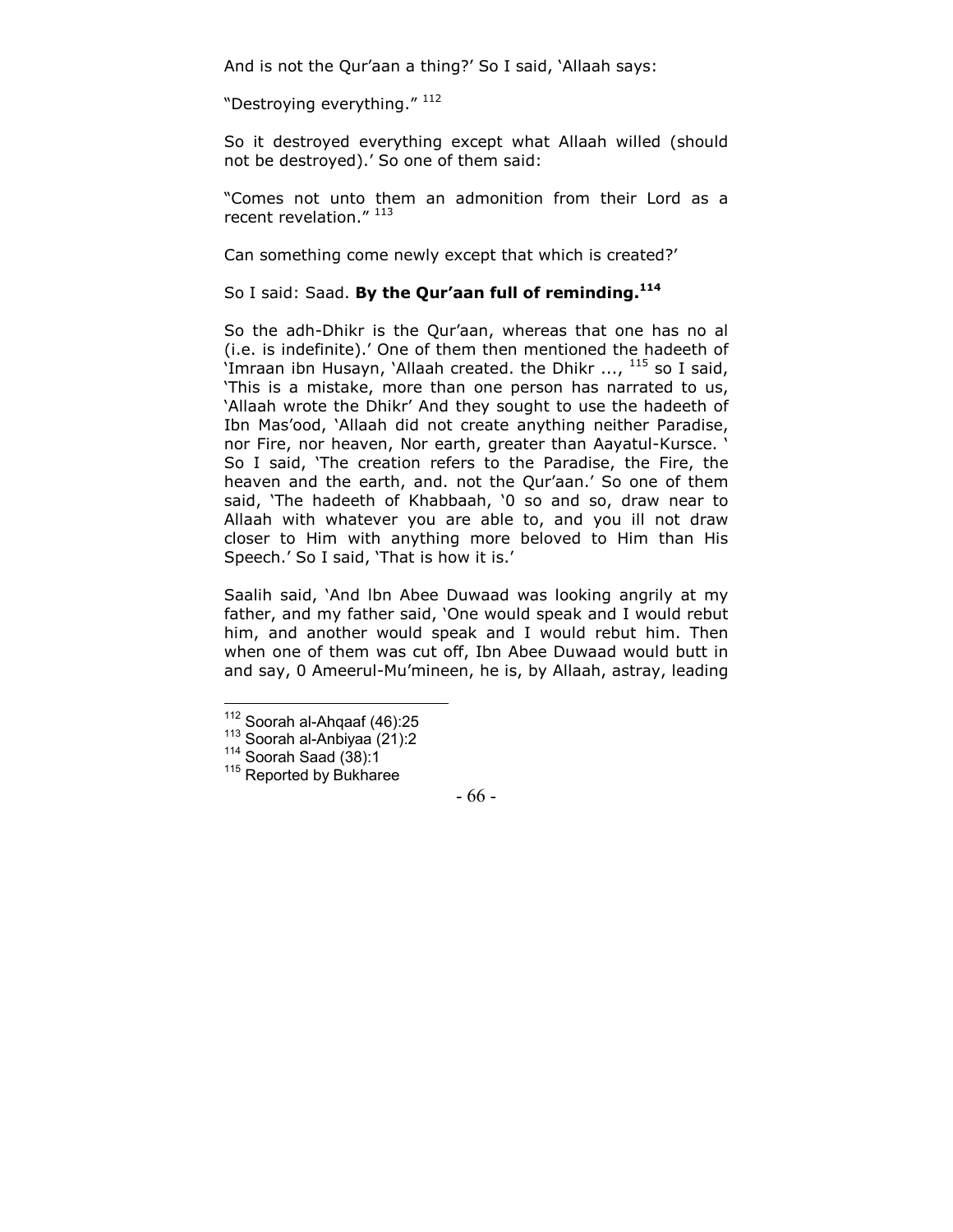And is not the Qur'aan a thing?' So I said, 'Allaah says:

"Destroying everything." [112]

So it destroyed everything except what Allaah willed (should not be destroyed).' So one of them said:

"Comes not unto them an admonition from their Lord as a recent revelation." [113]

Can something come newly except that which is created?'

So I said: Saad. **By the Qur'aan full of reminding.[114]**

So the adh-Dhikr is the Qur'aan, whereas that one has no al (i.e. is indefinite).' One of them then mentioned the hadeeth of 'Imraan ibn Husayn, 'Allaah created. the Dhikr ..., [115] so I said, 'This is a mistake, more than one person has narrated to us, 'Allaah wrote the Dhikr' And they sought to use the hadeeth of Ibn Mas'ood, 'Allaah did not create anything neither Paradise, nor Fire, nor heaven, Nor earth, greater than Aayatul-Kursce. ' So I said, 'The creation refers to the Paradise, the Fire, the heaven and the earth, and. not the Qur'aan.' So one of them said, 'The hadeeth of Khabbaah, '0 so and so, draw near to Allaah with whatever you are able to, and you ill not draw closer to Him with anything more beloved to Him than His Speech.' So I said, 'That is how it is.'

Saalih said, 'And lbn Abee Duwaad was looking angrily at my father, and my father said, 'One would speak and I would rebut him, and another would speak and I would rebut him. Then when one of them was cut off, Ibn Abee Duwaad would butt in and say, 0 Ameerul-Mu'mineen, he is, by Allaah, astray, leading

---

[112] Soorah al-Ahqaaf (46):25

[113] Soorah al-Anbiyaa (21):2

[114] Soorah Saad (38):1

[115] Reported by Bukharee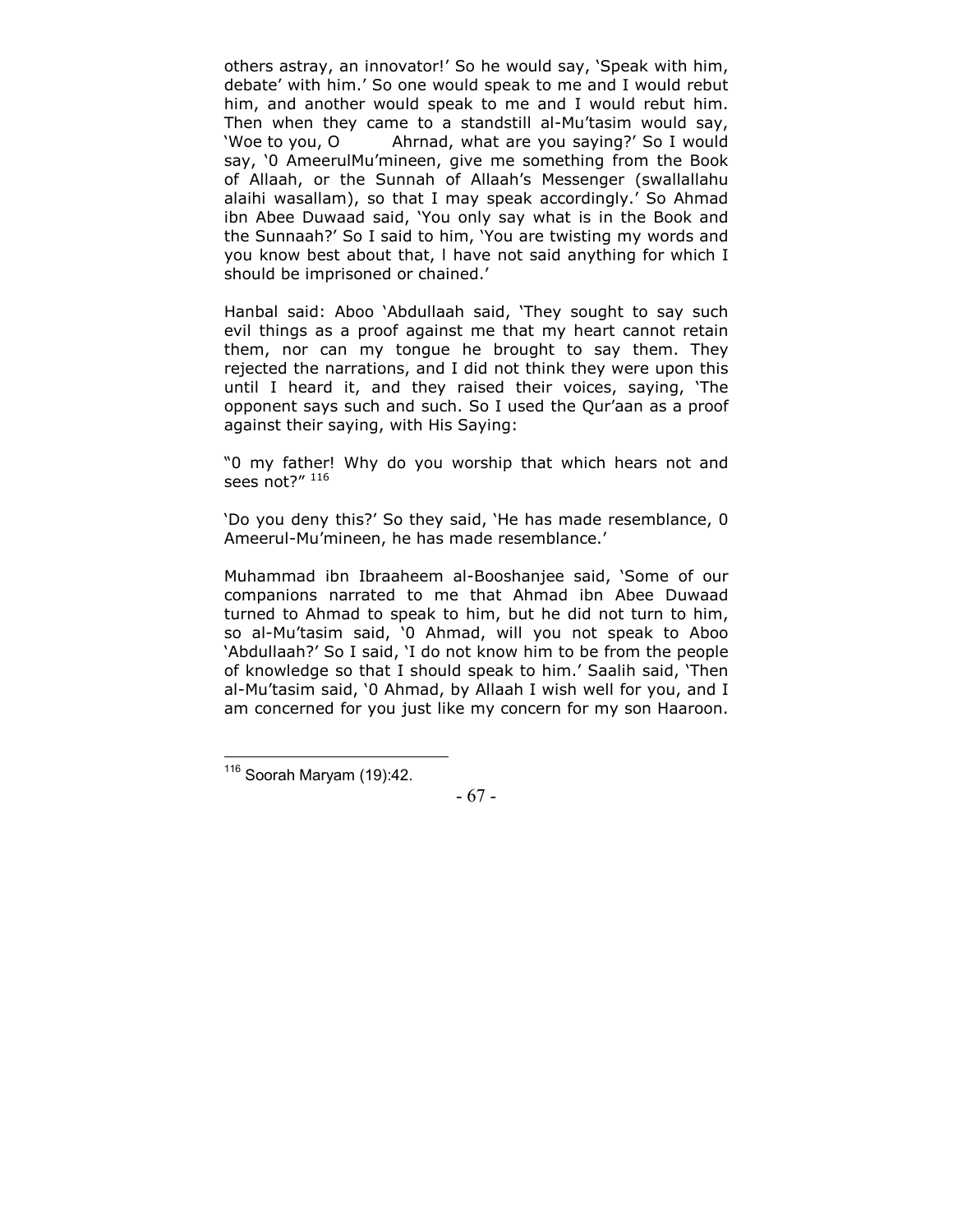others astray, an innovator!' So he would say, 'Speak with him, debate' with him.' So one would speak to me and I would rebut him, and another would speak to me and I would rebut him. Then when they came to a standstill al-Mu'tasim would say, 'Woe to you, O Ahrnad, what are you saying?' So I would say, '0 AmeerulMu'mineen, give me something from the Book of Allaah, or the Sunnah of Allaah's Messenger (swallallahu alaihi wasallam), so that I may speak accordingly.' So Ahmad ibn Abee Duwaad said, 'You only say what is in the Book and the Sunnaah?' So I said to him, 'You are twisting my words and you know best about that, l have not said anything for which I should be imprisoned or chained.'

Hanbal said: Aboo 'Abdullaah said, 'They sought to say such evil things as a proof against me that my heart cannot retain them, nor can my tongue he brought to say them. They rejected the narrations, and I did not think they were upon this until I heard it, and they raised their voices, saying, 'The opponent says such and such. So I used the Qur'aan as a proof against their saying, with His Saying:

"0 my father! Why do you worship that which hears not and sees not?" [116]

'Do you deny this?' So they said, 'He has made resemblance, 0 Ameerul-Mu'mineen, he has made resemblance.'

Muhammad ibn Ibraaheem al-Booshanjee said, 'Some of our companions narrated to me that Ahmad ibn Abee Duwaad turned to Ahmad to speak to him, but he did not turn to him, so al-Mu'tasim said, '0 Ahmad, will you not speak to Aboo 'Abdullaah?' So I said, 'I do not know him to be from the people of knowledge so that I should speak to him.' Saalih said, 'Then al-Mu'tasim said, '0 Ahmad, by Allaah I wish well for you, and I am concerned for you just like my concern for my son Haaroon.

---

[116] Soorah Maryam (19):42.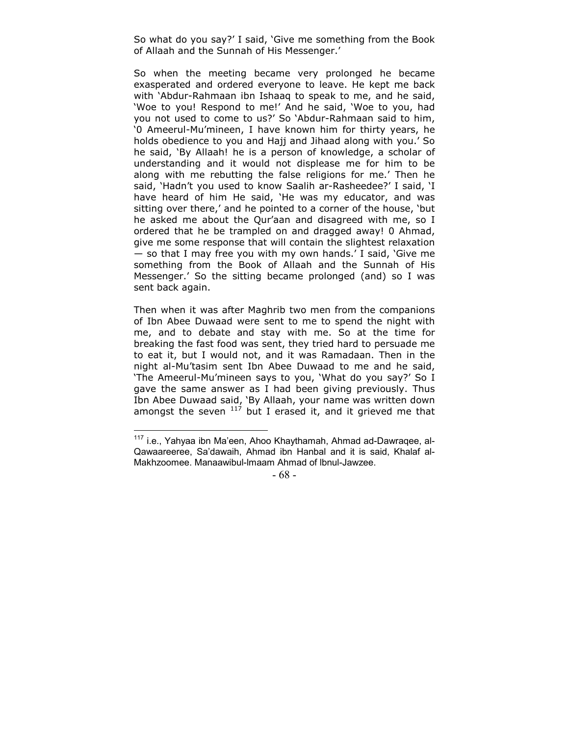So what do you say?' I said, 'Give me something from the Book of Allaah and the Sunnah of His Messenger.'

So when the meeting became very prolonged he became exasperated and ordered everyone to leave. He kept me back with 'Abdur-Rahmaan ibn Ishaaq to speak to me, and he said, 'Woe to you! Respond to me!' And he said, 'Woe to you, had you not used to come to us?' So 'Abdur-Rahmaan said to him, '0 Ameerul-Mu'mineen, I have known him for thirty years, he holds obedience to you and Hajj and Jihaad along with you.' So he said, 'By Allaah! he is a person of knowledge, a scholar of understanding and it would not displease me for him to be along with me rebutting the false religions for me.' Then he said, 'Hadn't you used to know Saalih ar-Rasheedee?' I said, 'I have heard of him He said, 'He was my educator, and was sitting over there,' and he pointed to a corner of the house, 'but he asked me about the Qur'aan and disagreed with me, so I ordered that he be trampled on and dragged away! 0 Ahmad, give me some response that will contain the slightest relaxation — so that I may free you with my own hands.' I said, 'Give me something from the Book of Allaah and the Sunnah of His Messenger.' So the sitting became prolonged (and) so I was sent back again.

Then when it was after Maghrib two men from the companions of Ibn Abee Duwaad were sent to me to spend the night with me, and to debate and stay with me. So at the time for breaking the fast food was sent, they tried hard to persuade me to eat it, but I would not, and it was Ramadaan. Then in the night al-Mu'tasim sent Ibn Abee Duwaad to me and he said, 'The Ameerul-Mu'mineen says to you, 'What do you say?' So I gave the same answer as I had been giving previously. Thus Ibn Abee Duwaad said, 'By Allaah, your name was written down amongst the seven [117] but I erased it, and it grieved me that

---

[117] i.e., Yahyaa ibn Ma'een, Ahoo Khaythamah, Ahmad ad-Dawraqee, al-Qawaareeree, Sa'dawaih, Ahmad ibn Hanbal and it is said, Khalaf al-Makhzoomee. Manaawibul-lmaam Ahmad of lbnul-Jawzee.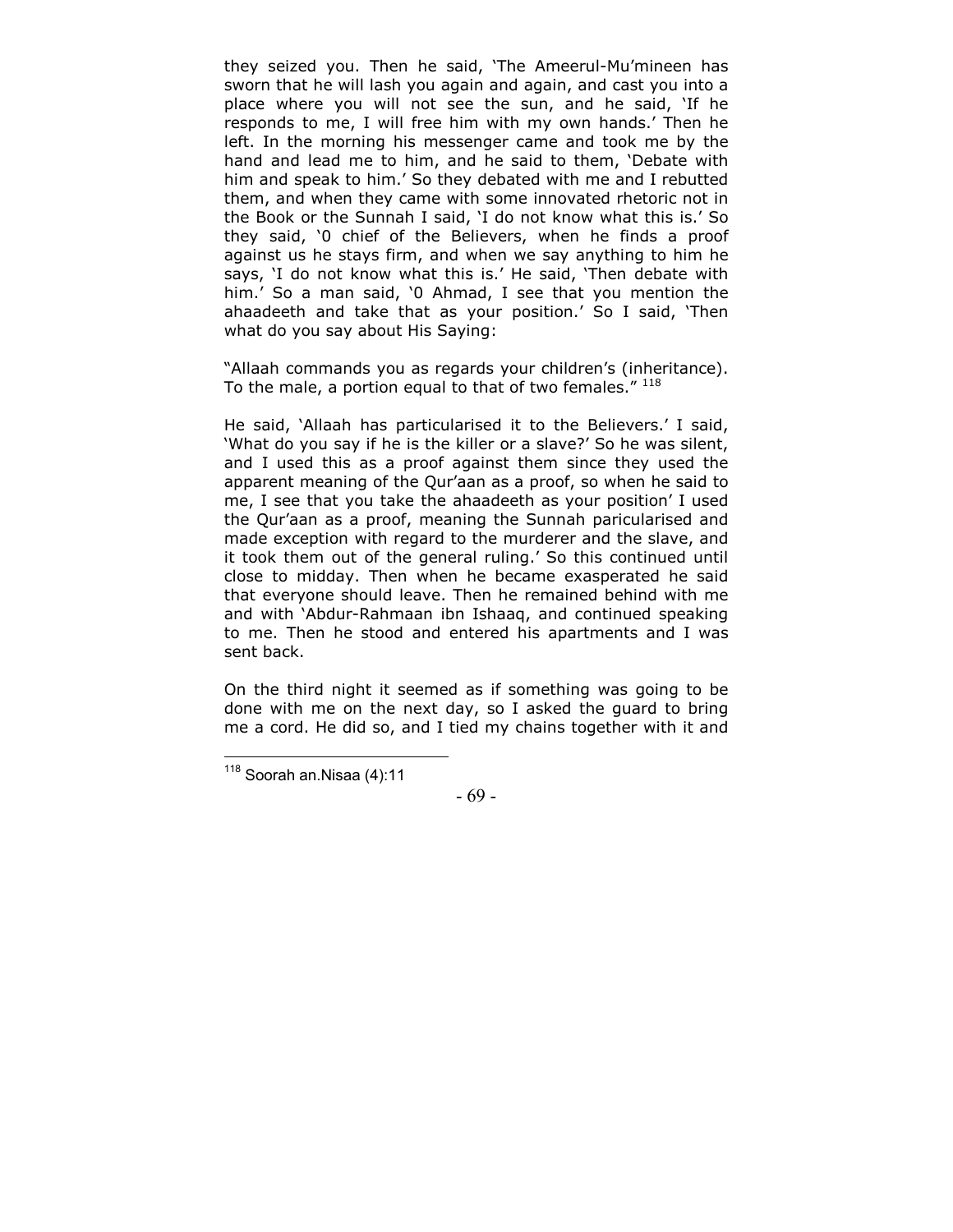they seized you. Then he said, 'The Ameerul-Mu'mineen has sworn that he will lash you again and again, and cast you into a place where you will not see the sun, and he said, 'If he responds to me, I will free him with my own hands.' Then he left. In the morning his messenger came and took me by the hand and lead me to him, and he said to them, 'Debate with him and speak to him.' So they debated with me and I rebutted them, and when they came with some innovated rhetoric not in the Book or the Sunnah I said, 'I do not know what this is.' So they said, '0 chief of the Believers, when he finds a proof against us he stays firm, and when we say anything to him he says, 'I do not know what this is.' He said, 'Then debate with him.' So a man said, '0 Ahmad, I see that you mention the ahaadeeth and take that as your position.' So I said, 'Then what do you say about His Saying:

"Allaah commands you as regards your children's (inheritance). To the male, a portion equal to that of two females." [118]

He said, 'Allaah has particularised it to the Believers.' I said, 'What do you say if he is the killer or a slave?' So he was silent, and I used this as a proof against them since they used the apparent meaning of the Qur'aan as a proof, so when he said to me, I see that you take the ahaadeeth as your position' I used the Qur'aan as a proof, meaning the Sunnah paricularised and made exception with regard to the murderer and the slave, and it took them out of the general ruling.' So this continued until close to midday. Then when he became exasperated he said that everyone should leave. Then he remained behind with me and with 'Abdur-Rahmaan ibn Ishaaq, and continued speaking to me. Then he stood and entered his apartments and I was sent back.

On the third night it seemed as if something was going to be done with me on the next day, so I asked the guard to bring me a cord. He did so, and I tied my chains together with it and

---

[118] Soorah an.Nisaa (4):11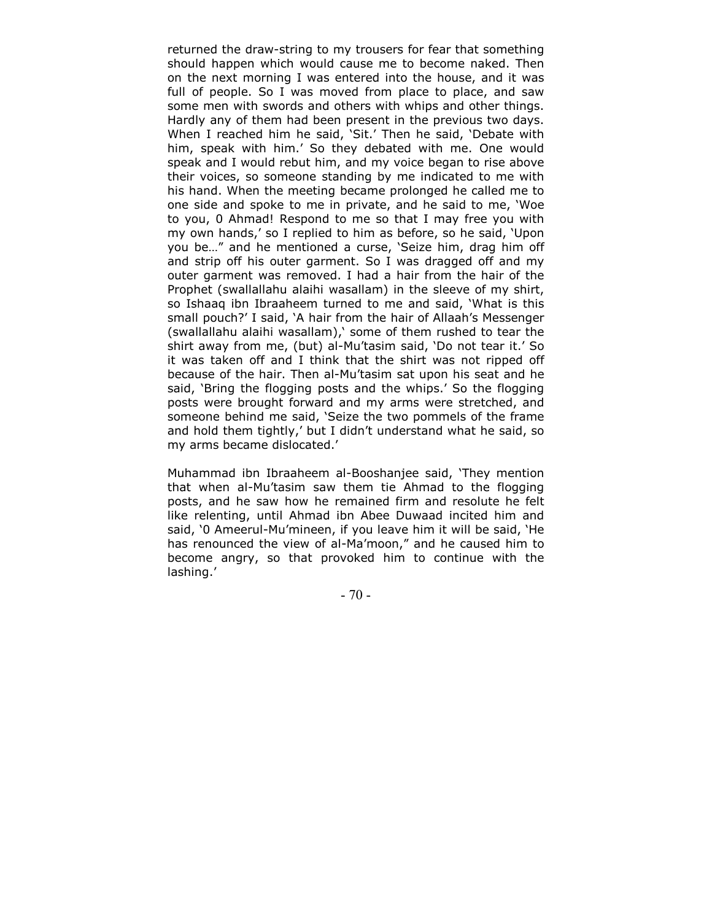returned the draw-string to my trousers for fear that something should happen which would cause me to become naked. Then on the next morning I was entered into the house, and it was full of people. So I was moved from place to place, and saw some men with swords and others with whips and other things. Hardly any of them had been present in the previous two days. When I reached him he said, 'Sit.' Then he said, 'Debate with him, speak with him.' So they debated with me. One would speak and I would rebut him, and my voice began to rise above their voices, so someone standing by me indicated to me with his hand. When the meeting became prolonged he called me to one side and spoke to me in private, and he said to me, 'Woe to you, 0 Ahmad! Respond to me so that I may free you with my own hands,' so I replied to him as before, so he said, 'Upon you be…" and he mentioned a curse, 'Seize him, drag him off and strip off his outer garment. So I was dragged off and my outer garment was removed. I had a hair from the hair of the Prophet (swallallahu alaihi wasallam) in the sleeve of my shirt, so Ishaaq ibn Ibraaheem turned to me and said, 'What is this small pouch?' I said, 'A hair from the hair of Allaah's Messenger (swallallahu alaihi wasallam),' some of them rushed to tear the shirt away from me, (but) al-Mu'tasim said, 'Do not tear it.' So it was taken off and I think that the shirt was not ripped off because of the hair. Then al-Mu'tasim sat upon his seat and he said, 'Bring the flogging posts and the whips.' So the flogging posts were brought forward and my arms were stretched, and someone behind me said, 'Seize the two pommels of the frame and hold them tightly,' but I didn't understand what he said, so my arms became dislocated.'

Muhammad ibn Ibraaheem al-Booshanjee said, 'They mention that when al-Mu'tasim saw them tie Ahmad to the flogging posts, and he saw how he remained firm and resolute he felt like relenting, until Ahmad ibn Abee Duwaad incited him and said, '0 Ameerul-Mu'mineen, if you leave him it will be said, 'He has renounced the view of al-Ma'moon," and he caused him to become angry, so that provoked him to continue with the lashing.'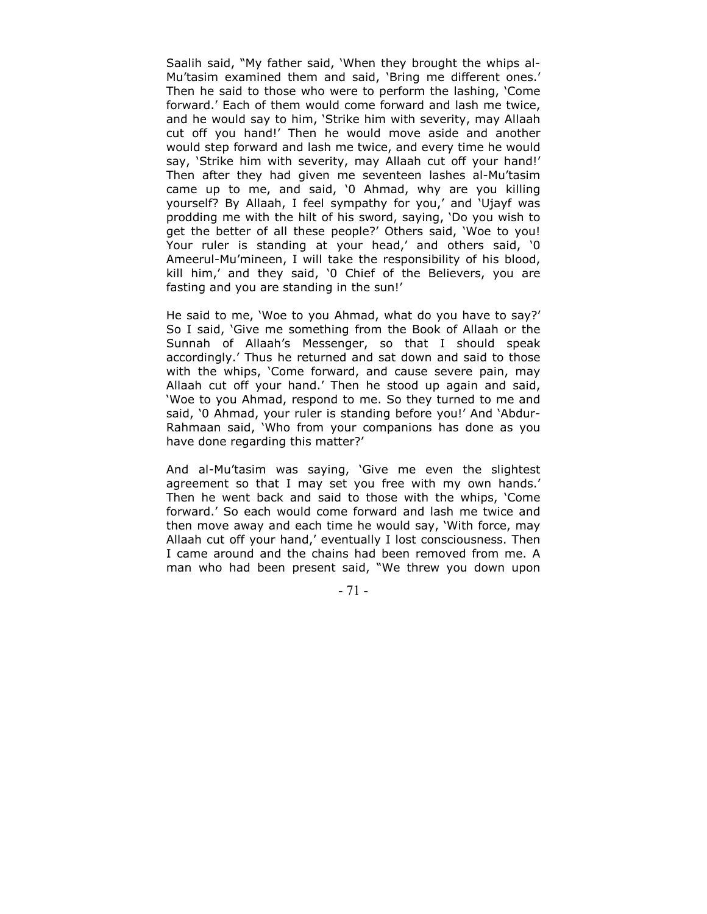Saalih said, "My father said, 'When they brought the whips al-Mu'tasim examined them and said, 'Bring me different ones.' Then he said to those who were to perform the lashing, 'Come forward.' Each of them would come forward and lash me twice, and he would say to him, 'Strike him with severity, may Allaah cut off you hand!' Then he would move aside and another would step forward and lash me twice, and every time he would say, 'Strike him with severity, may Allaah cut off your hand!' Then after they had given me seventeen lashes al-Mu'tasim came up to me, and said, '0 Ahmad, why are you killing yourself? By Allaah, I feel sympathy for you,' and 'Ujayf was prodding me with the hilt of his sword, saying, 'Do you wish to get the better of all these people?' Others said, 'Woe to you! Your ruler is standing at your head,' and others said, '0 Ameerul-Mu'mineen, I will take the responsibility of his blood, kill him,' and they said, '0 Chief of the Believers, you are fasting and you are standing in the sun!'

He said to me, 'Woe to you Ahmad, what do you have to say?' So I said, 'Give me something from the Book of Allaah or the Sunnah of Allaah's Messenger, so that I should speak accordingly.' Thus he returned and sat down and said to those with the whips, 'Come forward, and cause severe pain, may Allaah cut off your hand.' Then he stood up again and said, 'Woe to you Ahmad, respond to me. So they turned to me and said, '0 Ahmad, your ruler is standing before you!' And 'Abdur-Rahmaan said, 'Who from your companions has done as you have done regarding this matter?'

And al-Mu'tasim was saying, 'Give me even the slightest agreement so that I may set you free with my own hands.' Then he went back and said to those with the whips, 'Come forward.' So each would come forward and lash me twice and then move away and each time he would say, 'With force, may Allaah cut off your hand,' eventually I lost consciousness. Then I came around and the chains had been removed from me. A man who had been present said, "We threw you down upon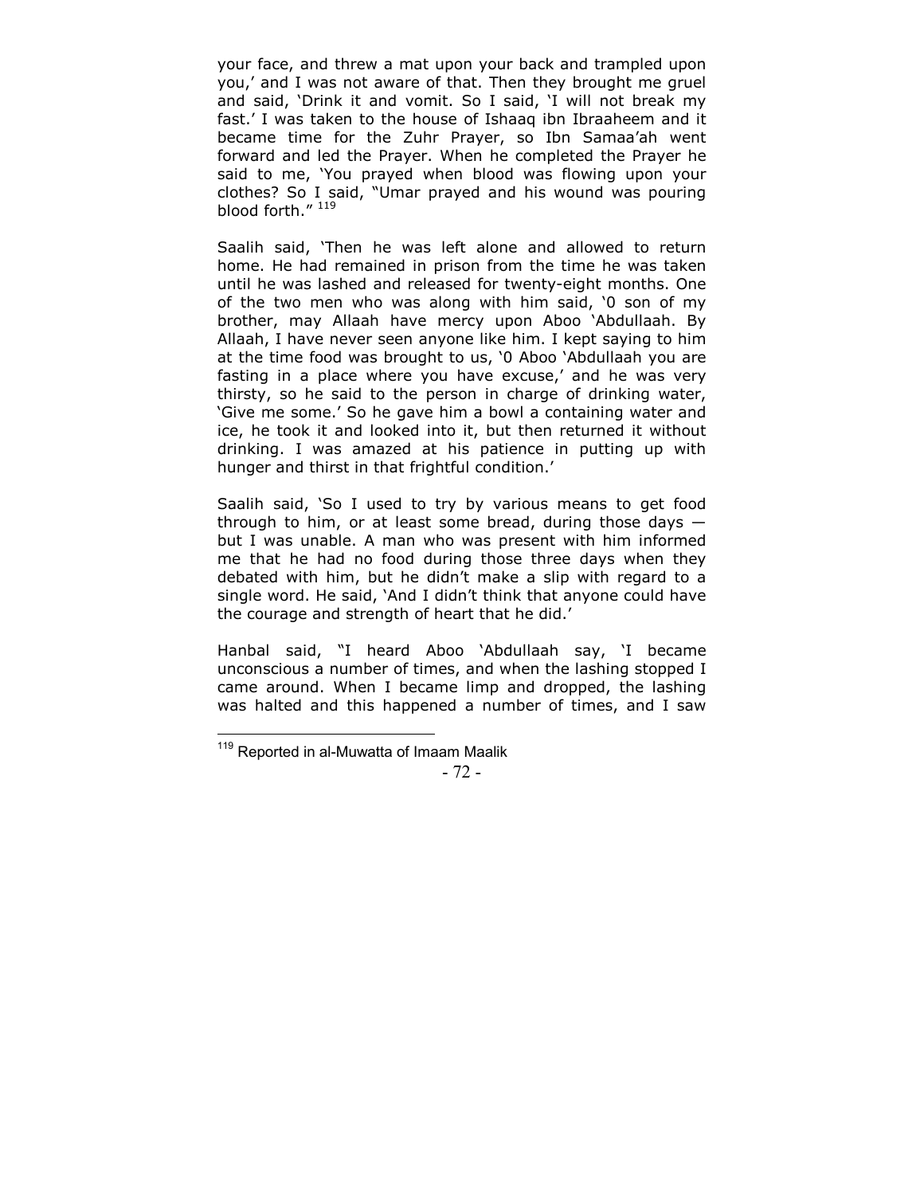your face, and threw a mat upon your back and trampled upon you,' and I was not aware of that. Then they brought me gruel and said, 'Drink it and vomit. So I said, 'I will not break my fast.' I was taken to the house of Ishaaq ibn Ibraaheem and it became time for the Zuhr Prayer, so Ibn Samaa'ah went forward and led the Prayer. When he completed the Prayer he said to me, 'You prayed when blood was flowing upon your clothes? So I said, "Umar prayed and his wound was pouring blood forth." [119]

Saalih said, 'Then he was left alone and allowed to return home. He had remained in prison from the time he was taken until he was lashed and released for twenty-eight months. One of the two men who was along with him said, '0 son of my brother, may Allaah have mercy upon Aboo 'Abdullaah. By Allaah, I have never seen anyone like him. I kept saying to him at the time food was brought to us, '0 Aboo 'Abdullaah you are fasting in a place where you have excuse,' and he was very thirsty, so he said to the person in charge of drinking water, 'Give me some.' So he gave him a bowl a containing water and ice, he took it and looked into it, but then returned it without drinking. I was amazed at his patience in putting up with hunger and thirst in that frightful condition.'

Saalih said, 'So I used to try by various means to get food through to him, or at least some bread, during those days — but I was unable. A man who was present with him informed me that he had no food during those three days when they debated with him, but he didn't make a slip with regard to a single word. He said, 'And I didn't think that anyone could have the courage and strength of heart that he did.'

Hanbal said, "I heard Aboo 'Abdullaah say, 'I became unconscious a number of times, and when the lashing stopped I came around. When I became limp and dropped, the lashing was halted and this happened a number of times, and I saw

---

[119] Reported in al-Muwatta of Imaam Maalik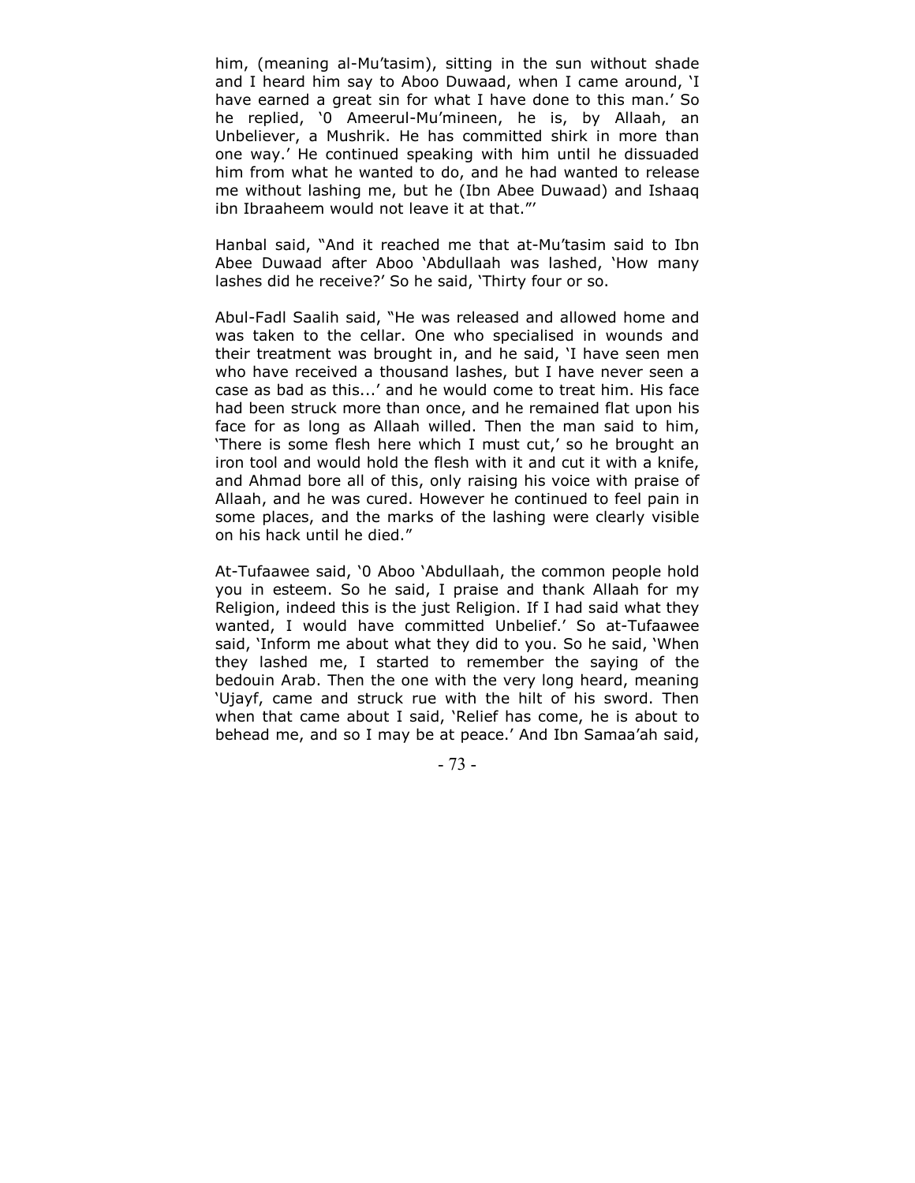him, (meaning al-Mu'tasim), sitting in the sun without shade and I heard him say to Aboo Duwaad, when I came around, 'I have earned a great sin for what I have done to this man.' So he replied, '0 Ameerul-Mu'mineen, he is, by Allaah, an Unbeliever, a Mushrik. He has committed shirk in more than one way.' He continued speaking with him until he dissuaded him from what he wanted to do, and he had wanted to release me without lashing me, but he (Ibn Abee Duwaad) and Ishaaq ibn Ibraaheem would not leave it at that."'

Hanbal said, "And it reached me that at-Mu'tasim said to Ibn Abee Duwaad after Aboo 'Abdullaah was lashed, 'How many lashes did he receive?' So he said, 'Thirty four or so.

Abul-Fadl Saalih said, "He was released and allowed home and was taken to the cellar. One who specialised in wounds and their treatment was brought in, and he said, 'I have seen men who have received a thousand lashes, but I have never seen a case as bad as this...' and he would come to treat him. His face had been struck more than once, and he remained flat upon his face for as long as Allaah willed. Then the man said to him, 'There is some flesh here which I must cut,' so he brought an iron tool and would hold the flesh with it and cut it with a knife, and Ahmad bore all of this, only raising his voice with praise of Allaah, and he was cured. However he continued to feel pain in some places, and the marks of the lashing were clearly visible on his hack until he died."

At-Tufaawee said, '0 Aboo 'Abdullaah, the common people hold you in esteem. So he said, I praise and thank Allaah for my Religion, indeed this is the just Religion. If I had said what they wanted, I would have committed Unbelief.' So at-Tufaawee said, 'Inform me about what they did to you. So he said, 'When they lashed me, I started to remember the saying of the bedouin Arab. Then the one with the very long heard, meaning 'Ujayf, came and struck rue with the hilt of his sword. Then when that came about I said, 'Relief has come, he is about to behead me, and so I may be at peace.' And Ibn Samaa'ah said,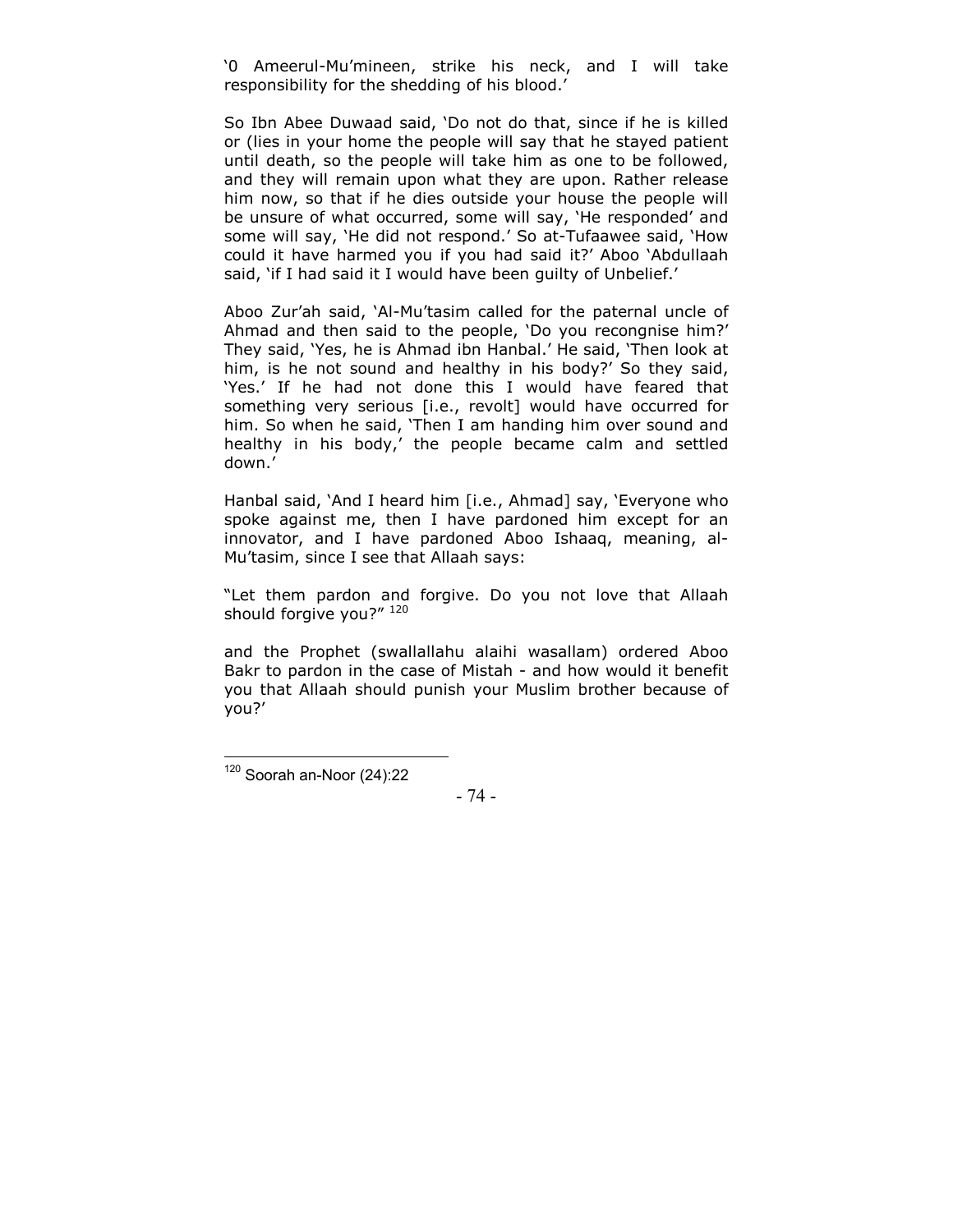‘0 Ameerul-Mu’mineen, strike his neck, and I will take responsibility for the shedding of his blood.’

So Ibn Abee Duwaad said, ‘Do not do that, since if he is killed or (lies in your home the people will say that he stayed patient until death, so the people will take him as one to be followed, and they will remain upon what they are upon. Rather release him now, so that if he dies outside your house the people will be unsure of what occurred, some will say, ‘He responded’ and some will say, ‘He did not respond.’ So at-Tufaawee said, ‘How could it have harmed you if you had said it?’ Aboo ‘Abdullaah said, ‘if I had said it I would have been guilty of Unbelief.’

Aboo Zur’ah said, ‘Al-Mu’tasim called for the paternal uncle of Ahmad and then said to the people, ‘Do you recongnise him?’ They said, ‘Yes, he is Ahmad ibn Hanbal.’ He said, ‘Then look at him, is he not sound and healthy in his body?’ So they said, ‘Yes.’ If he had not done this I would have feared that something very serious [i.e., revolt] would have occurred for him. So when he said, ‘Then I am handing him over sound and healthy in his body,’ the people became calm and settled down.’

Hanbal said, ‘And I heard him [i.e., Ahmad] say, ‘Everyone who spoke against me, then I have pardoned him except for an innovator, and I have pardoned Aboo Ishaaq, meaning, al-Mu’tasim, since I see that Allaah says:

“Let them pardon and forgive. Do you not love that Allaah should forgive you?” [120]

and the Prophet (swallallahu alaihi wasallam) ordered Aboo Bakr to pardon in the case of Mistah - and how would it benefit you that Allaah should punish your Muslim brother because of you?’

---

[120] Soorah an-Noor (24):22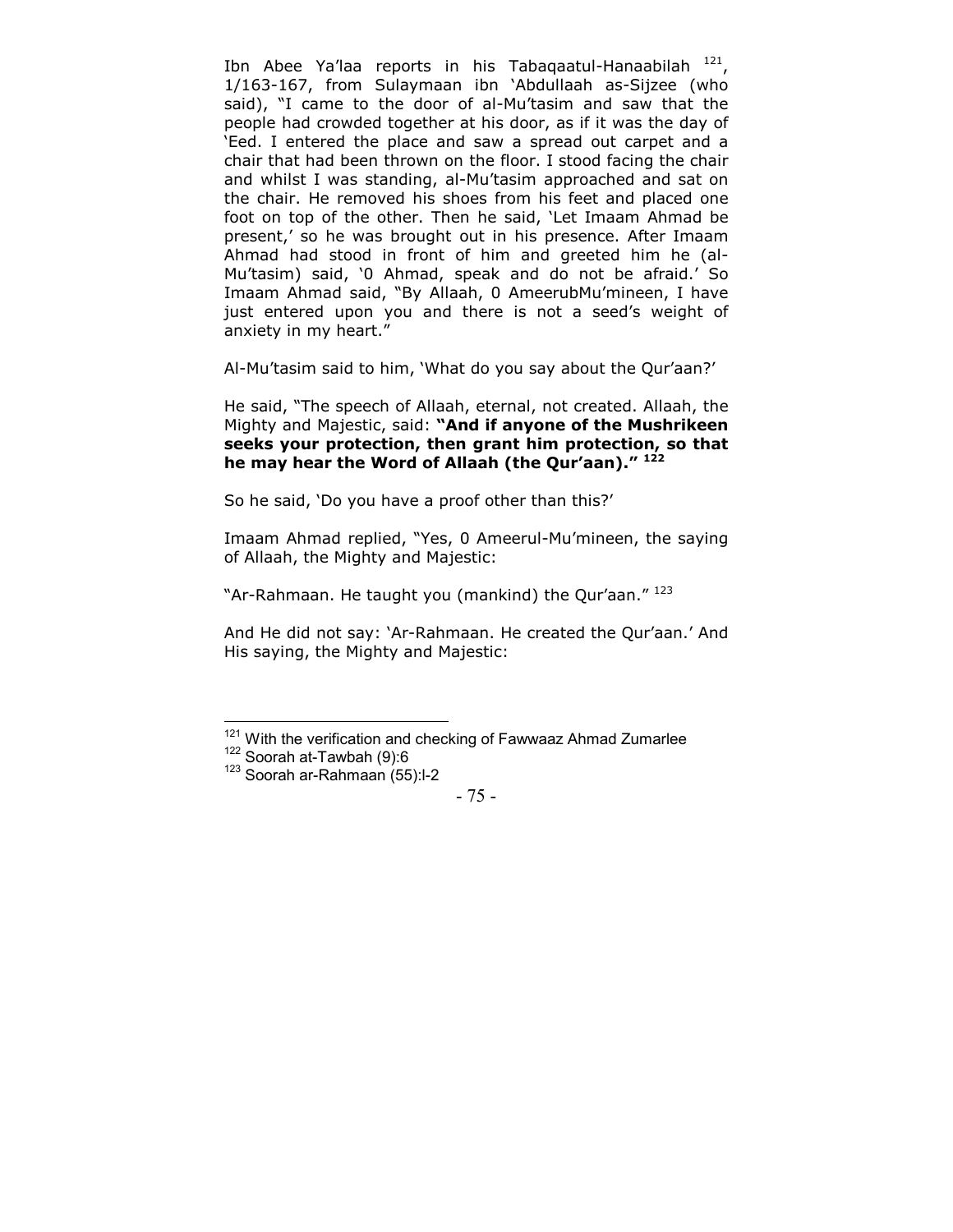Ibn Abee Ya'laa reports in his Tabaqaatul-Hanaabilah [121], 1/163-167, from Sulaymaan ibn 'Abdullaah as-Sijzee (who said), "I came to the door of al-Mu'tasim and saw that the people had crowded together at his door, as if it was the day of 'Eed. I entered the place and saw a spread out carpet and a chair that had been thrown on the floor. I stood facing the chair and whilst I was standing, al-Mu'tasim approached and sat on the chair. He removed his shoes from his feet and placed one foot on top of the other. Then he said, 'Let Imaam Ahmad be present,' so he was brought out in his presence. After Imaam Ahmad had stood in front of him and greeted him he (al-Mu'tasim) said, '0 Ahmad, speak and do not be afraid.' So Imaam Ahmad said, "By Allaah, 0 AmeerubMu'mineen, I have just entered upon you and there is not a seed's weight of anxiety in my heart."

Al-Mu'tasim said to him, 'What do you say about the Qur'aan?'

He said, "The speech of Allaah, eternal, not created. Allaah, the Mighty and Majestic, said: **"And if anyone of the Mushrikeen seeks your protection, then grant him protection, so that he may hear the Word of Allaah (the Qur'aan)." [122]**

So he said, 'Do you have a proof other than this?'

Imaam Ahmad replied, "Yes, 0 Ameerul-Mu'mineen, the saying of Allaah, the Mighty and Majestic:

"Ar-Rahmaan. He taught you (mankind) the Qur'aan." [123]

And He did not say: 'Ar-Rahmaan. He created the Qur'aan.' And His saying, the Mighty and Majestic:

---

[121] With the verification and checking of Fawwaaz Ahmad Zumarlee

[122] Soorah at-Tawbah (9):6

[123] Soorah ar-Rahmaan (55):l-2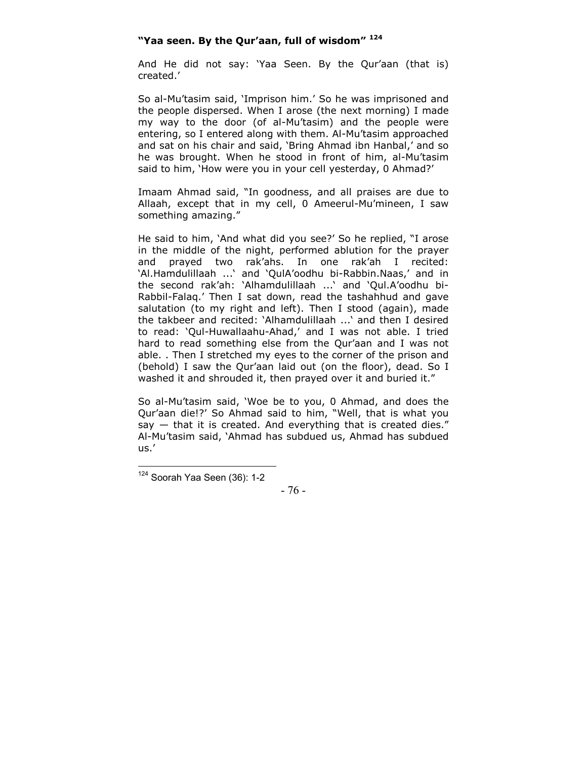**"Yaa seen. By the Qur'aan, full of wisdom"** [124]

And He did not say: 'Yaa Seen. By the Qur'aan (that is) created.'

So al-Mu'tasim said, 'Imprison him.' So he was imprisoned and the people dispersed. When I arose (the next morning) I made my way to the door (of al-Mu'tasim) and the people were entering, so I entered along with them. Al-Mu'tasim approached and sat on his chair and said, 'Bring Ahmad ibn Hanbal,' and so he was brought. When he stood in front of him, al-Mu'tasim said to him, 'How were you in your cell yesterday, 0 Ahmad?'

Imaam Ahmad said, "In goodness, and all praises are due to Allaah, except that in my cell, 0 Ameerul-Mu'mineen, I saw something amazing."

He said to him, 'And what did you see?' So he replied, "I arose in the middle of the night, performed ablution for the prayer and prayed two rak'ahs. In one rak'ah I recited: 'Al.Hamdulillaah ...' and 'QulA'oodhu bi-Rabbin.Naas,' and in the second rak'ah: 'Alhamdulillaah ...' and 'Qul.A'oodhu bi-Rabbil-Falaq.' Then I sat down, read the tashahhud and gave salutation (to my right and left). Then I stood (again), made the takbeer and recited: 'Alhamdulillaah ...' and then I desired to read: 'Qul-Huwallaahu-Ahad,' and I was not able. I tried hard to read something else from the Qur'aan and I was not able. . Then I stretched my eyes to the corner of the prison and (behold) I saw the Qur'aan laid out (on the floor), dead. So I washed it and shrouded it, then prayed over it and buried it."

So al-Mu'tasim said, 'Woe be to you, 0 Ahmad, and does the Qur'aan die!?' So Ahmad said to him, "Well, that is what you say — that it is created. And everything that is created dies." Al-Mu'tasim said, 'Ahmad has subdued us, Ahmad has subdued us.'

---

[124] Soorah Yaa Seen (36): 1-2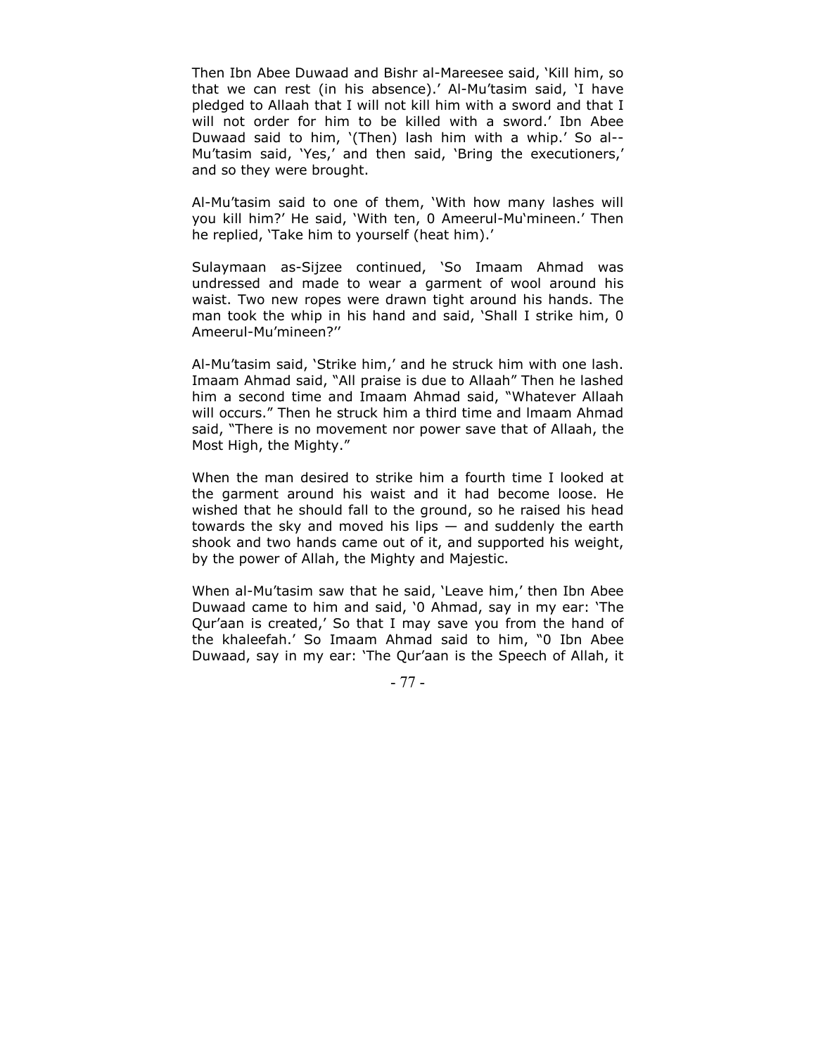Then Ibn Abee Duwaad and Bishr al-Mareesee said, 'Kill him, so that we can rest (in his absence).' Al-Mu'tasim said, 'I have pledged to Allaah that I will not kill him with a sword and that I will not order for him to be killed with a sword.' Ibn Abee Duwaad said to him, '(Then) lash him with a whip.' So al--Mu'tasim said, 'Yes,' and then said, 'Bring the executioners,' and so they were brought.

Al-Mu'tasim said to one of them, 'With how many lashes will you kill him?' He said, 'With ten, 0 Ameerul-Mu'mineen.' Then he replied, 'Take him to yourself (heat him).'

Sulaymaan as-Sijzee continued, 'So Imaam Ahmad was undressed and made to wear a garment of wool around his waist. Two new ropes were drawn tight around his hands. The man took the whip in his hand and said, 'Shall I strike him, 0 Ameerul-Mu'mineen?''

Al-Mu'tasim said, 'Strike him,' and he struck him with one lash. Imaam Ahmad said, "All praise is due to Allaah" Then he lashed him a second time and Imaam Ahmad said, "Whatever Allaah will occurs." Then he struck him a third time and lmaam Ahmad said, "There is no movement nor power save that of Allaah, the Most High, the Mighty."

When the man desired to strike him a fourth time I looked at the garment around his waist and it had become loose. He wished that he should fall to the ground, so he raised his head towards the sky and moved his lips — and suddenly the earth shook and two hands came out of it, and supported his weight, by the power of Allah, the Mighty and Majestic.

When al-Mu'tasim saw that he said, 'Leave him,' then Ibn Abee Duwaad came to him and said, '0 Ahmad, say in my ear: 'The Qur'aan is created,' So that I may save you from the hand of the khaleefah.' So Imaam Ahmad said to him, "0 Ibn Abee Duwaad, say in my ear: 'The Qur'aan is the Speech of Allah, it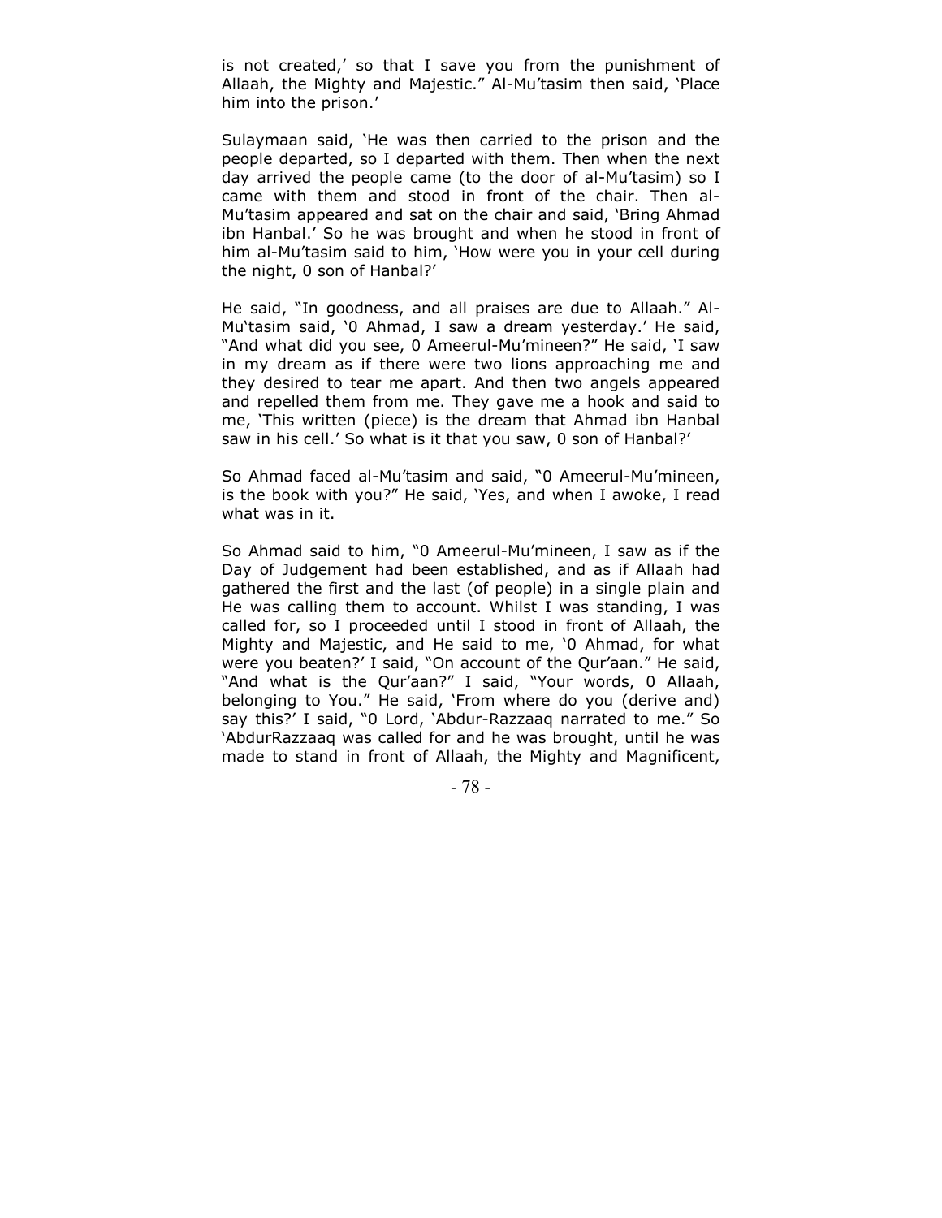is not created,' so that I save you from the punishment of Allaah, the Mighty and Majestic." Al-Mu'tasim then said, 'Place him into the prison.'

Sulaymaan said, 'He was then carried to the prison and the people departed, so I departed with them. Then when the next day arrived the people came (to the door of al-Mu'tasim) so I came with them and stood in front of the chair. Then al-Mu'tasim appeared and sat on the chair and said, 'Bring Ahmad ibn Hanbal.' So he was brought and when he stood in front of him al-Mu'tasim said to him, 'How were you in your cell during the night, 0 son of Hanbal?'

He said, "In goodness, and all praises are due to Allaah." Al-Mu'tasim said, '0 Ahmad, I saw a dream yesterday.' He said, "And what did you see, 0 Ameerul-Mu'mineen?" He said, 'I saw in my dream as if there were two lions approaching me and they desired to tear me apart. And then two angels appeared and repelled them from me. They gave me a hook and said to me, 'This written (piece) is the dream that Ahmad ibn Hanbal saw in his cell.' So what is it that you saw, 0 son of Hanbal?'

So Ahmad faced al-Mu'tasim and said, "0 Ameerul-Mu'mineen, is the book with you?" He said, 'Yes, and when I awoke, I read what was in it.

So Ahmad said to him, "0 Ameerul-Mu'mineen, I saw as if the Day of Judgement had been established, and as if Allaah had gathered the first and the last (of people) in a single plain and He was calling them to account. Whilst I was standing, I was called for, so I proceeded until I stood in front of Allaah, the Mighty and Majestic, and He said to me, '0 Ahmad, for what were you beaten?' I said, "On account of the Qur'aan." He said, "And what is the Qur'aan?" I said, "Your words, 0 Allaah, belonging to You." He said, 'From where do you (derive and) say this?' I said, "0 Lord, 'Abdur-Razzaaq narrated to me." So 'AbdurRazzaaq was called for and he was brought, until he was made to stand in front of Allaah, the Mighty and Magnificent,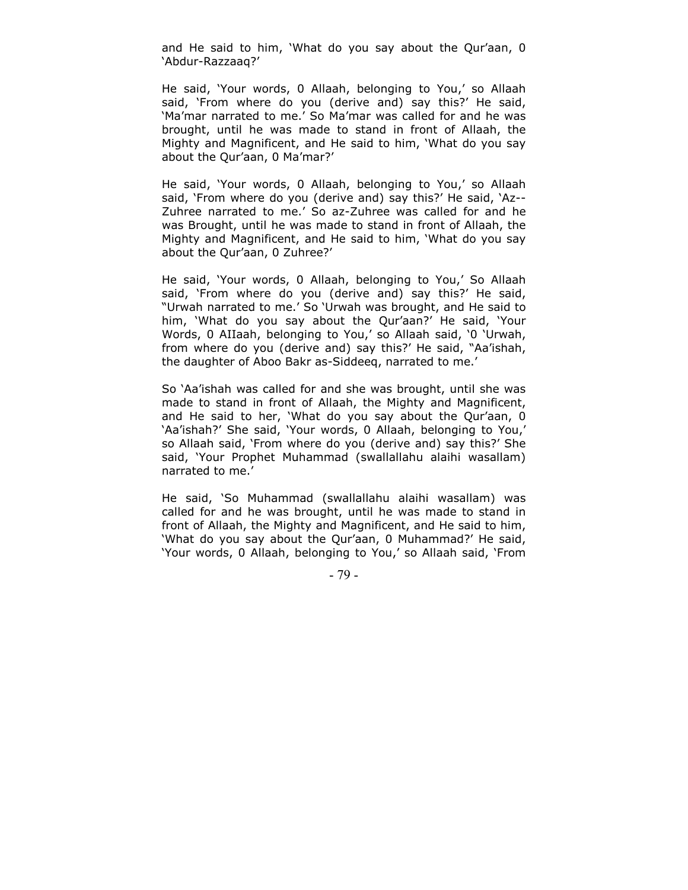and He said to him, 'What do you say about the Qur'aan, 0 'Abdur-Razzaaq?'

He said, 'Your words, 0 Allaah, belonging to You,' so Allaah said, 'From where do you (derive and) say this?' He said, 'Ma'mar narrated to me.' So Ma'mar was called for and he was brought, until he was made to stand in front of Allaah, the Mighty and Magnificent, and He said to him, 'What do you say about the Qur'aan, 0 Ma'mar?'

He said, 'Your words, 0 Allaah, belonging to You,' so Allaah said, 'From where do you (derive and) say this?' He said, 'Az--Zuhree narrated to me.' So az-Zuhree was called for and he was Brought, until he was made to stand in front of Allaah, the Mighty and Magnificent, and He said to him, 'What do you say about the Qur'aan, 0 Zuhree?'

He said, 'Your words, 0 Allaah, belonging to You,' So Allaah said, 'From where do you (derive and) say this?' He said, "Urwah narrated to me.' So 'Urwah was brought, and He said to him, 'What do you say about the Qur'aan?' He said, 'Your Words, 0 AIIaah, belonging to You,' so Allaah said, '0 'Urwah, from where do you (derive and) say this?' He said, "Aa'ishah, the daughter of Aboo Bakr as-Siddeeq, narrated to me.'

So 'Aa'ishah was called for and she was brought, until she was made to stand in front of Allaah, the Mighty and Magnificent, and He said to her, 'What do you say about the Qur'aan, 0 'Aa'ishah?' She said, 'Your words, 0 Allaah, belonging to You,' so Allaah said, 'From where do you (derive and) say this?' She said, 'Your Prophet Muhammad (swallallahu alaihi wasallam) narrated to me.'

He said, 'So Muhammad (swallallahu alaihi wasallam) was called for and he was brought, until he was made to stand in front of Allaah, the Mighty and Magnificent, and He said to him, 'What do you say about the Qur'aan, 0 Muhammad?' He said, 'Your words, 0 Allaah, belonging to You,' so Allaah said, 'From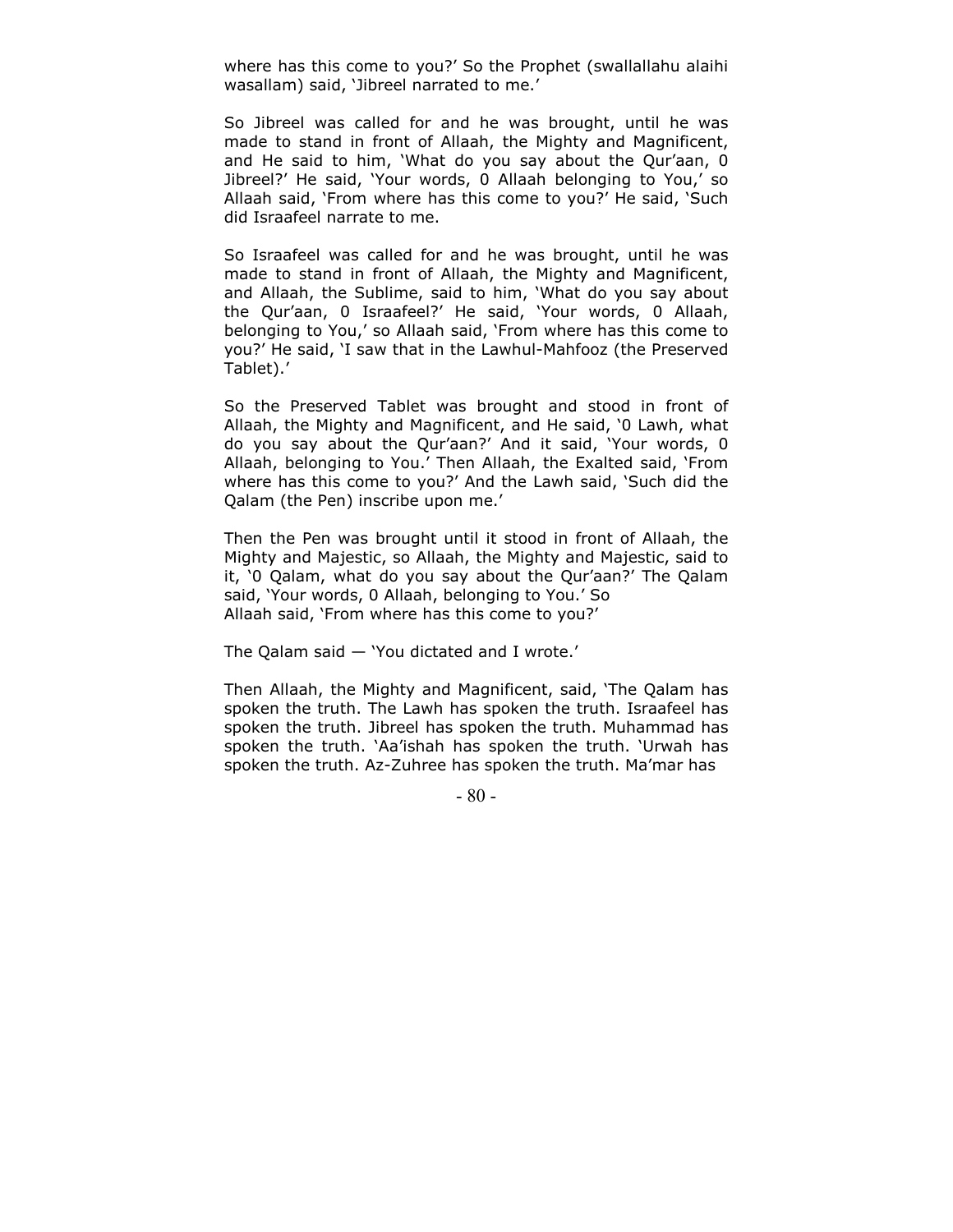where has this come to you?' So the Prophet (swallallahu alaihi wasallam) said, 'Jibreel narrated to me.'

So Jibreel was called for and he was brought, until he was made to stand in front of Allaah, the Mighty and Magnificent, and He said to him, 'What do you say about the Qur'aan, 0 Jibreel?' He said, 'Your words, 0 Allaah belonging to You,' so Allaah said, 'From where has this come to you?' He said, 'Such did Israafeel narrate to me.

So Israafeel was called for and he was brought, until he was made to stand in front of Allaah, the Mighty and Magnificent, and Allaah, the Sublime, said to him, 'What do you say about the Qur'aan, 0 Israafeel?' He said, 'Your words, 0 Allaah, belonging to You,' so Allaah said, 'From where has this come to you?' He said, 'I saw that in the Lawhul-Mahfooz (the Preserved Tablet).'

So the Preserved Tablet was brought and stood in front of Allaah, the Mighty and Magnificent, and He said, '0 Lawh, what do you say about the Qur'aan?' And it said, 'Your words, 0 Allaah, belonging to You.' Then Allaah, the Exalted said, 'From where has this come to you?' And the Lawh said, 'Such did the Qalam (the Pen) inscribe upon me.'

Then the Pen was brought until it stood in front of Allaah, the Mighty and Majestic, so Allaah, the Mighty and Majestic, said to it, '0 Qalam, what do you say about the Qur'aan?' The Qalam said, 'Your words, 0 Allaah, belonging to You.' So Allaah said, 'From where has this come to you?'

The Qalam said — 'You dictated and I wrote.'

Then Allaah, the Mighty and Magnificent, said, 'The Qalam has spoken the truth. The Lawh has spoken the truth. Israafeel has spoken the truth. Jibreel has spoken the truth. Muhammad has spoken the truth. 'Aa'ishah has spoken the truth. 'Urwah has spoken the truth. Az-Zuhree has spoken the truth. Ma'mar has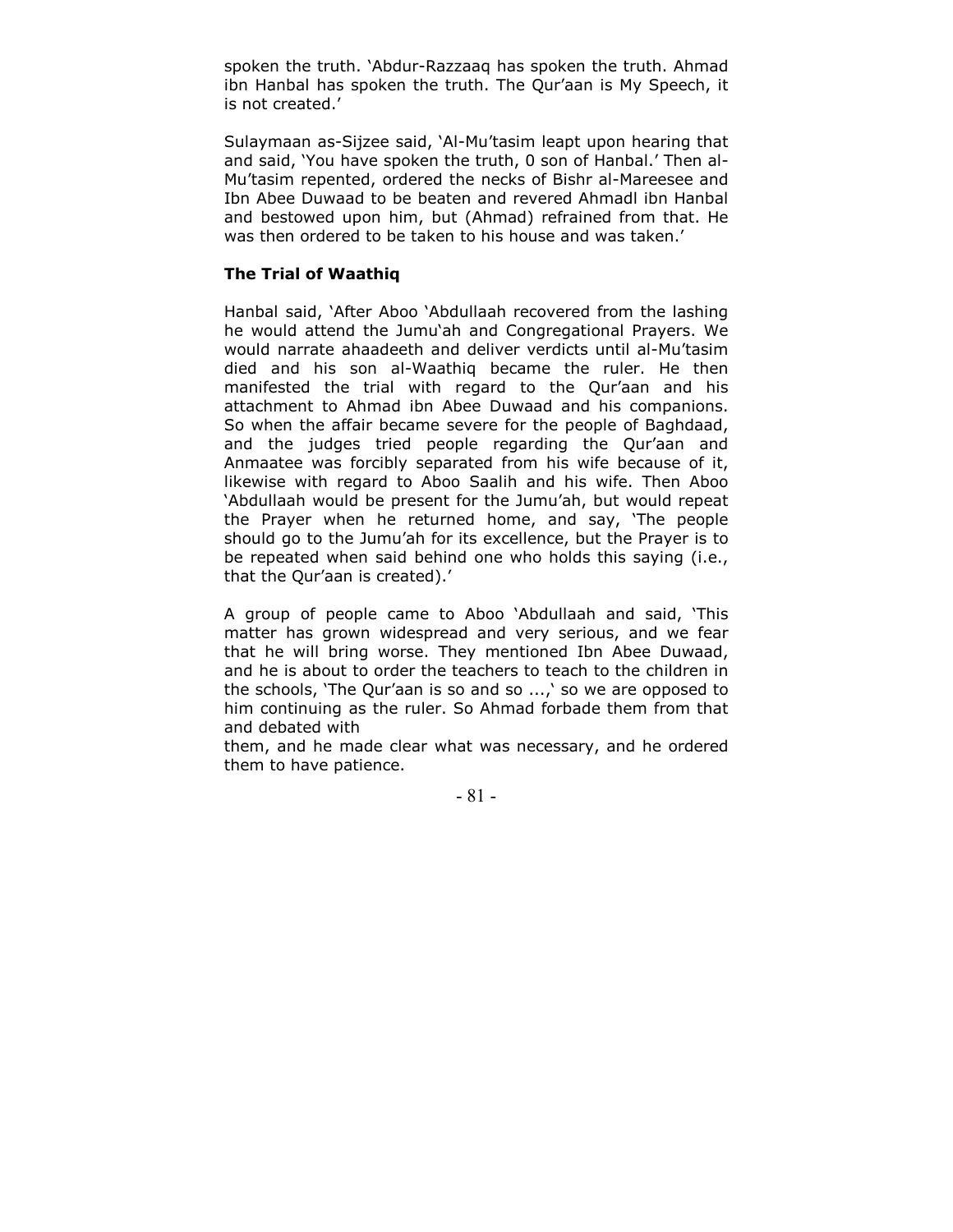spoken the truth. 'Abdur-Razzaaq has spoken the truth. Ahmad ibn Hanbal has spoken the truth. The Qur'aan is My Speech, it is not created.'

Sulaymaan as-Sijzee said, 'Al-Mu'tasim leapt upon hearing that and said, 'You have spoken the truth, 0 son of Hanbal.' Then al-Mu'tasim repented, ordered the necks of Bishr al-Mareesee and Ibn Abee Duwaad to be beaten and revered Ahmadl ibn Hanbal and bestowed upon him, but (Ahmad) refrained from that. He was then ordered to be taken to his house and was taken.'

### The Trial of Waathiq

Hanbal said, 'After Aboo 'Abdullaah recovered from the lashing he would attend the Jumu'ah and Congregational Prayers. We would narrate ahaadeeth and deliver verdicts until al-Mu'tasim died and his son al-Waathiq became the ruler. He then manifested the trial with regard to the Qur'aan and his attachment to Ahmad ibn Abee Duwaad and his companions. So when the affair became severe for the people of Baghdaad, and the judges tried people regarding the Qur'aan and Anmaatee was forcibly separated from his wife because of it, likewise with regard to Aboo Saalih and his wife. Then Aboo 'Abdullaah would be present for the Jumu'ah, but would repeat the Prayer when he returned home, and say, 'The people should go to the Jumu'ah for its excellence, but the Prayer is to be repeated when said behind one who holds this saying (i.e., that the Qur'aan is created).'

A group of people came to Aboo 'Abdullaah and said, 'This matter has grown widespread and very serious, and we fear that he will bring worse. They mentioned Ibn Abee Duwaad, and he is about to order the teachers to teach to the children in the schools, 'The Qur'aan is so and so ...,' so we are opposed to him continuing as the ruler. So Ahmad forbade them from that and debated with them, and he made clear what was necessary, and he ordered them to have patience.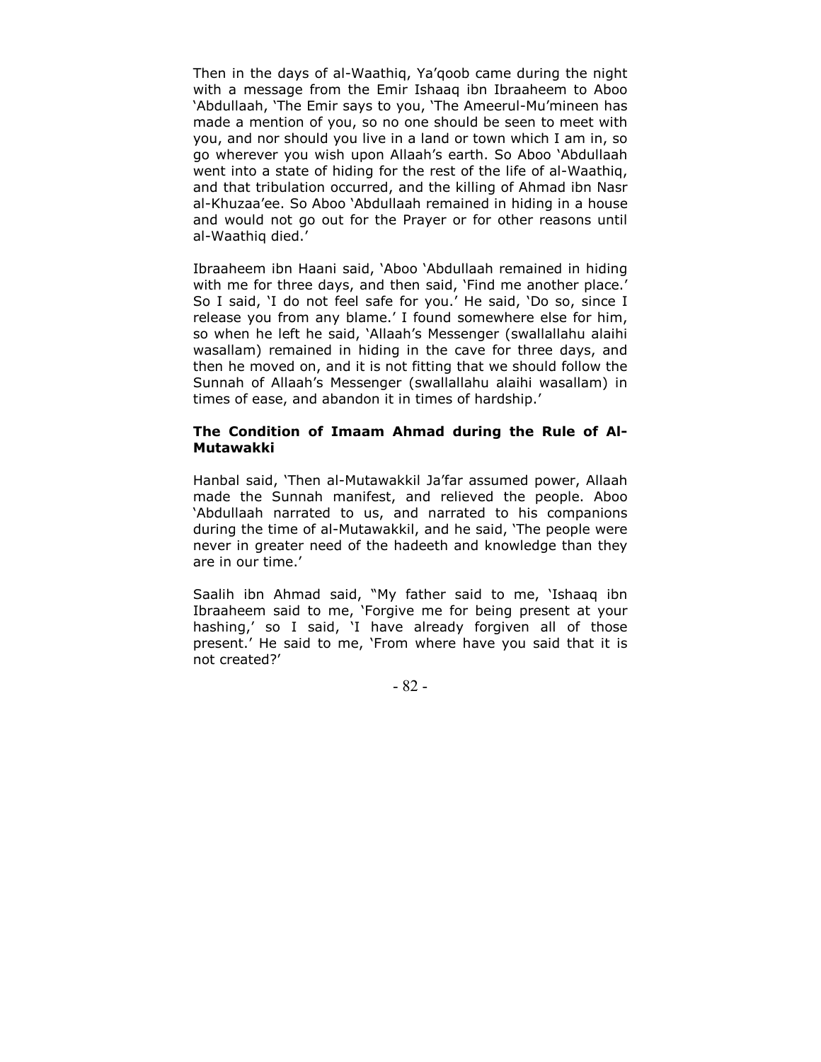Then in the days of al-Waathiq, Ya'qoob came during the night with a message from the Emir Ishaaq ibn Ibraaheem to Aboo 'Abdullaah, 'The Emir says to you, 'The Ameerul-Mu'mineen has made a mention of you, so no one should be seen to meet with you, and nor should you live in a land or town which I am in, so go wherever you wish upon Allaah's earth. So Aboo 'Abdullaah went into a state of hiding for the rest of the life of al-Waathiq, and that tribulation occurred, and the killing of Ahmad ibn Nasr al-Khuzaa'ee. So Aboo 'Abdullaah remained in hiding in a house and would not go out for the Prayer or for other reasons until al-Waathiq died.'

Ibraaheem ibn Haani said, 'Aboo 'Abdullaah remained in hiding with me for three days, and then said, 'Find me another place.' So I said, 'I do not feel safe for you.' He said, 'Do so, since I release you from any blame.' I found somewhere else for him, so when he left he said, 'Allaah's Messenger (swallallahu alaihi wasallam) remained in hiding in the cave for three days, and then he moved on, and it is not fitting that we should follow the Sunnah of Allaah's Messenger (swallallahu alaihi wasallam) in times of ease, and abandon it in times of hardship.'

### The Condition of Imaam Ahmad during the Rule of Al-Mutawakki

Hanbal said, 'Then al-Mutawakkil Ja'far assumed power, Allaah made the Sunnah manifest, and relieved the people. Aboo 'Abdullaah narrated to us, and narrated to his companions during the time of al-Mutawakkil, and he said, 'The people were never in greater need of the hadeeth and knowledge than they are in our time.'

Saalih ibn Ahmad said, "My father said to me, 'Ishaaq ibn Ibraaheem said to me, 'Forgive me for being present at your hashing,' so I said, 'I have already forgiven all of those present.' He said to me, 'From where have you said that it is not created?'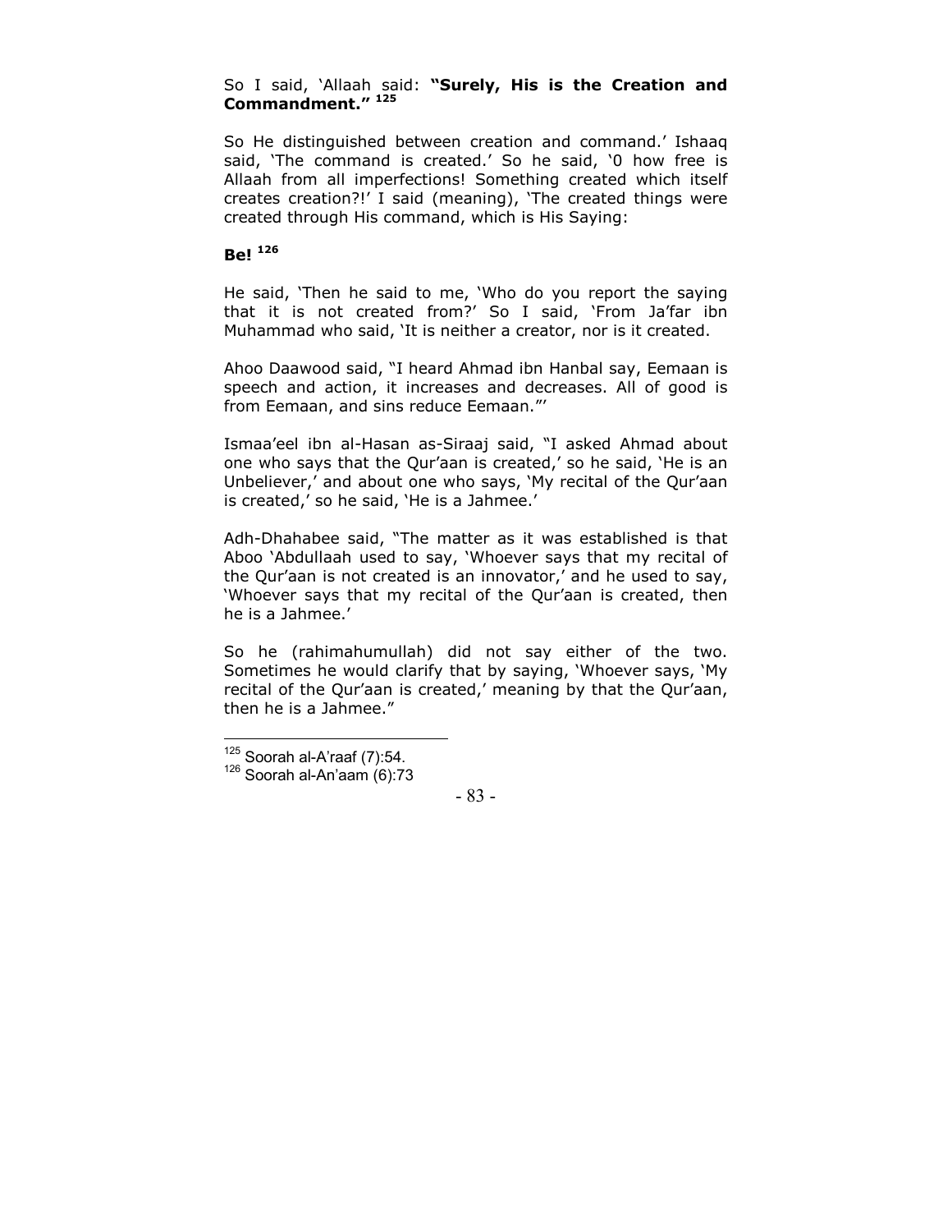So I said, 'Allaah said: **"Surely, His is the Creation and Commandment."** [125]

So He distinguished between creation and command.' Ishaaq said, 'The command is created.' So he said, '0 how free is Allaah from all imperfections! Something created which itself creates creation?!' I said (meaning), 'The created things were created through His command, which is His Saying:

**Be!** [126]

He said, 'Then he said to me, 'Who do you report the saying that it is not created from?' So I said, 'From Ja'far ibn Muhammad who said, 'It is neither a creator, nor is it created.

Ahoo Daawood said, "I heard Ahmad ibn Hanbal say, Eemaan is speech and action, it increases and decreases. All of good is from Eemaan, and sins reduce Eemaan."'

Ismaa'eel ibn al-Hasan as-Siraaj said, "I asked Ahmad about one who says that the Qur'aan is created,' so he said, 'He is an Unbeliever,' and about one who says, 'My recital of the Qur'aan is created,' so he said, 'He is a Jahmee.'

Adh-Dhahabee said, "The matter as it was established is that Aboo 'Abdullaah used to say, 'Whoever says that my recital of the Qur'aan is not created is an innovator,' and he used to say, 'Whoever says that my recital of the Qur'aan is created, then he is a Jahmee.'

So he (rahimahumullah) did not say either of the two. Sometimes he would clarify that by saying, 'Whoever says, 'My recital of the Qur'aan is created,' meaning by that the Qur'aan, then he is a Jahmee."

---

[125] Soorah al-A'raaf (7):54.
[126] Soorah al-An'aam (6):73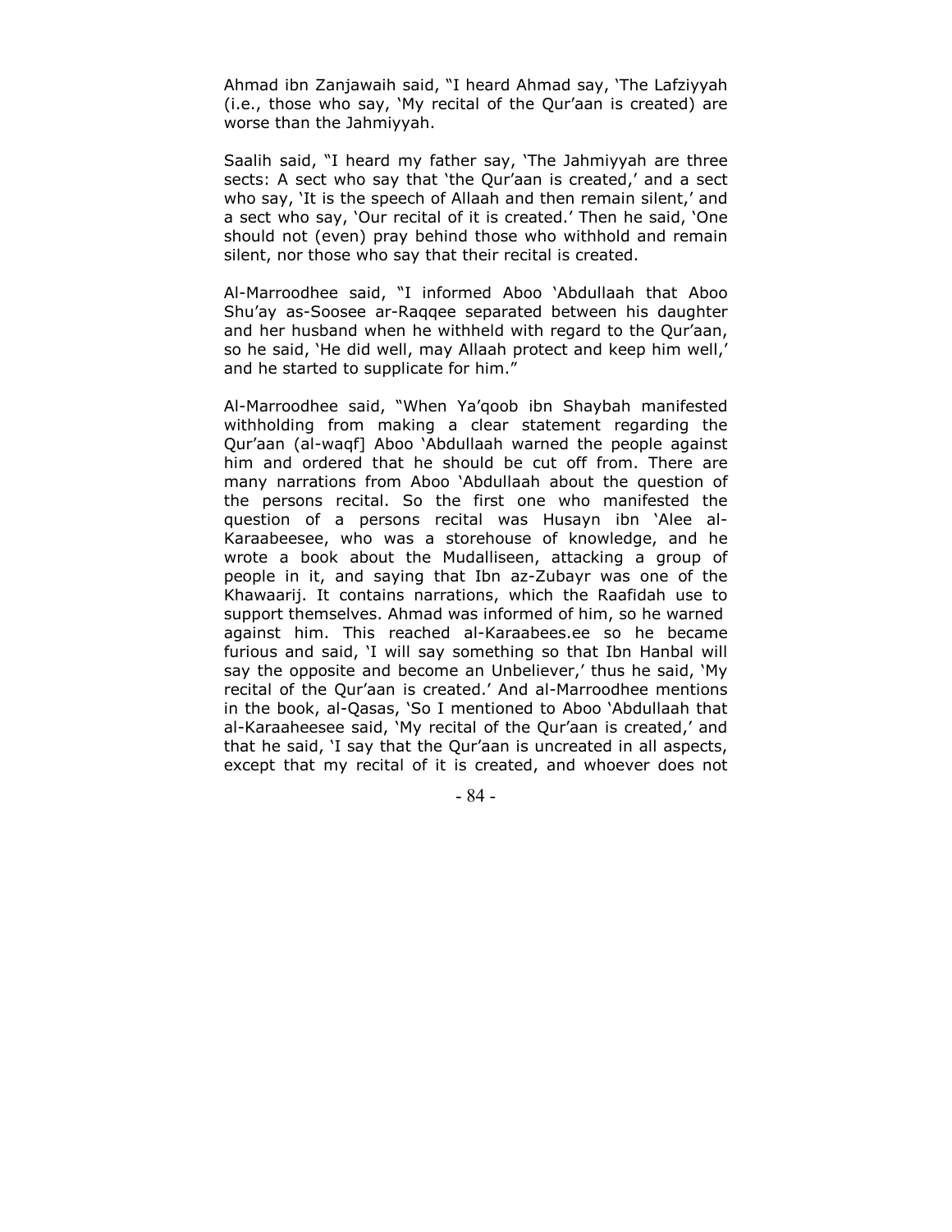Ahmad ibn Zanjawaih said, "I heard Ahmad say, 'The Lafziyyah (i.e., those who say, 'My recital of the Qur'aan is created) are worse than the Jahmiyyah.

Saalih said, "I heard my father say, 'The Jahmiyyah are three sects: A sect who say that 'the Qur'aan is created,' and a sect who say, 'It is the speech of Allaah and then remain silent,' and a sect who say, 'Our recital of it is created.' Then he said, 'One should not (even) pray behind those who withhold and remain silent, nor those who say that their recital is created.

Al-Marroodhee said, "I informed Aboo 'Abdullaah that Aboo Shu'ay as-Soosee ar-Raqqee separated between his daughter and her husband when he withheld with regard to the Qur'aan, so he said, 'He did well, may Allaah protect and keep him well,' and he started to supplicate for him."

Al-Marroodhee said, "When Ya'qoob ibn Shaybah manifested withholding from making a clear statement regarding the Qur'aan (al-waqf] Aboo 'Abdullaah warned the people against him and ordered that he should be cut off from. There are many narrations from Aboo 'Abdullaah about the question of the persons recital. So the first one who manifested the question of a persons recital was Husayn ibn 'Alee al-Karaabeesee, who was a storehouse of knowledge, and he wrote a book about the Mudalliseen, attacking a group of people in it, and saying that Ibn az-Zubayr was one of the Khawaarij. It contains narrations, which the Raafidah use to support themselves. Ahmad was informed of him, so he warned against him. This reached al-Karaabees.ee so he became furious and said, 'I will say something so that Ibn Hanbal will say the opposite and become an Unbeliever,' thus he said, 'My recital of the Qur'aan is created.' And al-Marroodhee mentions in the book, al-Qasas, 'So I mentioned to Aboo 'Abdullaah that al-Karaaheesee said, 'My recital of the Qur'aan is created,' and that he said, 'I say that the Qur'aan is uncreated in all aspects, except that my recital of it is created, and whoever does not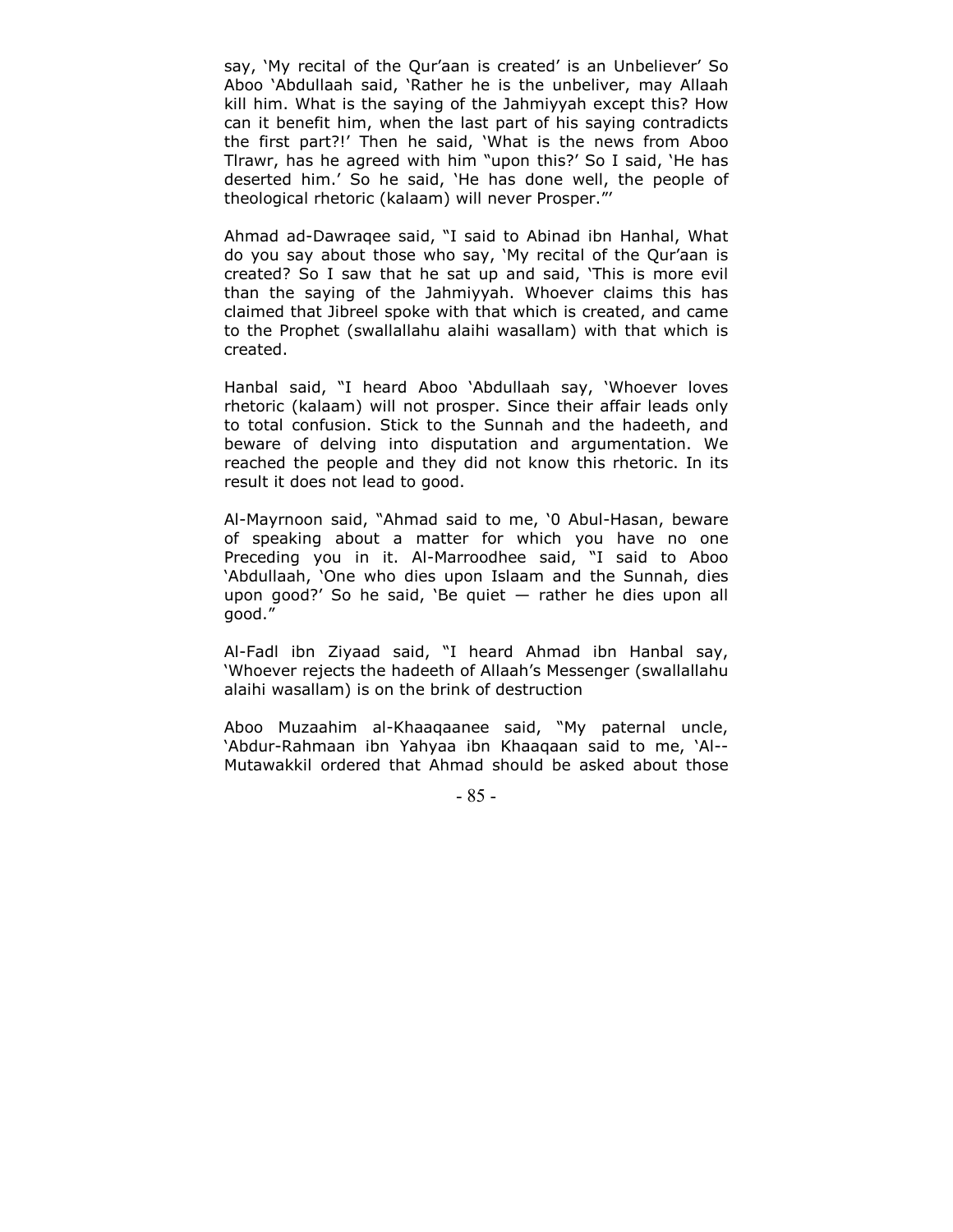say, 'My recital of the Qur'aan is created' is an Unbeliever' So Aboo 'Abdullaah said, 'Rather he is the unbeliver, may Allaah kill him. What is the saying of the Jahmiyyah except this? How can it benefit him, when the last part of his saying contradicts the first part?!' Then he said, 'What is the news from Aboo Tlrawr, has he agreed with him "upon this?' So I said, 'He has deserted him.' So he said, 'He has done well, the people of theological rhetoric (kalaam) will never Prosper."'

Ahmad ad-Dawraqee said, "I said to Abinad ibn Hanhal, What do you say about those who say, 'My recital of the Qur'aan is created? So I saw that he sat up and said, 'This is more evil than the saying of the Jahmiyyah. Whoever claims this has claimed that Jibreel spoke with that which is created, and came to the Prophet (swallallahu alaihi wasallam) with that which is created.

Hanbal said, "I heard Aboo 'Abdullaah say, 'Whoever loves rhetoric (kalaam) will not prosper. Since their affair leads only to total confusion. Stick to the Sunnah and the hadeeth, and beware of delving into disputation and argumentation. We reached the people and they did not know this rhetoric. In its result it does not lead to good.

Al-Mayrnoon said, "Ahmad said to me, '0 Abul-Hasan, beware of speaking about a matter for which you have no one Preceding you in it. Al-Marroodhee said, "I said to Aboo 'Abdullaah, 'One who dies upon Islaam and the Sunnah, dies upon good?' So he said, 'Be quiet — rather he dies upon all good."

Al-Fadl ibn Ziyaad said, "I heard Ahmad ibn Hanbal say, 'Whoever rejects the hadeeth of Allaah's Messenger (swallallahu alaihi wasallam) is on the brink of destruction

Aboo Muzaahim al-Khaaqaanee said, "My paternal uncle, 'Abdur-Rahmaan ibn Yahyaa ibn Khaaqaan said to me, 'Al--Mutawakkil ordered that Ahmad should be asked about those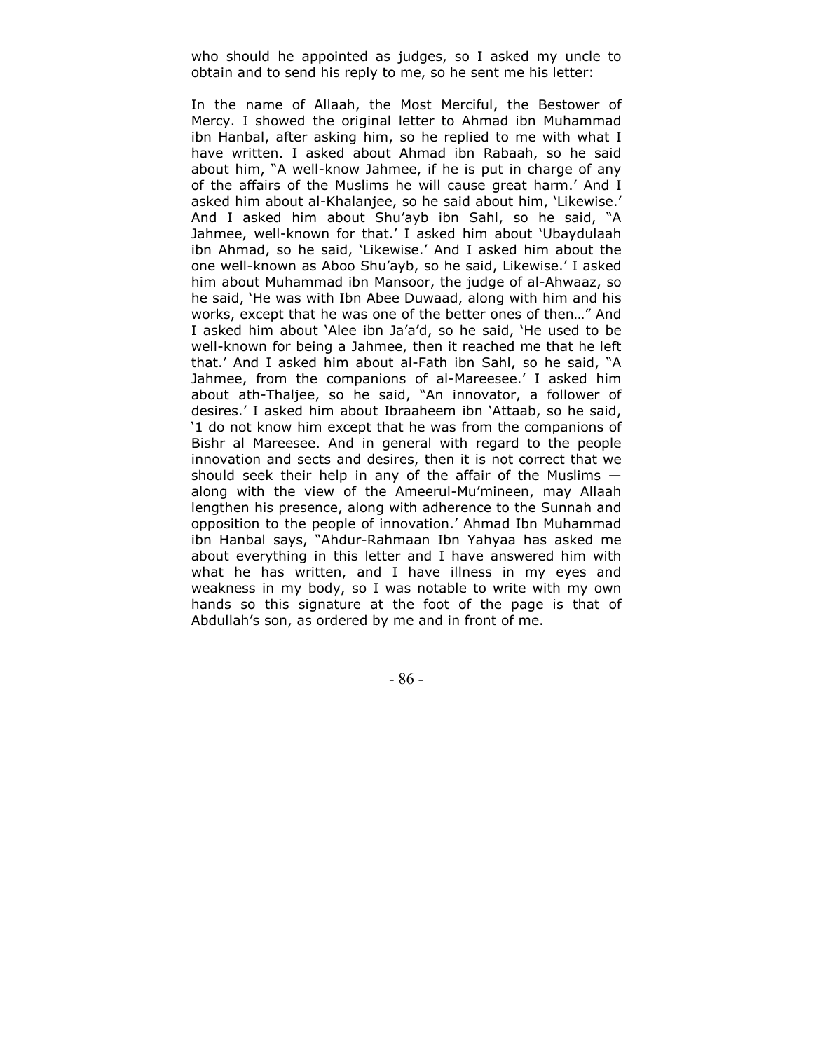who should he appointed as judges, so I asked my uncle to obtain and to send his reply to me, so he sent me his letter:

In the name of Allaah, the Most Merciful, the Bestower of Mercy. I showed the original letter to Ahmad ibn Muhammad ibn Hanbal, after asking him, so he replied to me with what I have written. I asked about Ahmad ibn Rabaah, so he said about him, "A well-know Jahmee, if he is put in charge of any of the affairs of the Muslims he will cause great harm.' And I asked him about al-Khalanjee, so he said about him, 'Likewise.' And I asked him about Shu'ayb ibn Sahl, so he said, "A Jahmee, well-known for that.' I asked him about 'Ubaydulaah ibn Ahmad, so he said, 'Likewise.' And I asked him about the one well-known as Aboo Shu'ayb, so he said, Likewise.' I asked him about Muhammad ibn Mansoor, the judge of al-Ahwaaz, so he said, 'He was with Ibn Abee Duwaad, along with him and his works, except that he was one of the better ones of then…" And I asked him about 'Alee ibn Ja'a'd, so he said, 'He used to be well-known for being a Jahmee, then it reached me that he left that.' And I asked him about al-Fath ibn Sahl, so he said, "A Jahmee, from the companions of al-Mareesee.' I asked him about ath-Thaljee, so he said, "An innovator, a follower of desires.' I asked him about Ibraaheem ibn 'Attaab, so he said, '1 do not know him except that he was from the companions of Bishr al Mareesee. And in general with regard to the people innovation and sects and desires, then it is not correct that we should seek their help in any of the affair of the Muslims — along with the view of the Ameerul-Mu'mineen, may Allaah lengthen his presence, along with adherence to the Sunnah and opposition to the people of innovation.' Ahmad Ibn Muhammad ibn Hanbal says, "Ahdur-Rahmaan Ibn Yahyaa has asked me about everything in this letter and I have answered him with what he has written, and I have illness in my eyes and weakness in my body, so I was notable to write with my own hands so this signature at the foot of the page is that of Abdullah's son, as ordered by me and in front of me.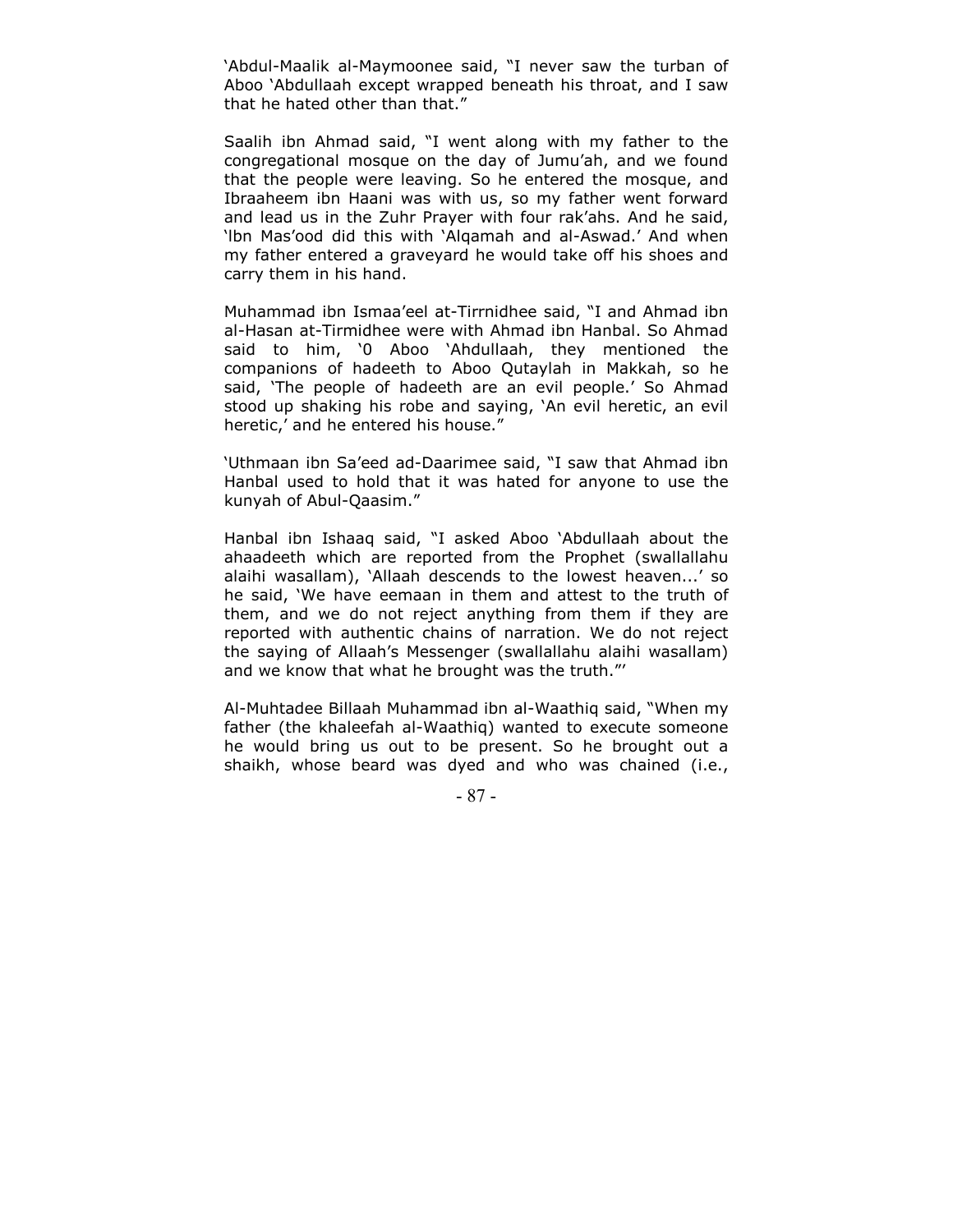'Abdul-Maalik al-Maymoonee said, "I never saw the turban of Aboo 'Abdullaah except wrapped beneath his throat, and I saw that he hated other than that."

Saalih ibn Ahmad said, "I went along with my father to the congregational mosque on the day of Jumu'ah, and we found that the people were leaving. So he entered the mosque, and Ibraaheem ibn Haani was with us, so my father went forward and lead us in the Zuhr Prayer with four rak'ahs. And he said, 'Ibn Mas'ood did this with 'Alqamah and al-Aswad.' And when my father entered a graveyard he would take off his shoes and carry them in his hand.

Muhammad ibn Ismaa'eel at-Tirrnidhee said, "I and Ahmad ibn al-Hasan at-Tirmidhee were with Ahmad ibn Hanbal. So Ahmad said to him, '0 Aboo 'Ahdullaah, they mentioned the companions of hadeeth to Aboo Qutaylah in Makkah, so he said, 'The people of hadeeth are an evil people.' So Ahmad stood up shaking his robe and saying, 'An evil heretic, an evil heretic,' and he entered his house."

'Uthmaan ibn Sa'eed ad-Daarimee said, "I saw that Ahmad ibn Hanbal used to hold that it was hated for anyone to use the kunyah of Abul-Qaasim."

Hanbal ibn Ishaaq said, "I asked Aboo 'Abdullaah about the ahaadeeth which are reported from the Prophet (swallallahu alaihi wasallam), 'Allaah descends to the lowest heaven...' so he said, 'We have eemaan in them and attest to the truth of them, and we do not reject anything from them if they are reported with authentic chains of narration. We do not reject the saying of Allaah's Messenger (swallallahu alaihi wasallam) and we know that what he brought was the truth."'

Al-Muhtadee Billaah Muhammad ibn al-Waathiq said, "When my father (the khaleefah al-Waathiq) wanted to execute someone he would bring us out to be present. So he brought out a shaikh, whose beard was dyed and who was chained (i.e.,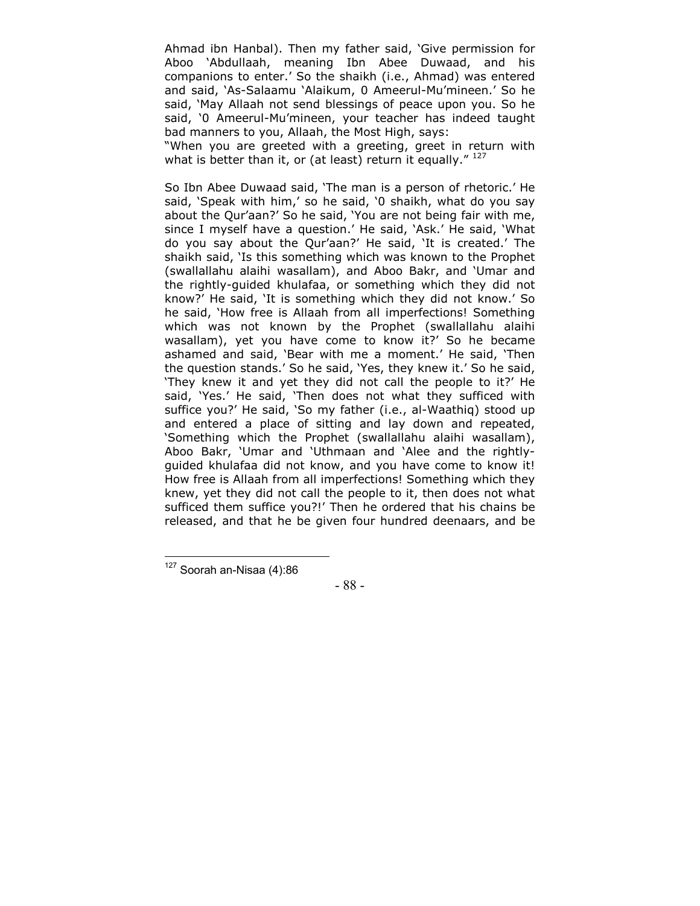Ahmad ibn Hanbal). Then my father said, 'Give permission for Aboo 'Abdullaah, meaning Ibn Abee Duwaad, and his companions to enter.' So the shaikh (i.e., Ahmad) was entered and said, 'As-Salaamu 'Alaikum, 0 Ameerul-Mu'mineen.' So he said, 'May Allaah not send blessings of peace upon you. So he said, '0 Ameerul-Mu'mineen, your teacher has indeed taught bad manners to you, Allaah, the Most High, says:

"When you are greeted with a greeting, greet in return with what is better than it, or (at least) return it equally." [127]

So Ibn Abee Duwaad said, 'The man is a person of rhetoric.' He said, 'Speak with him,' so he said, '0 shaikh, what do you say about the Qur'aan?' So he said, 'You are not being fair with me, since I myself have a question.' He said, 'Ask.' He said, 'What do you say about the Qur'aan?' He said, 'It is created.' The shaikh said, 'Is this something which was known to the Prophet (swallallahu alaihi wasallam), and Aboo Bakr, and 'Umar and the rightly-guided khulafaa, or something which they did not know?' He said, 'It is something which they did not know.' So he said, 'How free is Allaah from all imperfections! Something which was not known by the Prophet (swallallahu alaihi wasallam), yet you have come to know it?' So he became ashamed and said, 'Bear with me a moment.' He said, 'Then the question stands.' So he said, 'Yes, they knew it.' So he said, 'They knew it and yet they did not call the people to it?' He said, 'Yes.' He said, 'Then does not what they sufficed with suffice you?' He said, 'So my father (i.e., al-Waathiq) stood up and entered a place of sitting and lay down and repeated, 'Something which the Prophet (swallallahu alaihi wasallam), Aboo Bakr, 'Umar and 'Uthmaan and 'Alee and the rightly-guided khulafaa did not know, and you have come to know it! How free is Allaah from all imperfections! Something which they knew, yet they did not call the people to it, then does not what sufficed them suffice you?!' Then he ordered that his chains be released, and that he be given four hundred deenaars, and be

---

[127] Soorah an-Nisaa (4):86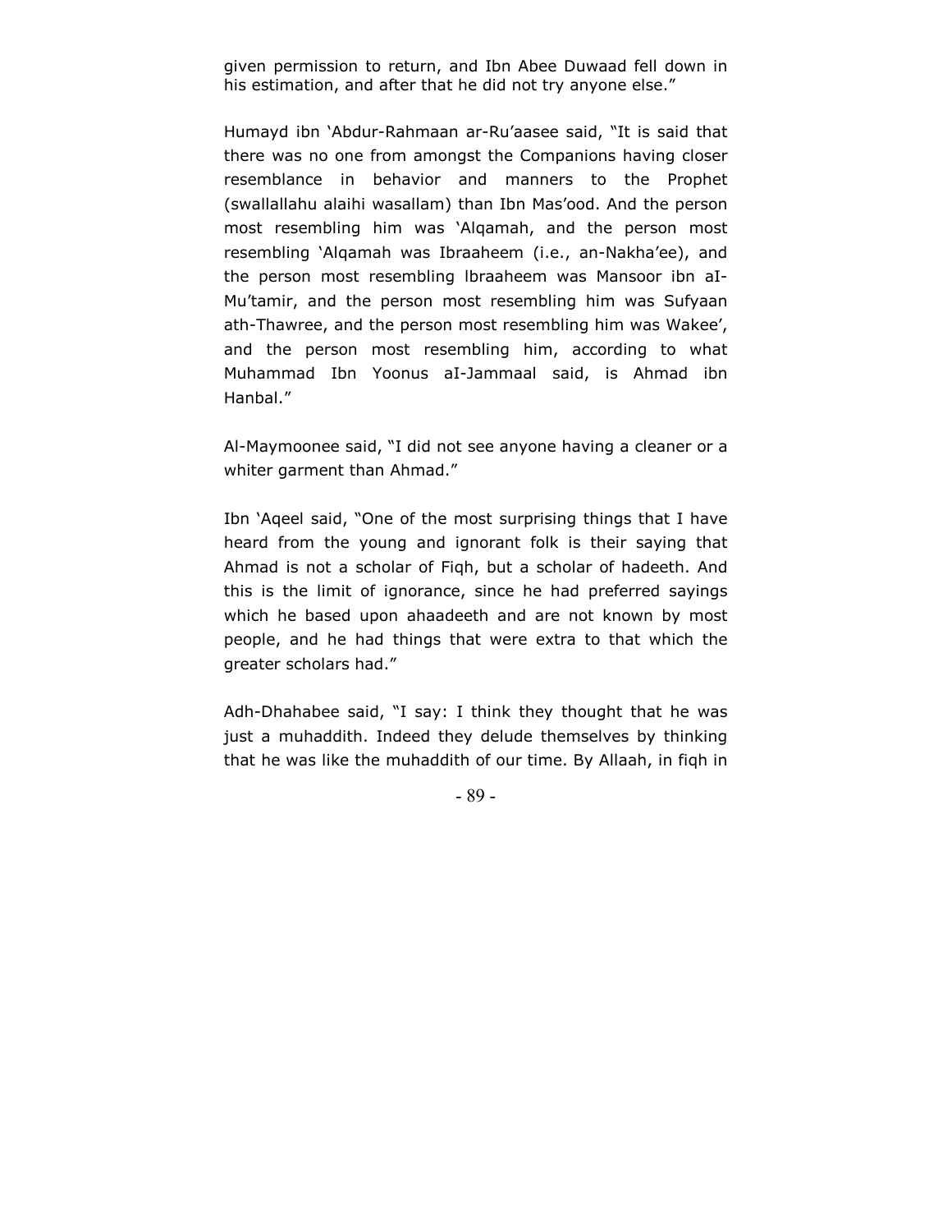given permission to return, and Ibn Abee Duwaad fell down in his estimation, and after that he did not try anyone else."

Humayd ibn 'Abdur-Rahmaan ar-Ru'aasee said, "It is said that there was no one from amongst the Companions having closer resemblance in behavior and manners to the Prophet (swallallahu alaihi wasallam) than Ibn Mas'ood. And the person most resembling him was 'Alqamah, and the person most resembling 'Alqamah was Ibraaheem (i.e., an-Nakha'ee), and the person most resembling lbraaheem was Mansoor ibn aI-Mu'tamir, and the person most resembling him was Sufyaan ath-Thawree, and the person most resembling him was Wakee', and the person most resembling him, according to what Muhammad Ibn Yoonus aI-Jammaal said, is Ahmad ibn Hanbal."

Al-Maymoonee said, "I did not see anyone having a cleaner or a whiter garment than Ahmad."

Ibn 'Aqeel said, "One of the most surprising things that I have heard from the young and ignorant folk is their saying that Ahmad is not a scholar of Fiqh, but a scholar of hadeeth. And this is the limit of ignorance, since he had preferred sayings which he based upon ahaadeeth and are not known by most people, and he had things that were extra to that which the greater scholars had."

Adh-Dhahabee said, "I say: I think they thought that he was just a muhaddith. Indeed they delude themselves by thinking that he was like the muhaddith of our time. By Allaah, in fiqh in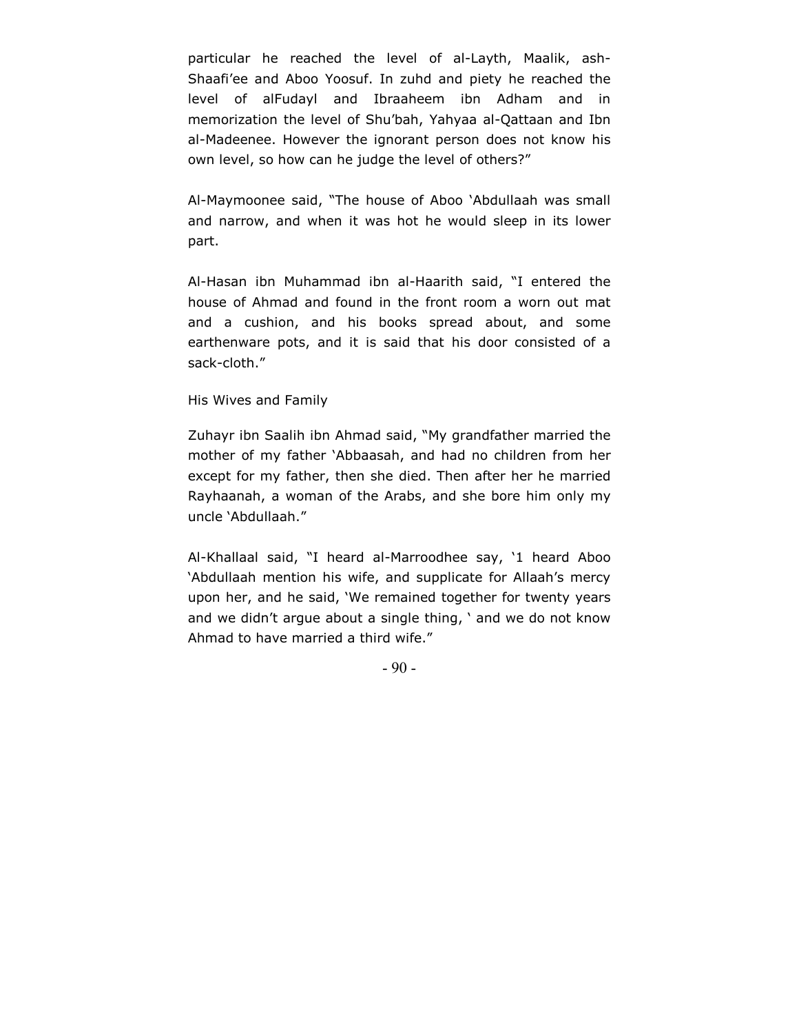particular he reached the level of al-Layth, Maalik, ash-Shaafi'ee and Aboo Yoosuf. In zuhd and piety he reached the level of alFudayl and Ibraaheem ibn Adham and in memorization the level of Shu'bah, Yahyaa al-Qattaan and Ibn al-Madeenee. However the ignorant person does not know his own level, so how can he judge the level of others?"

Al-Maymoonee said, "The house of Aboo 'Abdullaah was small and narrow, and when it was hot he would sleep in its lower part.

Al-Hasan ibn Muhammad ibn al-Haarith said, "I entered the house of Ahmad and found in the front room a worn out mat and a cushion, and his books spread about, and some earthenware pots, and it is said that his door consisted of a sack-cloth."

## His Wives and Family

Zuhayr ibn Saalih ibn Ahmad said, "My grandfather married the mother of my father 'Abbaasah, and had no children from her except for my father, then she died. Then after her he married Rayhaanah, a woman of the Arabs, and she bore him only my uncle 'Abdullaah."

Al-Khallaal said, "I heard al-Marroodhee say, '1 heard Aboo 'Abdullaah mention his wife, and supplicate for Allaah's mercy upon her, and he said, 'We remained together for twenty years and we didn't argue about a single thing, ' and we do not know Ahmad to have married a third wife."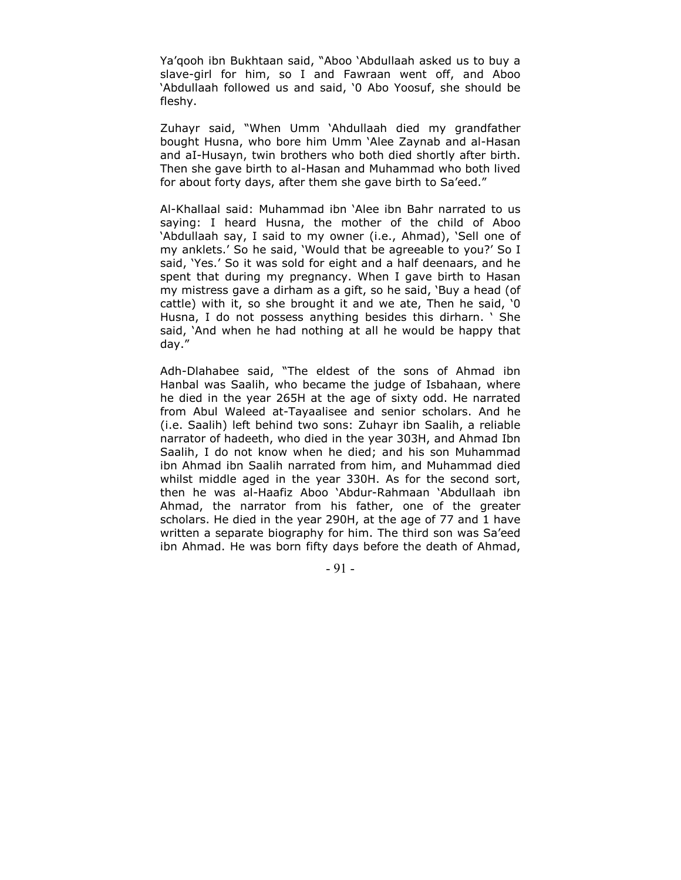Ya'qooh ibn Bukhtaan said, "Aboo 'Abdullaah asked us to buy a slave-girl for him, so I and Fawraan went off, and Aboo 'Abdullaah followed us and said, '0 Abo Yoosuf, she should be fleshy.

Zuhayr said, "When Umm 'Ahdullaah died my grandfather bought Husna, who bore him Umm 'Alee Zaynab and al-Hasan and aI-Husayn, twin brothers who both died shortly after birth. Then she gave birth to al-Hasan and Muhammad who both lived for about forty days, after them she gave birth to Sa'eed."

Al-Khallaal said: Muhammad ibn 'Alee ibn Bahr narrated to us saying: I heard Husna, the mother of the child of Aboo 'Abdullaah say, I said to my owner (i.e., Ahmad), 'Sell one of my anklets.' So he said, 'Would that be agreeable to you?' So I said, 'Yes.' So it was sold for eight and a half deenaars, and he spent that during my pregnancy. When I gave birth to Hasan my mistress gave a dirham as a gift, so he said, 'Buy a head (of cattle) with it, so she brought it and we ate, Then he said, '0 Husna, I do not possess anything besides this dirharn. ' She said, 'And when he had nothing at all he would be happy that day."

Adh-Dlahabee said, "The eldest of the sons of Ahmad ibn Hanbal was Saalih, who became the judge of Isbahaan, where he died in the year 265H at the age of sixty odd. He narrated from Abul Waleed at-Tayaalisee and senior scholars. And he (i.e. Saalih) left behind two sons: Zuhayr ibn Saalih, a reliable narrator of hadeeth, who died in the year 303H, and Ahmad Ibn Saalih, I do not know when he died; and his son Muhammad ibn Ahmad ibn Saalih narrated from him, and Muhammad died whilst middle aged in the year 330H. As for the second sort, then he was al-Haafiz Aboo 'Abdur-Rahmaan 'Abdullaah ibn Ahmad, the narrator from his father, one of the greater scholars. He died in the year 290H, at the age of 77 and 1 have written a separate biography for him. The third son was Sa'eed ibn Ahmad. He was born fifty days before the death of Ahmad,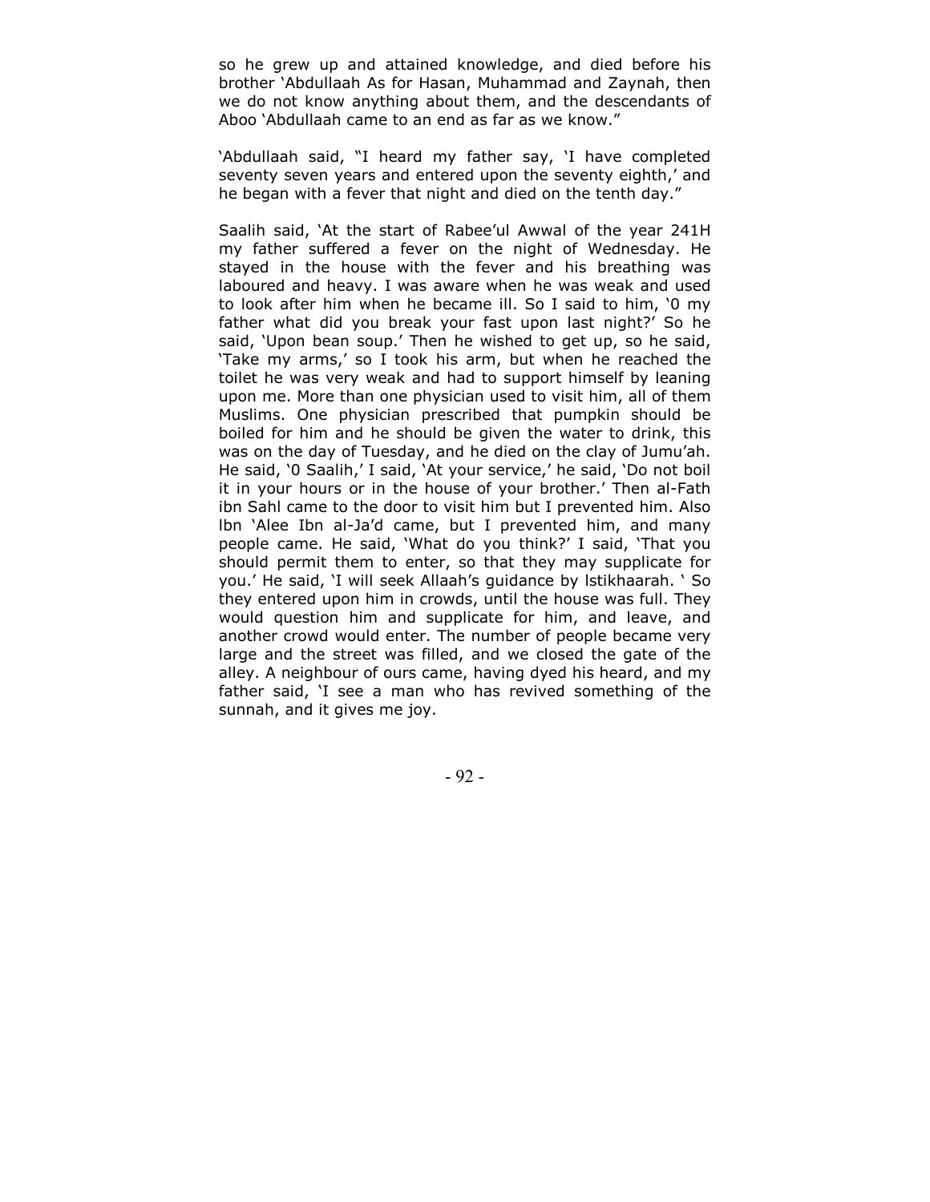so he grew up and attained knowledge, and died before his brother 'Abdullaah As for Hasan, Muhammad and Zaynah, then we do not know anything about them, and the descendants of Aboo 'Abdullaah came to an end as far as we know."

'Abdullaah said, "I heard my father say, 'I have completed seventy seven years and entered upon the seventy eighth,' and he began with a fever that night and died on the tenth day."

Saalih said, 'At the start of Rabee'ul Awwal of the year 241H my father suffered a fever on the night of Wednesday. He stayed in the house with the fever and his breathing was laboured and heavy. I was aware when he was weak and used to look after him when he became ill. So I said to him, '0 my father what did you break your fast upon last night?' So he said, 'Upon bean soup.' Then he wished to get up, so he said, 'Take my arms,' so I took his arm, but when he reached the toilet he was very weak and had to support himself by leaning upon me. More than one physician used to visit him, all of them Muslims. One physician prescribed that pumpkin should be boiled for him and he should be given the water to drink, this was on the day of Tuesday, and he died on the clay of Jumu'ah. He said, '0 Saalih,' I said, 'At your service,' he said, 'Do not boil it in your hours or in the house of your brother.' Then al-Fath ibn Sahl came to the door to visit him but I prevented him. Also lbn 'Alee Ibn al-Ja'd came, but I prevented him, and many people came. He said, 'What do you think?' I said, 'That you should permit them to enter, so that they may supplicate for you.' He said, 'I will seek Allaah's guidance by lstikhaarah. ' So they entered upon him in crowds, until the house was full. They would question him and supplicate for him, and leave, and another crowd would enter. The number of people became very large and the street was filled, and we closed the gate of the alley. A neighbour of ours came, having dyed his heard, and my father said, 'I see a man who has revived something of the sunnah, and it gives me joy.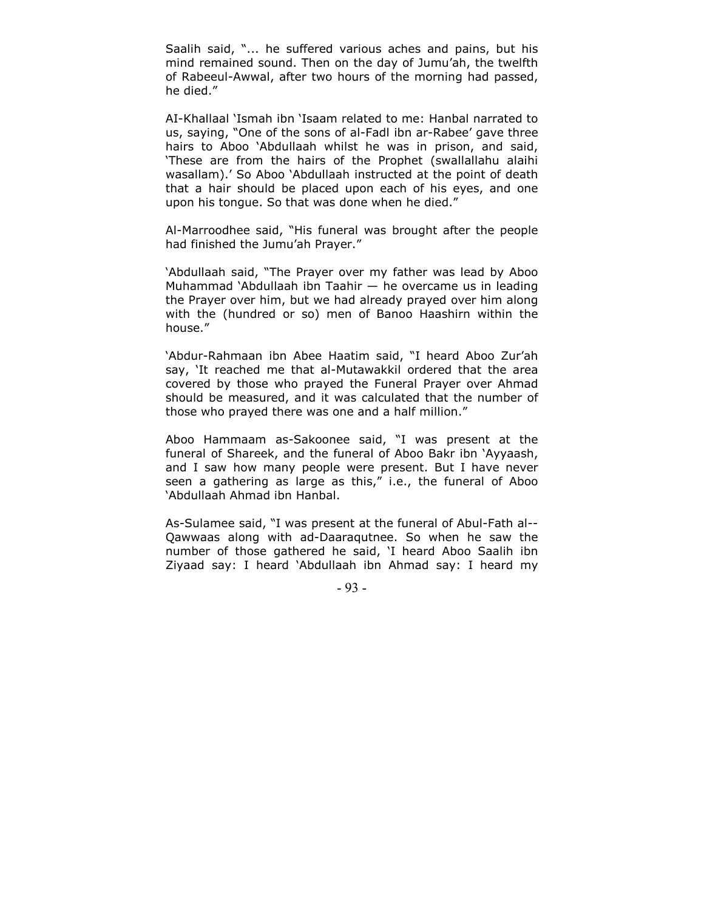Saalih said, "... he suffered various aches and pains, but his mind remained sound. Then on the day of Jumu'ah, the twelfth of Rabeeul-Awwal, after two hours of the morning had passed, he died."

AI-Khallaal 'Ismah ibn 'Isaam related to me: Hanbal narrated to us, saying, "One of the sons of al-Fadl ibn ar-Rabee' gave three hairs to Aboo 'Abdullaah whilst he was in prison, and said, 'These are from the hairs of the Prophet (swallallahu alaihi wasallam).' So Aboo 'Abdullaah instructed at the point of death that a hair should be placed upon each of his eyes, and one upon his tongue. So that was done when he died."

Al-Marroodhee said, "His funeral was brought after the people had finished the Jumu'ah Prayer."

'Abdullaah said, "The Prayer over my father was lead by Aboo Muhammad 'Abdullaah ibn Taahir — he overcame us in leading the Prayer over him, but we had already prayed over him along with the (hundred or so) men of Banoo Haashirn within the house."

'Abdur-Rahmaan ibn Abee Haatim said, "I heard Aboo Zur'ah say, 'It reached me that al-Mutawakkil ordered that the area covered by those who prayed the Funeral Prayer over Ahmad should be measured, and it was calculated that the number of those who prayed there was one and a half million."

Aboo Hammaam as-Sakoonee said, "I was present at the funeral of Shareek, and the funeral of Aboo Bakr ibn 'Ayyaash, and I saw how many people were present. But I have never seen a gathering as large as this," i.e., the funeral of Aboo 'Abdullaah Ahmad ibn Hanbal.

As-Sulamee said, "I was present at the funeral of Abul-Fath al--Qawwaas along with ad-Daaraqutnee. So when he saw the number of those gathered he said, 'I heard Aboo Saalih ibn Ziyaad say: I heard 'Abdullaah ibn Ahmad say: I heard my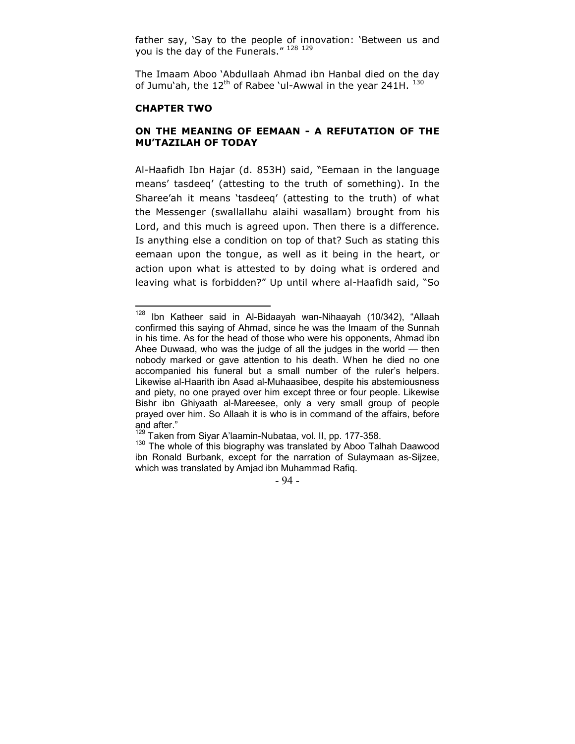father say, 'Say to the people of innovation: 'Between us and you is the day of the Funerals." [128] [129]

The Imaam Aboo 'Abdullaah Ahmad ibn Hanbal died on the day of Jumu'ah, the 12th of Rabee 'ul-Awwal in the year 241H. [130]

## CHAPTER TWO

### ON THE MEANING OF EEMAAN - A REFUTATION OF THE MU'TAZILAH OF TODAY

Al-Haafidh Ibn Hajar (d. 853H) said, "Eemaan in the language means' tasdeeq' (attesting to the truth of something). In the Sharee'ah it means 'tasdeeq' (attesting to the truth) of what the Messenger (swallallahu alaihi wasallam) brought from his Lord, and this much is agreed upon. Then there is a difference. Is anything else a condition on top of that? Such as stating this eemaan upon the tongue, as well as it being in the heart, or action upon what is attested to by doing what is ordered and leaving what is forbidden?" Up until where al-Haafidh said, "So

---

[128] Ibn Katheer said in Al-Bidaayah wan-Nihaayah (10/342), "Allaah confirmed this saying of Ahmad, since he was the Imaam of the Sunnah in his time. As for the head of those who were his opponents, Ahmad ibn Ahee Duwaad, who was the judge of all the judges in the world — then nobody marked or gave attention to his death. When he died no one accompanied his funeral but a small number of the ruler's helpers. Likewise al-Haarith ibn Asad al-Muhaasibee, despite his abstemiousness and piety, no one prayed over him except three or four people. Likewise Bishr ibn Ghiyaath al-Mareesee, only a very small group of people prayed over him. So Allaah it is who is in command of the affairs, before and after."

[129] Taken from Siyar A'laamin-Nubataa, vol. II, pp. 177-358.

[130] The whole of this biography was translated by Aboo Talhah Daawood ibn Ronald Burbank, except for the narration of Sulaymaan as-Sijzee, which was translated by Amjad ibn Muhammad Rafiq.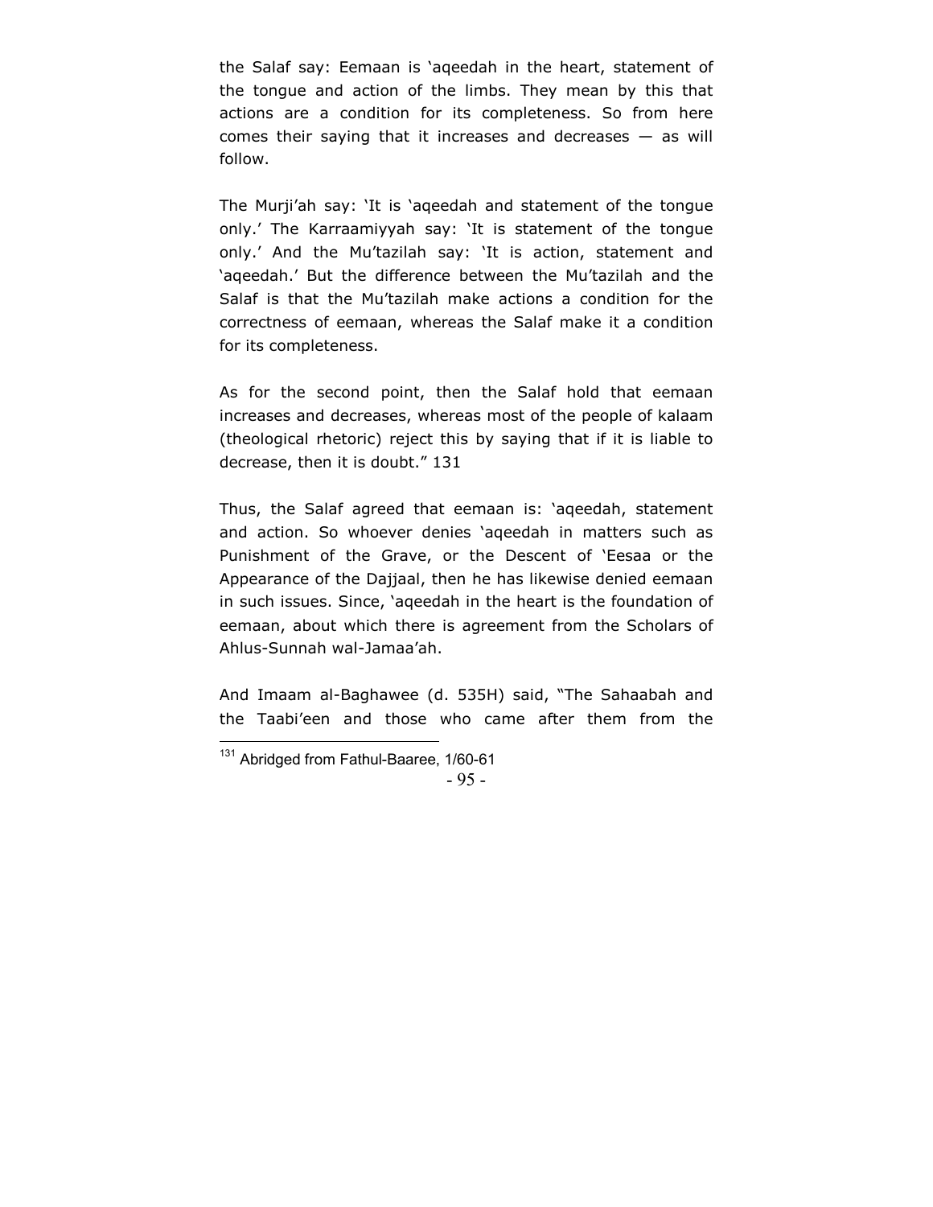the Salaf say: Eemaan is 'aqeedah in the heart, statement of the tongue and action of the limbs. They mean by this that actions are a condition for its completeness. So from here comes their saying that it increases and decreases — as will follow.

The Murji'ah say: 'It is 'aqeedah and statement of the tongue only.' The Karraamiyyah say: 'It is statement of the tongue only.' And the Mu'tazilah say: 'It is action, statement and 'aqeedah.' But the difference between the Mu'tazilah and the Salaf is that the Mu'tazilah make actions a condition for the correctness of eemaan, whereas the Salaf make it a condition for its completeness.

As for the second point, then the Salaf hold that eemaan increases and decreases, whereas most of the people of kalaam (theological rhetoric) reject this by saying that if it is liable to decrease, then it is doubt." 131

Thus, the Salaf agreed that eemaan is: 'aqeedah, statement and action. So whoever denies 'aqeedah in matters such as Punishment of the Grave, or the Descent of 'Eesaa or the Appearance of the Dajjaal, then he has likewise denied eemaan in such issues. Since, 'aqeedah in the heart is the foundation of eemaan, about which there is agreement from the Scholars of Ahlus-Sunnah wal-Jamaa'ah.

And Imaam al-Baghawee (d. 535H) said, "The Sahaabah and the Taabi'een and those who came after them from the

---

[131] Abridged from Fathul-Baaree, 1/60-61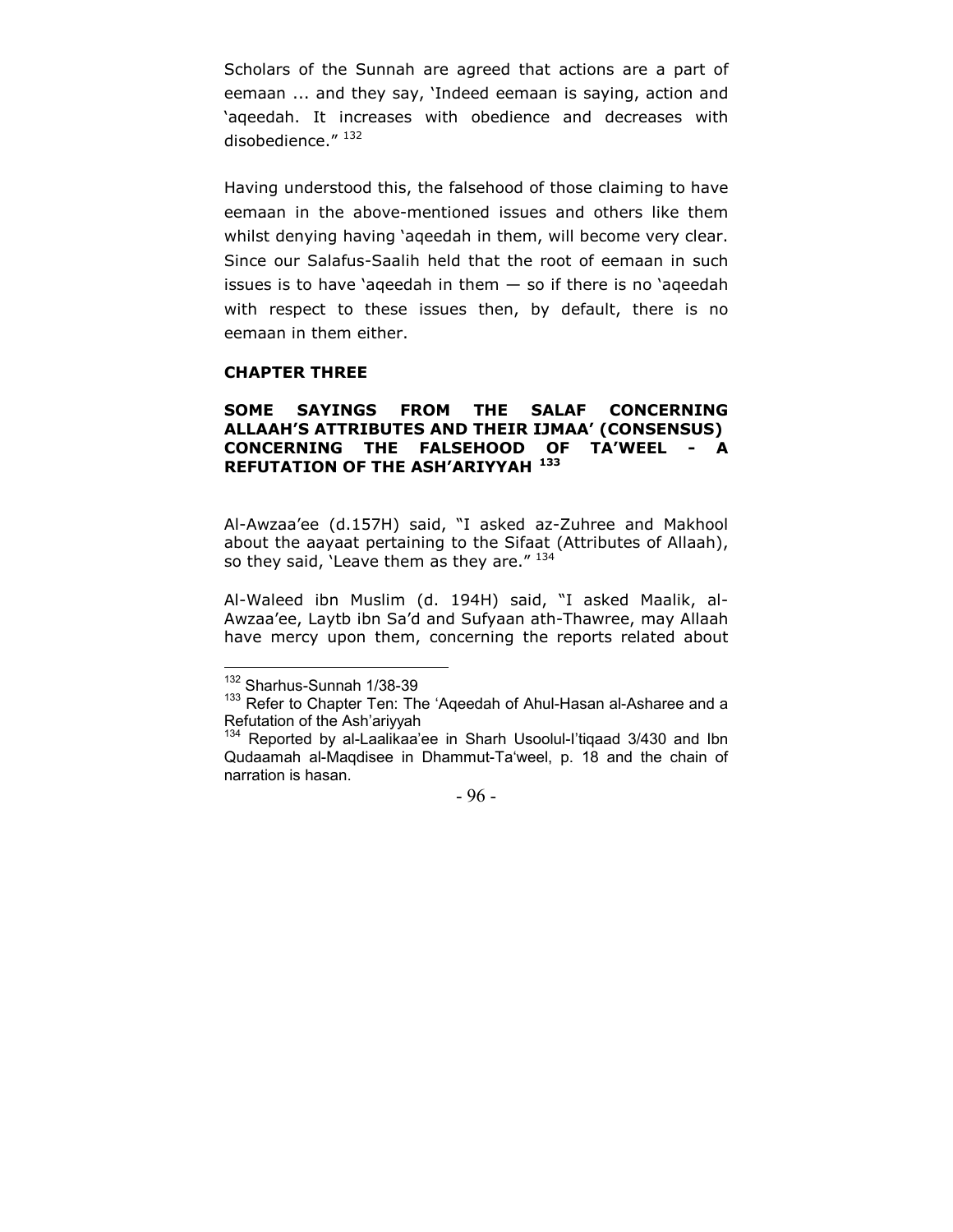Scholars of the Sunnah are agreed that actions are a part of eemaan ... and they say, 'Indeed eemaan is saying, action and 'aqeedah. It increases with obedience and decreases with disobedience." [132]

Having understood this, the falsehood of those claiming to have eemaan in the above-mentioned issues and others like them whilst denying having 'aqeedah in them, will become very clear. Since our Salafus-Saalih held that the root of eemaan in such issues is to have 'aqeedah in them — so if there is no 'aqeedah with respect to these issues then, by default, there is no eemaan in them either.

## CHAPTER THREE

### SOME SAYINGS FROM THE SALAF CONCERNING ALLAAH'S ATTRIBUTES AND THEIR IJMAA' (CONSENSUS) CONCERNING THE FALSEHOOD OF TA'WEEL - A REFUTATION OF THE ASH'ARIYYAH [133]

Al-Awzaa'ee (d.157H) said, "I asked az-Zuhree and Makhool about the aayaat pertaining to the Sifaat (Attributes of Allaah), so they said, 'Leave them as they are." [134]

Al-Waleed ibn Muslim (d. 194H) said, "I asked Maalik, al-Awzaa'ee, Laytb ibn Sa'd and Sufyaan ath-Thawree, may Allaah have mercy upon them, concerning the reports related about

---

[132] Sharhus-Sunnah 1/38-39

[133] Refer to Chapter Ten: The 'Aqeedah of Ahul-Hasan al-Asharee and a Refutation of the Ash'ariyyah

[134] Reported by al-Laalikaa'ee in Sharh Usoolul-I'tiqaad 3/430 and Ibn Qudaamah al-Maqdisee in Dhammut-Ta'weel, p. 18 and the chain of narration is hasan.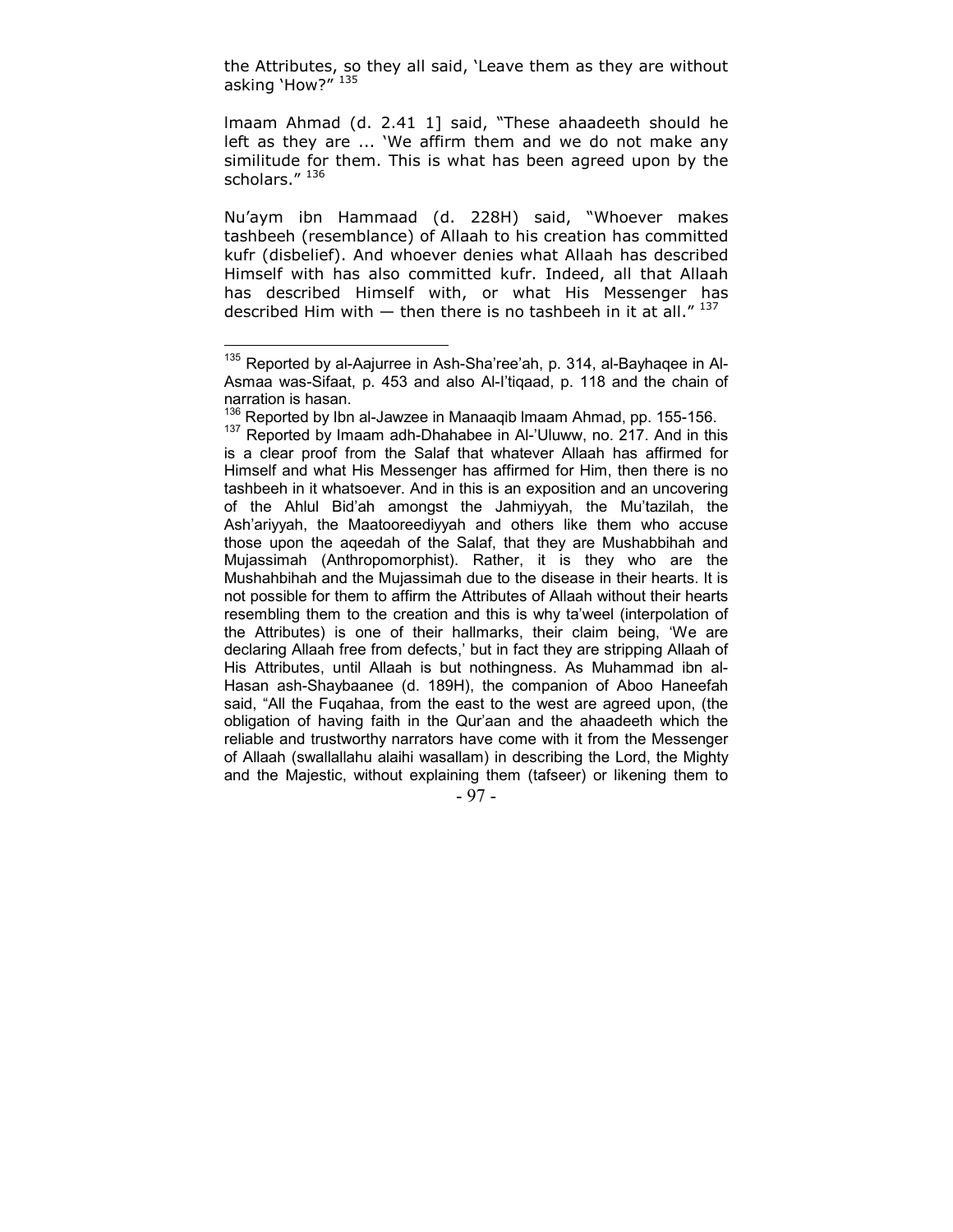the Attributes, so they all said, 'Leave them as they are without asking 'How?" [135]

lmaam Ahmad (d. 2.41 1] said, "These ahaadeeth should he left as they are ... 'We affirm them and we do not make any similitude for them. This is what has been agreed upon by the scholars." [136]

Nu'aym ibn Hammaad (d. 228H) said, "Whoever makes tashbeeh (resemblance) of Allaah to his creation has committed kufr (disbelief). And whoever denies what Allaah has described Himself with has also committed kufr. Indeed, all that Allaah has described Himself with, or what His Messenger has described Him with — then there is no tashbeeh in it at all." [137]

---

[135] Reported by al-Aajurree in Ash-Sha'ree'ah, p. 314, al-Bayhaqee in Al-Asmaa was-Sifaat, p. 453 and also Al-I'tiqaad, p. 118 and the chain of narration is hasan.

[136] Reported by Ibn al-Jawzee in Manaaqib lmaam Ahmad, pp. 155-156.

[137] Reported by Imaam adh-Dhahabee in Al-'Uluww, no. 217. And in this is a clear proof from the Salaf that whatever Allaah has affirmed for Himself and what His Messenger has affirmed for Him, then there is no tashbeeh in it whatsoever. And in this is an exposition and an uncovering of the Ahlul Bid'ah amongst the Jahmiyyah, the Mu'tazilah, the Ash'ariyyah, the Maatooreediyyah and others like them who accuse those upon the aqeedah of the Salaf, that they are Mushabbihah and Mujassimah (Anthropomorphist). Rather, it is they who are the Mushahbihah and the Mujassimah due to the disease in their hearts. It is not possible for them to affirm the Attributes of Allaah without their hearts resembling them to the creation and this is why ta'weel (interpolation of the Attributes) is one of their hallmarks, their claim being, 'We are declaring Allaah free from defects,' but in fact they are stripping Allaah of His Attributes, until Allaah is but nothingness. As Muhammad ibn al-Hasan ash-Shaybaanee (d. 189H), the companion of Aboo Haneefah said, "All the Fuqahaa, from the east to the west are agreed upon, (the obligation of having faith in the Qur'aan and the ahaadeeth which the reliable and trustworthy narrators have come with it from the Messenger of Allaah (swallallahu alaihi wasallam) in describing the Lord, the Mighty and the Majestic, without explaining them (tafseer) or likening them to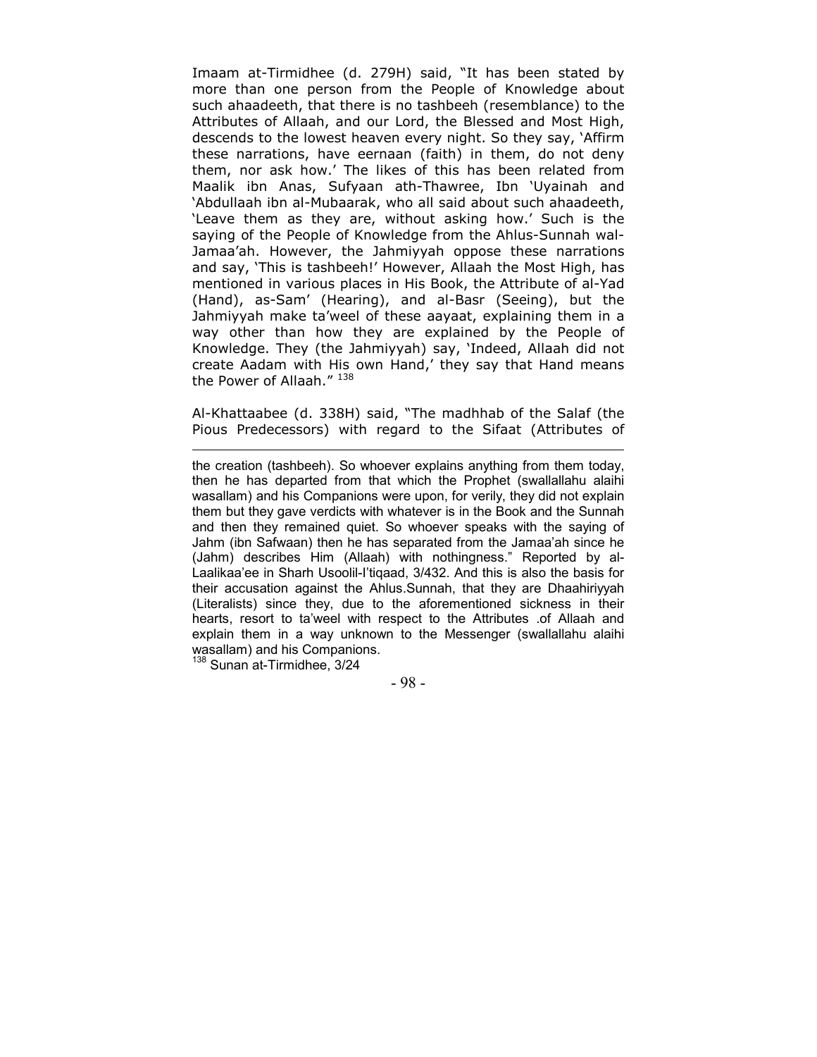Imaam at-Tirmidhee (d. 279H) said, "It has been stated by more than one person from the People of Knowledge about such ahaadeeth, that there is no tashbeeh (resemblance) to the Attributes of Allaah, and our Lord, the Blessed and Most High, descends to the lowest heaven every night. So they say, 'Affirm these narrations, have eernaan (faith) in them, do not deny them, nor ask how.' The likes of this has been related from Maalik ibn Anas, Sufyaan ath-Thawree, Ibn 'Uyainah and 'Abdullaah ibn al-Mubaarak, who all said about such ahaadeeth, 'Leave them as they are, without asking how.' Such is the saying of the People of Knowledge from the Ahlus-Sunnah wal-Jamaa'ah. However, the Jahmiyyah oppose these narrations and say, 'This is tashbeeh!' However, Allaah the Most High, has mentioned in various places in His Book, the Attribute of al-Yad (Hand), as-Sam' (Hearing), and al-Basr (Seeing), but the Jahmiyyah make ta'weel of these aayaat, explaining them in a way other than how they are explained by the People of Knowledge. They (the Jahmiyyah) say, 'Indeed, Allaah did not create Aadam with His own Hand,' they say that Hand means the Power of Allaah." [138]

Al-Khattaabee (d. 338H) said, "The madhhab of the Salaf (the Pious Predecessors) with regard to the Sifaat (Attributes of

---

the creation (tashbeeh). So whoever explains anything from them today, then he has departed from that which the Prophet (swallallahu alaihi wasallam) and his Companions were upon, for verily, they did not explain them but they gave verdicts with whatever is in the Book and the Sunnah and then they remained quiet. So whoever speaks with the saying of Jahm (ibn Safwaan) then he has separated from the Jamaa'ah since he (Jahm) describes Him (Allaah) with nothingness." Reported by al-Laalikaa'ee in Sharh Usoolil-I'tiqaad, 3/432. And this is also the basis for their accusation against the Ahlus.Sunnah, that they are Dhaahiriyyah (Literalists) since they, due to the aforementioned sickness in their hearts, resort to ta'weel with respect to the Attributes .of Allaah and explain them in a way unknown to the Messenger (swallallahu alaihi wasallam) and his Companions.

[138] Sunan at-Tirmidhee, 3/24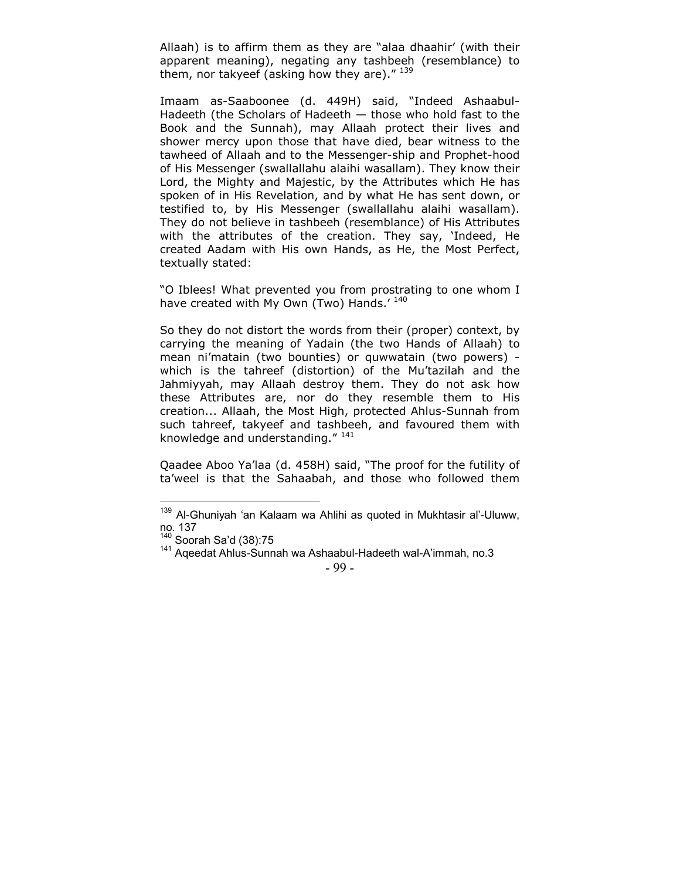Allaah) is to affirm them as they are "alaa dhaahir' (with their apparent meaning), negating any tashbeeh (resemblance) to them, nor takyeef (asking how they are)." [139]

Imaam as-Saaboonee (d. 449H) said, "Indeed Ashaabul-Hadeeth (the Scholars of Hadeeth — those who hold fast to the Book and the Sunnah), may Allaah protect their lives and shower mercy upon those that have died, bear witness to the tawheed of Allaah and to the Messenger-ship and Prophet-hood of His Messenger (swallallahu alaihi wasallam). They know their Lord, the Mighty and Majestic, by the Attributes which He has spoken of in His Revelation, and by what He has sent down, or testified to, by His Messenger (swallallahu alaihi wasallam). They do not believe in tashbeeh (resemblance) of His Attributes with the attributes of the creation. They say, 'Indeed, He created Aadam with His own Hands, as He, the Most Perfect, textually stated:

"O Iblees! What prevented you from prostrating to one whom I have created with My Own (Two) Hands.' [140]

So they do not distort the words from their (proper) context, by carrying the meaning of Yadain (the two Hands of Allaah) to mean ni'matain (two bounties) or quwwatain (two powers) - which is the tahreef (distortion) of the Mu'tazilah and the Jahmiyyah, may Allaah destroy them. They do not ask how these Attributes are, nor do they resemble them to His creation... Allaah, the Most High, protected Ahlus-Sunnah from such tahreef, takyeef and tashbeeh, and favoured them with knowledge and understanding." [141]

Qaadee Aboo Ya'laa (d. 458H) said, "The proof for the futility of ta'weel is that the Sahaabah, and those who followed them

---

[139] Al-Ghuniyah 'an Kalaam wa Ahlihi as quoted in Mukhtasir al'-Uluww, no. 137

[140] Soorah Sa'd (38):75

[141] Aqeedat Ahlus-Sunnah wa Ashaabul-Hadeeth wal-A'immah, no.3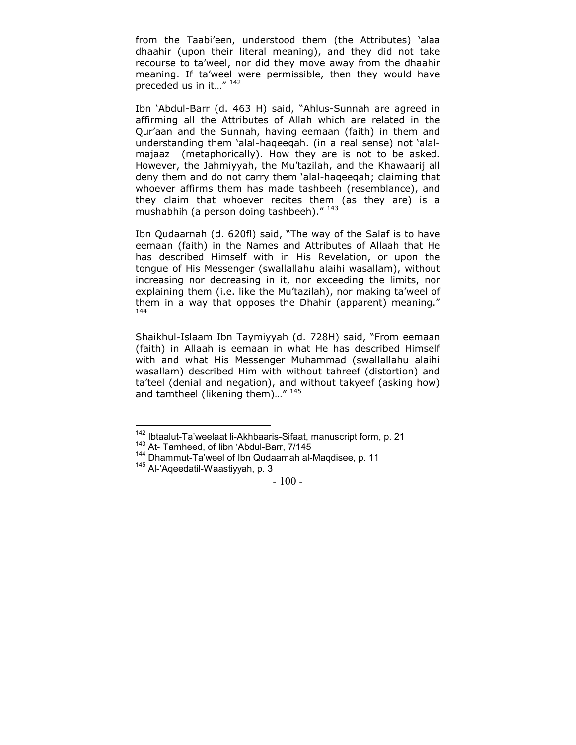from the Taabi'een, understood them (the Attributes) 'alaa dhaahir (upon their literal meaning), and they did not take recourse to ta'weel, nor did they move away from the dhaahir meaning. If ta'weel were permissible, then they would have preceded us in it..." [142]

Ibn 'Abdul-Barr (d. 463 H) said, "Ahlus-Sunnah are agreed in affirming all the Attributes of Allah which are related in the Qur'aan and the Sunnah, having eemaan (faith) in them and understanding them 'alal-haqeeqah. (in a real sense) not 'alal-majaaz (metaphorically). How they are is not to be asked. However, the Jahmiyyah, the Mu'tazilah, and the Khawaarij all deny them and do not carry them 'alal-haqeeqah; claiming that whoever affirms them has made tashbeeh (resemblance), and they claim that whoever recites them (as they are) is a mushabhih (a person doing tashbeeh)." [143]

Ibn Qudaarnah (d. 620fl) said, "The way of the Salaf is to have eemaan (faith) in the Names and Attributes of Allaah that He has described Himself with in His Revelation, or upon the tongue of His Messenger (swallallahu alaihi wasallam), without increasing nor decreasing in it, nor exceeding the limits, nor explaining them (i.e. like the Mu'tazilah), nor making ta'weel of them in a way that opposes the Dhahir (apparent) meaning." [144]

Shaikhul-Islaam Ibn Taymiyyah (d. 728H) said, "From eemaan (faith) in Allaah is eemaan in what He has described Himself with and what His Messenger Muhammad (swallallahu alaihi wasallam) described Him with without tahreef (distortion) and ta'teel (denial and negation), and without takyeef (asking how) and tamtheel (likening them)..." [145]

---

[142] Ibtaalut-Ta'weelaat li-Akhbaaris-Sifaat, manuscript form, p. 21

[143] At- Tamheed, of Iibn 'Abdul-Barr, 7/145

[144] Dhammut-Ta'weel of Ibn Qudaamah al-Maqdisee, p. 11

[145] Al-'Aqeedatil-Waastiyyah, p. 3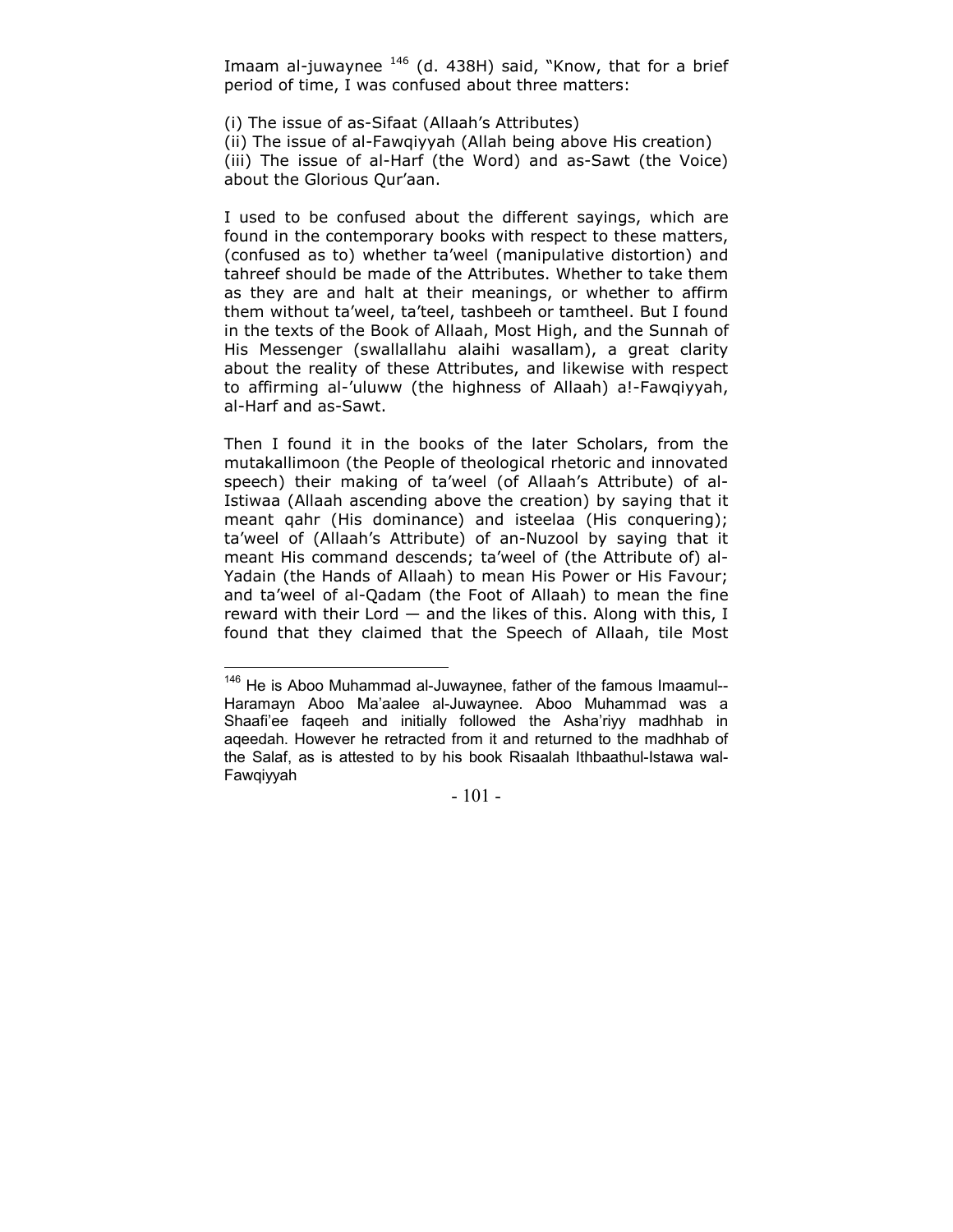Imaam al-juwaynee [146] (d. 438H) said, "Know, that for a brief period of time, I was confused about three matters:

(i) The issue of as-Sifaat (Allaah's Attributes)
(ii) The issue of al-Fawqiyyah (Allah being above His creation)
(iii) The issue of al-Harf (the Word) and as-Sawt (the Voice) about the Glorious Qur'aan.

I used to be confused about the different sayings, which are found in the contemporary books with respect to these matters, (confused as to) whether ta'weel (manipulative distortion) and tahreef should be made of the Attributes. Whether to take them as they are and halt at their meanings, or whether to affirm them without ta'weel, ta'teel, tashbeeh or tamtheel. But I found in the texts of the Book of Allaah, Most High, and the Sunnah of His Messenger (swallallahu alaihi wasallam), a great clarity about the reality of these Attributes, and likewise with respect to affirming al-'uluww (the highness of Allaah) a!-Fawqiyyah, al-Harf and as-Sawt.

Then I found it in the books of the later Scholars, from the mutakallimoon (the People of theological rhetoric and innovated speech) their making of ta'weel (of Allaah's Attribute) of al-Istiwaa (Allaah ascending above the creation) by saying that it meant qahr (His dominance) and isteelaa (His conquering); ta'weel of (Allaah's Attribute) of an-Nuzool by saying that it meant His command descends; ta'weel of (the Attribute of) al-Yadain (the Hands of Allaah) to mean His Power or His Favour; and ta'weel of al-Qadam (the Foot of Allaah) to mean the fine reward with their Lord — and the likes of this. Along with this, I found that they claimed that the Speech of Allaah, tile Most

---

[146] He is Aboo Muhammad al-Juwaynee, father of the famous Imaamul--Haramayn Aboo Ma'aalee al-Juwaynee. Aboo Muhammad was a Shaafi'ee faqeeh and initially followed the Asha'riyy madhhab in aqeedah. However he retracted from it and returned to the madhhab of the Salaf, as is attested to by his book Risaalah Ithbaathul-Istawa wal-Fawqiyyah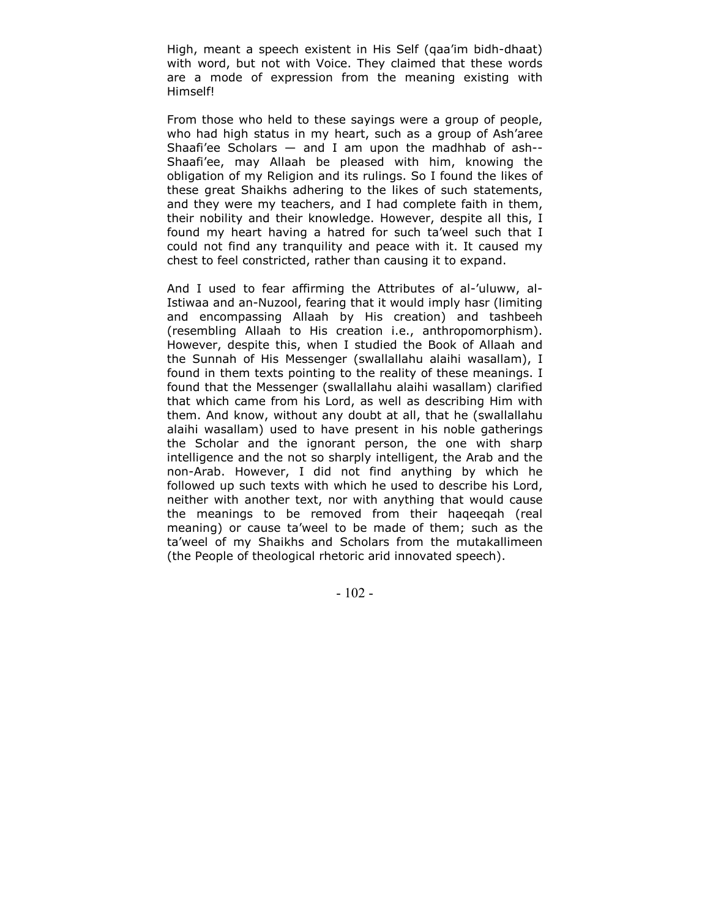High, meant a speech existent in His Self (qaa'im bidh-dhaat) with word, but not with Voice. They claimed that these words are a mode of expression from the meaning existing with Himself!

From those who held to these sayings were a group of people, who had high status in my heart, such as a group of Ash'aree Shaafi'ee Scholars — and I am upon the madhhab of ash--Shaafi'ee, may Allaah be pleased with him, knowing the obligation of my Religion and its rulings. So I found the likes of these great Shaikhs adhering to the likes of such statements, and they were my teachers, and I had complete faith in them, their nobility and their knowledge. However, despite all this, I found my heart having a hatred for such ta'weel such that I could not find any tranquility and peace with it. It caused my chest to feel constricted, rather than causing it to expand.

And I used to fear affirming the Attributes of al-'uluww, al-Istiwaa and an-Nuzool, fearing that it would imply hasr (limiting and encompassing Allaah by His creation) and tashbeeh (resembling Allaah to His creation i.e., anthropomorphism). However, despite this, when I studied the Book of Allaah and the Sunnah of His Messenger (swallallahu alaihi wasallam), I found in them texts pointing to the reality of these meanings. I found that the Messenger (swallallahu alaihi wasallam) clarified that which came from his Lord, as well as describing Him with them. And know, without any doubt at all, that he (swallallahu alaihi wasallam) used to have present in his noble gatherings the Scholar and the ignorant person, the one with sharp intelligence and the not so sharply intelligent, the Arab and the non-Arab. However, I did not find anything by which he followed up such texts with which he used to describe his Lord, neither with another text, nor with anything that would cause the meanings to be removed from their haqeeqah (real meaning) or cause ta'weel to be made of them; such as the ta'weel of my Shaikhs and Scholars from the mutakallimeen (the People of theological rhetoric arid innovated speech).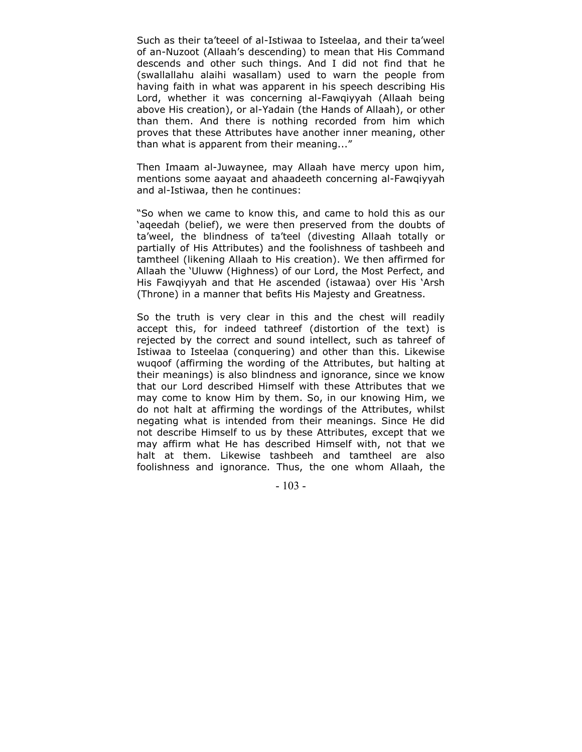Such as their ta'teeel of al-Istiwaa to Isteelaa, and their ta'weel of an-Nuzoot (Allaah's descending) to mean that His Command descends and other such things. And I did not find that he (swallallahu alaihi wasallam) used to warn the people from having faith in what was apparent in his speech describing His Lord, whether it was concerning al-Fawqiyyah (Allaah being above His creation), or al-Yadain (the Hands of Allaah), or other than them. And there is nothing recorded from him which proves that these Attributes have another inner meaning, other than what is apparent from their meaning..."

Then Imaam al-Juwaynee, may Allaah have mercy upon him, mentions some aayaat and ahaadeeth concerning al-Fawqiyyah and al-Istiwaa, then he continues:

"So when we came to know this, and came to hold this as our 'aqeedah (belief), we were then preserved from the doubts of ta'weel, the blindness of ta'teel (divesting Allaah totally or partially of His Attributes) and the foolishness of tashbeeh and tamtheel (likening Allaah to His creation). We then affirmed for Allaah the 'Uluww (Highness) of our Lord, the Most Perfect, and His Fawqiyyah and that He ascended (istawaa) over His 'Arsh (Throne) in a manner that befits His Majesty and Greatness.

So the truth is very clear in this and the chest will readily accept this, for indeed tathreef (distortion of the text) is rejected by the correct and sound intellect, such as tahreef of Istiwaa to Isteelaa (conquering) and other than this. Likewise wuqoof (affirming the wording of the Attributes, but halting at their meanings) is also blindness and ignorance, since we know that our Lord described Himself with these Attributes that we may come to know Him by them. So, in our knowing Him, we do not halt at affirming the wordings of the Attributes, whilst negating what is intended from their meanings. Since He did not describe Himself to us by these Attributes, except that we may affirm what He has described Himself with, not that we halt at them. Likewise tashbeeh and tamtheel are also foolishness and ignorance. Thus, the one whom Allaah, the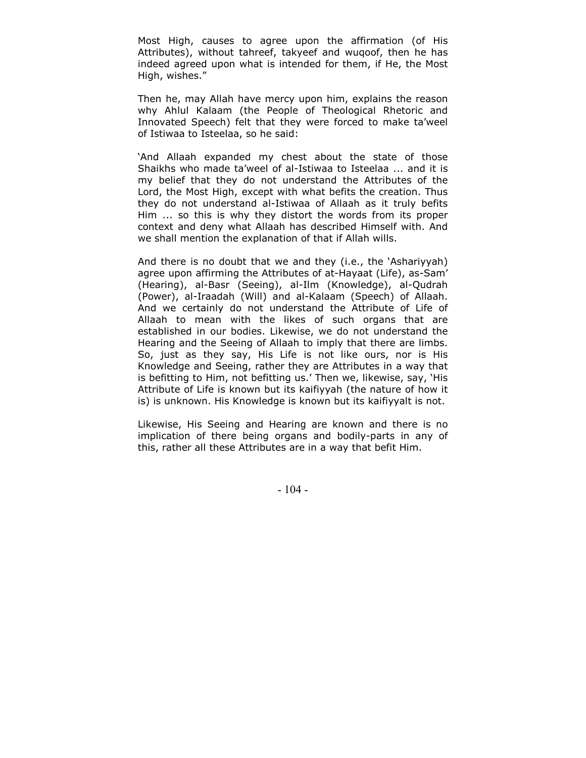Most High, causes to agree upon the affirmation (of His Attributes), without tahreef, takyeef and wuqoof, then he has indeed agreed upon what is intended for them, if He, the Most High, wishes."

Then he, may Allah have mercy upon him, explains the reason why Ahlul Kalaam (the People of Theological Rhetoric and Innovated Speech) felt that they were forced to make ta'weel of Istiwaa to Isteelaa, so he said:

'And Allaah expanded my chest about the state of those Shaikhs who made ta'weel of al-Istiwaa to Isteelaa ... and it is my belief that they do not understand the Attributes of the Lord, the Most High, except with what befits the creation. Thus they do not understand al-Istiwaa of Allaah as it truly befits Him ... so this is why they distort the words from its proper context and deny what Allaah has described Himself with. And we shall mention the explanation of that if Allah wills.

And there is no doubt that we and they (i.e., the 'Ashariyyah) agree upon affirming the Attributes of at-Hayaat (Life), as-Sam' (Hearing), al-Basr (Seeing), al-Ilm (Knowledge), al-Qudrah (Power), al-Iraadah (Will) and al-Kalaam (Speech) of Allaah. And we certainly do not understand the Attribute of Life of Allaah to mean with the likes of such organs that are established in our bodies. Likewise, we do not understand the Hearing and the Seeing of Allaah to imply that there are limbs. So, just as they say, His Life is not like ours, nor is His Knowledge and Seeing, rather they are Attributes in a way that is befitting to Him, not befitting us.' Then we, likewise, say, 'His Attribute of Life is known but its kaifiyyah (the nature of how it is) is unknown. His Knowledge is known but its kaifiyyalt is not.

Likewise, His Seeing and Hearing are known and there is no implication of there being organs and bodily-parts in any of this, rather all these Attributes are in a way that befit Him.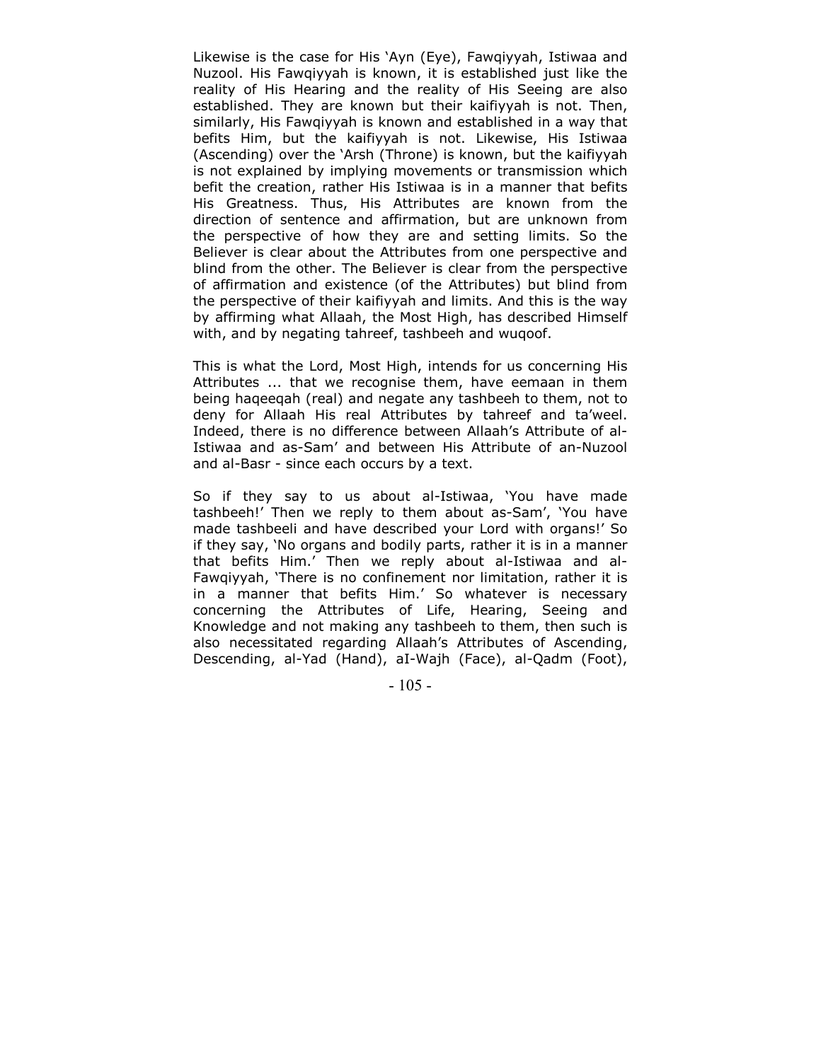Likewise is the case for His 'Ayn (Eye), Fawqiyyah, Istiwaa and Nuzool. His Fawqiyyah is known, it is established just like the reality of His Hearing and the reality of His Seeing are also established. They are known but their kaifiyyah is not. Then, similarly, His Fawqiyyah is known and established in a way that befits Him, but the kaifiyyah is not. Likewise, His Istiwaa (Ascending) over the 'Arsh (Throne) is known, but the kaifiyyah is not explained by implying movements or transmission which befit the creation, rather His Istiwaa is in a manner that befits His Greatness. Thus, His Attributes are known from the direction of sentence and affirmation, but are unknown from the perspective of how they are and setting limits. So the Believer is clear about the Attributes from one perspective and blind from the other. The Believer is clear from the perspective of affirmation and existence (of the Attributes) but blind from the perspective of their kaifiyyah and limits. And this is the way by affirming what Allaah, the Most High, has described Himself with, and by negating tahreef, tashbeeh and wuqoof.

This is what the Lord, Most High, intends for us concerning His Attributes ... that we recognise them, have eemaan in them being haqeeqah (real) and negate any tashbeeh to them, not to deny for Allaah His real Attributes by tahreef and ta'weel. Indeed, there is no difference between Allaah's Attribute of al-Istiwaa and as-Sam' and between His Attribute of an-Nuzool and al-Basr - since each occurs by a text.

So if they say to us about al-Istiwaa, 'You have made tashbeeh!' Then we reply to them about as-Sam', 'You have made tashbeeli and have described your Lord with organs!' So if they say, 'No organs and bodily parts, rather it is in a manner that befits Him.' Then we reply about al-Istiwaa and al-Fawqiyyah, 'There is no confinement nor limitation, rather it is in a manner that befits Him.' So whatever is necessary concerning the Attributes of Life, Hearing, Seeing and Knowledge and not making any tashbeeh to them, then such is also necessitated regarding Allaah's Attributes of Ascending, Descending, al-Yad (Hand), aI-Wajh (Face), al-Qadm (Foot),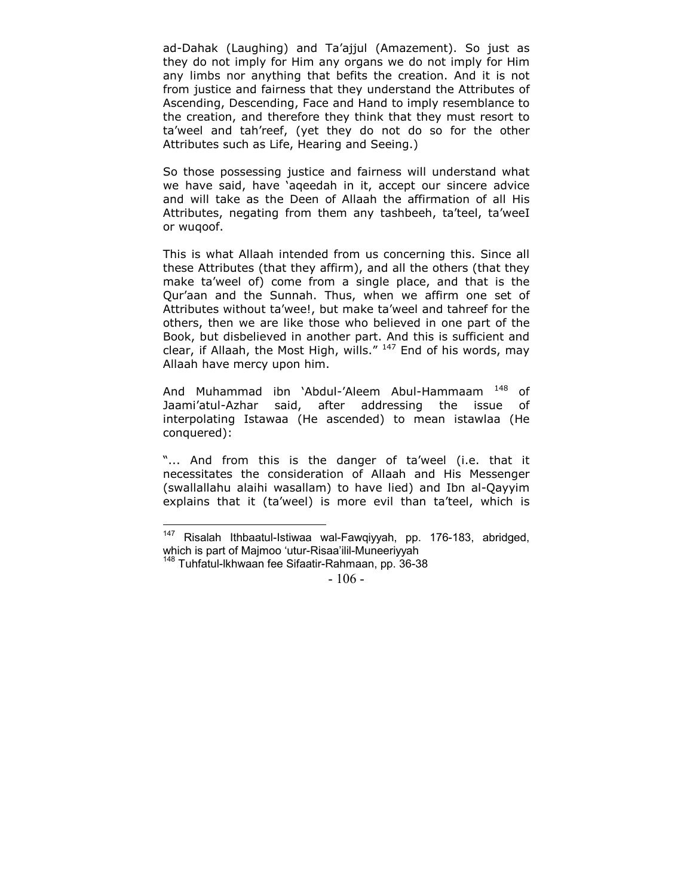ad-Dahak (Laughing) and Ta'ajjul (Amazement). So just as they do not imply for Him any organs we do not imply for Him any limbs nor anything that befits the creation. And it is not from justice and fairness that they understand the Attributes of Ascending, Descending, Face and Hand to imply resemblance to the creation, and therefore they think that they must resort to ta'weel and tah'reef, (yet they do not do so for the other Attributes such as Life, Hearing and Seeing.)

So those possessing justice and fairness will understand what we have said, have 'aqeedah in it, accept our sincere advice and will take as the Deen of Allaah the affirmation of all His Attributes, negating from them any tashbeeh, ta'teel, ta'weeI or wuqoof.

This is what Allaah intended from us concerning this. Since all these Attributes (that they affirm), and all the others (that they make ta'weel of) come from a single place, and that is the Qur'aan and the Sunnah. Thus, when we affirm one set of Attributes without ta'wee!, but make ta'weel and tahreef for the others, then we are like those who believed in one part of the Book, but disbelieved in another part. And this is sufficient and clear, if Allaah, the Most High, wills." [147] End of his words, may Allaah have mercy upon him.

And Muhammad ibn 'Abdul-'Aleem Abul-Hammaam [148] of Jaami'atul-Azhar said, after addressing the issue of interpolating Istawaa (He ascended) to mean istawlaa (He conquered):

"... And from this is the danger of ta'weel (i.e. that it necessitates the consideration of Allaah and His Messenger (swallallahu alaihi wasallam) to have lied) and Ibn al-Qayyim explains that it (ta'weel) is more evil than ta'teel, which is

---

[147] Risalah Ithbaatul-Istiwaa wal-Fawqiyyah, pp. 176-183, abridged, which is part of Majmoo 'utur-Risaa'ilil-Muneeriyyah

[148] Tuhfatul-Ikhwaan fee Sifaatir-Rahmaan, pp. 36-38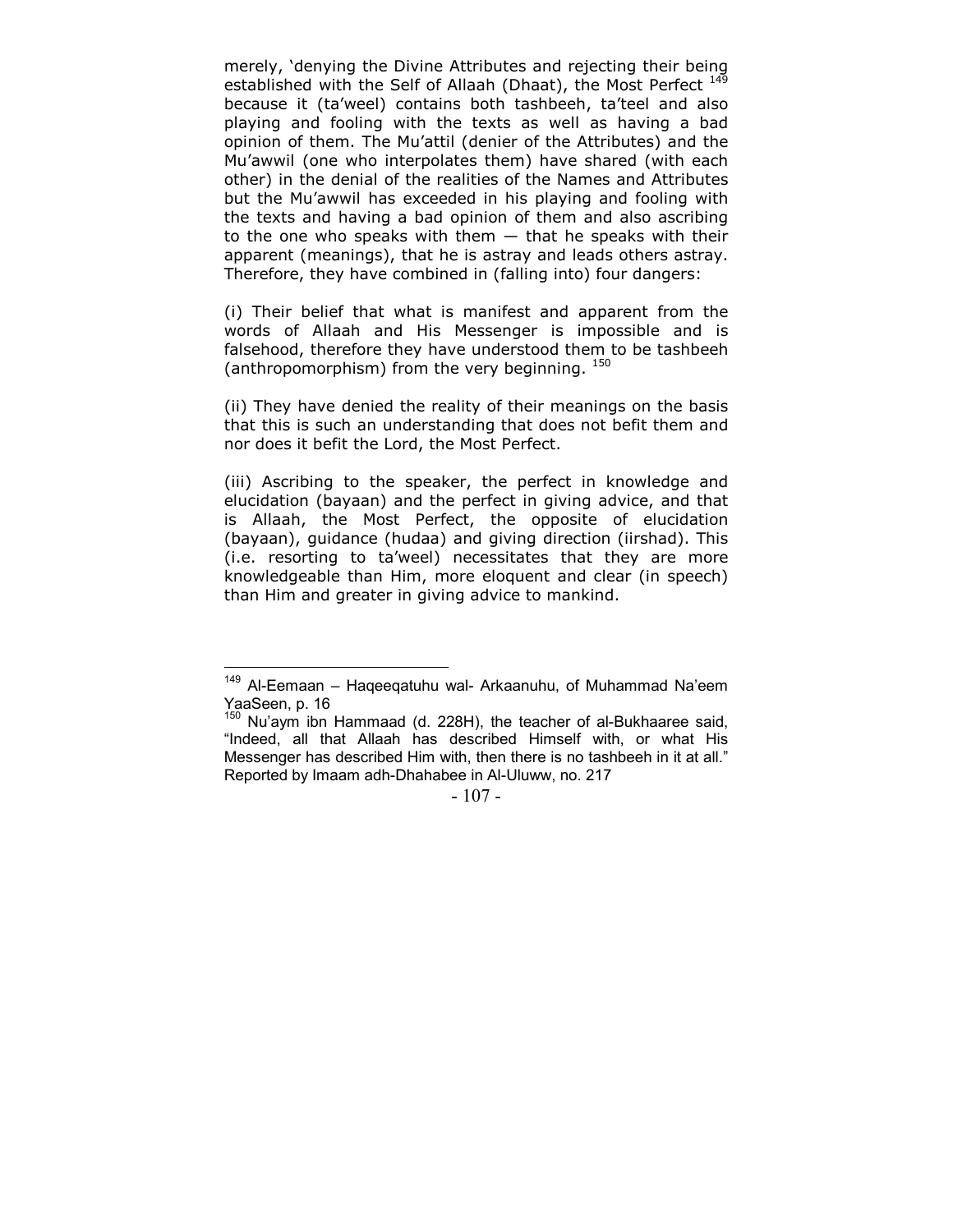merely, 'denying the Divine Attributes and rejecting their being established with the Self of Allaah (Dhaat), the Most Perfect [149] because it (ta'weel) contains both tashbeeh, ta'teel and also playing and fooling with the texts as well as having a bad opinion of them. The Mu'attil (denier of the Attributes) and the Mu'awwil (one who interpolates them) have shared (with each other) in the denial of the realities of the Names and Attributes but the Mu'awwil has exceeded in his playing and fooling with the texts and having a bad opinion of them and also ascribing to the one who speaks with them — that he speaks with their apparent (meanings), that he is astray and leads others astray. Therefore, they have combined in (falling into) four dangers:

(i) Their belief that what is manifest and apparent from the words of Allaah and His Messenger is impossible and is falsehood, therefore they have understood them to be tashbeeh (anthropomorphism) from the very beginning. [150]

(ii) They have denied the reality of their meanings on the basis that this is such an understanding that does not befit them and nor does it befit the Lord, the Most Perfect.

(iii) Ascribing to the speaker, the perfect in knowledge and elucidation (bayaan) and the perfect in giving advice, and that is Allaah, the Most Perfect, the opposite of elucidation (bayaan), guidance (hudaa) and giving direction (iirshad). This (i.e. resorting to ta'weel) necessitates that they are more knowledgeable than Him, more eloquent and clear (in speech) than Him and greater in giving advice to mankind.

---

[149] Al-Eemaan – Haqeeqatuhu wal- Arkaanuhu, of Muhammad Na'eem YaaSeen, p. 16

[150] Nu'aym ibn Hammaad (d. 228H), the teacher of al-Bukhaaree said, "Indeed, all that Allaah has described Himself with, or what His Messenger has described Him with, then there is no tashbeeh in it at all." Reported by Imaam adh-Dhahabee in Al-Uluww, no. 217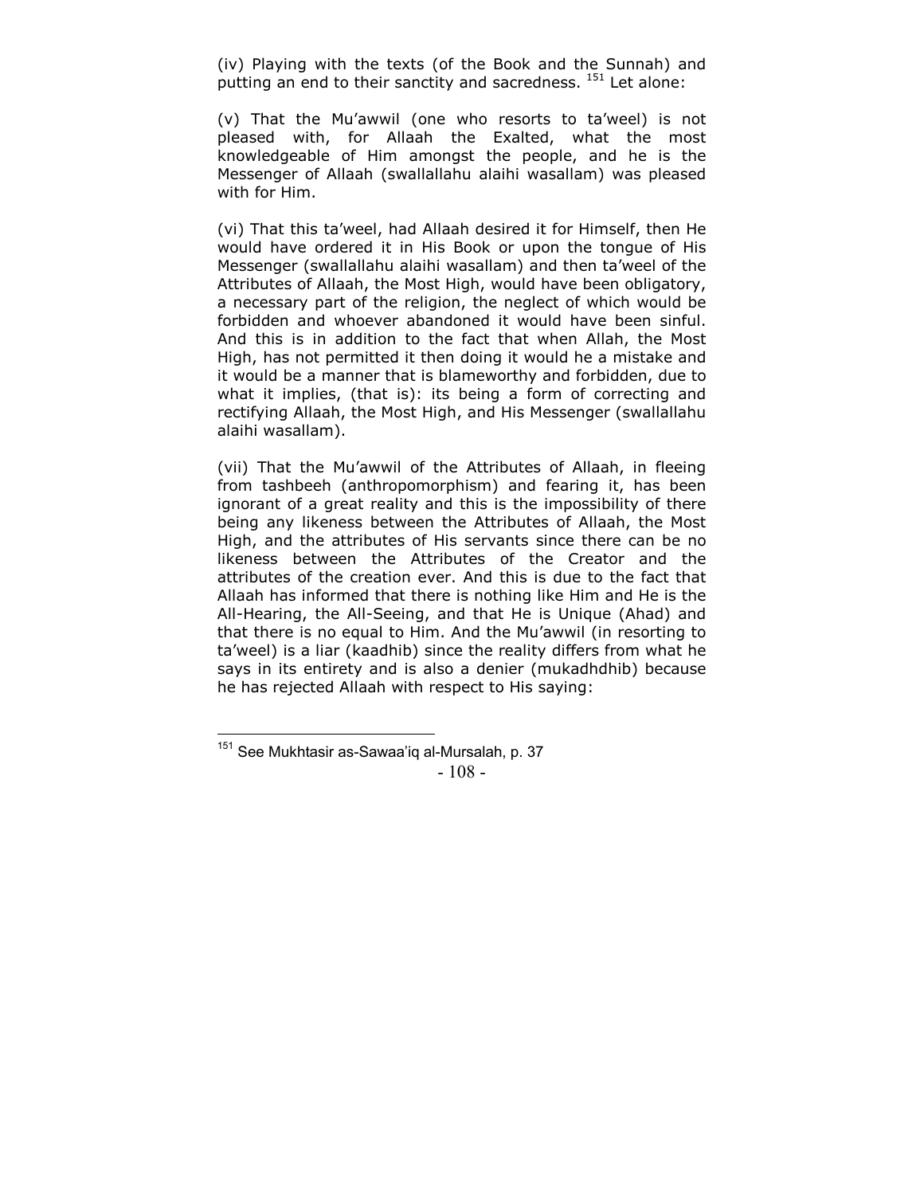(iv) Playing with the texts (of the Book and the Sunnah) and putting an end to their sanctity and sacredness. [151] Let alone:

(v) That the Mu'awwil (one who resorts to ta'weel) is not pleased with, for Allaah the Exalted, what the most knowledgeable of Him amongst the people, and he is the Messenger of Allaah (swallallahu alaihi wasallam) was pleased with for Him.

(vi) That this ta'weel, had Allaah desired it for Himself, then He would have ordered it in His Book or upon the tongue of His Messenger (swallallahu alaihi wasallam) and then ta'weel of the Attributes of Allaah, the Most High, would have been obligatory, a necessary part of the religion, the neglect of which would be forbidden and whoever abandoned it would have been sinful. And this is in addition to the fact that when Allah, the Most High, has not permitted it then doing it would he a mistake and it would be a manner that is blameworthy and forbidden, due to what it implies, (that is): its being a form of correcting and rectifying Allaah, the Most High, and His Messenger (swallallahu alaihi wasallam).

(vii) That the Mu'awwil of the Attributes of Allaah, in fleeing from tashbeeh (anthropomorphism) and fearing it, has been ignorant of a great reality and this is the impossibility of there being any likeness between the Attributes of Allaah, the Most High, and the attributes of His servants since there can be no likeness between the Attributes of the Creator and the attributes of the creation ever. And this is due to the fact that Allaah has informed that there is nothing like Him and He is the All-Hearing, the All-Seeing, and that He is Unique (Ahad) and that there is no equal to Him. And the Mu'awwil (in resorting to ta'weel) is a liar (kaadhib) since the reality differs from what he says in its entirety and is also a denier (mukadhdhib) because he has rejected Allaah with respect to His saying:

---

[151] See Mukhtasir as-Sawaa'iq al-Mursalah, p. 37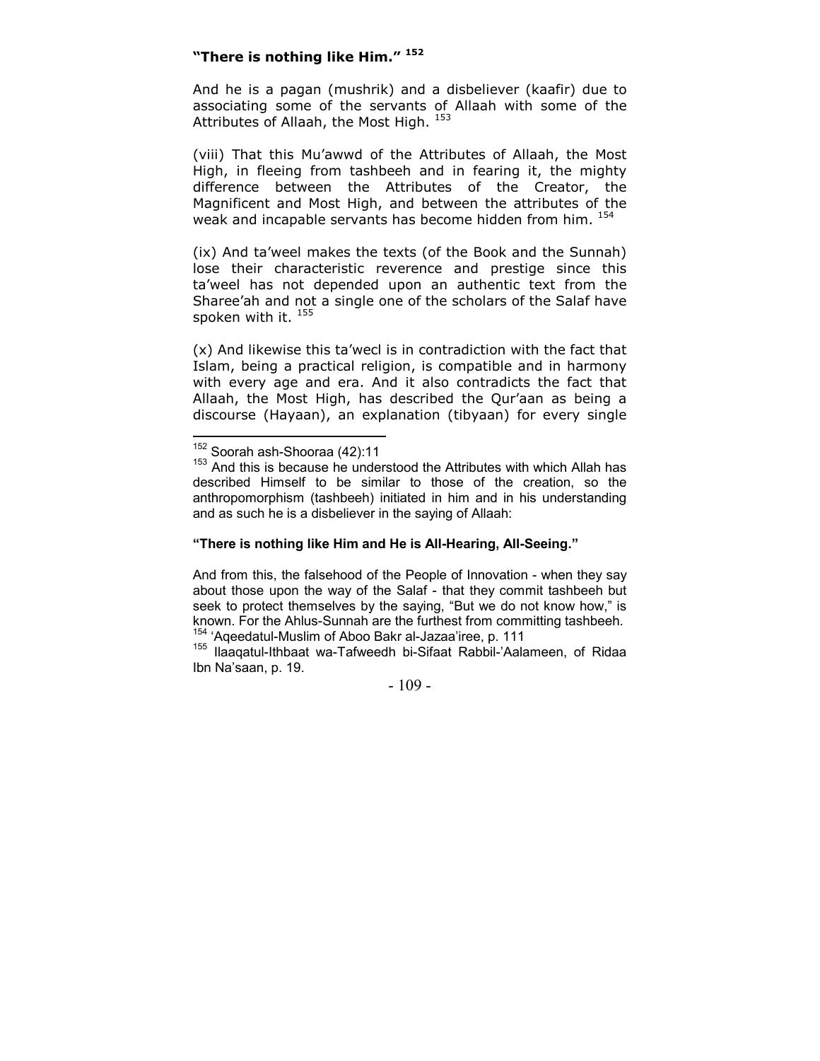**"There is nothing like Him."** [152]

And he is a pagan (mushrik) and a disbeliever (kaafir) due to associating some of the servants of Allaah with some of the Attributes of Allaah, the Most High. [153]

(viii) That this Mu'awwd of the Attributes of Allaah, the Most High, in fleeing from tashbeeh and in fearing it, the mighty difference between the Attributes of the Creator, the Magnificent and Most High, and between the attributes of the weak and incapable servants has become hidden from him. [154]

(ix) And ta'weel makes the texts (of the Book and the Sunnah) lose their characteristic reverence and prestige since this ta'weel has not depended upon an authentic text from the Sharee'ah and not a single one of the scholars of the Salaf have spoken with it. [155]

(x) And likewise this ta'wecl is in contradiction with the fact that Islam, being a practical religion, is compatible and in harmony with every age and era. And it also contradicts the fact that Allaah, the Most High, has described the Qur'aan as being a discourse (Hayaan), an explanation (tibyaan) for every single

---

[152] Soorah ash-Shooraa (42):11

[153] And this is because he understood the Attributes with which Allah has described Himself to be similar to those of the creation, so the anthropomorphism (tashbeeh) initiated in him and in his understanding and as such he is a disbeliever in the saying of Allaah:

**"There is nothing like Him and He is All-Hearing, All-Seeing."**

And from this, the falsehood of the People of Innovation - when they say about those upon the way of the Salaf - that they commit tashbeeh but seek to protect themselves by the saying, "But we do not know how," is known. For the Ahlus-Sunnah are the furthest from committing tashbeeh.

[154] 'Aqeedatul-Muslim of Aboo Bakr al-Jazaa'iree, p. 111

[155] Ilaaqatul-Ithbaat wa-Tafweedh bi-Sifaat Rabbil-'Aalameen, of Ridaa Ibn Na'saan, p. 19.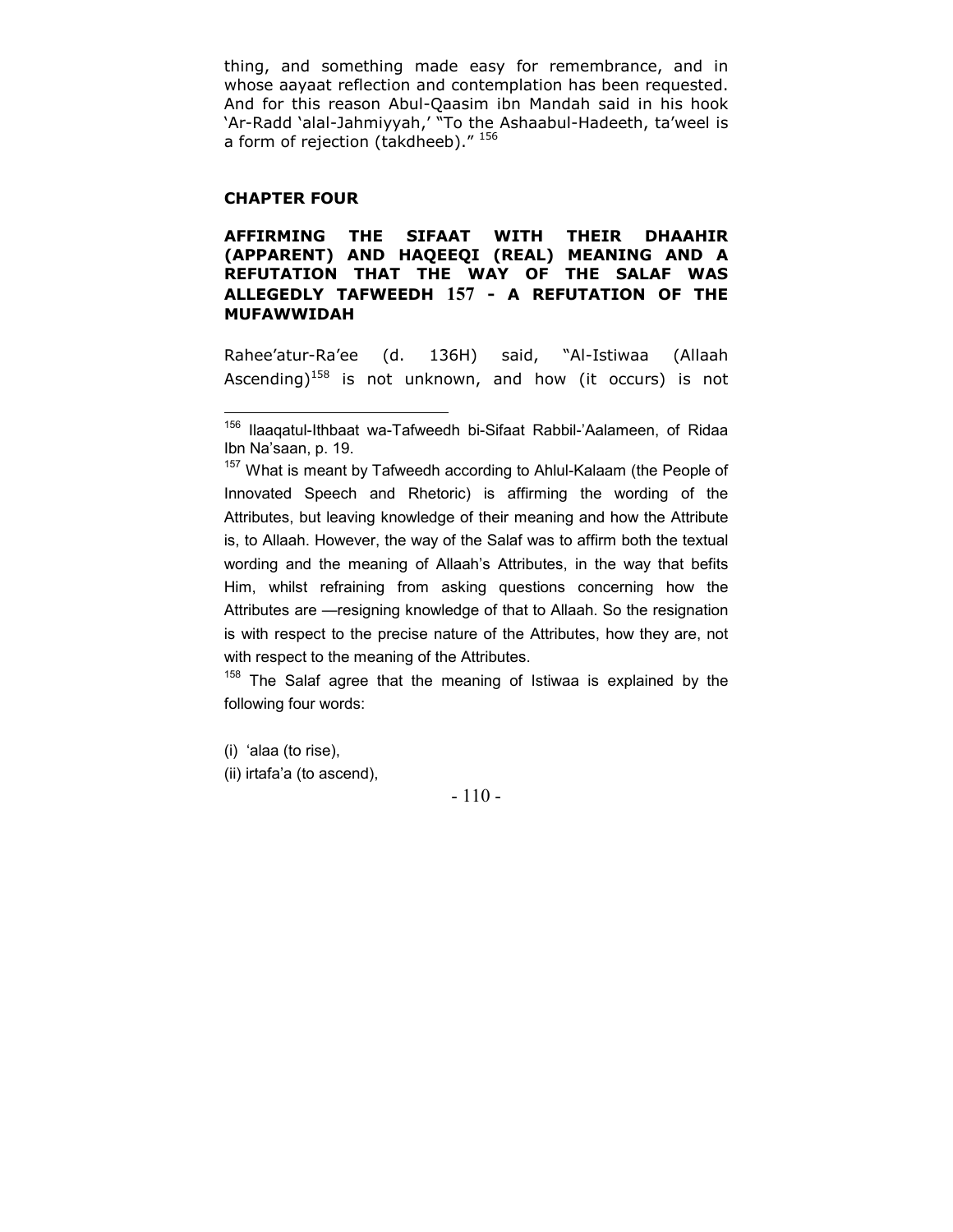thing, and something made easy for remembrance, and in whose aayaat reflection and contemplation has been requested. And for this reason Abul-Qaasim ibn Mandah said in his hook 'Ar-Radd 'alal-Jahmiyyah,' "To the Ashaabul-Hadeeth, ta'weel is a form of rejection (takdheeb)." [156]

**CHAPTER FOUR**

**AFFIRMING THE SIFAAT WITH THEIR DHAAHIR (APPARENT) AND HAQEEQI (REAL) MEANING AND A REFUTATION THAT THE WAY OF THE SALAF WAS ALLEGEDLY TAFWEEDH [157] - A REFUTATION OF THE MUFAWWIDAH**

Rahee'atur-Ra'ee (d. 136H) said, "Al-Istiwaa (Allaah Ascending)[158] is not unknown, and how (it occurs) is not

---

[156] Ilaaqatul-Ithbaat wa-Tafweedh bi-Sifaat Rabbil-'Aalameen, of Ridaa Ibn Na'saan, p. 19.

[157] What is meant by Tafweedh according to Ahlul-Kalaam (the People of Innovated Speech and Rhetoric) is affirming the wording of the Attributes, but leaving knowledge of their meaning and how the Attribute is, to Allaah. However, the way of the Salaf was to affirm both the textual wording and the meaning of Allaah's Attributes, in the way that befits Him, whilst refraining from asking questions concerning how the Attributes are —resigning knowledge of that to Allaah. So the resignation is with respect to the precise nature of the Attributes, how they are, not with respect to the meaning of the Attributes.

[158] The Salaf agree that the meaning of Istiwaa is explained by the following four words:

(i) 'alaa (to rise),
(ii) irtafa'a (to ascend),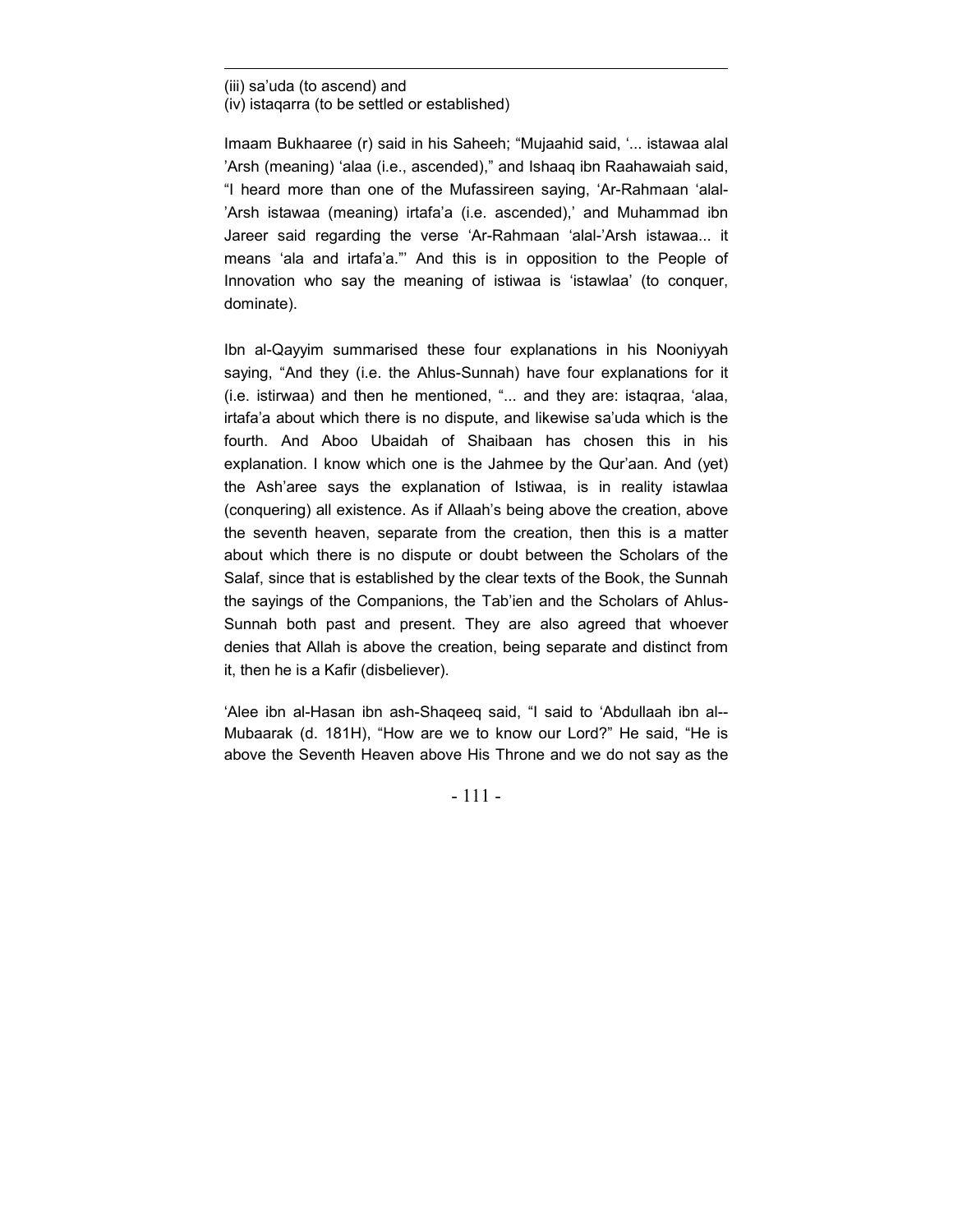(iii) sa'uda (to ascend) and
(iv) istaqarra (to be settled or established)

Imaam Bukhaaree (r) said in his Saheeh; "Mujaahid said, '... istawaa alal 'Arsh (meaning) 'alaa (i.e., ascended)," and Ishaaq ibn Raahawaiah said, "I heard more than one of the Mufassireen saying, 'Ar-Rahmaan 'alal-'Arsh istawaa (meaning) irtafa'a (i.e. ascended),' and Muhammad ibn Jareer said regarding the verse 'Ar-Rahmaan 'alal-'Arsh istawaa... it means 'ala and irtafa'a."' And this is in opposition to the People of Innovation who say the meaning of istiwaa is 'istawlaa' (to conquer, dominate).

Ibn al-Qayyim summarised these four explanations in his Nooniyyah saying, "And they (i.e. the Ahlus-Sunnah) have four explanations for it (i.e. istirwaa) and then he mentioned, "... and they are: istaqraa, 'alaa, irtafa'a about which there is no dispute, and likewise sa'uda which is the fourth. And Aboo Ubaidah of Shaibaan has chosen this in his explanation. I know which one is the Jahmee by the Qur'aan. And (yet) the Ash'aree says the explanation of Istiwaa, is in reality istawlaa (conquering) all existence. As if Allaah's being above the creation, above the seventh heaven, separate from the creation, then this is a matter about which there is no dispute or doubt between the Scholars of the Salaf, since that is established by the clear texts of the Book, the Sunnah the sayings of the Companions, the Tab'ien and the Scholars of Ahlus-Sunnah both past and present. They are also agreed that whoever denies that Allah is above the creation, being separate and distinct from it, then he is a Kafir (disbeliever).

'Alee ibn al-Hasan ibn ash-Shaqeeq said, "I said to 'Abdullaah ibn al--Mubaarak (d. 181H), "How are we to know our Lord?" He said, "He is above the Seventh Heaven above His Throne and we do not say as the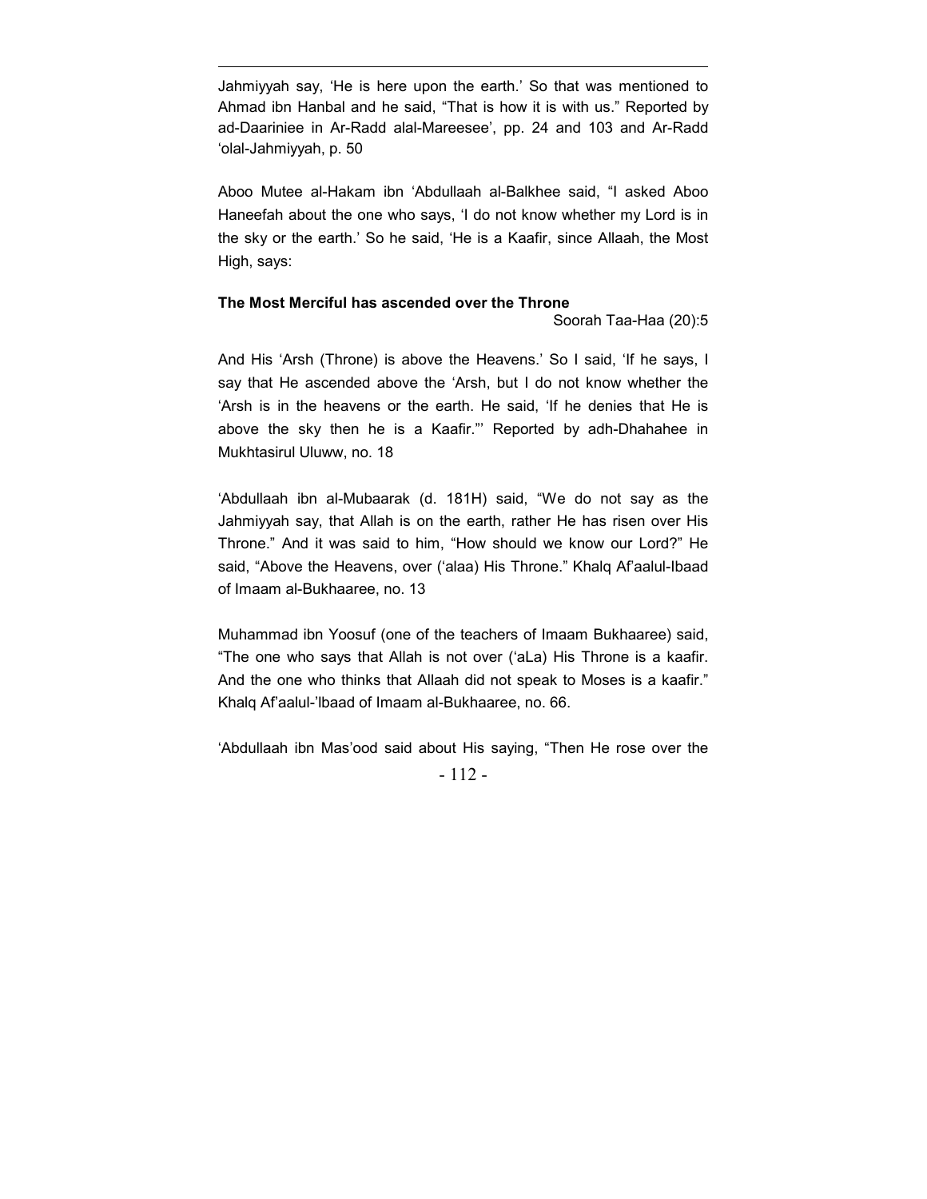Jahmiyyah say, 'He is here upon the earth.' So that was mentioned to Ahmad ibn Hanbal and he said, "That is how it is with us." Reported by ad-Daariniee in Ar-Radd alal-Mareesee', pp. 24 and 103 and Ar-Radd 'olal-Jahmiyyah, p. 50

Aboo Mutee al-Hakam ibn 'Abdullaah al-Balkhee said, "I asked Aboo Haneefah about the one who says, 'I do not know whether my Lord is in the sky or the earth.' So he said, 'He is a Kaafir, since Allaah, the Most High, says:

**The Most Merciful has ascended over the Throne**

Soorah Taa-Haa (20):5

And His 'Arsh (Throne) is above the Heavens.' So I said, 'If he says, I say that He ascended above the 'Arsh, but I do not know whether the 'Arsh is in the heavens or the earth. He said, 'If he denies that He is above the sky then he is a Kaafir."' Reported by adh-Dhahahee in Mukhtasirul Uluww, no. 18

'Abdullaah ibn al-Mubaarak (d. 181H) said, "We do not say as the Jahmiyyah say, that Allah is on the earth, rather He has risen over His Throne." And it was said to him, "How should we know our Lord?" He said, "Above the Heavens, over ('alaa) His Throne." Khalq Af'aalul-Ibaad of Imaam al-Bukhaaree, no. 13

Muhammad ibn Yoosuf (one of the teachers of Imaam Bukhaaree) said, "The one who says that Allah is not over ('aLa) His Throne is a kaafir. And the one who thinks that Allaah did not speak to Moses is a kaafir." Khalq Af'aalul-'lbaad of Imaam al-Bukhaaree, no. 66.

'Abdullaah ibn Mas'ood said about His saying, "Then He rose over the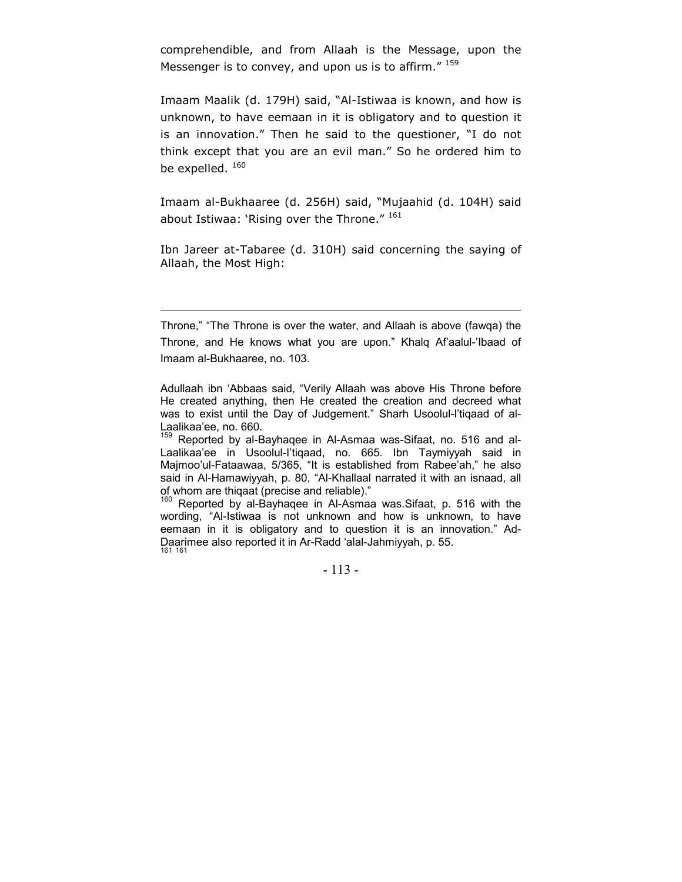comprehendible, and from Allaah is the Message, upon the Messenger is to convey, and upon us is to affirm." [159]

Imaam Maalik (d. 179H) said, "Al-Istiwaa is known, and how is unknown, to have eemaan in it is obligatory and to question it is an innovation." Then he said to the questioner, "I do not think except that you are an evil man." So he ordered him to be expelled. [160]

Imaam al-Bukhaaree (d. 256H) said, "Mujaahid (d. 104H) said about Istiwaa: 'Rising over the Throne." [161]

Ibn Jareer at-Tabaree (d. 310H) said concerning the saying of Allaah, the Most High:

---

Throne," "The Throne is over the water, and Allaah is above (fawqa) the Throne, and He knows what you are upon." Khalq Af'aalul-'Ibaad of Imaam al-Bukhaaree, no. 103.

Adullaah ibn 'Abbaas said, "Verily Allaah was above His Throne before He created anything, then He created the creation and decreed what was to exist until the Day of Judgement." Sharh Usoolul-I'tiqaad of al-Laalikaa'ee, no. 660.

[159] Reported by al-Bayhaqee in Al-Asmaa was-Sifaat, no. 516 and al-Laalikaa'ee in Usoolul-I'tiqaad, no. 665. Ibn Taymiyyah said in Majmoo'ul-Fataawaa, 5/365, "It is established from Rabee'ah," he also said in Al-Hamawiyyah, p. 80, "Al-Khallaal narrated it with an isnaad, all of whom are thiqaat (precise and reliable)."

[160] Reported by al-Bayhaqee in Al-Asmaa was.Sifaat, p. 516 with the wording, "Al-Istiwaa is not unknown and how is unknown, to have eemaan in it is obligatory and to question it is an innovation." Ad-Daarimee also reported it in Ar-Radd 'alal-Jahmiyyah, p. 55.

[161] 161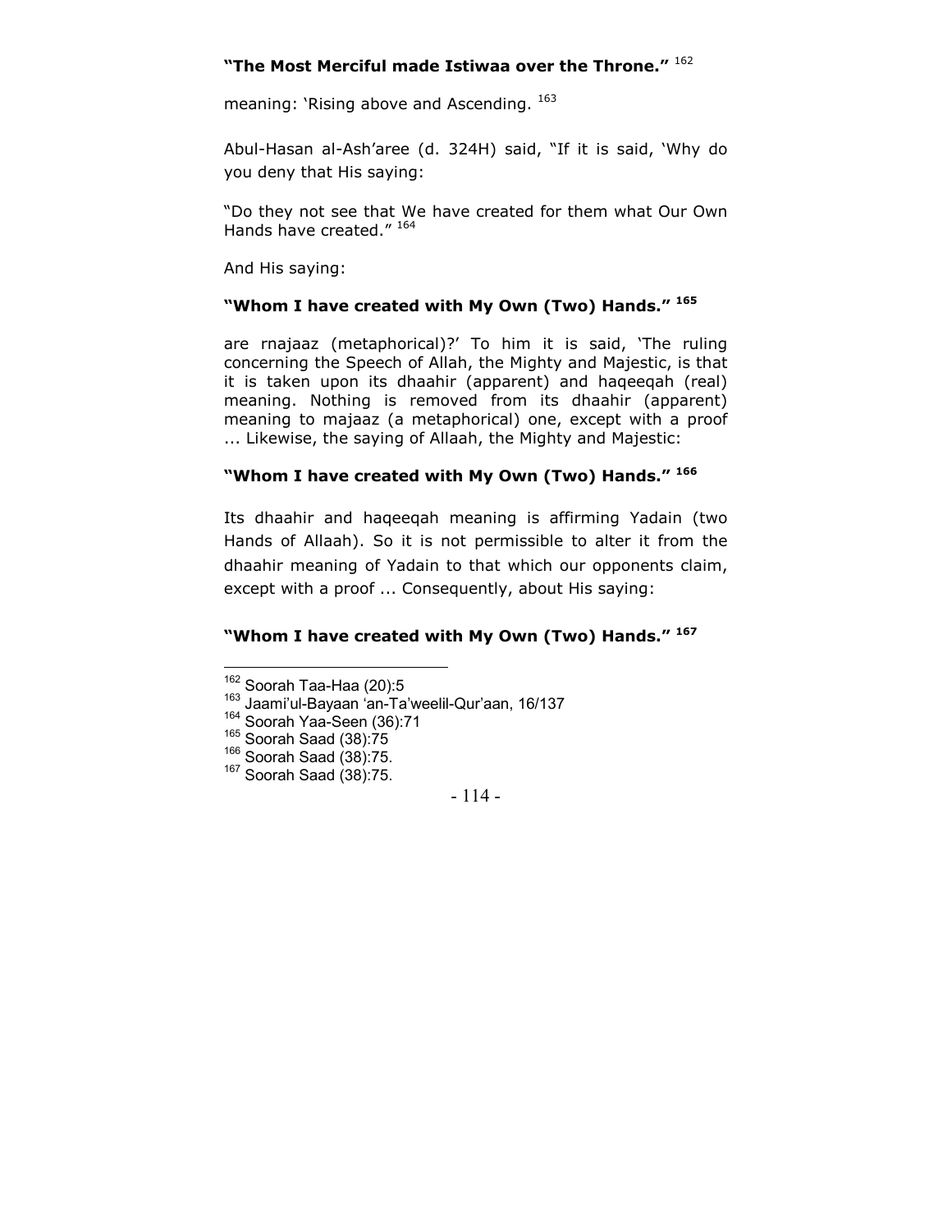**"The Most Merciful made Istiwaa over the Throne."** [162]

meaning: 'Rising above and Ascending. [163]

Abul-Hasan al-Ash'aree (d. 324H) said, "If it is said, 'Why do you deny that His saying:

"Do they not see that We have created for them what Our Own Hands have created." [164]

And His saying:

**"Whom I have created with My Own (Two) Hands."** [165]

are rnajaaz (metaphorical)?' To him it is said, 'The ruling concerning the Speech of Allah, the Mighty and Majestic, is that it is taken upon its dhaahir (apparent) and haqeeqah (real) meaning. Nothing is removed from its dhaahir (apparent) meaning to majaaz (a metaphorical) one, except with a proof ... Likewise, the saying of Allaah, the Mighty and Majestic:

**"Whom I have created with My Own (Two) Hands."** [166]

Its dhaahir and haqeeqah meaning is affirming Yadain (two Hands of Allaah). So it is not permissible to alter it from the dhaahir meaning of Yadain to that which our opponents claim, except with a proof ... Consequently, about His saying:

**"Whom I have created with My Own (Two) Hands."** [167]

---

[162] Soorah Taa-Haa (20):5

[163] Jaami'ul-Bayaan 'an-Ta'weelil-Qur'aan, 16/137

[164] Soorah Yaa-Seen (36):71

[165] Soorah Saad (38):75

[166] Soorah Saad (38):75.

[167] Soorah Saad (38):75.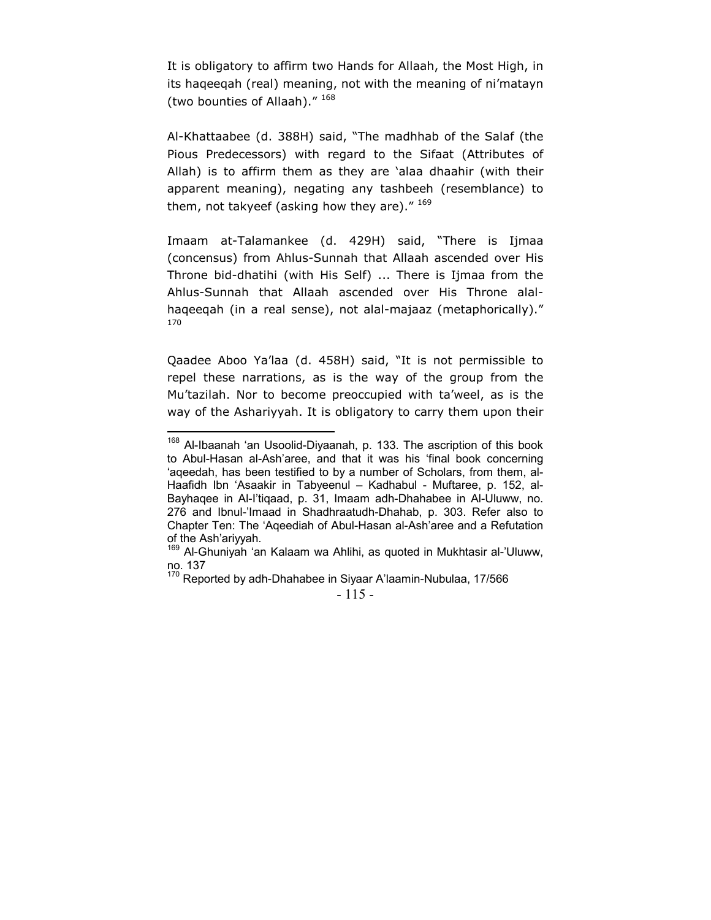It is obligatory to affirm two Hands for Allaah, the Most High, in its haqeeqah (real) meaning, not with the meaning of ni'matayn (two bounties of Allaah)." [168]

Al-Khattaabee (d. 388H) said, "The madhhab of the Salaf (the Pious Predecessors) with regard to the Sifaat (Attributes of Allah) is to affirm them as they are 'alaa dhaahir (with their apparent meaning), negating any tashbeeh (resemblance) to them, not takyeef (asking how they are)." [169]

Imaam at-Talamankee (d. 429H) said, "There is Ijmaa (concensus) from Ahlus-Sunnah that Allaah ascended over His Throne bid-dhatihi (with His Self) ... There is Ijmaa from the Ahlus-Sunnah that Allaah ascended over His Throne alal-haqeeqah (in a real sense), not alal-majaaz (metaphorically)." [170]

Qaadee Aboo Ya'laa (d. 458H) said, "It is not permissible to repel these narrations, as is the way of the group from the Mu'tazilah. Nor to become preoccupied with ta'weel, as is the way of the Ashariyyah. It is obligatory to carry them upon their

---

[168] Al-Ibaanah 'an Usoolid-Diyaanah, p. 133. The ascription of this book to Abul-Hasan al-Ash'aree, and that it was his 'final book concerning 'aqeedah, has been testified to by a number of Scholars, from them, al-Haafidh Ibn 'Asaakir in Tabyeenul – Kadhabul - Muftaree, p. 152, al-Bayhaqee in Al-I'tiqaad, p. 31, Imaam adh-Dhahabee in Al-Uluww, no. 276 and Ibnul-'Imaad in Shadhraatudh-Dhahab, p. 303. Refer also to Chapter Ten: The 'Aqeediah of Abul-Hasan al-Ash'aree and a Refutation of the Ash'ariyyah.

[169] Al-Ghuniyah 'an Kalaam wa Ahlihi, as quoted in Mukhtasir al-'Uluww, no. 137

[170] Reported by adh-Dhahabee in Siyaar A'laamin-Nubulaa, 17/566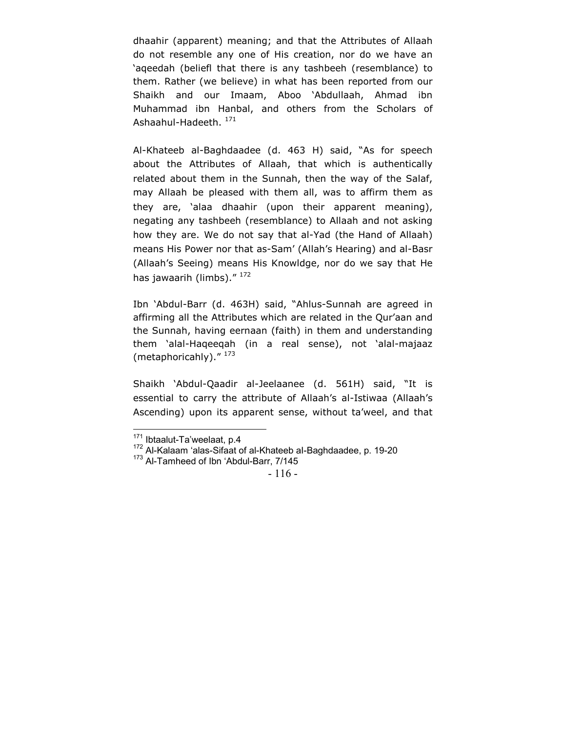dhaahir (apparent) meaning; and that the Attributes of Allaah do not resemble any one of His creation, nor do we have an 'aqeedah (beliefl that there is any tashbeeh (resemblance) to them. Rather (we believe) in what has been reported from our Shaikh and our Imaam, Aboo 'Abdullaah, Ahmad ibn Muhammad ibn Hanbal, and others from the Scholars of Ashaahul-Hadeeth. [171]

Al-Khateeb al-Baghdaadee (d. 463 H) said, "As for speech about the Attributes of Allaah, that which is authentically related about them in the Sunnah, then the way of the Salaf, may Allaah be pleased with them all, was to affirm them as they are, 'alaa dhaahir (upon their apparent meaning), negating any tashbeeh (resemblance) to Allaah and not asking how they are. We do not say that al-Yad (the Hand of Allaah) means His Power nor that as-Sam' (Allah's Hearing) and al-Basr (Allaah's Seeing) means His Knowldge, nor do we say that He has jawaarih (limbs)." [172]

Ibn 'Abdul-Barr (d. 463H) said, "Ahlus-Sunnah are agreed in affirming all the Attributes which are related in the Qur'aan and the Sunnah, having eernaan (faith) in them and understanding them 'alal-Haqeeqah (in a real sense), not 'alal-majaaz (metaphoricahly)." [173]

Shaikh 'Abdul-Qaadir al-Jeelaanee (d. 561H) said, "It is essential to carry the attribute of Allaah's al-Istiwaa (Allaah's Ascending) upon its apparent sense, without ta'weel, and that

---

[171] Ibtaalut-Ta'weelaat, p.4

[172] Al-Kalaam 'alas-Sifaat of al-Khateeb al-Baghdaadee, p. 19-20

[173] Al-Tamheed of Ibn 'Abdul-Barr, 7/145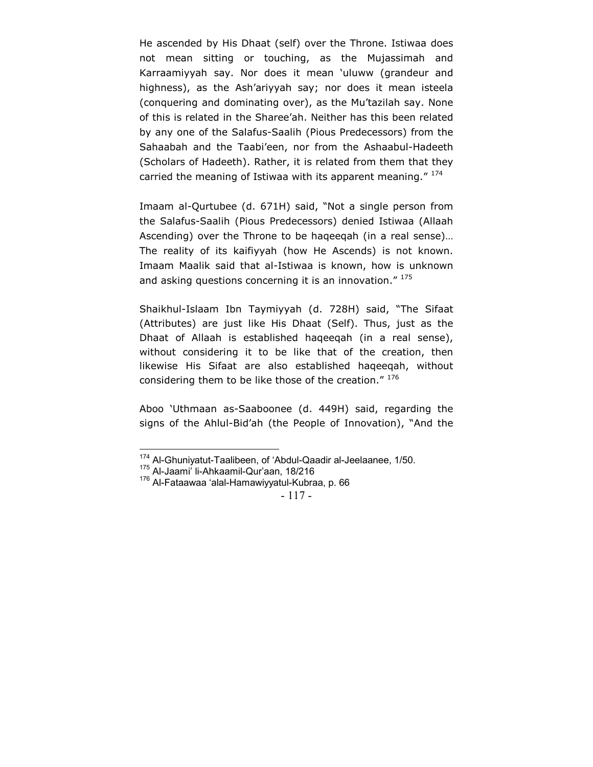He ascended by His Dhaat (self) over the Throne. Istiwaa does not mean sitting or touching, as the Mujassimah and Karraamiyyah say. Nor does it mean 'uluww (grandeur and highness), as the Ash'ariyyah say; nor does it mean isteela (conquering and dominating over), as the Mu'tazilah say. None of this is related in the Sharee'ah. Neither has this been related by any one of the Salafus-Saalih (Pious Predecessors) from the Sahaabah and the Taabi'een, nor from the Ashaabul-Hadeeth (Scholars of Hadeeth). Rather, it is related from them that they carried the meaning of Istiwaa with its apparent meaning." [174]

Imaam al-Qurtubee (d. 671H) said, "Not a single person from the Salafus-Saalih (Pious Predecessors) denied Istiwaa (Allaah Ascending) over the Throne to be haqeeqah (in a real sense)… The reality of its kaifiyyah (how He Ascends) is not known. Imaam Maalik said that al-Istiwaa is known, how is unknown and asking questions concerning it is an innovation." [175]

Shaikhul-Islaam Ibn Taymiyyah (d. 728H) said, "The Sifaat (Attributes) are just like His Dhaat (Self). Thus, just as the Dhaat of Allaah is established haqeeqah (in a real sense), without considering it to be like that of the creation, then likewise His Sifaat are also established haqeeqah, without considering them to be like those of the creation." [176]

Aboo 'Uthmaan as-Saaboonee (d. 449H) said, regarding the signs of the Ahlul-Bid'ah (the People of Innovation), "And the

---

[174] Al-Ghuniyatut-Taalibeen, of 'Abdul-Qaadir al-Jeelaanee, 1/50.
[175] Al-Jaami' li-Ahkaamil-Qur'aan, 18/216
[176] Al-Fataawaa 'alal-Hamawiyyatul-Kubraa, p. 66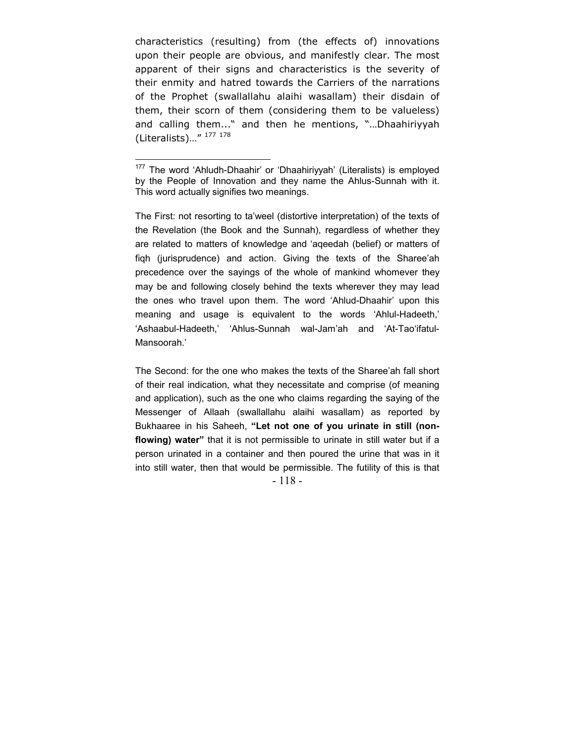characteristics (resulting) from (the effects of) innovations upon their people are obvious, and manifestly clear. The most apparent of their signs and characteristics is the severity of their enmity and hatred towards the Carriers of the narrations of the Prophet (swallallahu alaihi wasallam) their disdain of them, their scorn of them (considering them to be valueless) and calling them..." and then he mentions, "…Dhaahiriyyah (Literalists)…" [177] [178]

---

[177] The word 'Ahludh-Dhaahir' or 'Dhaahiriyyah' (Literalists) is employed by the People of Innovation and they name the Ahlus-Sunnah with it. This word actually signifies two meanings.

The First: not resorting to ta'weel (distortive interpretation) of the texts of the Revelation (the Book and the Sunnah), regardless of whether they are related to matters of knowledge and 'aqeedah (belief) or matters of fiqh (jurisprudence) and action. Giving the texts of the Sharee'ah precedence over the sayings of the whole of mankind whomever they may be and following closely behind the texts wherever they may lead the ones who travel upon them. The word 'Ahlud-Dhaahir' upon this meaning and usage is equivalent to the words 'Ahlul-Hadeeth,' 'Ashaabul-Hadeeth,' 'Ahlus-Sunnah wal-Jam'ah and 'At-Tao'ifatul-Mansoorah.'

The Second: for the one who makes the texts of the Sharee'ah fall short of their real indication, what they necessitate and comprise (of meaning and application), such as the one who claims regarding the saying of the Messenger of Allaah (swallallahu alaihi wasallam) as reported by Bukhaaree in his Saheeh, **"Let not one of you urinate in still (non-flowing) water"** that it is not permissible to urinate in still water but if a person urinated in a container and then poured the urine that was in it into still water, then that would be permissible. The futility of this is that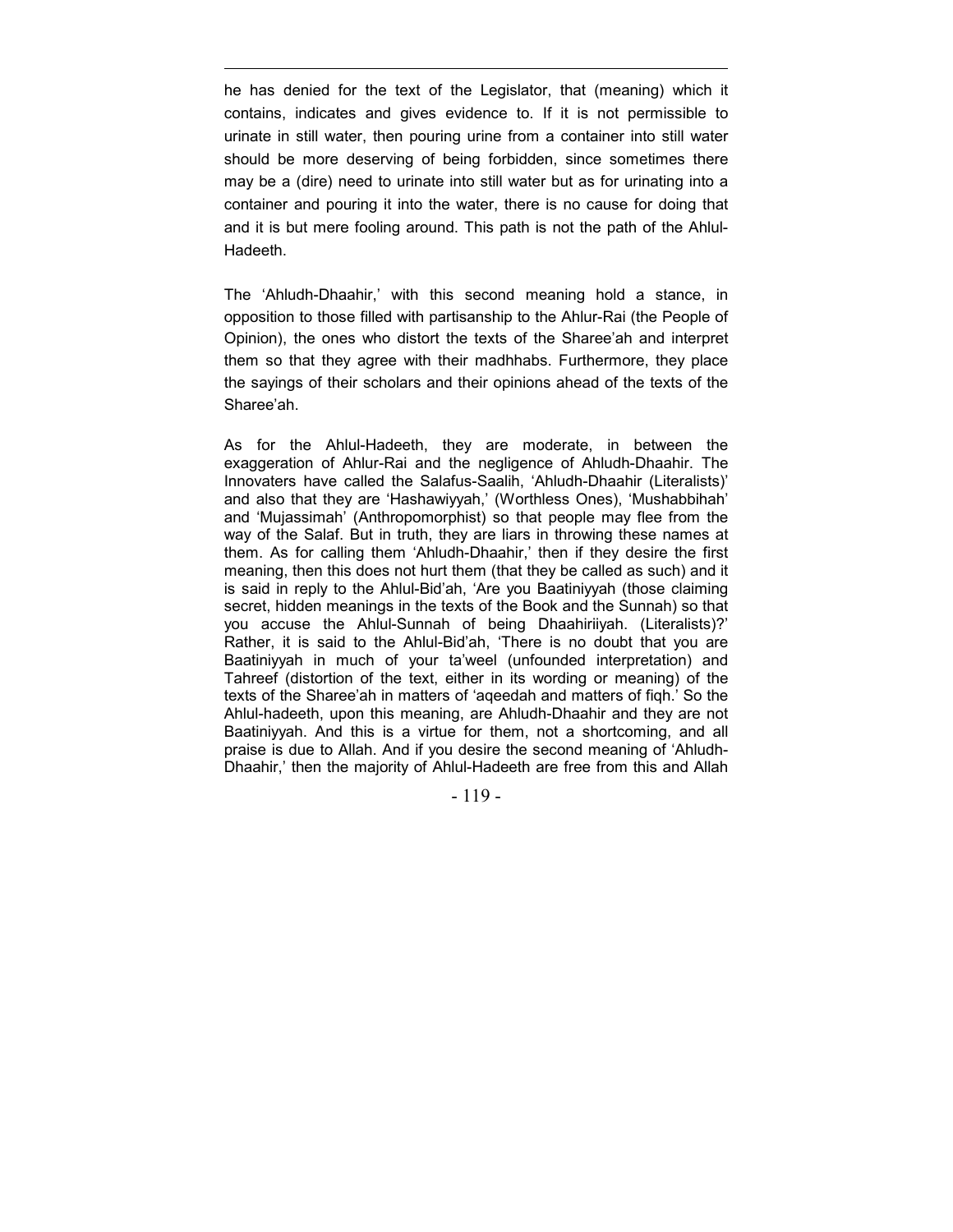he has denied for the text of the Legislator, that (meaning) which it contains, indicates and gives evidence to. If it is not permissible to urinate in still water, then pouring urine from a container into still water should be more deserving of being forbidden, since sometimes there may be a (dire) need to urinate into still water but as for urinating into a container and pouring it into the water, there is no cause for doing that and it is but mere fooling around. This path is not the path of the Ahlul-Hadeeth.

The 'Ahludh-Dhaahir,' with this second meaning hold a stance, in opposition to those filled with partisanship to the Ahlur-Rai (the People of Opinion), the ones who distort the texts of the Sharee'ah and interpret them so that they agree with their madhhabs. Furthermore, they place the sayings of their scholars and their opinions ahead of the texts of the Sharee'ah.

As for the Ahlul-Hadeeth, they are moderate, in between the exaggeration of Ahlur-Rai and the negligence of Ahludh-Dhaahir. The Innovaters have called the Salafus-Saalih, 'Ahludh-Dhaahir (Literalists)' and also that they are 'Hashawiyyah,' (Worthless Ones), 'Mushabbihah' and 'Mujassimah' (Anthropomorphist) so that people may flee from the way of the Salaf. But in truth, they are liars in throwing these names at them. As for calling them 'Ahludh-Dhaahir,' then if they desire the first meaning, then this does not hurt them (that they be called as such) and it is said in reply to the Ahlul-Bid'ah, 'Are you Baatiniyyah (those claiming secret, hidden meanings in the texts of the Book and the Sunnah) so that you accuse the Ahlul-Sunnah of being Dhaahiriiyah. (Literalists)?' Rather, it is said to the Ahlul-Bid'ah, 'There is no doubt that you are Baatiniyyah in much of your ta'weel (unfounded interpretation) and Tahreef (distortion of the text, either in its wording or meaning) of the texts of the Sharee'ah in matters of 'aqeedah and matters of fiqh.' So the Ahlul-hadeeth, upon this meaning, are Ahludh-Dhaahir and they are not Baatiniyyah. And this is a virtue for them, not a shortcoming, and all praise is due to Allah. And if you desire the second meaning of 'Ahludh-Dhaahir,' then the majority of Ahlul-Hadeeth are free from this and Allah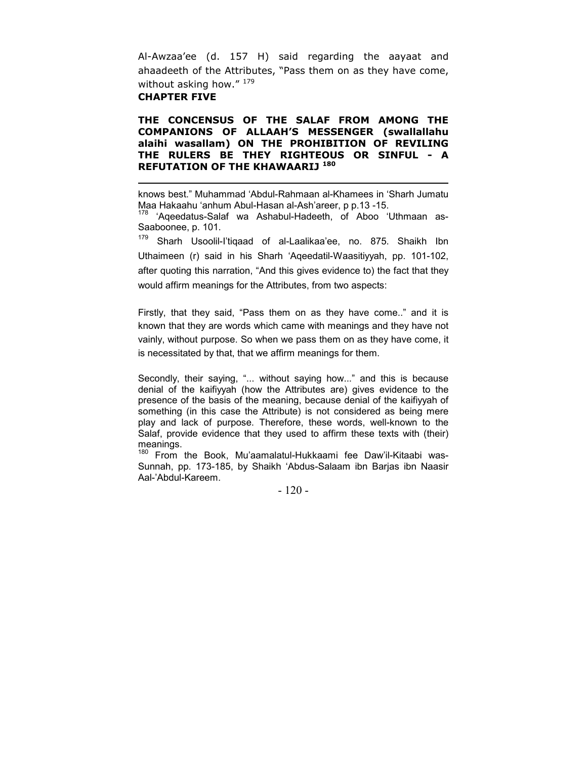Al-Awzaa'ee (d. 157 H) said regarding the aayaat and ahaadeeth of the Attributes, "Pass them on as they have come, without asking how." [179]

**CHAPTER FIVE**

## THE CONCENSUS OF THE SALAF FROM AMONG THE COMPANIONS OF ALLAAH'S MESSENGER (swallallahu alaihi wasallam) ON THE PROHIBITION OF REVILING THE RULERS BE THEY RIGHTEOUS OR SINFUL - A REFUTATION OF THE KHAWAARIJ [180]

---

knows best." Muhammad 'Abdul-Rahmaan al-Khamees in 'Sharh Jumatu Maa Hakaahu 'anhum Abul-Hasan al-Ash'areer, p p.13 -15.

[178] 'Aqeedatus-Salaf wa Ashabul-Hadeeth, of Aboo 'Uthmaan as-Saaboonee, p. 101.

[179] Sharh Usoolil-I'tiqaad of al-Laalikaa'ee, no. 875. Shaikh Ibn Uthaimeen (r) said in his Sharh 'Aqeedatil-Waasitiyyah, pp. 101-102, after quoting this narration, "And this gives evidence to) the fact that they would affirm meanings for the Attributes, from two aspects:

Firstly, that they said, "Pass them on as they have come.." and it is known that they are words which came with meanings and they have not vainly, without purpose. So when we pass them on as they have come, it is necessitated by that, that we affirm meanings for them.

Secondly, their saying, "... without saying how..." and this is because denial of the kaifiyyah (how the Attributes are) gives evidence to the presence of the basis of the meaning, because denial of the kaifiyyah of something (in this case the Attribute) is not considered as being mere play and lack of purpose. Therefore, these words, well-known to the Salaf, provide evidence that they used to affirm these texts with (their) meanings.

[180] From the Book, Mu'aamalatul-Hukkaami fee Daw'il-Kitaabi was-Sunnah, pp. 173-185, by Shaikh 'Abdus-Salaam ibn Barjas ibn Naasir Aal-'Abdul-Kareem.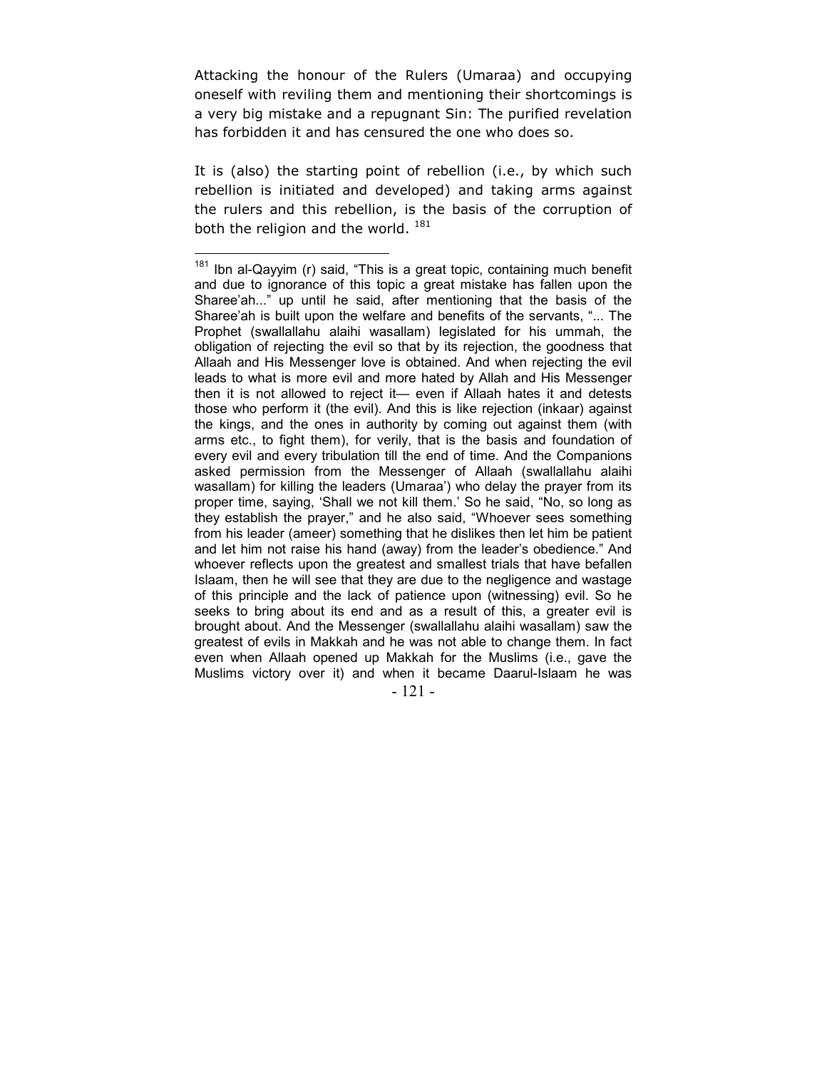Attacking the honour of the Rulers (Umaraa) and occupying oneself with reviling them and mentioning their shortcomings is a very big mistake and a repugnant Sin: The purified revelation has forbidden it and has censured the one who does so.

It is (also) the starting point of rebellion (i.e., by which such rebellion is initiated and developed) and taking arms against the rulers and this rebellion, is the basis of the corruption of both the religion and the world. [181]

---

[181] Ibn al-Qayyim (r) said, "This is a great topic, containing much benefit and due to ignorance of this topic a great mistake has fallen upon the Sharee'ah..." up until he said, after mentioning that the basis of the Sharee'ah is built upon the welfare and benefits of the servants, "... The Prophet (swallallahu alaihi wasallam) legislated for his ummah, the obligation of rejecting the evil so that by its rejection, the goodness that Allaah and His Messenger love is obtained. And when rejecting the evil leads to what is more evil and more hated by Allah and His Messenger then it is not allowed to reject it— even if Allaah hates it and detests those who perform it (the evil). And this is like rejection (inkaar) against the kings, and the ones in authority by coming out against them (with arms etc., to fight them), for verily, that is the basis and foundation of every evil and every tribulation till the end of time. And the Companions asked permission from the Messenger of Allaah (swallallahu alaihi wasallam) for killing the leaders (Umaraa') who delay the prayer from its proper time, saying, 'Shall we not kill them.' So he said, "No, so long as they establish the prayer," and he also said, "Whoever sees something from his leader (ameer) something that he dislikes then let him be patient and let him not raise his hand (away) from the leader's obedience." And whoever reflects upon the greatest and smallest trials that have befallen Islaam, then he will see that they are due to the negligence and wastage of this principle and the lack of patience upon (witnessing) evil. So he seeks to bring about its end and as a result of this, a greater evil is brought about. And the Messenger (swallallahu alaihi wasallam) saw the greatest of evils in Makkah and he was not able to change them. In fact even when Allaah opened up Makkah for the Muslims (i.e., gave the Muslims victory over it) and when it became Daarul-Islaam he was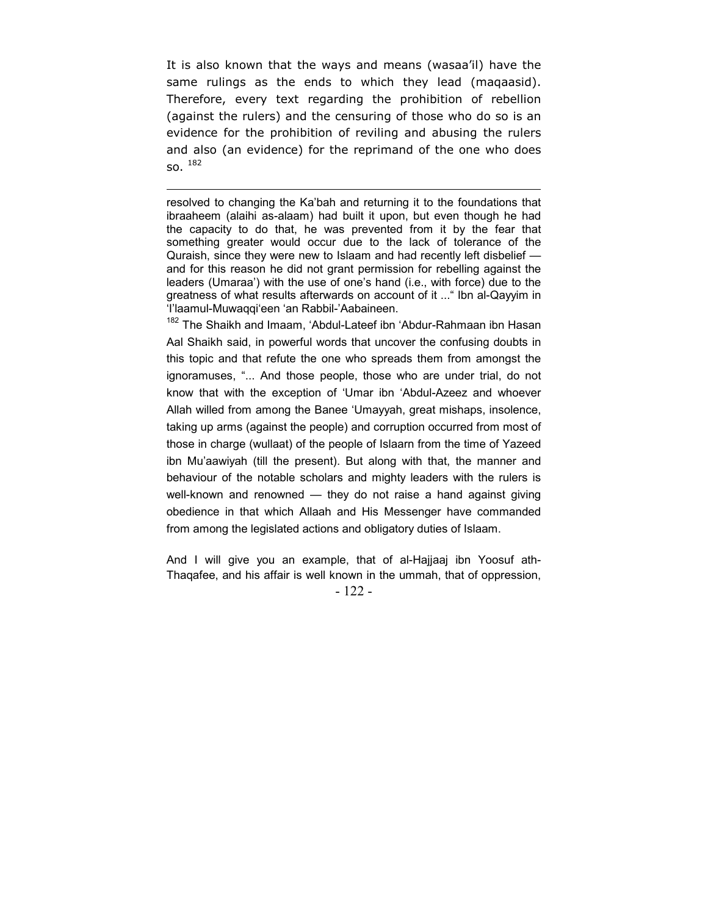It is also known that the ways and means (wasaa'il) have the same rulings as the ends to which they lead (maqaasid). Therefore, every text regarding the prohibition of rebellion (against the rulers) and the censuring of those who do so is an evidence for the prohibition of reviling and abusing the rulers and also (an evidence) for the reprimand of the one who does so. [182]

---

resolved to changing the Ka'bah and returning it to the foundations that ibraaheem (alaihi as-alaam) had built it upon, but even though he had the capacity to do that, he was prevented from it by the fear that something greater would occur due to the lack of tolerance of the Quraish, since they were new to Islaam and had recently left disbelief — and for this reason he did not grant permission for rebelling against the leaders (Umaraa') with the use of one's hand (i.e., with force) due to the greatness of what results afterwards on account of it ..." Ibn al-Qayyim in 'I'laamul-Muwaqqi'een 'an Rabbil-'Aabaineen.

[182] The Shaikh and Imaam, 'Abdul-Lateef ibn 'Abdur-Rahmaan ibn Hasan Aal Shaikh said, in powerful words that uncover the confusing doubts in this topic and that refute the one who spreads them from amongst the ignoramuses, "... And those people, those who are under trial, do not know that with the exception of 'Umar ibn 'Abdul-Azeez and whoever Allah willed from among the Banee 'Umayyah, great mishaps, insolence, taking up arms (against the people) and corruption occurred from most of those in charge (wullaat) of the people of Islaarn from the time of Yazeed ibn Mu'aawiyah (till the present). But along with that, the manner and behaviour of the notable scholars and mighty leaders with the rulers is well-known and renowned — they do not raise a hand against giving obedience in that which Allaah and His Messenger have commanded from among the legislated actions and obligatory duties of Islaam.

And I will give you an example, that of al-Hajjaaj ibn Yoosuf ath-Thaqafee, and his affair is well known in the ummah, that of oppression,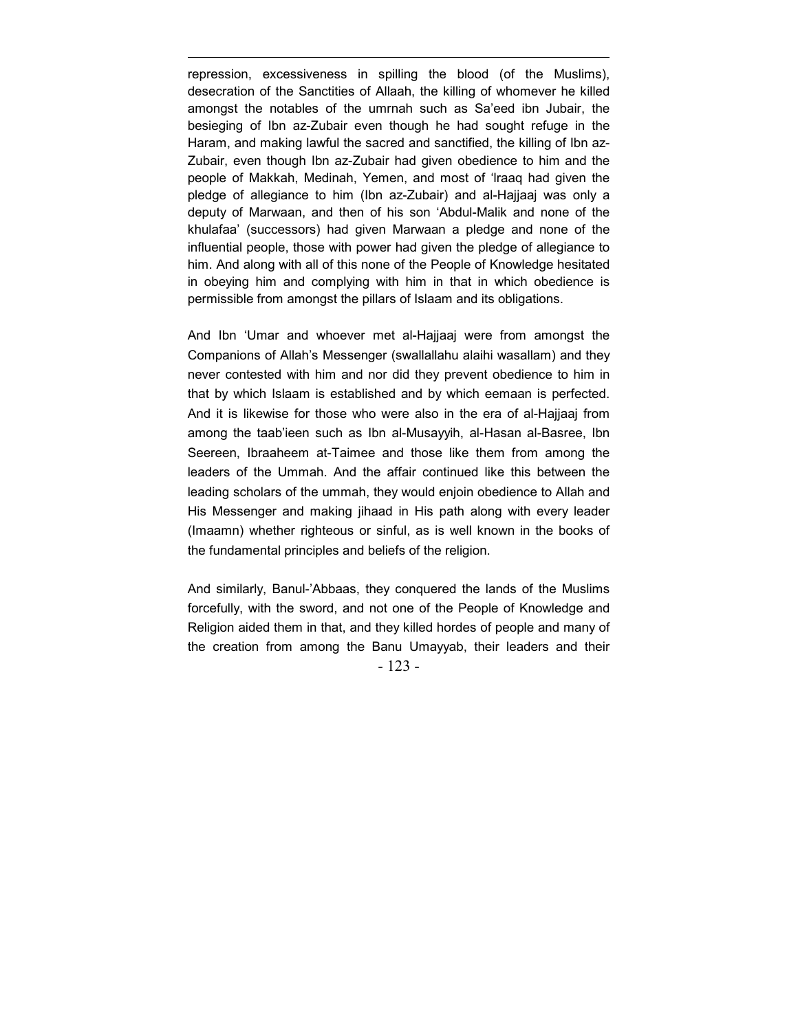repression, excessiveness in spilling the blood (of the Muslims), desecration of the Sanctities of Allaah, the killing of whomever he killed amongst the notables of the umrnah such as Sa'eed ibn Jubair, the besieging of Ibn az-Zubair even though he had sought refuge in the Haram, and making lawful the sacred and sanctified, the killing of Ibn az-Zubair, even though Ibn az-Zubair had given obedience to him and the people of Makkah, Medinah, Yemen, and most of 'Iraaq had given the pledge of allegiance to him (Ibn az-Zubair) and al-Hajjaaj was only a deputy of Marwaan, and then of his son 'Abdul-Malik and none of the khulafaa' (successors) had given Marwaan a pledge and none of the influential people, those with power had given the pledge of allegiance to him. And along with all of this none of the People of Knowledge hesitated in obeying him and complying with him in that in which obedience is permissible from amongst the pillars of Islaam and its obligations.

And Ibn 'Umar and whoever met al-Hajjaaj were from amongst the Companions of Allah's Messenger (swallallahu alaihi wasallam) and they never contested with him and nor did they prevent obedience to him in that by which Islaam is established and by which eemaan is perfected. And it is likewise for those who were also in the era of al-Hajjaaj from among the taab'ieen such as Ibn al-Musayyih, al-Hasan al-Basree, Ibn Seereen, Ibraaheem at-Taimee and those like them from among the leaders of the Ummah. And the affair continued like this between the leading scholars of the ummah, they would enjoin obedience to Allah and His Messenger and making jihaad in His path along with every leader (Imaamn) whether righteous or sinful, as is well known in the books of the fundamental principles and beliefs of the religion.

And similarly, Banul-'Abbaas, they conquered the lands of the Muslims forcefully, with the sword, and not one of the People of Knowledge and Religion aided them in that, and they killed hordes of people and many of the creation from among the Banu Umayyab, their leaders and their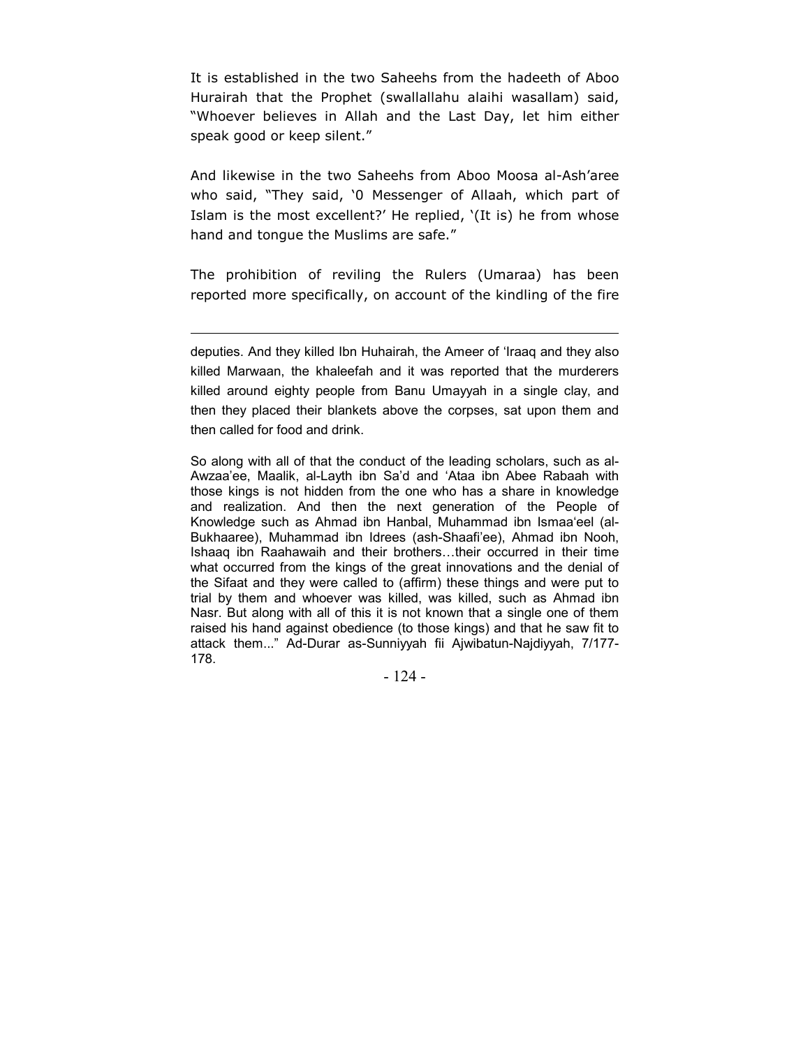It is established in the two Saheehs from the hadeeth of Aboo Hurairah that the Prophet (swallallahu alaihi wasallam) said, "Whoever believes in Allah and the Last Day, let him either speak good or keep silent."

And likewise in the two Saheehs from Aboo Moosa al-Ash'aree who said, "They said, '0 Messenger of Allaah, which part of Islam is the most excellent?' He replied, '(It is) he from whose hand and tongue the Muslims are safe."

The prohibition of reviling the Rulers (Umaraa) has been reported more specifically, on account of the kindling of the fire

---

deputies. And they killed Ibn Huhairah, the Ameer of 'Iraaq and they also killed Marwaan, the khaleefah and it was reported that the murderers killed around eighty people from Banu Umayyah in a single clay, and then they placed their blankets above the corpses, sat upon them and then called for food and drink.

So along with all of that the conduct of the leading scholars, such as al-Awzaa'ee, Maalik, al-Layth ibn Sa'd and 'Ataa ibn Abee Rabaah with those kings is not hidden from the one who has a share in knowledge and realization. And then the next generation of the People of Knowledge such as Ahmad ibn Hanbal, Muhammad ibn Ismaa'eel (al-Bukhaaree), Muhammad ibn Idrees (ash-Shaafi'ee), Ahmad ibn Nooh, Ishaaq ibn Raahawaih and their brothers…their occurred in their time what occurred from the kings of the great innovations and the denial of the Sifaat and they were called to (affirm) these things and were put to trial by them and whoever was killed, was killed, such as Ahmad ibn Nasr. But along with all of this it is not known that a single one of them raised his hand against obedience (to those kings) and that he saw fit to attack them..." Ad-Durar as-Sunniyyah fii Ajwibatun-Najdiyyah, 7/177-178.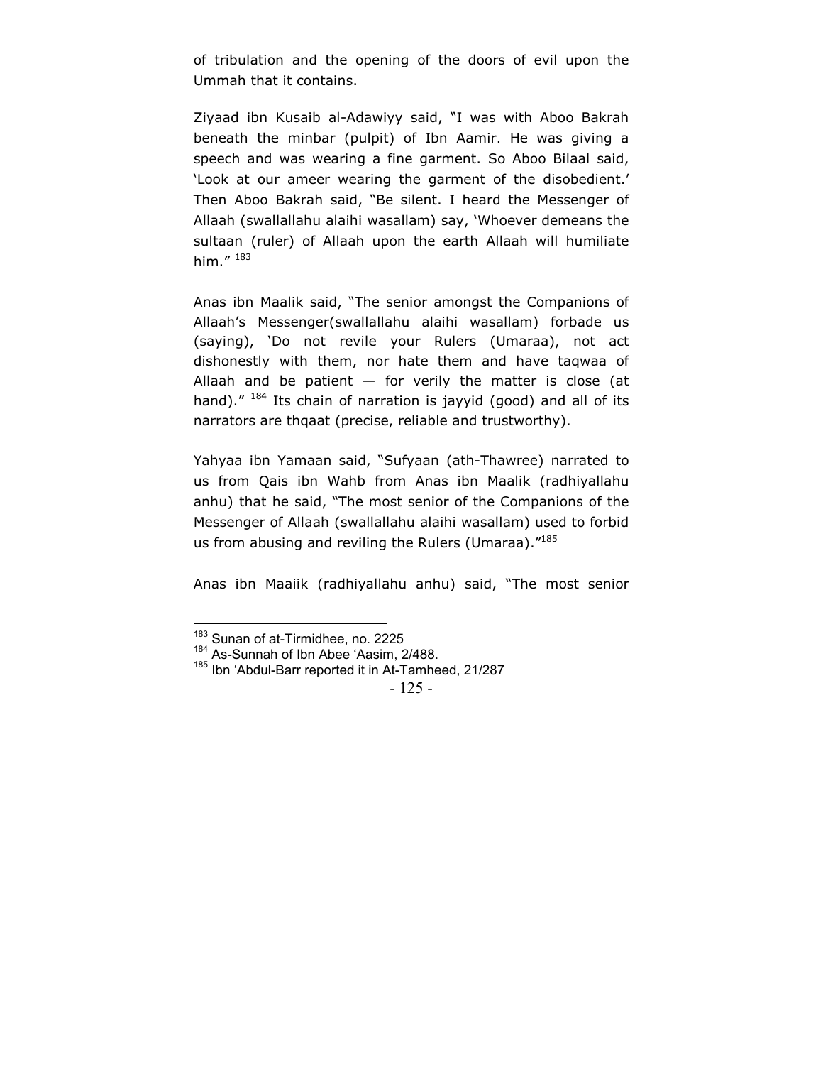of tribulation and the opening of the doors of evil upon the Ummah that it contains.

Ziyaad ibn Kusaib al-Adawiyy said, "I was with Aboo Bakrah beneath the minbar (pulpit) of Ibn Aamir. He was giving a speech and was wearing a fine garment. So Aboo Bilaal said, 'Look at our ameer wearing the garment of the disobedient.' Then Aboo Bakrah said, "Be silent. I heard the Messenger of Allaah (swallallahu alaihi wasallam) say, 'Whoever demeans the sultaan (ruler) of Allaah upon the earth Allaah will humiliate him." [183]

Anas ibn Maalik said, "The senior amongst the Companions of Allaah's Messenger(swallallahu alaihi wasallam) forbade us (saying), 'Do not revile your Rulers (Umaraa), not act dishonestly with them, nor hate them and have taqwaa of Allaah and be patient — for verily the matter is close (at hand)." [184] Its chain of narration is jayyid (good) and all of its narrators are thqaat (precise, reliable and trustworthy).

Yahyaa ibn Yamaan said, "Sufyaan (ath-Thawree) narrated to us from Qais ibn Wahb from Anas ibn Maalik (radhiyallahu anhu) that he said, "The most senior of the Companions of the Messenger of Allaah (swallallahu alaihi wasallam) used to forbid us from abusing and reviling the Rulers (Umaraa)."[185]

Anas ibn Maaiik (radhiyallahu anhu) said, "The most senior

---

[183] Sunan of at-Tirmidhee, no. 2225

[184] As-Sunnah of Ibn Abee 'Aasim, 2/488.

[185] Ibn 'Abdul-Barr reported it in At-Tamheed, 21/287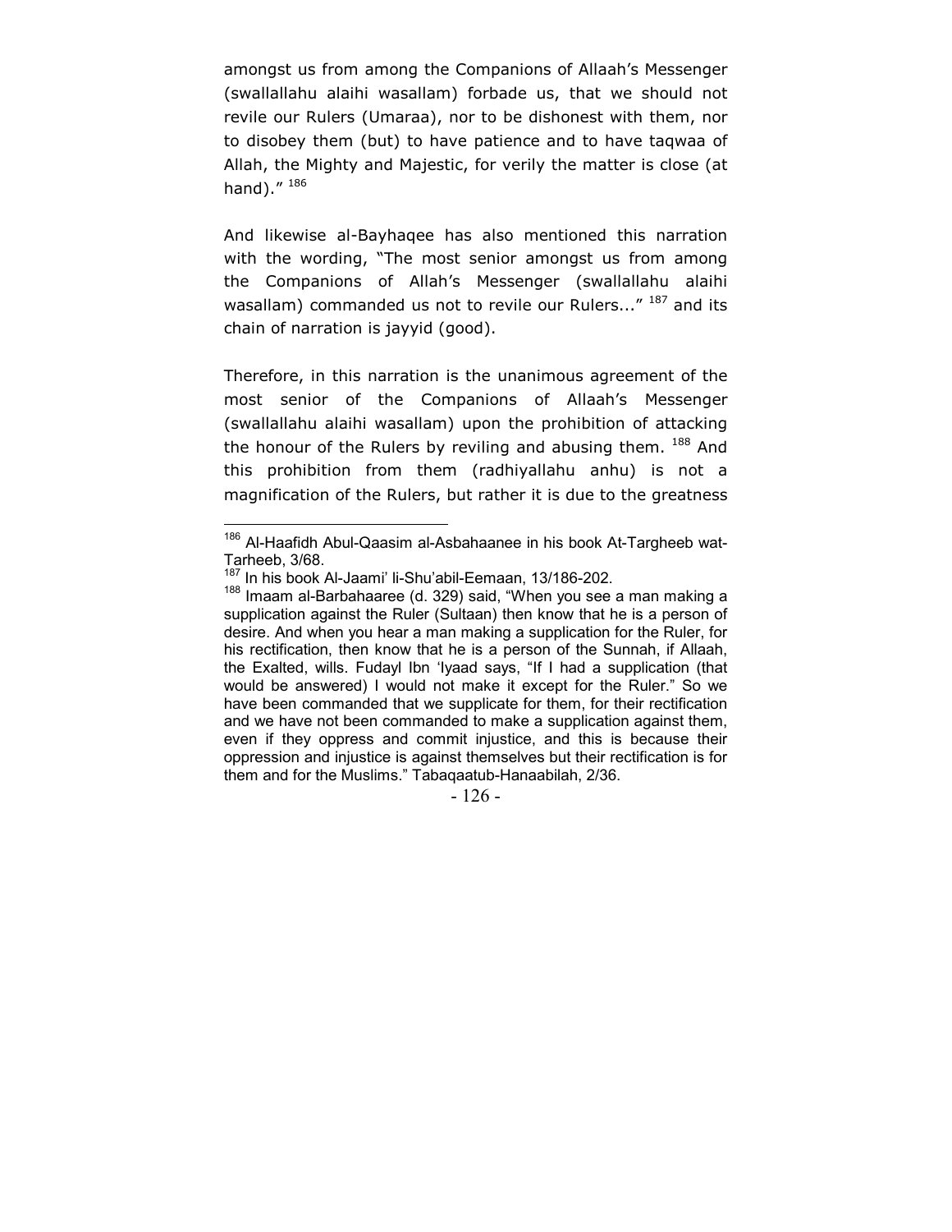amongst us from among the Companions of Allaah's Messenger (swallallahu alaihi wasallam) forbade us, that we should not revile our Rulers (Umaraa), nor to be dishonest with them, nor to disobey them (but) to have patience and to have taqwaa of Allah, the Mighty and Majestic, for verily the matter is close (at hand)." [186]

And likewise al-Bayhaqee has also mentioned this narration with the wording, "The most senior amongst us from among the Companions of Allah's Messenger (swallallahu alaihi wasallam) commanded us not to revile our Rulers..." [187] and its chain of narration is jayyid (good).

Therefore, in this narration is the unanimous agreement of the most senior of the Companions of Allaah's Messenger (swallallahu alaihi wasallam) upon the prohibition of attacking the honour of the Rulers by reviling and abusing them. [188] And this prohibition from them (radhiyallahu anhu) is not a magnification of the Rulers, but rather it is due to the greatness

---

[186] Al-Haafidh Abul-Qaasim al-Asbahaanee in his book At-Targheeb wat-Tarheeb, 3/68.

[187] In his book Al-Jaami' li-Shu'abil-Eemaan, 13/186-202.

[188] Imaam al-Barbahaaree (d. 329) said, "When you see a man making a supplication against the Ruler (Sultaan) then know that he is a person of desire. And when you hear a man making a supplication for the Ruler, for his rectification, then know that he is a person of the Sunnah, if Allaah, the Exalted, wills. Fudayl Ibn 'Iyaad says, "If I had a supplication (that would be answered) I would not make it except for the Ruler." So we have been commanded that we supplicate for them, for their rectification and we have not been commanded to make a supplication against them, even if they oppress and commit injustice, and this is because their oppression and injustice is against themselves but their rectification is for them and for the Muslims." Tabaqaatub-Hanaabilah, 2/36.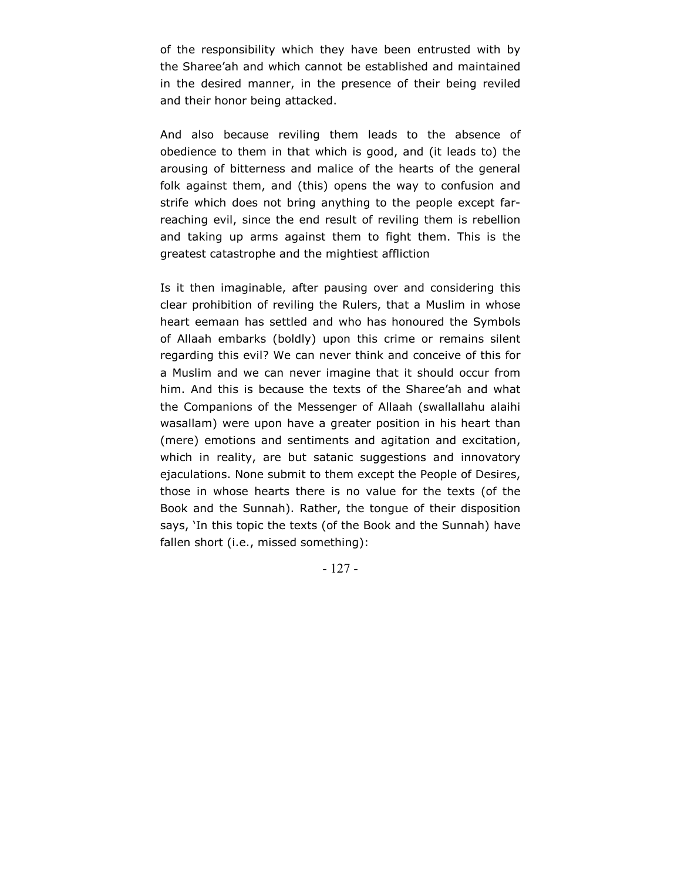of the responsibility which they have been entrusted with by the Sharee'ah and which cannot be established and maintained in the desired manner, in the presence of their being reviled and their honor being attacked.

And also because reviling them leads to the absence of obedience to them in that which is good, and (it leads to) the arousing of bitterness and malice of the hearts of the general folk against them, and (this) opens the way to confusion and strife which does not bring anything to the people except far-reaching evil, since the end result of reviling them is rebellion and taking up arms against them to fight them. This is the greatest catastrophe and the mightiest affliction

Is it then imaginable, after pausing over and considering this clear prohibition of reviling the Rulers, that a Muslim in whose heart eemaan has settled and who has honoured the Symbols of Allaah embarks (boldly) upon this crime or remains silent regarding this evil? We can never think and conceive of this for a Muslim and we can never imagine that it should occur from him. And this is because the texts of the Sharee'ah and what the Companions of the Messenger of Allaah (swallallahu alaihi wasallam) were upon have a greater position in his heart than (mere) emotions and sentiments and agitation and excitation, which in reality, are but satanic suggestions and innovatory ejaculations. None submit to them except the People of Desires, those in whose hearts there is no value for the texts (of the Book and the Sunnah). Rather, the tongue of their disposition says, 'In this topic the texts (of the Book and the Sunnah) have fallen short (i.e., missed something):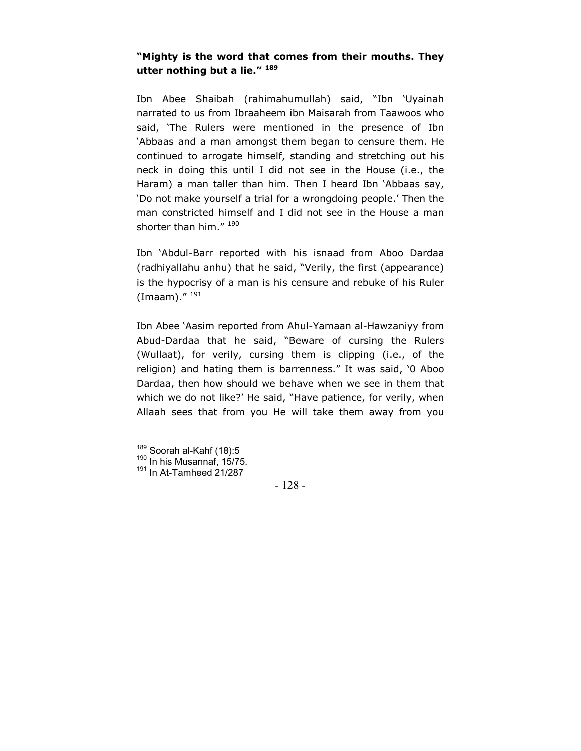**"Mighty is the word that comes from their mouths. They utter nothing but a lie."** [189]

Ibn Abee Shaibah (rahimahumullah) said, "Ibn 'Uyainah narrated to us from Ibraaheem ibn Maisarah from Taawoos who said, 'The Rulers were mentioned in the presence of Ibn 'Abbaas and a man amongst them began to censure them. He continued to arrogate himself, standing and stretching out his neck in doing this until I did not see in the House (i.e., the Haram) a man taller than him. Then I heard Ibn 'Abbaas say, 'Do not make yourself a trial for a wrongdoing people.' Then the man constricted himself and I did not see in the House a man shorter than him." [190]

Ibn 'Abdul-Barr reported with his isnaad from Aboo Dardaa (radhiyallahu anhu) that he said, "Verily, the first (appearance) is the hypocrisy of a man is his censure and rebuke of his Ruler (Imaam)." [191]

Ibn Abee 'Aasim reported from Ahul-Yamaan al-Hawzaniyy from Abud-Dardaa that he said, "Beware of cursing the Rulers (Wullaat), for verily, cursing them is clipping (i.e., of the religion) and hating them is barrenness." It was said, '0 Aboo Dardaa, then how should we behave when we see in them that which we do not like?' He said, "Have patience, for verily, when Allaah sees that from you He will take them away from you

---

[189] Soorah al-Kahf (18):5

[190] In his Musannaf, 15/75.

[191] In At-Tamheed 21/287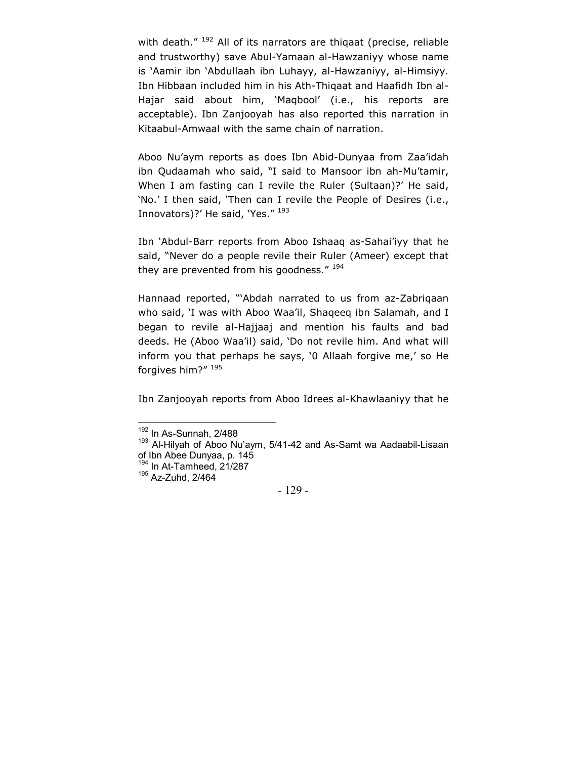with death." [192] All of its narrators are thiqaat (precise, reliable and trustworthy) save Abul-Yamaan al-Hawzaniyy whose name is 'Aamir ibn 'Abdullaah ibn Luhayy, al-Hawzaniyy, al-Himsiyy. Ibn Hibbaan included him in his Ath-Thiqaat and Haafidh Ibn al-Hajar said about him, 'Maqbool' (i.e., his reports are acceptable). Ibn Zanjooyah has also reported this narration in Kitaabul-Amwaal with the same chain of narration.

Aboo Nu'aym reports as does Ibn Abid-Dunyaa from Zaa'idah ibn Qudaamah who said, "I said to Mansoor ibn ah-Mu'tamir, When I am fasting can I revile the Ruler (Sultaan)?' He said, 'No.' I then said, 'Then can I revile the People of Desires (i.e., Innovators)?' He said, 'Yes." [193]

Ibn 'Abdul-Barr reports from Aboo Ishaaq as-Sahai'iyy that he said, "Never do a people revile their Ruler (Ameer) except that they are prevented from his goodness." [194]

Hannaad reported, "'Abdah narrated to us from az-Zabriqaan who said, 'I was with Aboo Waa'il, Shaqeeq ibn Salamah, and I began to revile al-Hajjaaj and mention his faults and bad deeds. He (Aboo Waa'il) said, 'Do not revile him. And what will inform you that perhaps he says, '0 Allaah forgive me,' so He forgives him?" [195]

Ibn Zanjooyah reports from Aboo Idrees al-Khawlaaniyy that he

---

[192] In As-Sunnah, 2/488

[193] Al-Hilyah of Aboo Nu'aym, 5/41-42 and As-Samt wa Aadaabil-Lisaan of Ibn Abee Dunyaa, p. 145

[194] In At-Tamheed, 21/287

[195] Az-Zuhd, 2/464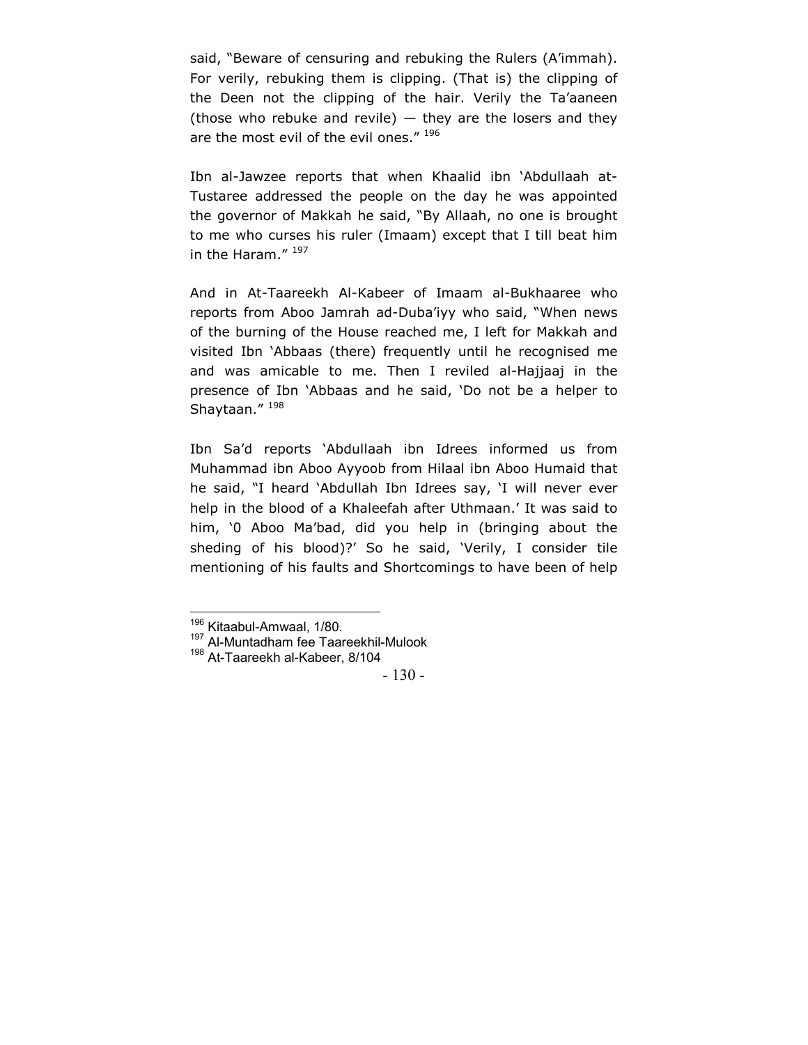said, "Beware of censuring and rebuking the Rulers (A'immah). For verily, rebuking them is clipping. (That is) the clipping of the Deen not the clipping of the hair. Verily the Ta'aaneen (those who rebuke and revile) — they are the losers and they are the most evil of the evil ones." [196]

Ibn al-Jawzee reports that when Khaalid ibn 'Abdullaah at-Tustaree addressed the people on the day he was appointed the governor of Makkah he said, "By Allaah, no one is brought to me who curses his ruler (Imaam) except that I till beat him in the Haram." [197]

And in At-Taareekh Al-Kabeer of Imaam al-Bukhaaree who reports from Aboo Jamrah ad-Duba'iyy who said, "When news of the burning of the House reached me, I left for Makkah and visited Ibn 'Abbaas (there) frequently until he recognised me and was amicable to me. Then I reviled al-Hajjaaj in the presence of Ibn 'Abbaas and he said, 'Do not be a helper to Shaytaan." [198]

Ibn Sa'd reports 'Abdullaah ibn Idrees informed us from Muhammad ibn Aboo Ayyoob from Hilaal ibn Aboo Humaid that he said, "I heard 'Abdullah Ibn Idrees say, 'I will never ever help in the blood of a Khaleefah after Uthmaan.' It was said to him, '0 Aboo Ma'bad, did you help in (bringing about the sheding of his blood)?' So he said, 'Verily, I consider tile mentioning of his faults and Shortcomings to have been of help

---

[196] Kitaabul-Amwaal, 1/80.

[197] Al-Muntadham fee Taareekhil-Mulook

[198] At-Taareekh al-Kabeer, 8/104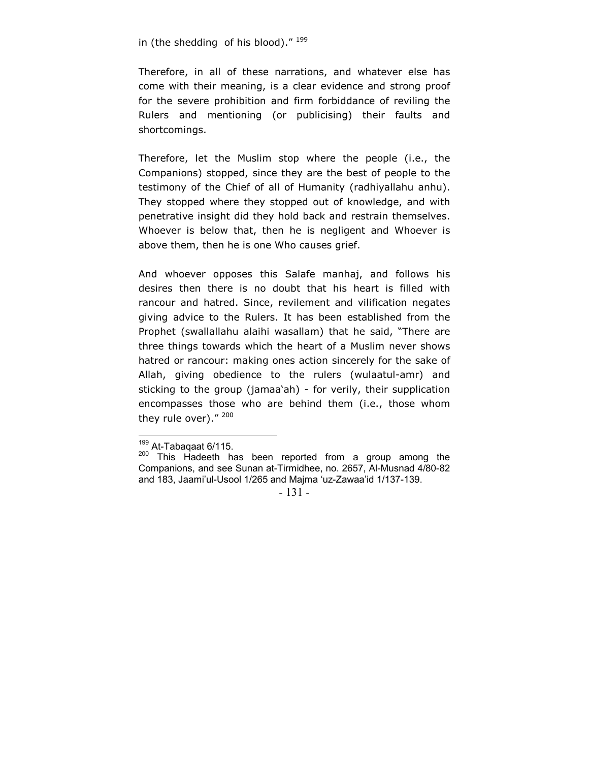in (the shedding of his blood)." [199]

Therefore, in all of these narrations, and whatever else has come with their meaning, is a clear evidence and strong proof for the severe prohibition and firm forbiddance of reviling the Rulers and mentioning (or publicising) their faults and shortcomings.

Therefore, let the Muslim stop where the people (i.e., the Companions) stopped, since they are the best of people to the testimony of the Chief of all of Humanity (radhiyallahu anhu). They stopped where they stopped out of knowledge, and with penetrative insight did they hold back and restrain themselves. Whoever is below that, then he is negligent and Whoever is above them, then he is one Who causes grief.

And whoever opposes this Salafe manhaj, and follows his desires then there is no doubt that his heart is filled with rancour and hatred. Since, revilement and vilification negates giving advice to the Rulers. It has been established from the Prophet (swallallahu alaihi wasallam) that he said, "There are three things towards which the heart of a Muslim never shows hatred or rancour: making ones action sincerely for the sake of Allah, giving obedience to the rulers (wulaatul-amr) and sticking to the group (jamaa'ah) - for verily, their supplication encompasses those who are behind them (i.e., those whom they rule over)." [200]

---

[199] At-Tabaqaat 6/115.

[200] This Hadeeth has been reported from a group among the Companions, and see Sunan at-Tirmidhee, no. 2657, Al-Musnad 4/80-82 and 183, Jaami'ul-Usool 1/265 and Majma 'uz-Zawaa'id 1/137-139.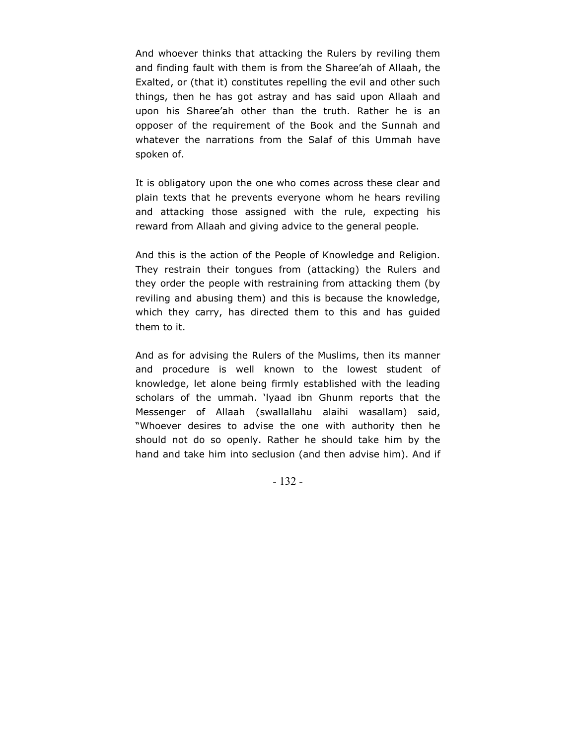And whoever thinks that attacking the Rulers by reviling them and finding fault with them is from the Sharee'ah of Allaah, the Exalted, or (that it) constitutes repelling the evil and other such things, then he has got astray and has said upon Allaah and upon his Sharee'ah other than the truth. Rather he is an opposer of the requirement of the Book and the Sunnah and whatever the narrations from the Salaf of this Ummah have spoken of.

It is obligatory upon the one who comes across these clear and plain texts that he prevents everyone whom he hears reviling and attacking those assigned with the rule, expecting his reward from Allaah and giving advice to the general people.

And this is the action of the People of Knowledge and Religion. They restrain their tongues from (attacking) the Rulers and they order the people with restraining from attacking them (by reviling and abusing them) and this is because the knowledge, which they carry, has directed them to this and has guided them to it.

And as for advising the Rulers of the Muslims, then its manner and procedure is well known to the lowest student of knowledge, let alone being firmly established with the leading scholars of the ummah. 'Iyaad ibn Ghunm reports that the Messenger of Allaah (swallallahu alaihi wasallam) said, "Whoever desires to advise the one with authority then he should not do so openly. Rather he should take him by the hand and take him into seclusion (and then advise him). And if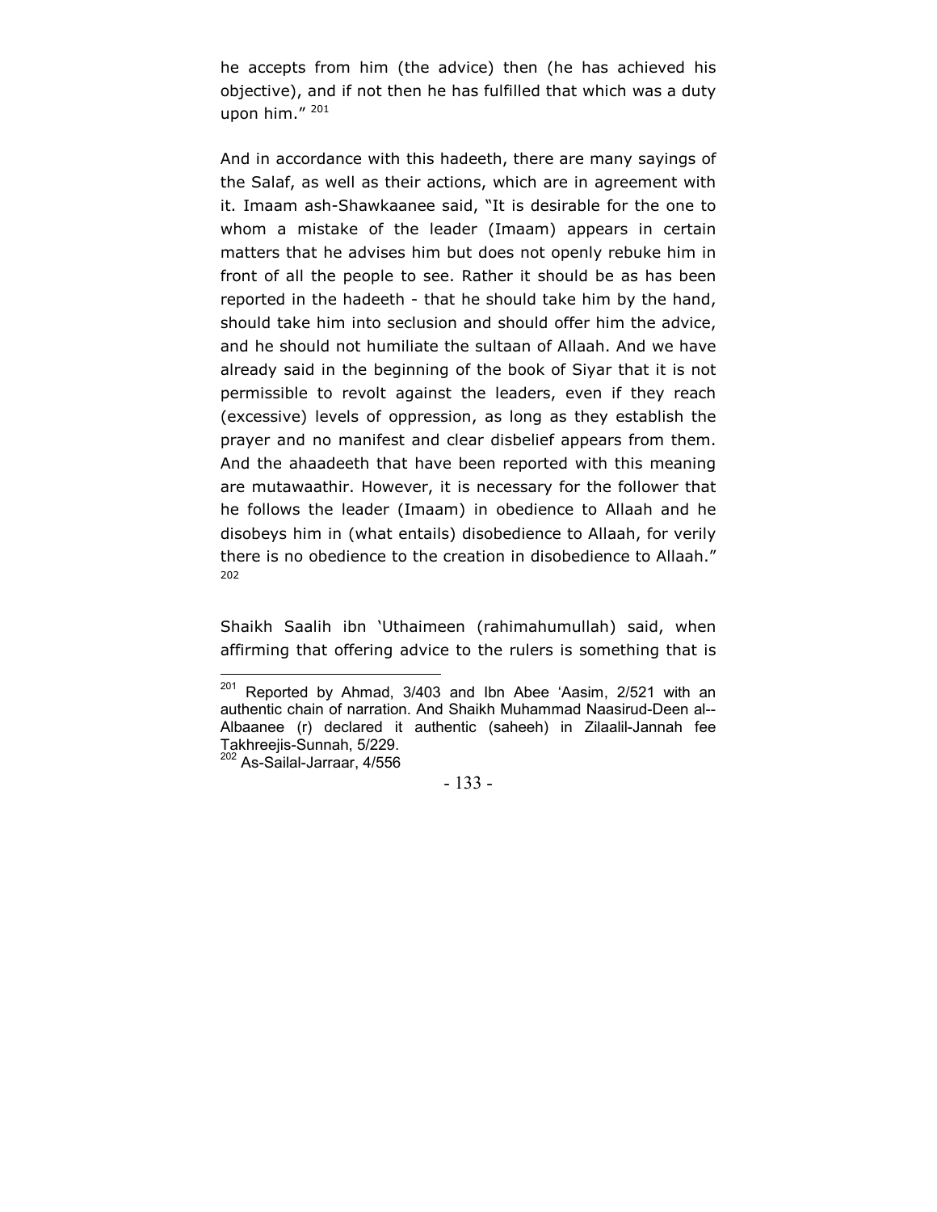he accepts from him (the advice) then (he has achieved his objective), and if not then he has fulfilled that which was a duty upon him." [201]

And in accordance with this hadeeth, there are many sayings of the Salaf, as well as their actions, which are in agreement with it. Imaam ash-Shawkaanee said, "It is desirable for the one to whom a mistake of the leader (Imaam) appears in certain matters that he advises him but does not openly rebuke him in front of all the people to see. Rather it should be as has been reported in the hadeeth - that he should take him by the hand, should take him into seclusion and should offer him the advice, and he should not humiliate the sultaan of Allaah. And we have already said in the beginning of the book of Siyar that it is not permissible to revolt against the leaders, even if they reach (excessive) levels of oppression, as long as they establish the prayer and no manifest and clear disbelief appears from them. And the ahaadeeth that have been reported with this meaning are mutawaathir. However, it is necessary for the follower that he follows the leader (Imaam) in obedience to Allaah and he disobeys him in (what entails) disobedience to Allaah, for verily there is no obedience to the creation in disobedience to Allaah." [202]

Shaikh Saalih ibn 'Uthaimeen (rahimahumullah) said, when affirming that offering advice to the rulers is something that is

---

[201] Reported by Ahmad, 3/403 and Ibn Abee 'Aasim, 2/521 with an authentic chain of narration. And Shaikh Muhammad Naasirud-Deen al--Albaanee (r) declared it authentic (saheeh) in Zilaalil-Jannah fee Takhreejis-Sunnah, 5/229.

[202] As-Sailal-Jarraar, 4/556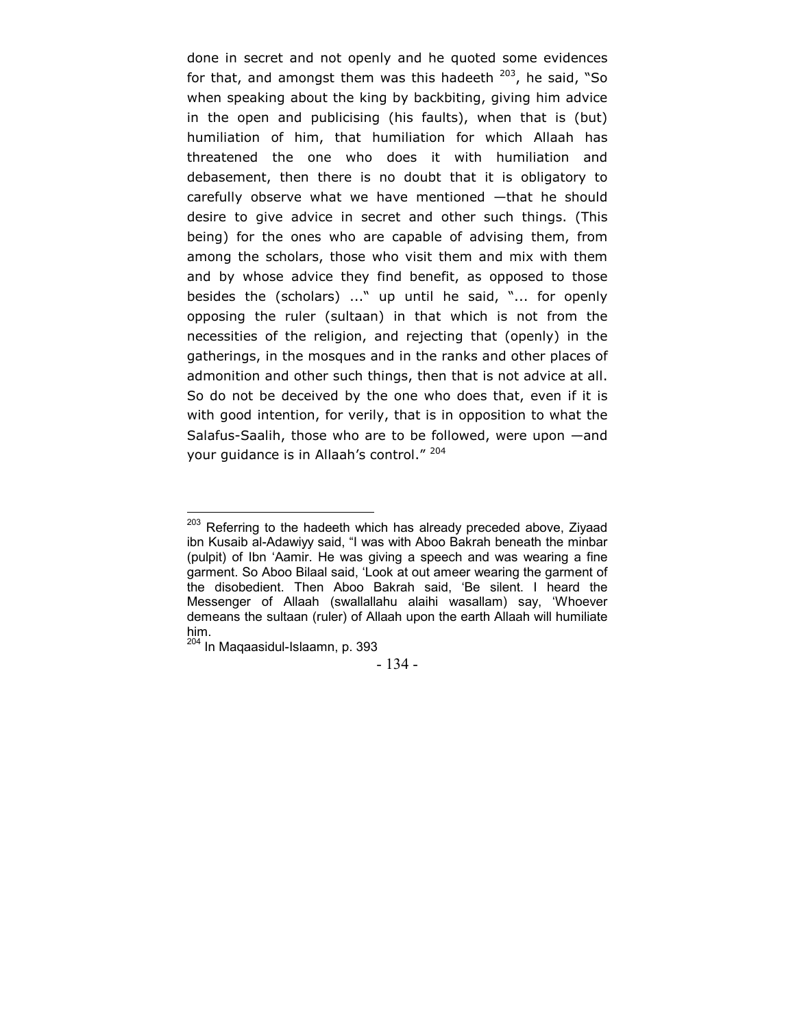done in secret and not openly and he quoted some evidences for that, and amongst them was this hadeeth [203], he said, "So when speaking about the king by backbiting, giving him advice in the open and publicising (his faults), when that is (but) humiliation of him, that humiliation for which Allaah has threatened the one who does it with humiliation and debasement, then there is no doubt that it is obligatory to carefully observe what we have mentioned —that he should desire to give advice in secret and other such things. (This being) for the ones who are capable of advising them, from among the scholars, those who visit them and mix with them and by whose advice they find benefit, as opposed to those besides the (scholars) ..." up until he said, "... for openly opposing the ruler (sultaan) in that which is not from the necessities of the religion, and rejecting that (openly) in the gatherings, in the mosques and in the ranks and other places of admonition and other such things, then that is not advice at all. So do not be deceived by the one who does that, even if it is with good intention, for verily, that is in opposition to what the Salafus-Saalih, those who are to be followed, were upon —and your guidance is in Allaah's control." [204]

---

[203] Referring to the hadeeth which has already preceded above, Ziyaad ibn Kusaib al-Adawiyy said, "I was with Aboo Bakrah beneath the minbar (pulpit) of Ibn 'Aamir. He was giving a speech and was wearing a fine garment. So Aboo Bilaal said, 'Look at out ameer wearing the garment of the disobedient. Then Aboo Bakrah said, 'Be silent. I heard the Messenger of Allaah (swallallahu alaihi wasallam) say, 'Whoever demeans the sultaan (ruler) of Allaah upon the earth Allaah will humiliate him.

[204] In Maqaasidul-Islaamn, p. 393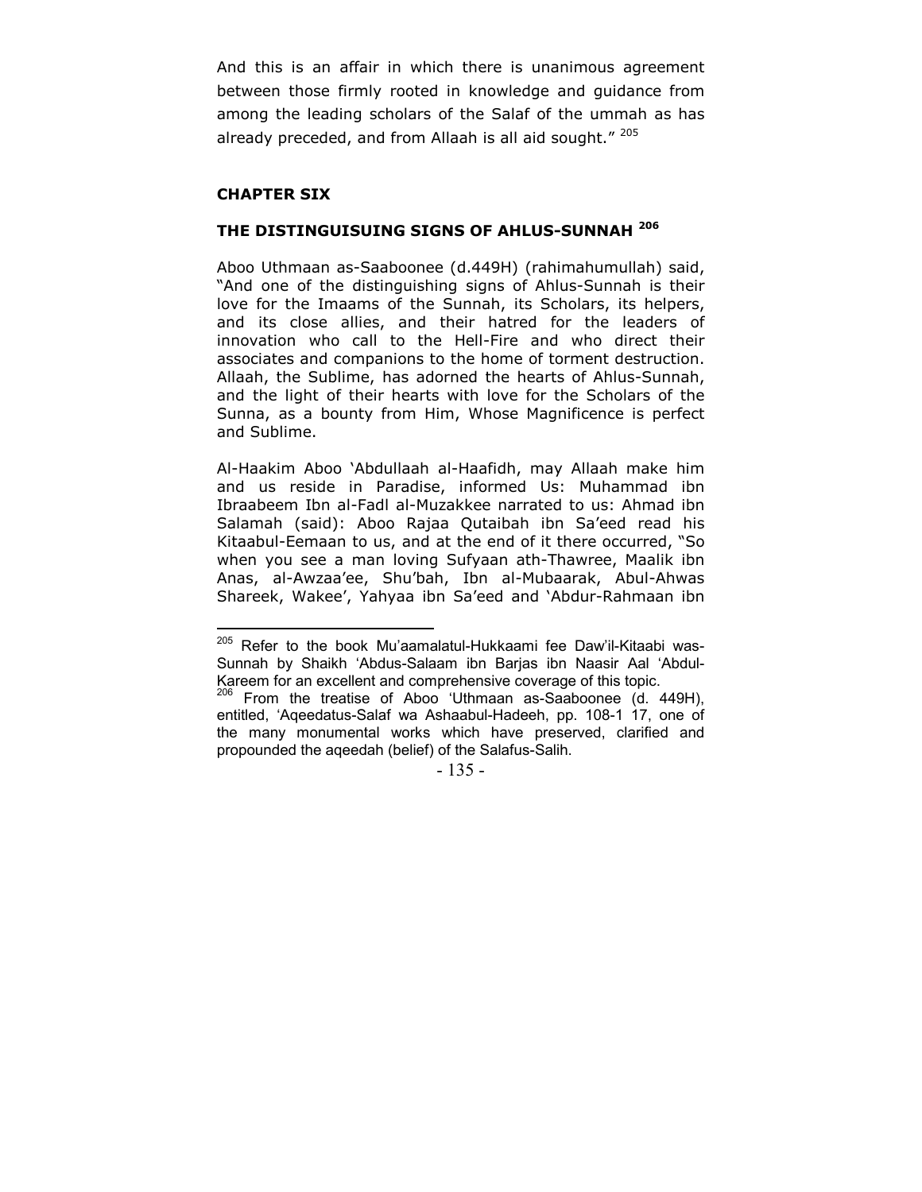And this is an affair in which there is unanimous agreement between those firmly rooted in knowledge and guidance from among the leading scholars of the Salaf of the ummah as has already preceded, and from Allaah is all aid sought." [205]

## CHAPTER SIX

## THE DISTINGUISUING SIGNS OF AHLUS-SUNNAH [206]

Aboo Uthmaan as-Saaboonee (d.449H) (rahimahumullah) said, "And one of the distinguishing signs of Ahlus-Sunnah is their love for the Imaams of the Sunnah, its Scholars, its helpers, and its close allies, and their hatred for the leaders of innovation who call to the Hell-Fire and who direct their associates and companions to the home of torment destruction. Allaah, the Sublime, has adorned the hearts of Ahlus-Sunnah, and the light of their hearts with love for the Scholars of the Sunna, as a bounty from Him, Whose Magnificence is perfect and Sublime.

Al-Haakim Aboo 'Abdullaah al-Haafidh, may Allaah make him and us reside in Paradise, informed Us: Muhammad ibn Ibraabeem Ibn al-Fadl al-Muzakkee narrated to us: Ahmad ibn Salamah (said): Aboo Rajaa Qutaibah ibn Sa'eed read his Kitaabul-Eemaan to us, and at the end of it there occurred, "So when you see a man loving Sufyaan ath-Thawree, Maalik ibn Anas, al-Awzaa'ee, Shu'bah, Ibn al-Mubaarak, Abul-Ahwas Shareek, Wakee', Yahyaa ibn Sa'eed and 'Abdur-Rahmaan ibn

---

[205] Refer to the book Mu'aamalatul-Hukkaami fee Daw'il-Kitaabi was-Sunnah by Shaikh 'Abdus-Salaam ibn Barjas ibn Naasir Aal 'Abdul-Kareem for an excellent and comprehensive coverage of this topic.

[206] From the treatise of Aboo 'Uthmaan as-Saaboonee (d. 449H), entitled, 'Aqeedatus-Salaf wa Ashaabul-Hadeeh, pp. 108-1 17, one of the many monumental works which have preserved, clarified and propounded the aqeedah (belief) of the Salafus-Salih.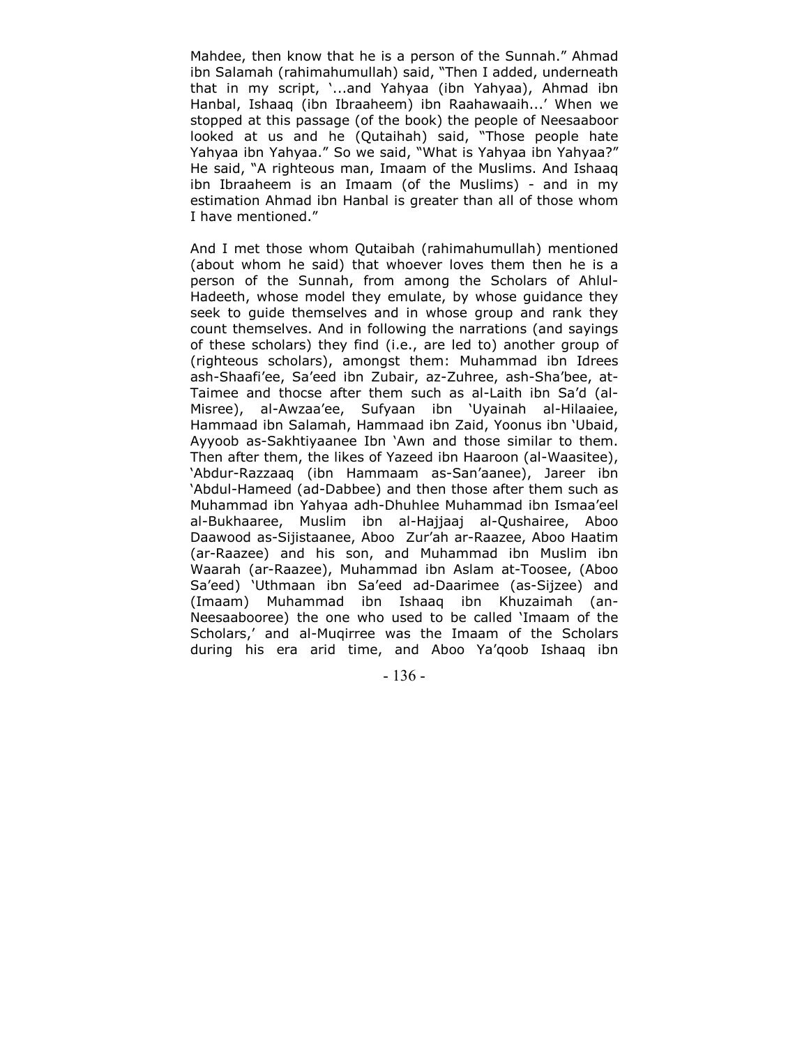Mahdee, then know that he is a person of the Sunnah." Ahmad ibn Salamah (rahimahumullah) said, "Then I added, underneath that in my script, '...and Yahyaa (ibn Yahyaa), Ahmad ibn Hanbal, Ishaaq (ibn Ibraaheem) ibn Raahawaaih...' When we stopped at this passage (of the book) the people of Neesaaboor looked at us and he (Qutaihah) said, "Those people hate Yahyaa ibn Yahyaa." So we said, "What is Yahyaa ibn Yahyaa?" He said, "A righteous man, Imaam of the Muslims. And Ishaaq ibn Ibraaheem is an Imaam (of the Muslims) - and in my estimation Ahmad ibn Hanbal is greater than all of those whom I have mentioned."

And I met those whom Qutaibah (rahimahumullah) mentioned (about whom he said) that whoever loves them then he is a person of the Sunnah, from among the Scholars of Ahlul-Hadeeth, whose model they emulate, by whose guidance they seek to guide themselves and in whose group and rank they count themselves. And in following the narrations (and sayings of these scholars) they find (i.e., are led to) another group of (righteous scholars), amongst them: Muhammad ibn Idrees ash-Shaafi'ee, Sa'eed ibn Zubair, az-Zuhree, ash-Sha'bee, at-Taimee and thocse after them such as al-Laith ibn Sa'd (al-Misree), al-Awzaa'ee, Sufyaan ibn 'Uyainah al-Hilaaiee, Hammaad ibn Salamah, Hammaad ibn Zaid, Yoonus ibn 'Ubaid, Ayyoob as-Sakhtiyaanee Ibn 'Awn and those similar to them. Then after them, the likes of Yazeed ibn Haaroon (al-Waasitee), 'Abdur-Razzaaq (ibn Hammaam as-San'aanee), Jareer ibn 'Abdul-Hameed (ad-Dabbee) and then those after them such as Muhammad ibn Yahyaa adh-Dhuhlee Muhammad ibn Ismaa'eel al-Bukhaaree, Muslim ibn al-Hajjaaj al-Qushairee, Aboo Daawood as-Sijistaanee, Aboo Zur'ah ar-Raazee, Aboo Haatim (ar-Raazee) and his son, and Muhammad ibn Muslim ibn Waarah (ar-Raazee), Muhammad ibn Aslam at-Toosee, (Aboo Sa'eed) 'Uthmaan ibn Sa'eed ad-Daarimee (as-Sijzee) and (Imaam) Muhammad ibn Ishaaq ibn Khuzaimah (an-Neesaabooree) the one who used to be called 'Imaam of the Scholars,' and al-Muqirree was the Imaam of the Scholars during his era arid time, and Aboo Ya'qoob Ishaaq ibn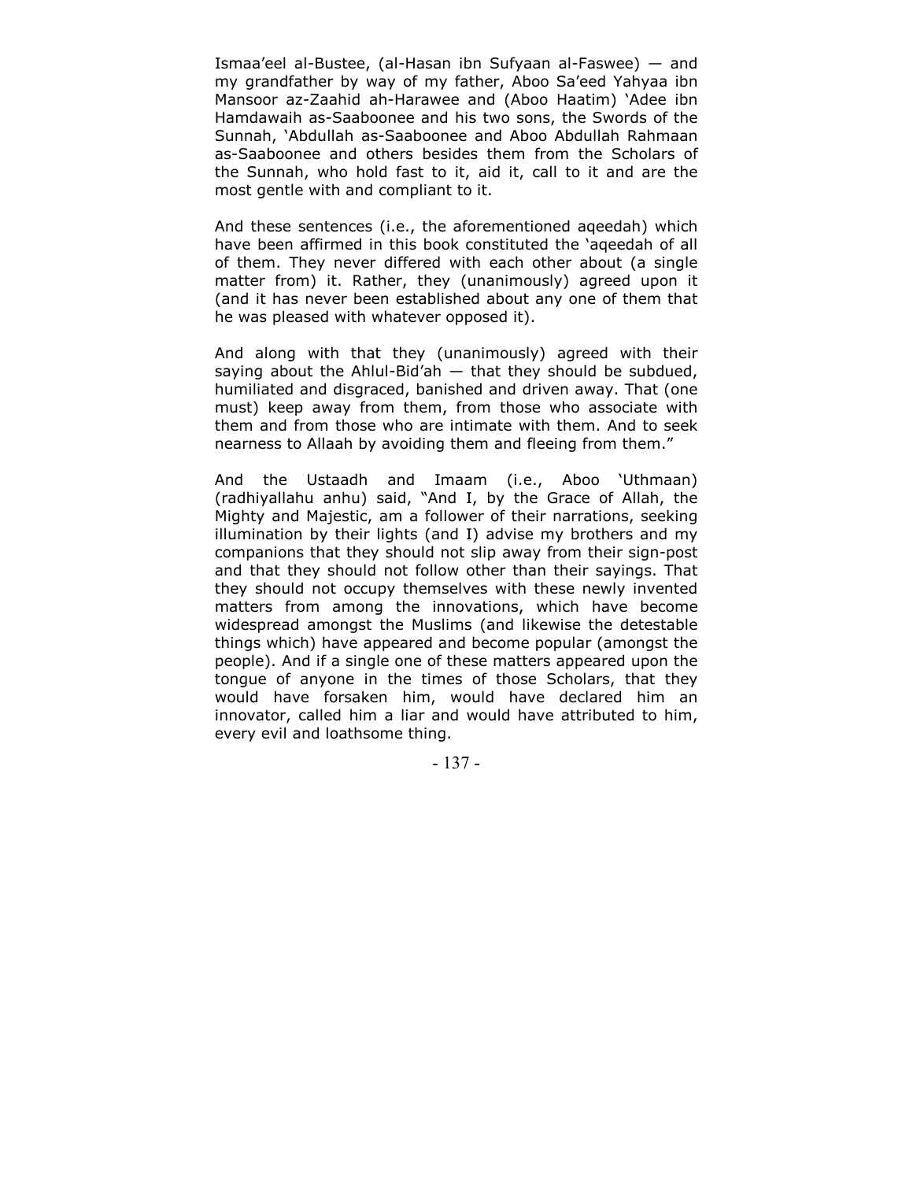Ismaa'eel al-Bustee, (al-Hasan ibn Sufyaan al-Faswee) — and my grandfather by way of my father, Aboo Sa'eed Yahyaa ibn Mansoor az-Zaahid ah-Harawee and (Aboo Haatim) 'Adee ibn Hamdawaih as-Saaboonee and his two sons, the Swords of the Sunnah, 'Abdullah as-Saaboonee and Aboo Abdullah Rahmaan as-Saaboonee and others besides them from the Scholars of the Sunnah, who hold fast to it, aid it, call to it and are the most gentle with and compliant to it.

And these sentences (i.e., the aforementioned aqeedah) which have been affirmed in this book constituted the 'aqeedah of all of them. They never differed with each other about (a single matter from) it. Rather, they (unanimously) agreed upon it (and it has never been established about any one of them that he was pleased with whatever opposed it).

And along with that they (unanimously) agreed with their saying about the Ahlul-Bid'ah — that they should be subdued, humiliated and disgraced, banished and driven away. That (one must) keep away from them, from those who associate with them and from those who are intimate with them. And to seek nearness to Allaah by avoiding them and fleeing from them."

And the Ustaadh and Imaam (i.e., Aboo 'Uthmaan) (radhiyallahu anhu) said, "And I, by the Grace of Allah, the Mighty and Majestic, am a follower of their narrations, seeking illumination by their lights (and I) advise my brothers and my companions that they should not slip away from their sign-post and that they should not follow other than their sayings. That they should not occupy themselves with these newly invented matters from among the innovations, which have become widespread amongst the Muslims (and likewise the detestable things which) have appeared and become popular (amongst the people). And if a single one of these matters appeared upon the tongue of anyone in the times of those Scholars, that they would have forsaken him, would have declared him an innovator, called him a liar and would have attributed to him, every evil and loathsome thing.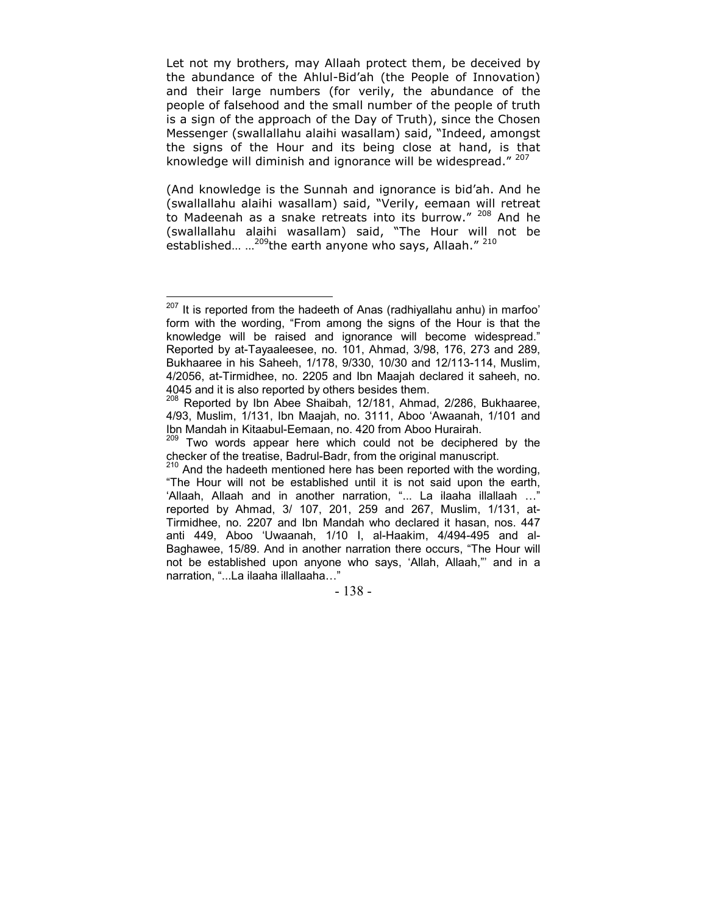Let not my brothers, may Allaah protect them, be deceived by the abundance of the Ahlul-Bid'ah (the People of Innovation) and their large numbers (for verily, the abundance of the people of falsehood and the small number of the people of truth is a sign of the approach of the Day of Truth), since the Chosen Messenger (swallallahu alaihi wasallam) said, "Indeed, amongst the signs of the Hour and its being close at hand, is that knowledge will diminish and ignorance will be widespread." [207]

(And knowledge is the Sunnah and ignorance is bid'ah. And he (swallallahu alaihi wasallam) said, "Verily, eemaan will retreat to Madeenah as a snake retreats into its burrow." [208] And he (swallallahu alaihi wasallam) said, "The Hour will not be established… …[209]the earth anyone who says, Allaah." [210]

---

[207] It is reported from the hadeeth of Anas (radhiyallahu anhu) in marfoo' form with the wording, "From among the signs of the Hour is that the knowledge will be raised and ignorance will become widespread." Reported by at-Tayaaleesee, no. 101, Ahmad, 3/98, 176, 273 and 289, Bukhaaree in his Saheeh, 1/178, 9/330, 10/30 and 12/113-114, Muslim, 4/2056, at-Tirmidhee, no. 2205 and Ibn Maajah declared it saheeh, no. 4045 and it is also reported by others besides them.

[208] Reported by Ibn Abee Shaibah, 12/181, Ahmad, 2/286, Bukhaaree, 4/93, Muslim, 1/131, Ibn Maajah, no. 3111, Aboo 'Awaanah, 1/101 and Ibn Mandah in Kitaabul-Eemaan, no. 420 from Aboo Hurairah.

[209] Two words appear here which could not be deciphered by the checker of the treatise, Badrul-Badr, from the original manuscript.

[210] And the hadeeth mentioned here has been reported with the wording, "The Hour will not be established until it is not said upon the earth, 'Allaah, Allaah and in another narration, "... La ilaaha illallaah …" reported by Ahmad, 3/ 107, 201, 259 and 267, Muslim, 1/131, at-Tirmidhee, no. 2207 and Ibn Mandah who declared it hasan, nos. 447 anti 449, Aboo 'Uwaanah, 1/10 I, al-Haakim, 4/494-495 and al-Baghawee, 15/89. And in another narration there occurs, "The Hour will not be established upon anyone who says, 'Allah, Allaah,"' and in a narration, "...La ilaaha illallaaha…"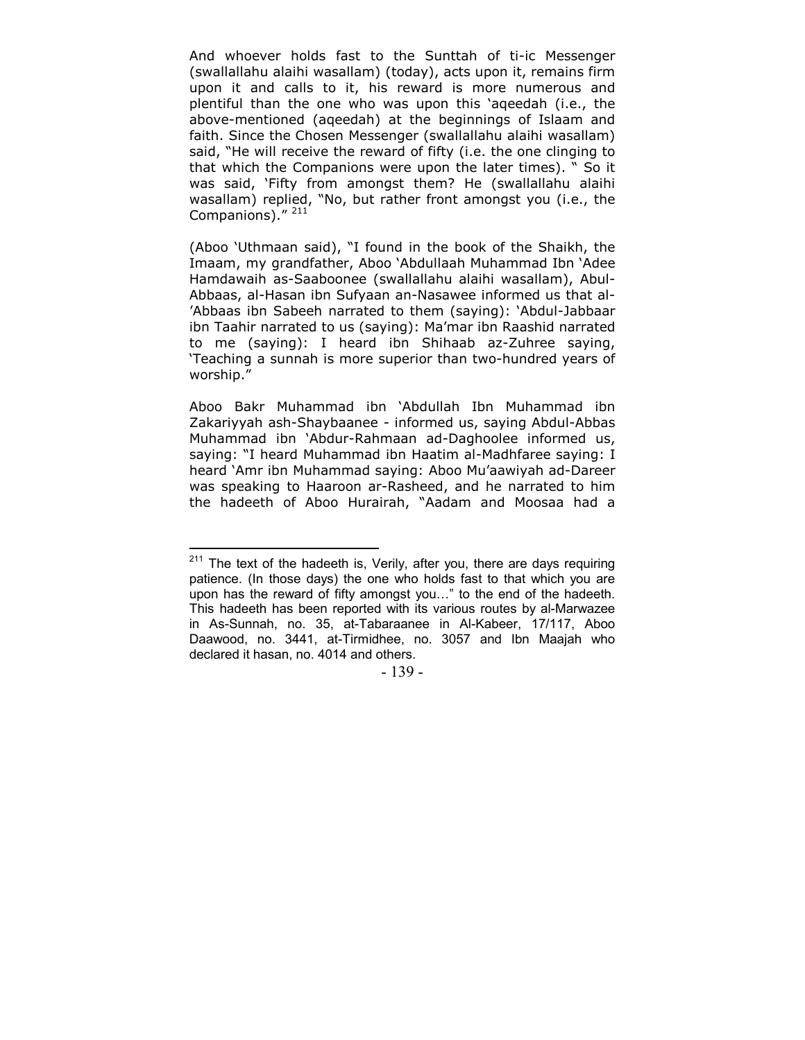And whoever holds fast to the Sunttah of ti-ic Messenger (swallallahu alaihi wasallam) (today), acts upon it, remains firm upon it and calls to it, his reward is more numerous and plentiful than the one who was upon this 'aqeedah (i.e., the above-mentioned (aqeedah) at the beginnings of Islaam and faith. Since the Chosen Messenger (swallallahu alaihi wasallam) said, "He will receive the reward of fifty (i.e. the one clinging to that which the Companions were upon the later times). " So it was said, 'Fifty from amongst them? He (swallallahu alaihi wasallam) replied, "No, but rather front amongst you (i.e., the Companions)." [211]

(Aboo 'Uthmaan said), "I found in the book of the Shaikh, the Imaam, my grandfather, Aboo 'Abdullaah Muhammad Ibn 'Adee Hamdawaih as-Saaboonee (swallallahu alaihi wasallam), Abul-Abbaas, al-Hasan ibn Sufyaan an-Nasawee informed us that al-'Abbaas ibn Sabeeh narrated to them (saying): 'Abdul-Jabbaar ibn Taahir narrated to us (saying): Ma'mar ibn Raashid narrated to me (saying): I heard ibn Shihaab az-Zuhree saying, 'Teaching a sunnah is more superior than two-hundred years of worship."

Aboo Bakr Muhammad ibn 'Abdullah Ibn Muhammad ibn Zakariyyah ash-Shaybaanee - informed us, saying Abdul-Abbas Muhammad ibn 'Abdur-Rahmaan ad-Daghoolee informed us, saying: "I heard Muhammad ibn Haatim al-Madhfaree saying: I heard 'Amr ibn Muhammad saying: Aboo Mu'aawiyah ad-Dareer was speaking to Haaroon ar-Rasheed, and he narrated to him the hadeeth of Aboo Hurairah, "Aadam and Moosaa had a

---

[211] The text of the hadeeth is, Verily, after you, there are days requiring patience. (In those days) the one who holds fast to that which you are upon has the reward of fifty amongst you…" to the end of the hadeeth. This hadeeth has been reported with its various routes by al-Marwazee in As-Sunnah, no. 35, at-Tabaraanee in Al-Kabeer, 17/117, Aboo Daawood, no. 3441, at-Tirmidhee, no. 3057 and Ibn Maajah who declared it hasan, no. 4014 and others.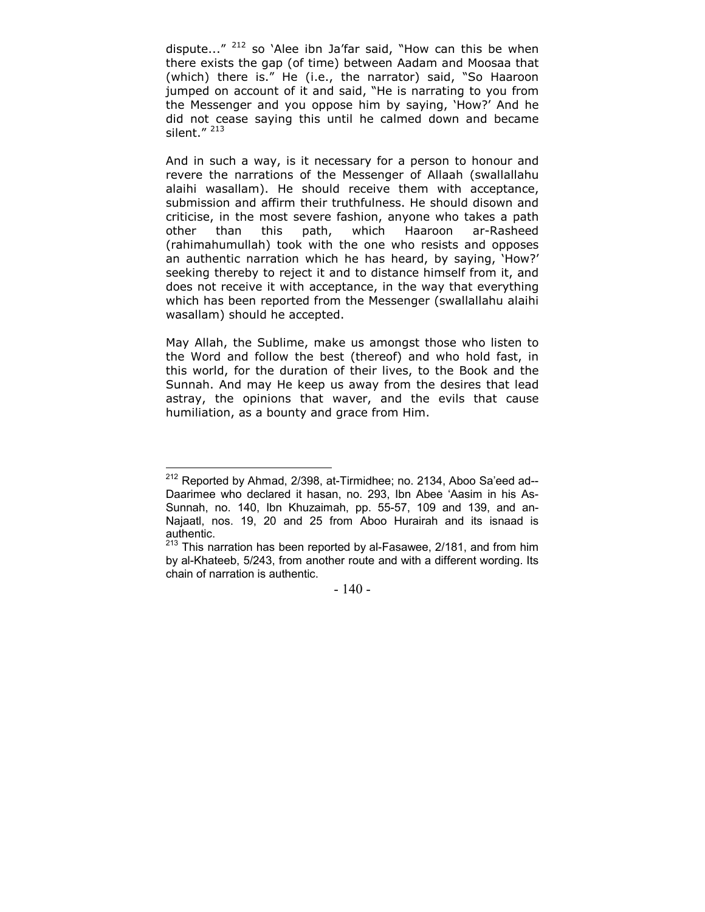dispute..." [212] so 'Alee ibn Ja'far said, "How can this be when there exists the gap (of time) between Aadam and Moosaa that (which) there is." He (i.e., the narrator) said, "So Haaroon jumped on account of it and said, "He is narrating to you from the Messenger and you oppose him by saying, 'How?' And he did not cease saying this until he calmed down and became silent." [213]

And in such a way, is it necessary for a person to honour and revere the narrations of the Messenger of Allaah (swallallahu alaihi wasallam). He should receive them with acceptance, submission and affirm their truthfulness. He should disown and criticise, in the most severe fashion, anyone who takes a path other than this path, which Haaroon ar-Rasheed (rahimahumullah) took with the one who resists and opposes an authentic narration which he has heard, by saying, 'How?' seeking thereby to reject it and to distance himself from it, and does not receive it with acceptance, in the way that everything which has been reported from the Messenger (swallallahu alaihi wasallam) should he accepted.

May Allah, the Sublime, make us amongst those who listen to the Word and follow the best (thereof) and who hold fast, in this world, for the duration of their lives, to the Book and the Sunnah. And may He keep us away from the desires that lead astray, the opinions that waver, and the evils that cause humiliation, as a bounty and grace from Him.

---

[212] Reported by Ahmad, 2/398, at-Tirmidhee; no. 2134, Aboo Sa'eed ad--Daarimee who declared it hasan, no. 293, Ibn Abee 'Aasim in his As-Sunnah, no. 140, Ibn Khuzaimah, pp. 55-57, 109 and 139, and an-Najaatl, nos. 19, 20 and 25 from Aboo Hurairah and its isnaad is authentic.

[213] This narration has been reported by al-Fasawee, 2/181, and from him by al-Khateeb, 5/243, from another route and with a different wording. Its chain of narration is authentic.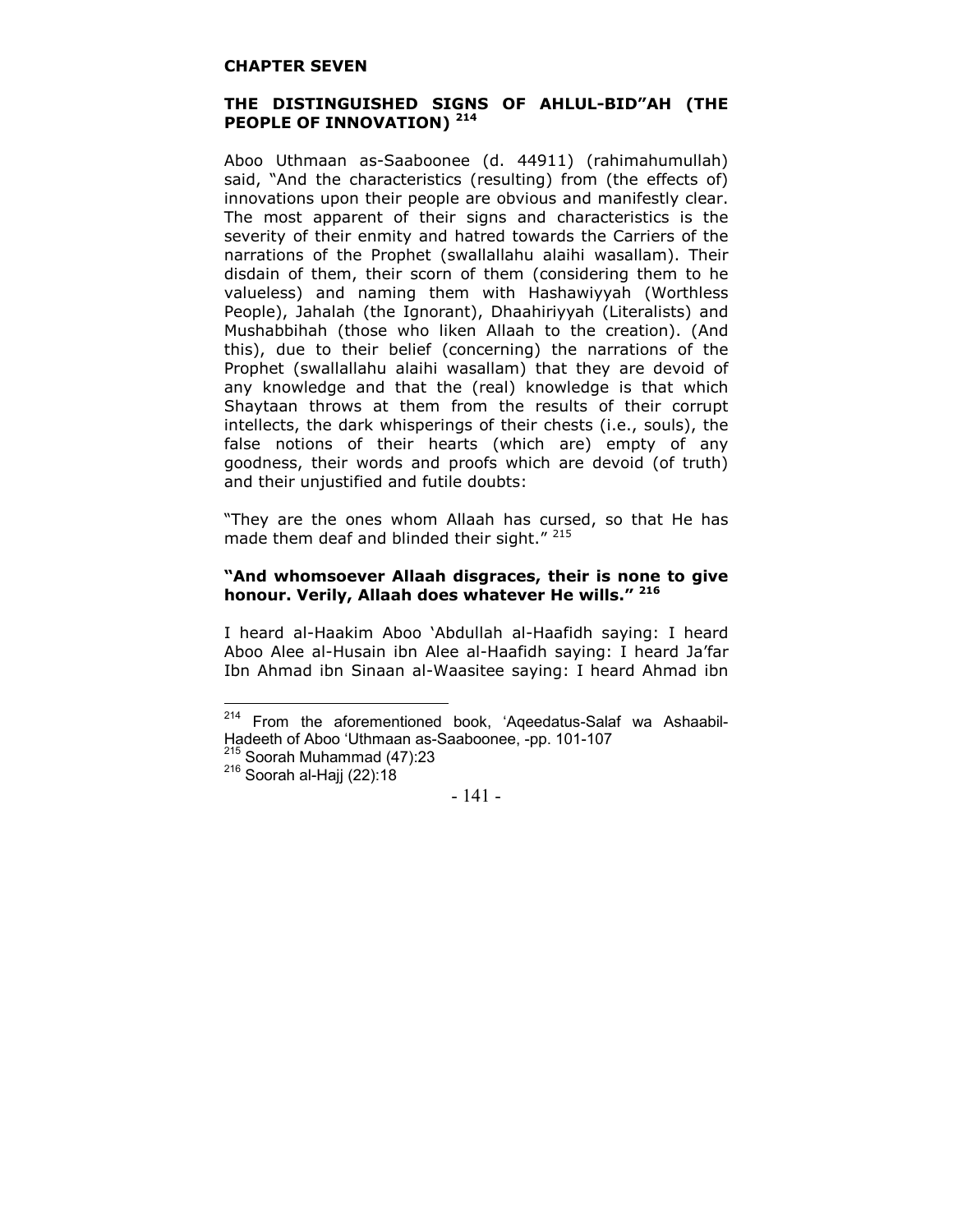**CHAPTER SEVEN**

## THE DISTINGUISHED SIGNS OF AHLUL-BID"AH (THE PEOPLE OF INNOVATION) [214]

Aboo Uthmaan as-Saaboonee (d. 44911) (rahimahumullah) said, "And the characteristics (resulting) from (the effects of) innovations upon their people are obvious and manifestly clear. The most apparent of their signs and characteristics is the severity of their enmity and hatred towards the Carriers of the narrations of the Prophet (swallallahu alaihi wasallam). Their disdain of them, their scorn of them (considering them to he valueless) and naming them with Hashawiyyah (Worthless People), Jahalah (the Ignorant), Dhaahiriyyah (Literalists) and Mushabbihah (those who liken Allaah to the creation). (And this), due to their belief (concerning) the narrations of the Prophet (swallallahu alaihi wasallam) that they are devoid of any knowledge and that the (real) knowledge is that which Shaytaan throws at them from the results of their corrupt intellects, the dark whisperings of their chests (i.e., souls), the false notions of their hearts (which are) empty of any goodness, their words and proofs which are devoid (of truth) and their unjustified and futile doubts:

"They are the ones whom Allaah has cursed, so that He has made them deaf and blinded their sight." [215]

**"And whomsoever Allaah disgraces, their is none to give honour. Verily, Allaah does whatever He wills." [216]**

I heard al-Haakim Aboo 'Abdullah al-Haafidh saying: I heard Aboo Alee al-Husain ibn Alee al-Haafidh saying: I heard Ja'far Ibn Ahmad ibn Sinaan al-Waasitee saying: I heard Ahmad ibn

---

[214] From the aforementioned book, 'Aqeedatus-Salaf wa Ashaabil-Hadeeth of Aboo 'Uthmaan as-Saaboonee, -pp. 101-107

[215] Soorah Muhammad (47):23

[216] Soorah al-Hajj (22):18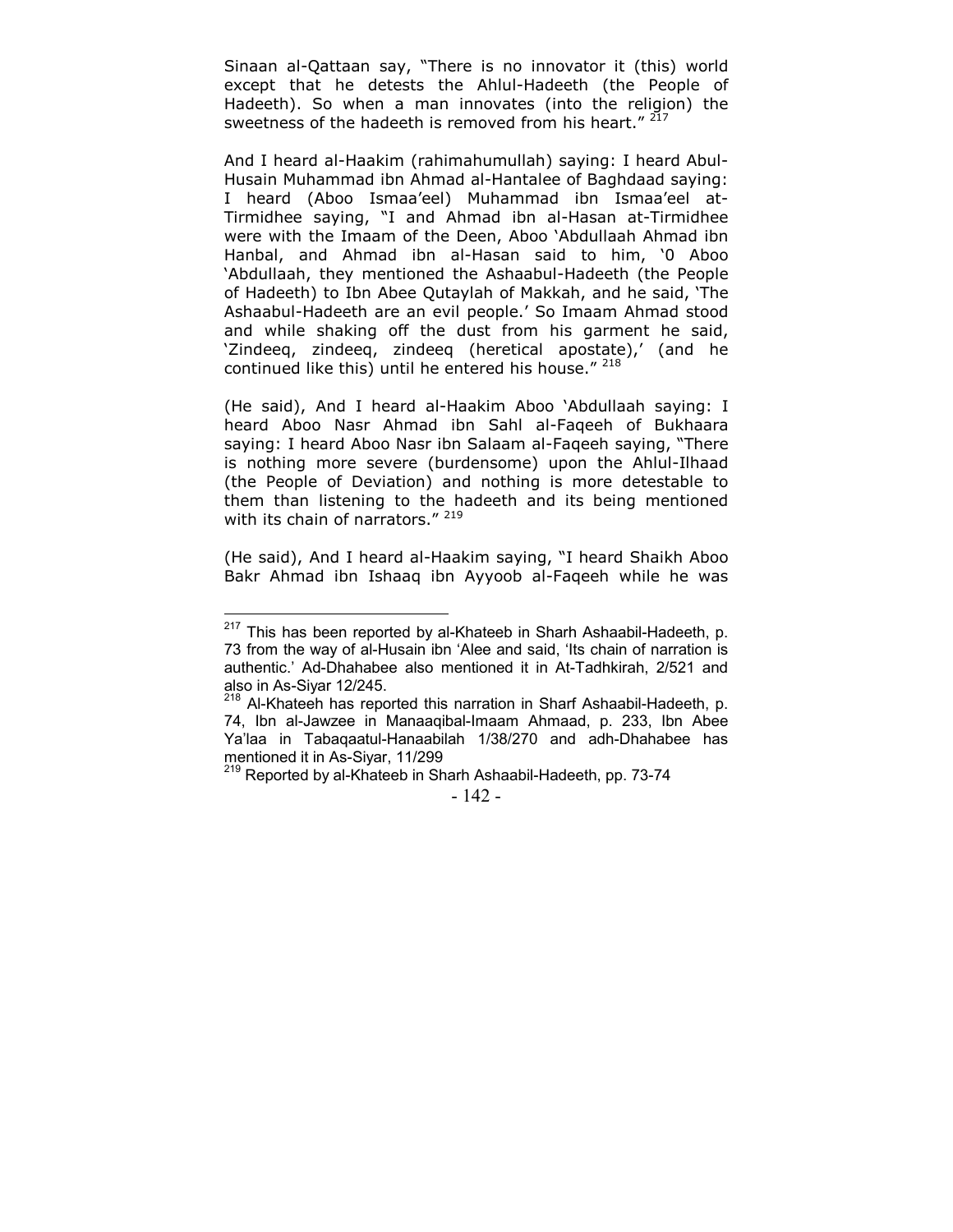Sinaan al-Qattaan say, "There is no innovator it (this) world except that he detests the Ahlul-Hadeeth (the People of Hadeeth). So when a man innovates (into the religion) the sweetness of the hadeeth is removed from his heart." [217]

And I heard al-Haakim (rahimahumullah) saying: I heard Abul-Husain Muhammad ibn Ahmad al-Hantalee of Baghdaad saying: I heard (Aboo Ismaa'eel) Muhammad ibn Ismaa'eel at-Tirmidhee saying, "I and Ahmad ibn al-Hasan at-Tirmidhee were with the Imaam of the Deen, Aboo 'Abdullaah Ahmad ibn Hanbal, and Ahmad ibn al-Hasan said to him, '0 Aboo 'Abdullaah, they mentioned the Ashaabul-Hadeeth (the People of Hadeeth) to Ibn Abee Qutaylah of Makkah, and he said, 'The Ashaabul-Hadeeth are an evil people.' So Imaam Ahmad stood and while shaking off the dust from his garment he said, 'Zindeeq, zindeeq, zindeeq (heretical apostate),' (and he continued like this) until he entered his house." [218]

(He said), And I heard al-Haakim Aboo 'Abdullaah saying: I heard Aboo Nasr Ahmad ibn Sahl al-Faqeeh of Bukhaara saying: I heard Aboo Nasr ibn Salaam al-Faqeeh saying, "There is nothing more severe (burdensome) upon the Ahlul-Ilhaad (the People of Deviation) and nothing is more detestable to them than listening to the hadeeth and its being mentioned with its chain of narrators." [219]

(He said), And I heard al-Haakim saying, "I heard Shaikh Aboo Bakr Ahmad ibn Ishaaq ibn Ayyoob al-Faqeeh while he was

---

[217] This has been reported by al-Khateeb in Sharh Ashaabil-Hadeeth, p. 73 from the way of al-Husain ibn 'Alee and said, 'Its chain of narration is authentic.' Ad-Dhahabee also mentioned it in At-Tadhkirah, 2/521 and also in As-Siyar 12/245.

[218] Al-Khateeh has reported this narration in Sharf Ashaabil-Hadeeth, p. 74, Ibn al-Jawzee in Manaaqibal-Imaam Ahmaad, p. 233, Ibn Abee Ya'laa in Tabaqaatul-Hanaabilah 1/38/270 and adh-Dhahabee has mentioned it in As-Siyar, 11/299

[219] Reported by al-Khateeb in Sharh Ashaabil-Hadeeth, pp. 73-74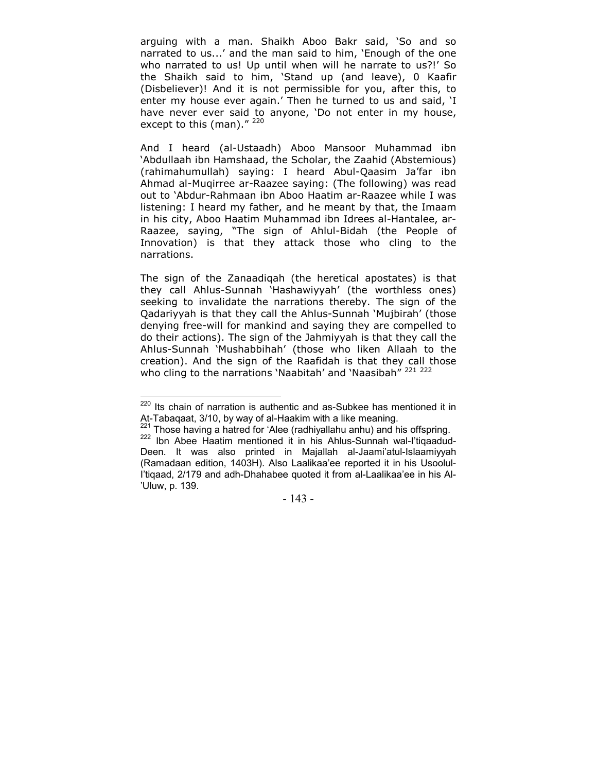arguing with a man. Shaikh Aboo Bakr said, 'So and so narrated to us...' and the man said to him, 'Enough of the one who narrated to us! Up until when will he narrate to us?!' So the Shaikh said to him, 'Stand up (and leave), 0 Kaafir (Disbeliever)! And it is not permissible for you, after this, to enter my house ever again.' Then he turned to us and said, 'I have never ever said to anyone, 'Do not enter in my house, except to this (man)." [220]

And I heard (al-Ustaadh) Aboo Mansoor Muhammad ibn 'Abdullaah ibn Hamshaad, the Scholar, the Zaahid (Abstemious) (rahimahumullah) saying: I heard Abul-Qaasim Ja'far ibn Ahmad al-Muqirree ar-Raazee saying: (The following) was read out to 'Abdur-Rahmaan ibn Aboo Haatim ar-Raazee while I was listening: I heard my father, and he meant by that, the Imaam in his city, Aboo Haatim Muhammad ibn Idrees al-Hantalee, ar-Raazee, saying, "The sign of Ahlul-Bidah (the People of Innovation) is that they attack those who cling to the narrations.

The sign of the Zanaadiqah (the heretical apostates) is that they call Ahlus-Sunnah 'Hashawiyyah' (the worthless ones) seeking to invalidate the narrations thereby. The sign of the Qadariyyah is that they call the Ahlus-Sunnah 'Mujbirah' (those denying free-will for mankind and saying they are compelled to do their actions). The sign of the Jahmiyyah is that they call the Ahlus-Sunnah 'Mushabbihah' (those who liken Allaah to the creation). And the sign of the Raafidah is that they call those who cling to the narrations 'Naabitah' and 'Naasibah" [221] [222]

---

[220] Its chain of narration is authentic and as-Subkee has mentioned it in At-Tabaqaat, 3/10, by way of al-Haakim with a like meaning.

[221] Those having a hatred for 'Alee (radhiyallahu anhu) and his offspring.

[222] Ibn Abee Haatim mentioned it in his Ahlus-Sunnah wal-I'tiqaadud-Deen. It was also printed in Majallah al-Jaami'atul-Islaamiyyah (Ramadaan edition, 1403H). Also Laalikaa'ee reported it in his Usoolul-I'tiqaad, 2/179 and adh-Dhahabee quoted it from al-Laalikaa'ee in his Al-'Uluw, p. 139.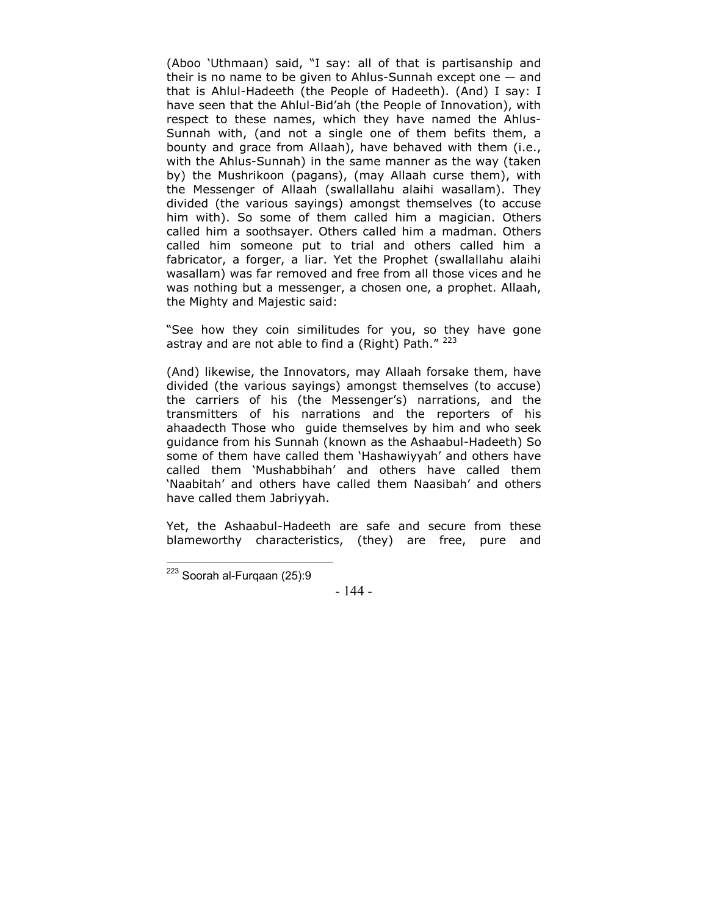(Aboo 'Uthmaan) said, "I say: all of that is partisanship and their is no name to be given to Ahlus-Sunnah except one — and that is Ahlul-Hadeeth (the People of Hadeeth). (And) I say: I have seen that the Ahlul-Bid'ah (the People of Innovation), with respect to these names, which they have named the Ahlus-Sunnah with, (and not a single one of them befits them, a bounty and grace from Allaah), have behaved with them (i.e., with the Ahlus-Sunnah) in the same manner as the way (taken by) the Mushrikoon (pagans), (may Allaah curse them), with the Messenger of Allaah (swallallahu alaihi wasallam). They divided (the various sayings) amongst themselves (to accuse him with). So some of them called him a magician. Others called him a soothsayer. Others called him a madman. Others called him someone put to trial and others called him a fabricator, a forger, a liar. Yet the Prophet (swallallahu alaihi wasallam) was far removed and free from all those vices and he was nothing but a messenger, a chosen one, a prophet. Allaah, the Mighty and Majestic said:

"See how they coin similitudes for you, so they have gone astray and are not able to find a (Right) Path." [223]

(And) likewise, the Innovators, may Allaah forsake them, have divided (the various sayings) amongst themselves (to accuse) the carriers of his (the Messenger's) narrations, and the transmitters of his narrations and the reporters of his ahaadecth Those who guide themselves by him and who seek guidance from his Sunnah (known as the Ashaabul-Hadeeth) So some of them have called them 'Hashawiyyah' and others have called them 'Mushabbihah' and others have called them 'Naabitah' and others have called them Naasibah' and others have called them Jabriyyah.

Yet, the Ashaabul-Hadeeth are safe and secure from these blameworthy characteristics, (they) are free, pure and

---

[223] Soorah al-Furqaan (25):9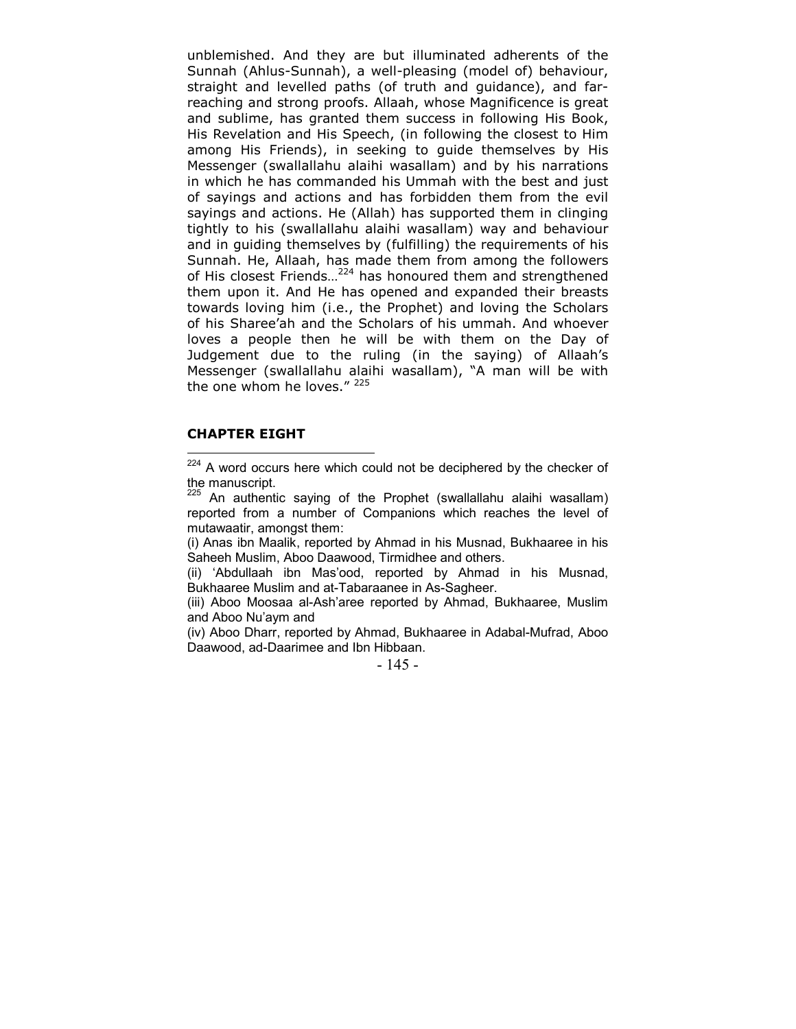unblemished. And they are but illuminated adherents of the Sunnah (Ahlus-Sunnah), a well-pleasing (model of) behaviour, straight and levelled paths (of truth and guidance), and far-reaching and strong proofs. Allaah, whose Magnificence is great and sublime, has granted them success in following His Book, His Revelation and His Speech, (in following the closest to Him among His Friends), in seeking to guide themselves by His Messenger (swallallahu alaihi wasallam) and by his narrations in which he has commanded his Ummah with the best and just of sayings and actions and has forbidden them from the evil sayings and actions. He (Allah) has supported them in clinging tightly to his (swallallahu alaihi wasallam) way and behaviour and in guiding themselves by (fulfilling) the requirements of his Sunnah. He, Allaah, has made them from among the followers of His closest Friends…[224] has honoured them and strengthened them upon it. And He has opened and expanded their breasts towards loving him (i.e., the Prophet) and loving the Scholars of his Sharee'ah and the Scholars of his ummah. And whoever loves a people then he will be with them on the Day of Judgement due to the ruling (in the saying) of Allaah's Messenger (swallallahu alaihi wasallam), "A man will be with the one whom he loves." [225]

## CHAPTER EIGHT

---

[224] A word occurs here which could not be deciphered by the checker of the manuscript.

[225] An authentic saying of the Prophet (swallallahu alaihi wasallam) reported from a number of Companions which reaches the level of mutawaatir, amongst them:

(i) Anas ibn Maalik, reported by Ahmad in his Musnad, Bukhaaree in his Saheeh Muslim, Aboo Daawood, Tirmidhee and others.

(ii) 'Abdullaah ibn Mas'ood, reported by Ahmad in his Musnad, Bukhaaree Muslim and at-Tabaraanee in As-Sagheer.

(iii) Aboo Moosaa al-Ash'aree reported by Ahmad, Bukhaaree, Muslim and Aboo Nu'aym and

(iv) Aboo Dharr, reported by Ahmad, Bukhaaree in Adabal-Mufrad, Aboo Daawood, ad-Daarimee and Ibn Hibbaan.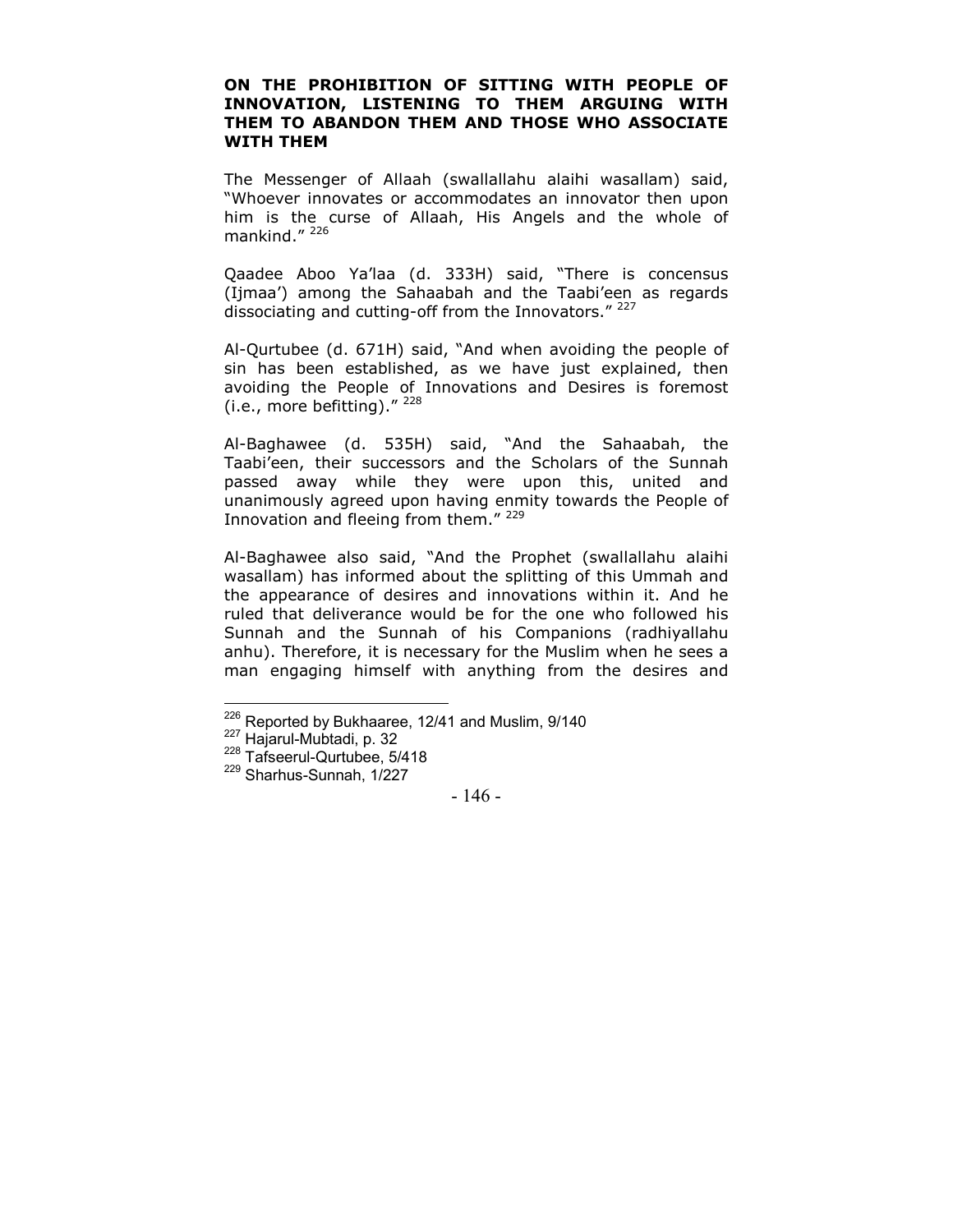## ON THE PROHIBITION OF SITTING WITH PEOPLE OF INNOVATION, LISTENING TO THEM ARGUING WITH THEM TO ABANDON THEM AND THOSE WHO ASSOCIATE WITH THEM

The Messenger of Allaah (swallallahu alaihi wasallam) said, "Whoever innovates or accommodates an innovator then upon him is the curse of Allaah, His Angels and the whole of mankind." [226]

Qaadee Aboo Ya'laa (d. 333H) said, "There is concensus (Ijmaa') among the Sahaabah and the Taabi'een as regards dissociating and cutting-off from the Innovators." [227]

Al-Qurtubee (d. 671H) said, "And when avoiding the people of sin has been established, as we have just explained, then avoiding the People of Innovations and Desires is foremost (i.e., more befitting)." [228]

Al-Baghawee (d. 535H) said, "And the Sahaabah, the Taabi'een, their successors and the Scholars of the Sunnah passed away while they were upon this, united and unanimously agreed upon having enmity towards the People of Innovation and fleeing from them." [229]

Al-Baghawee also said, "And the Prophet (swallallahu alaihi wasallam) has informed about the splitting of this Ummah and the appearance of desires and innovations within it. And he ruled that deliverance would be for the one who followed his Sunnah and the Sunnah of his Companions (radhiyallahu anhu). Therefore, it is necessary for the Muslim when he sees a man engaging himself with anything from the desires and

---

[226] Reported by Bukhaaree, 12/41 and Muslim, 9/140
[227] Hajarul-Mubtadi, p. 32
[228] Tafseerul-Qurtubee, 5/418
[229] Sharhus-Sunnah, 1/227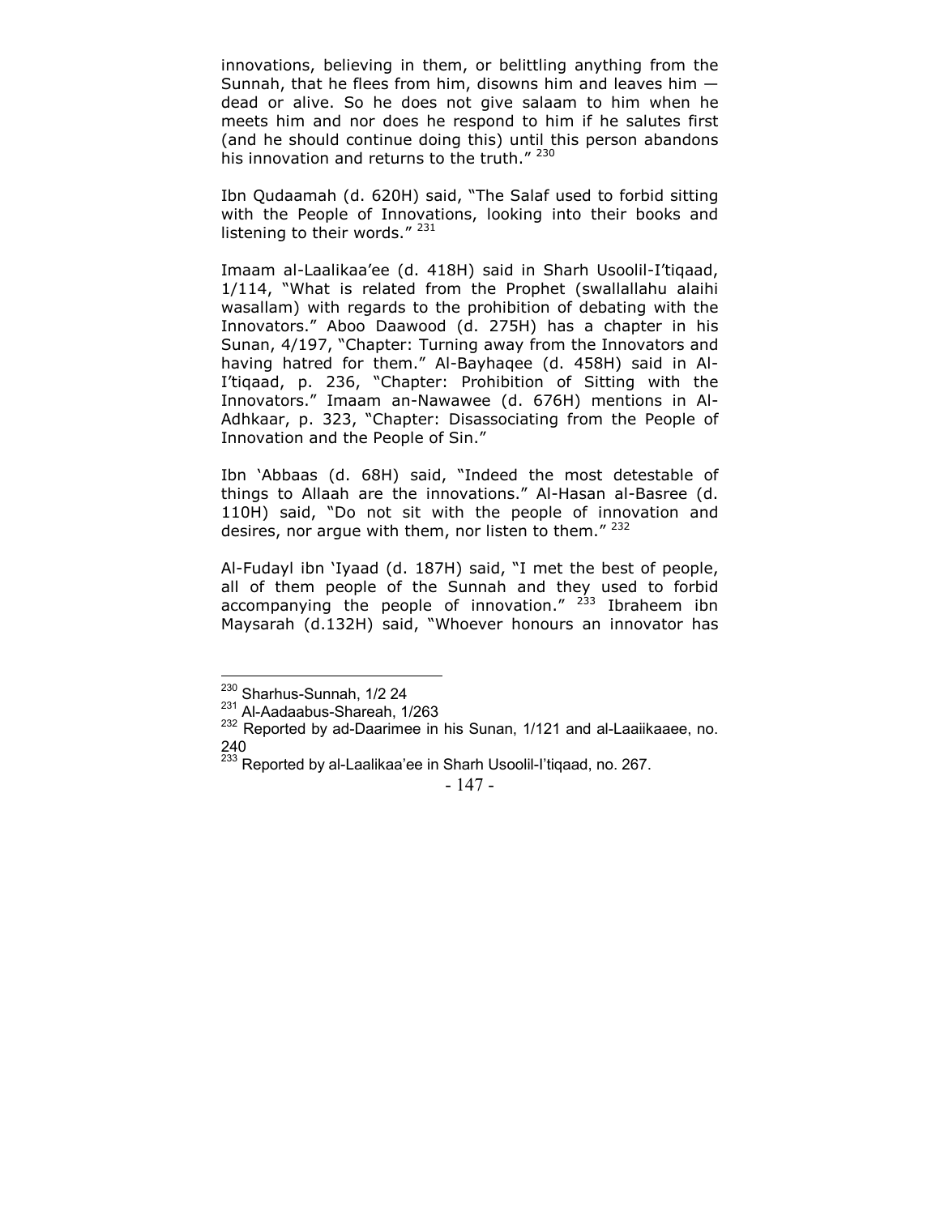innovations, believing in them, or belittling anything from the Sunnah, that he flees from him, disowns him and leaves him — dead or alive. So he does not give salaam to him when he meets him and nor does he respond to him if he salutes first (and he should continue doing this) until this person abandons his innovation and returns to the truth." [230]

Ibn Qudaamah (d. 620H) said, "The Salaf used to forbid sitting with the People of Innovations, looking into their books and listening to their words." [231]

Imaam al-Laalikaa'ee (d. 418H) said in Sharh Usoolil-I'tiqaad, 1/114, "What is related from the Prophet (swallallahu alaihi wasallam) with regards to the prohibition of debating with the Innovators." Aboo Daawood (d. 275H) has a chapter in his Sunan, 4/197, "Chapter: Turning away from the Innovators and having hatred for them." Al-Bayhaqee (d. 458H) said in Al-I'tiqaad, p. 236, "Chapter: Prohibition of Sitting with the Innovators." Imaam an-Nawawee (d. 676H) mentions in Al-Adhkaar, p. 323, "Chapter: Disassociating from the People of Innovation and the People of Sin."

Ibn 'Abbaas (d. 68H) said, "Indeed the most detestable of things to Allaah are the innovations." Al-Hasan al-Basree (d. 110H) said, "Do not sit with the people of innovation and desires, nor argue with them, nor listen to them." [232]

Al-Fudayl ibn 'Iyaad (d. 187H) said, "I met the best of people, all of them people of the Sunnah and they used to forbid accompanying the people of innovation." [233] Ibraheem ibn Maysarah (d.132H) said, "Whoever honours an innovator has

---

[230] Sharhus-Sunnah, 1/2 24

[231] Al-Aadaabus-Shareah, 1/263

[232] Reported by ad-Daarimee in his Sunan, 1/121 and al-Laaiikaaee, no. 240

[233] Reported by al-Laalikaa'ee in Sharh Usoolil-I'tiqaad, no. 267.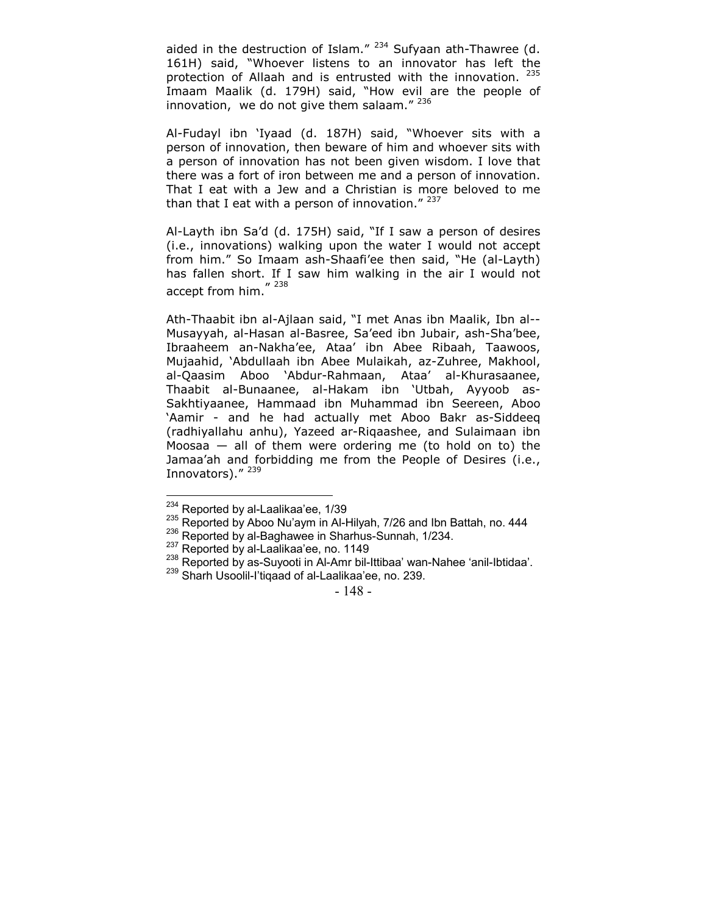aided in the destruction of Islam." [234] Sufyaan ath-Thawree (d. 161H) said, "Whoever listens to an innovator has left the protection of Allaah and is entrusted with the innovation. [235] Imaam Maalik (d. 179H) said, "How evil are the people of innovation, we do not give them salaam." [236]

Al-Fudayl ibn 'Iyaad (d. 187H) said, "Whoever sits with a person of innovation, then beware of him and whoever sits with a person of innovation has not been given wisdom. I love that there was a fort of iron between me and a person of innovation. That I eat with a Jew and a Christian is more beloved to me than that I eat with a person of innovation." [237]

Al-Layth ibn Sa'd (d. 175H) said, "If I saw a person of desires (i.e., innovations) walking upon the water I would not accept from him." So Imaam ash-Shaafi'ee then said, "He (al-Layth) has fallen short. If I saw him walking in the air I would not accept from him." [238]

Ath-Thaabit ibn al-Ajlaan said, "I met Anas ibn Maalik, Ibn al--Musayyah, al-Hasan al-Basree, Sa'eed ibn Jubair, ash-Sha'bee, Ibraaheem an-Nakha'ee, Ataa' ibn Abee Ribaah, Taawoos, Mujaahid, 'Abdullaah ibn Abee Mulaikah, az-Zuhree, Makhool, al-Qaasim Aboo 'Abdur-Rahmaan, Ataa' al-Khurasaanee, Thaabit al-Bunaanee, al-Hakam ibn 'Utbah, Ayyoob as-Sakhtiyaanee, Hammaad ibn Muhammad ibn Seereen, Aboo 'Aamir - and he had actually met Aboo Bakr as-Siddeeq (radhiyallahu anhu), Yazeed ar-Riqaashee, and Sulaimaan ibn Moosaa — all of them were ordering me (to hold on to) the Jamaa'ah and forbidding me from the People of Desires (i.e., Innovators)." [239]

---

[234] Reported by al-Laalikaa'ee, 1/39

[235] Reported by Aboo Nu'aym in Al-Hilyah, 7/26 and Ibn Battah, no. 444

[236] Reported by al-Baghawee in Sharhus-Sunnah, 1/234.

[237] Reported by al-Laalikaa'ee, no. 1149

[238] Reported by as-Suyooti in Al-Amr bil-Ittibaa' wan-Nahee 'anil-Ibtidaa'.

[239] Sharh Usoolil-I'tiqaad of al-Laalikaa'ee, no. 239.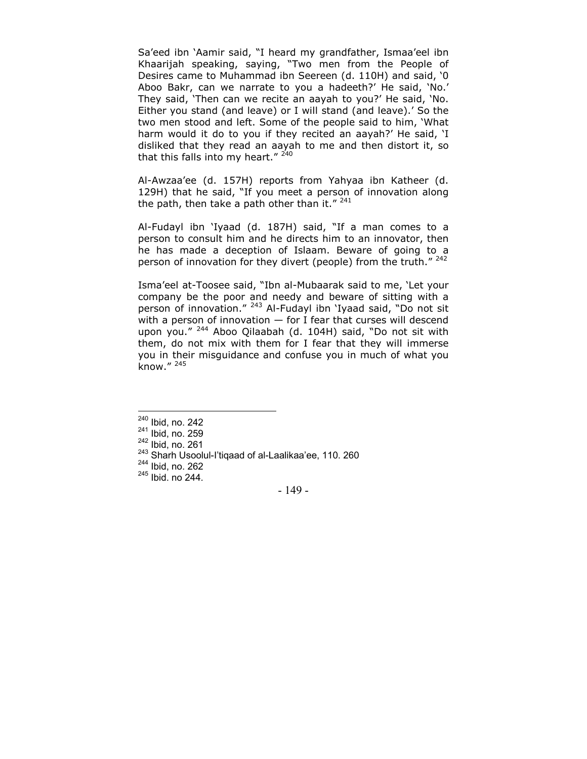Sa'eed ibn 'Aamir said, "I heard my grandfather, Ismaa'eel ibn Khaarijah speaking, saying, "Two men from the People of Desires came to Muhammad ibn Seereen (d. 110H) and said, '0 Aboo Bakr, can we narrate to you a hadeeth?' He said, 'No.' They said, 'Then can we recite an aayah to you?' He said, 'No. Either you stand (and leave) or I will stand (and leave).' So the two men stood and left. Some of the people said to him, 'What harm would it do to you if they recited an aayah?' He said, 'I disliked that they read an aayah to me and then distort it, so that this falls into my heart." [240]

Al-Awzaa'ee (d. 157H) reports from Yahyaa ibn Katheer (d. 129H) that he said, "If you meet a person of innovation along the path, then take a path other than it." [241]

Al-Fudayl ibn 'Iyaad (d. 187H) said, "If a man comes to a person to consult him and he directs him to an innovator, then he has made a deception of Islaam. Beware of going to a person of innovation for they divert (people) from the truth." [242]

Isma'eel at-Toosee said, "Ibn al-Mubaarak said to me, 'Let your company be the poor and needy and beware of sitting with a person of innovation." [243] Al-Fudayl ibn 'Iyaad said, "Do not sit with a person of innovation — for I fear that curses will descend upon you." [244] Aboo Qilaabah (d. 104H) said, "Do not sit with them, do not mix with them for I fear that they will immerse you in their misguidance and confuse you in much of what you know." [245]

---

[240] Ibid, no. 242
[241] Ibid, no. 259
[242] Ibid, no. 261
[243] Sharh Usoolul-I'tiqaad of al-Laalikaa'ee, 110. 260
[244] Ibid, no. 262
[245] Ibid. no 244.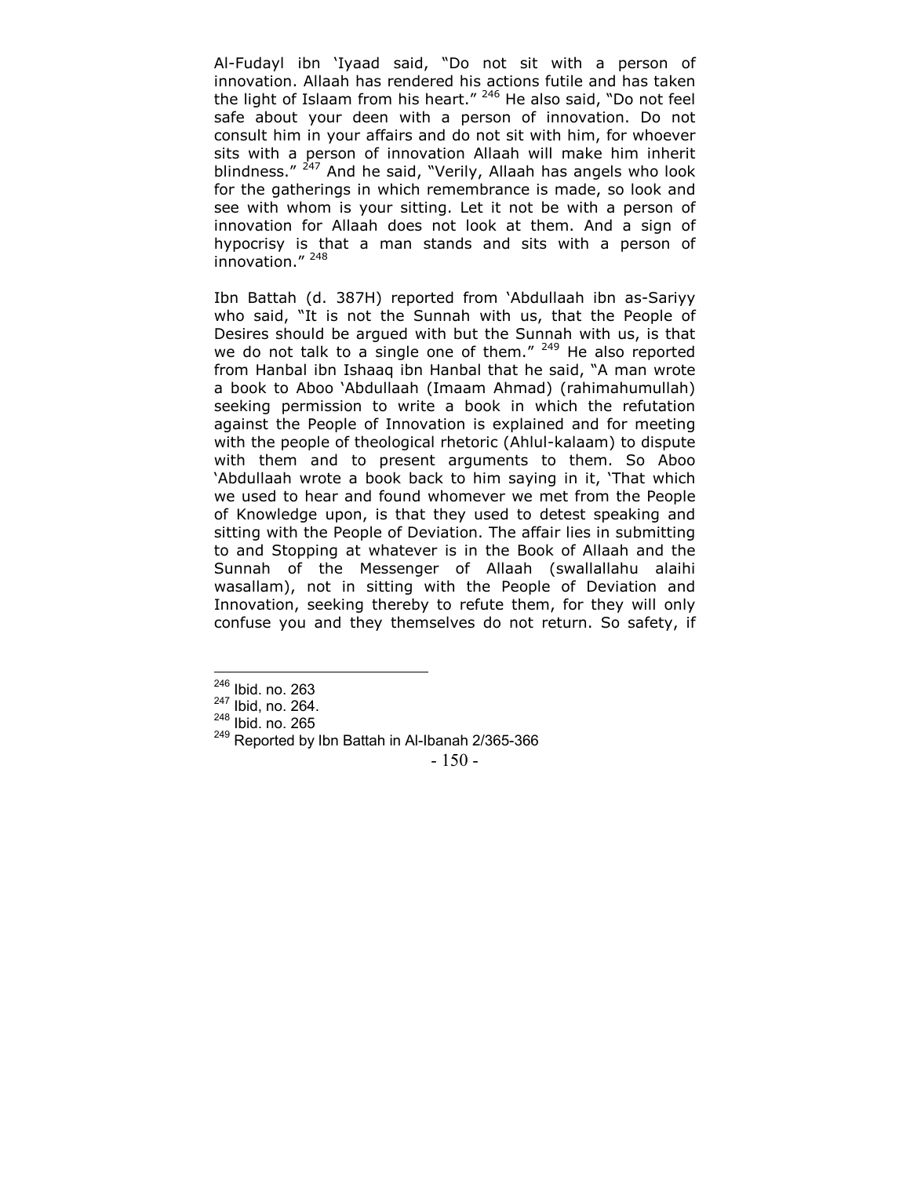Al-Fudayl ibn 'Iyaad said, "Do not sit with a person of innovation. Allaah has rendered his actions futile and has taken the light of Islaam from his heart." [246] He also said, "Do not feel safe about your deen with a person of innovation. Do not consult him in your affairs and do not sit with him, for whoever sits with a person of innovation Allaah will make him inherit blindness." [247] And he said, "Verily, Allaah has angels who look for the gatherings in which remembrance is made, so look and see with whom is your sitting. Let it not be with a person of innovation for Allaah does not look at them. And a sign of hypocrisy is that a man stands and sits with a person of innovation." [248]

Ibn Battah (d. 387H) reported from 'Abdullaah ibn as-Sariyy who said, "It is not the Sunnah with us, that the People of Desires should be argued with but the Sunnah with us, is that we do not talk to a single one of them." [249] He also reported from Hanbal ibn Ishaaq ibn Hanbal that he said, "A man wrote a book to Aboo 'Abdullaah (Imaam Ahmad) (rahimahumullah) seeking permission to write a book in which the refutation against the People of Innovation is explained and for meeting with the people of theological rhetoric (Ahlul-kalaam) to dispute with them and to present arguments to them. So Aboo 'Abdullaah wrote a book back to him saying in it, 'That which we used to hear and found whomever we met from the People of Knowledge upon, is that they used to detest speaking and sitting with the People of Deviation. The affair lies in submitting to and Stopping at whatever is in the Book of Allaah and the Sunnah of the Messenger of Allaah (swallallahu alaihi wasallam), not in sitting with the People of Deviation and Innovation, seeking thereby to refute them, for they will only confuse you and they themselves do not return. So safety, if

---

[246] Ibid. no. 263

[247] Ibid, no. 264.

[248] Ibid. no. 265

[249] Reported by Ibn Battah in Al-Ibanah 2/365-366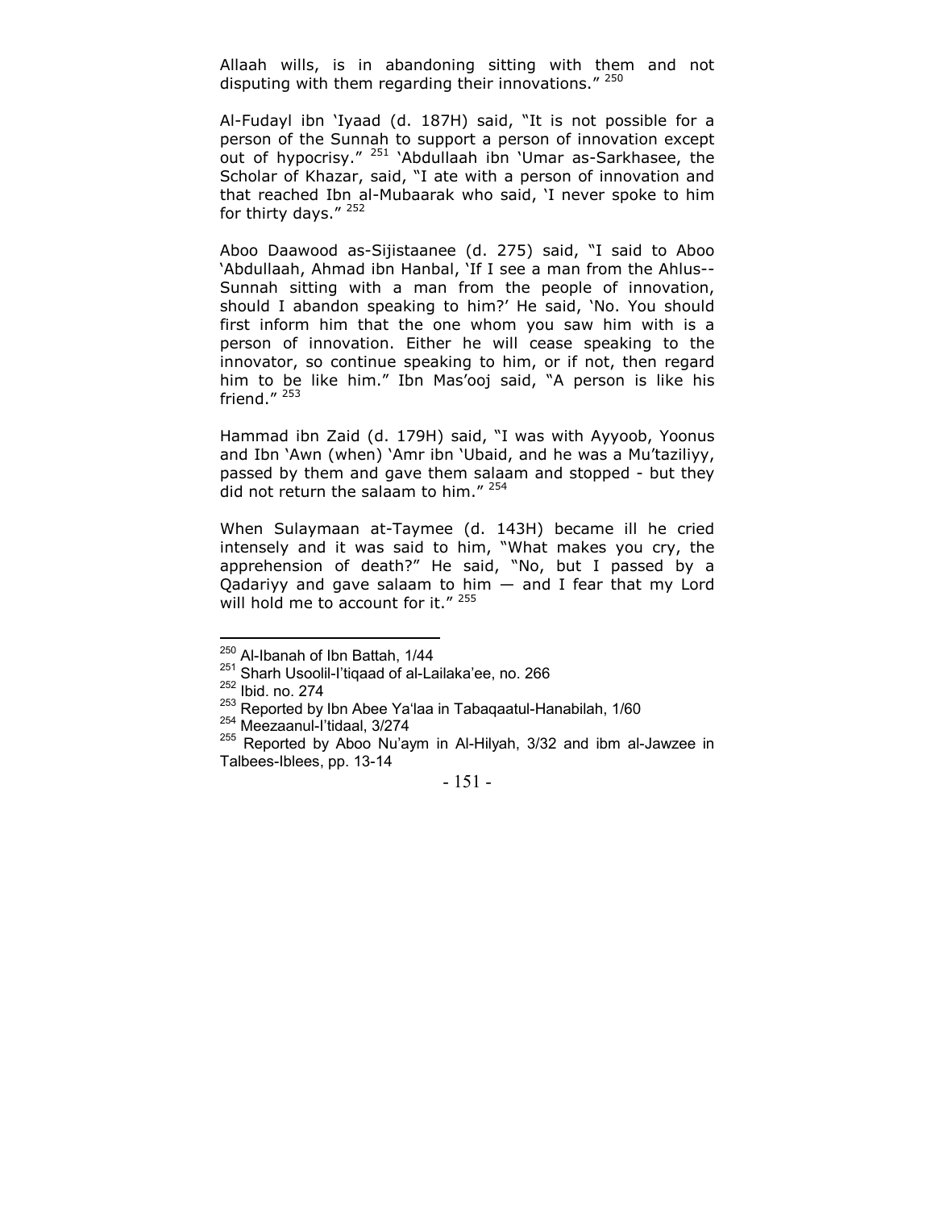Allaah wills, is in abandoning sitting with them and not disputing with them regarding their innovations." [250]

Al-Fudayl ibn 'Iyaad (d. 187H) said, "It is not possible for a person of the Sunnah to support a person of innovation except out of hypocrisy." [251] 'Abdullaah ibn 'Umar as-Sarkhasee, the Scholar of Khazar, said, "I ate with a person of innovation and that reached Ibn al-Mubaarak who said, 'I never spoke to him for thirty days." [252]

Aboo Daawood as-Sijistaanee (d. 275) said, "I said to Aboo 'Abdullaah, Ahmad ibn Hanbal, 'If I see a man from the Ahlus--Sunnah sitting with a man from the people of innovation, should I abandon speaking to him?' He said, 'No. You should first inform him that the one whom you saw him with is a person of innovation. Either he will cease speaking to the innovator, so continue speaking to him, or if not, then regard him to be like him." Ibn Mas'ooj said, "A person is like his friend." [253]

Hammad ibn Zaid (d. 179H) said, "I was with Ayyoob, Yoonus and Ibn 'Awn (when) 'Amr ibn 'Ubaid, and he was a Mu'taziliyy, passed by them and gave them salaam and stopped - but they did not return the salaam to him." [254]

When Sulaymaan at-Taymee (d. 143H) became ill he cried intensely and it was said to him, "What makes you cry, the apprehension of death?" He said, "No, but I passed by a Qadariyy and gave salaam to him — and I fear that my Lord will hold me to account for it." [255]

---

[250] Al-Ibanah of Ibn Battah, 1/44

[251] Sharh Usoolil-I'tiqaad of al-Lailaka'ee, no. 266

[252] Ibid. no. 274

[253] Reported by Ibn Abee Ya'laa in Tabaqaatul-Hanabilah, 1/60

[254] Meezaanul-I'tidaal, 3/274

[255] Reported by Aboo Nu'aym in Al-Hilyah, 3/32 and ibm al-Jawzee in Talbees-Iblees, pp. 13-14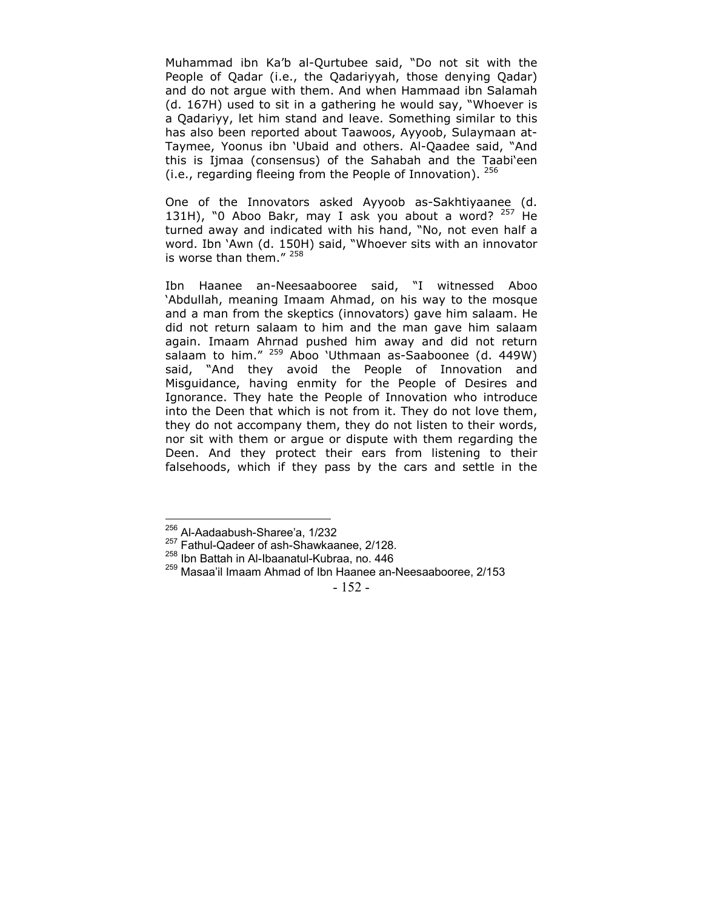Muhammad ibn Ka'b al-Qurtubee said, "Do not sit with the People of Qadar (i.e., the Qadariyyah, those denying Qadar) and do not argue with them. And when Hammaad ibn Salamah (d. 167H) used to sit in a gathering he would say, "Whoever is a Qadariyy, let him stand and leave. Something similar to this has also been reported about Taawoos, Ayyoob, Sulaymaan at-Taymee, Yoonus ibn 'Ubaid and others. Al-Qaadee said, "And this is Ijmaa (consensus) of the Sahabah and the Taabi'een (i.e., regarding fleeing from the People of Innovation). [256]

One of the Innovators asked Ayyoob as-Sakhtiyaanee (d. 131H), "0 Aboo Bakr, may I ask you about a word? [257] He turned away and indicated with his hand, "No, not even half a word. Ibn 'Awn (d. 150H) said, "Whoever sits with an innovator is worse than them." [258]

Ibn Haanee an-Neesaabooree said, "I witnessed Aboo 'Abdullah, meaning Imaam Ahmad, on his way to the mosque and a man from the skeptics (innovators) gave him salaam. He did not return salaam to him and the man gave him salaam again. Imaam Ahrnad pushed him away and did not return salaam to him." [259] Aboo 'Uthmaan as-Saaboonee (d. 449W) said, "And they avoid the People of Innovation and Misguidance, having enmity for the People of Desires and Ignorance. They hate the People of Innovation who introduce into the Deen that which is not from it. They do not love them, they do not accompany them, they do not listen to their words, nor sit with them or argue or dispute with them regarding the Deen. And they protect their ears from listening to their falsehoods, which if they pass by the cars and settle in the

---

[256] Al-Aadaabush-Sharee'a, 1/232
[257] Fathul-Qadeer of ash-Shawkaanee, 2/128.
[258] Ibn Battah in Al-Ibaanatul-Kubraa, no. 446
[259] Masaa'il Imaam Ahmad of Ibn Haanee an-Neesaabooree, 2/153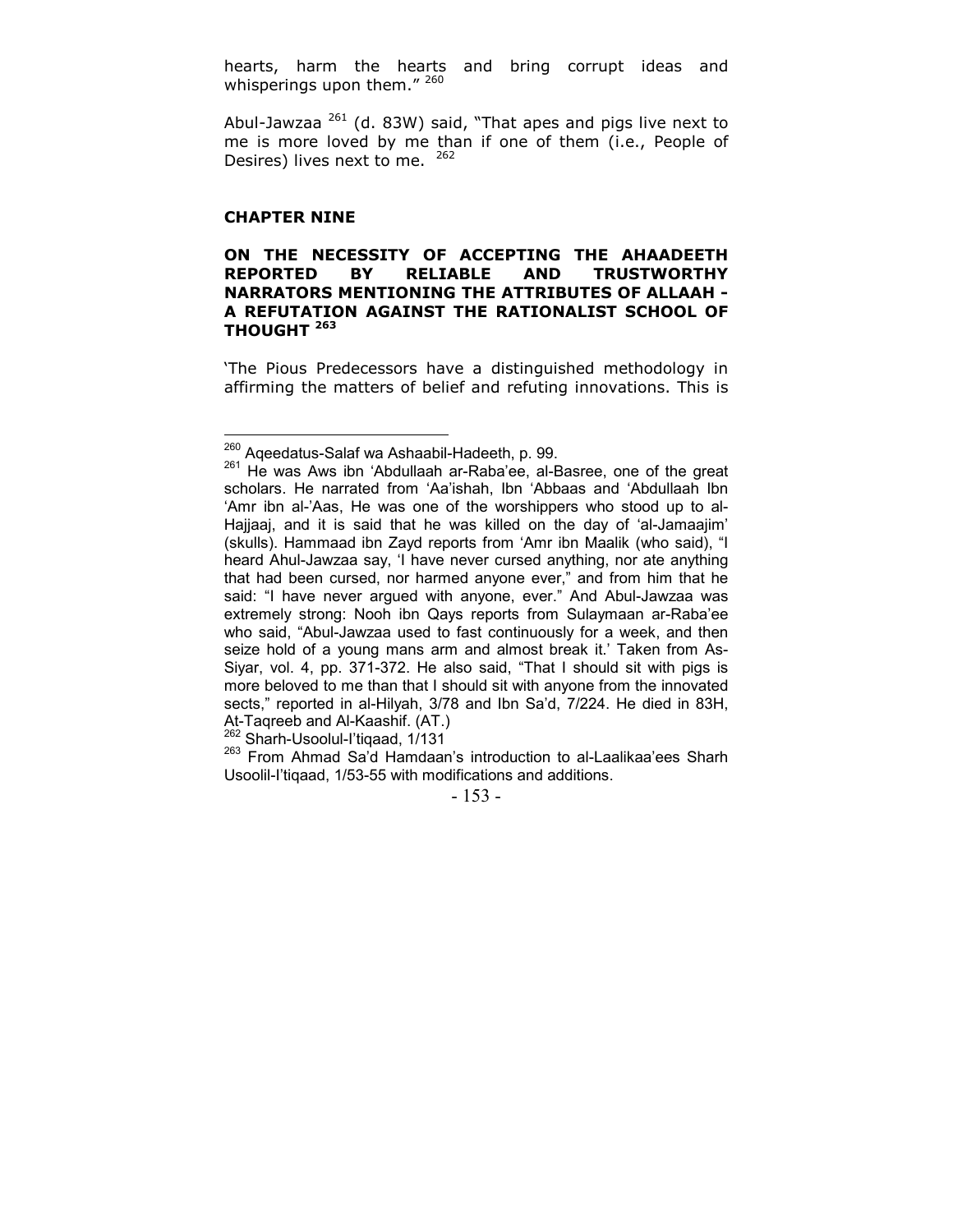hearts, harm the hearts and bring corrupt ideas and whisperings upon them." [260]

Abul-Jawzaa [261] (d. 83W) said, "That apes and pigs live next to me is more loved by me than if one of them (i.e., People of Desires) lives next to me. [262]

## CHAPTER NINE

### ON THE NECESSITY OF ACCEPTING THE AHAADEETH REPORTED BY RELIABLE AND TRUSTWORTHY NARRATORS MENTIONING THE ATTRIBUTES OF ALLAAH - A REFUTATION AGAINST THE RATIONALIST SCHOOL OF THOUGHT [263]

'The Pious Predecessors have a distinguished methodology in affirming the matters of belief and refuting innovations. This is

---

[260] Aqeedatus-Salaf wa Ashaabil-Hadeeth, p. 99.

[261] He was Aws ibn 'Abdullaah ar-Raba'ee, al-Basree, one of the great scholars. He narrated from 'Aa'ishah, Ibn 'Abbaas and 'Abdullaah Ibn 'Amr ibn al-'Aas, He was one of the worshippers who stood up to al-Hajjaaj, and it is said that he was killed on the day of 'al-Jamaajim' (skulls). Hammaad ibn Zayd reports from 'Amr ibn Maalik (who said), "I heard Ahul-Jawzaa say, 'I have never cursed anything, nor ate anything that had been cursed, nor harmed anyone ever," and from him that he said: "I have never argued with anyone, ever." And Abul-Jawzaa was extremely strong: Nooh ibn Qays reports from Sulaymaan ar-Raba'ee who said, "Abul-Jawzaa used to fast continuously for a week, and then seize hold of a young mans arm and almost break it.' Taken from As-Siyar, vol. 4, pp. 371-372. He also said, "That I should sit with pigs is more beloved to me than that I should sit with anyone from the innovated sects," reported in al-Hilyah, 3/78 and Ibn Sa'd, 7/224. He died in 83H, At-Taqreeb and Al-Kaashif. (AT.)

[262] Sharh-Usoolul-I'tiqaad, 1/131

[263] From Ahmad Sa'd Hamdaan's introduction to al-Laalikaa'ees Sharh Usoolil-I'tiqaad, 1/53-55 with modifications and additions.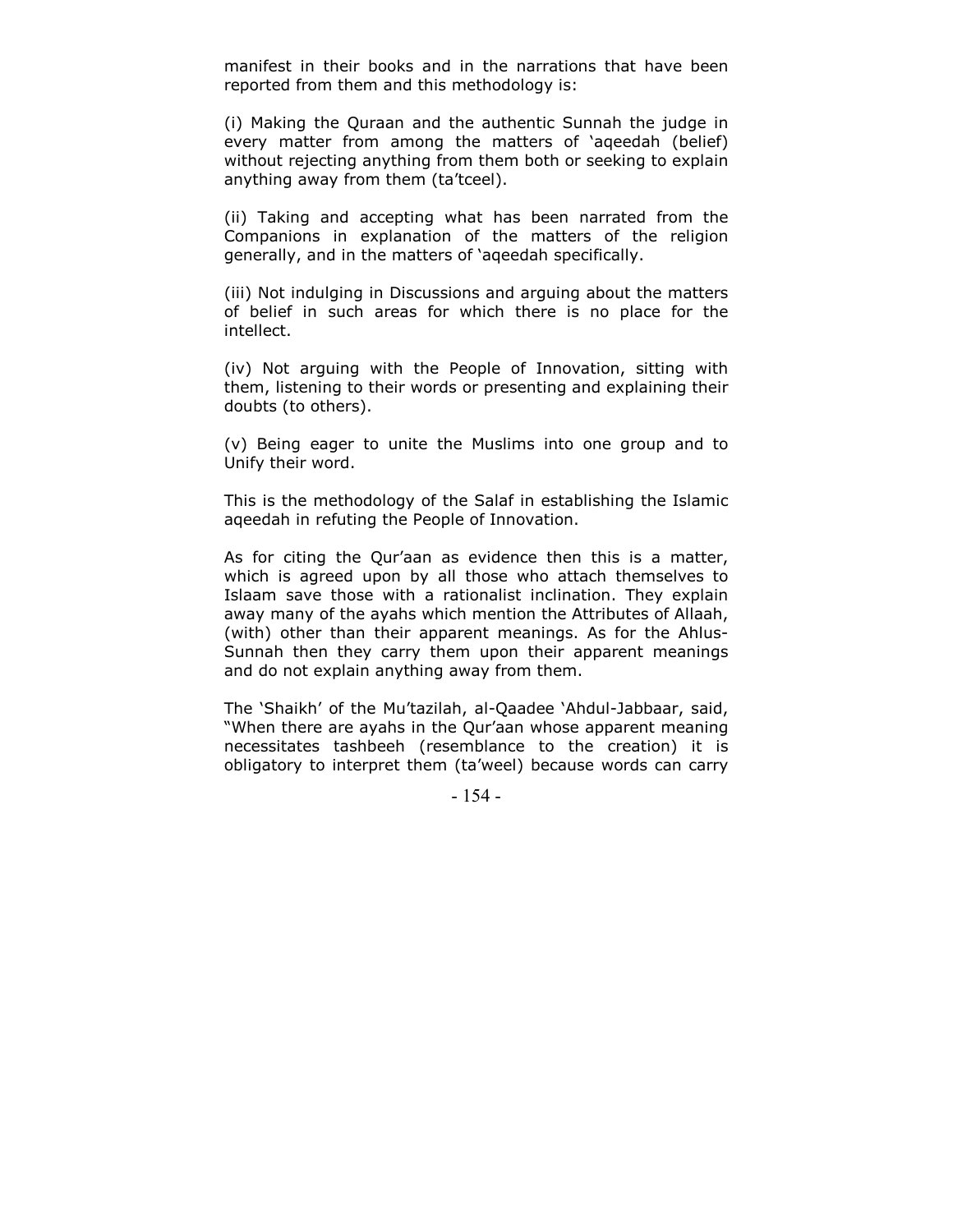manifest in their books and in the narrations that have been reported from them and this methodology is:

(i) Making the Quraan and the authentic Sunnah the judge in every matter from among the matters of 'aqeedah (belief) without rejecting anything from them both or seeking to explain anything away from them (ta'tceel).

(ii) Taking and accepting what has been narrated from the Companions in explanation of the matters of the religion generally, and in the matters of 'aqeedah specifically.

(iii) Not indulging in Discussions and arguing about the matters of belief in such areas for which there is no place for the intellect.

(iv) Not arguing with the People of Innovation, sitting with them, listening to their words or presenting and explaining their doubts (to others).

(v) Being eager to unite the Muslims into one group and to Unify their word.

This is the methodology of the Salaf in establishing the Islamic aqeedah in refuting the People of Innovation.

As for citing the Qur'aan as evidence then this is a matter, which is agreed upon by all those who attach themselves to Islaam save those with a rationalist inclination. They explain away many of the ayahs which mention the Attributes of Allaah, (with) other than their apparent meanings. As for the Ahlus-Sunnah then they carry them upon their apparent meanings and do not explain anything away from them.

The 'Shaikh' of the Mu'tazilah, al-Qaadee 'Ahdul-Jabbaar, said, "When there are ayahs in the Qur'aan whose apparent meaning necessitates tashbeeh (resemblance to the creation) it is obligatory to interpret them (ta'weel) because words can carry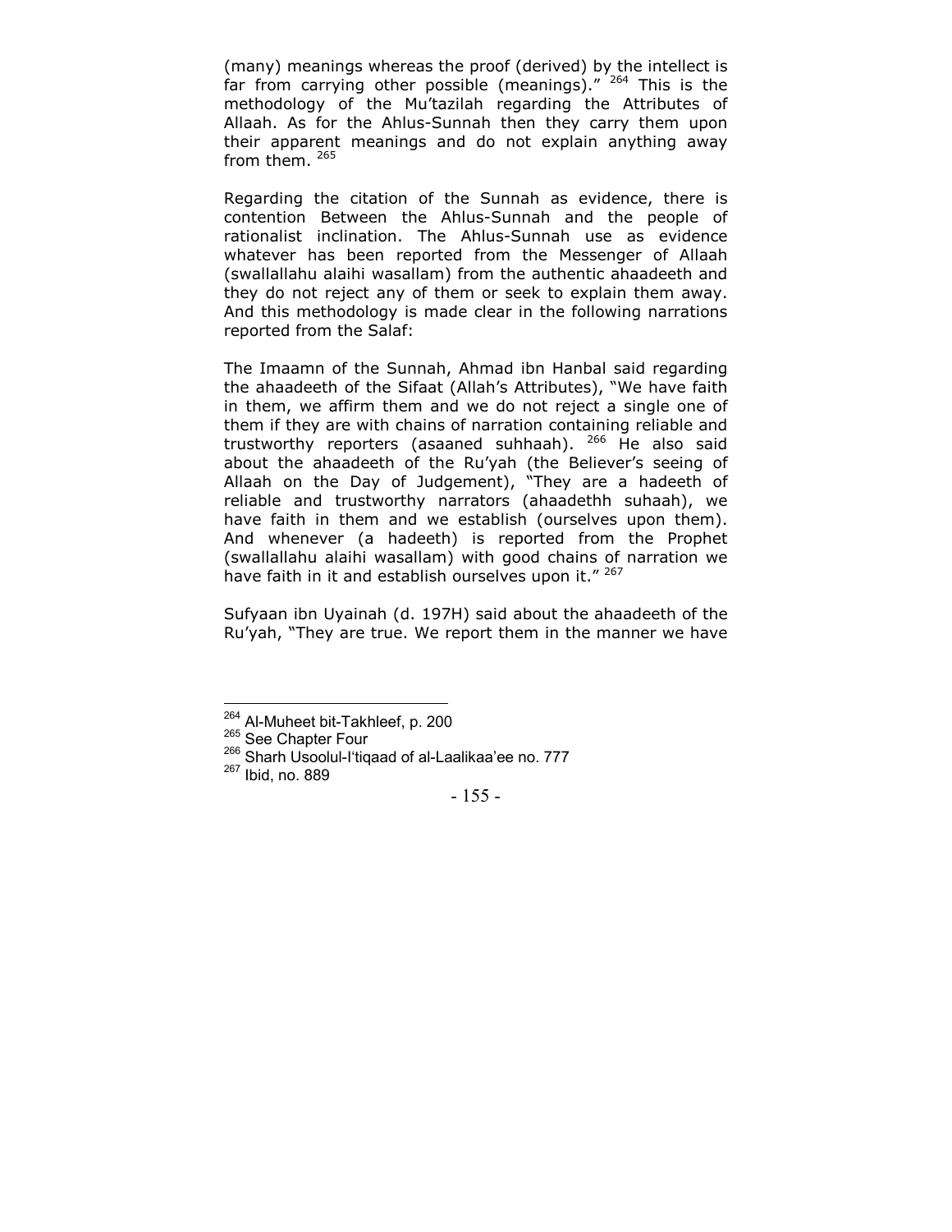(many) meanings whereas the proof (derived) by the intellect is far from carrying other possible (meanings)." [264] This is the methodology of the Mu'tazilah regarding the Attributes of Allaah. As for the Ahlus-Sunnah then they carry them upon their apparent meanings and do not explain anything away from them. [265]

Regarding the citation of the Sunnah as evidence, there is contention Between the Ahlus-Sunnah and the people of rationalist inclination. The Ahlus-Sunnah use as evidence whatever has been reported from the Messenger of Allaah (swallallahu alaihi wasallam) from the authentic ahaadeeth and they do not reject any of them or seek to explain them away. And this methodology is made clear in the following narrations reported from the Salaf:

The Imaamn of the Sunnah, Ahmad ibn Hanbal said regarding the ahaadeeth of the Sifaat (Allah's Attributes), "We have faith in them, we affirm them and we do not reject a single one of them if they are with chains of narration containing reliable and trustworthy reporters (asaaned suhhaah). [266] He also said about the ahaadeeth of the Ru'yah (the Believer's seeing of Allaah on the Day of Judgement), "They are a hadeeth of reliable and trustworthy narrators (ahaadethh suhaah), we have faith in them and we establish (ourselves upon them). And whenever (a hadeeth) is reported from the Prophet (swallallahu alaihi wasallam) with good chains of narration we have faith in it and establish ourselves upon it." [267]

Sufyaan ibn Uyainah (d. 197H) said about the ahaadeeth of the Ru'yah, "They are true. We report them in the manner we have

---

[264] Al-Muheet bit-Takhleef, p. 200

[265] See Chapter Four

[266] Sharh Usoolul-I'tiqaad of al-Laalikaa'ee no. 777

[267] Ibid, no. 889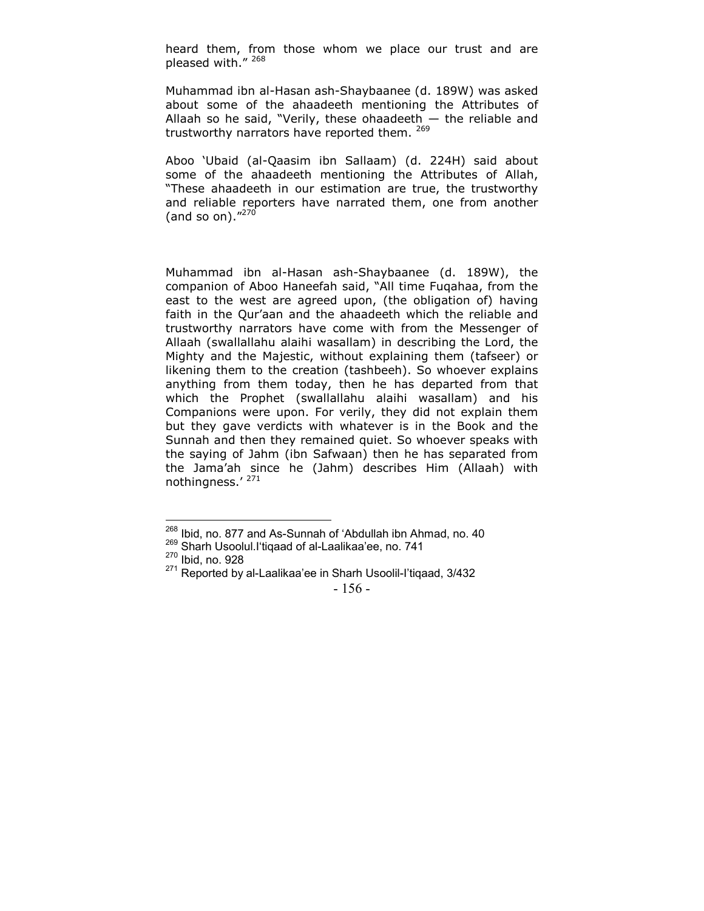heard them, from those whom we place our trust and are pleased with." [268]

Muhammad ibn al-Hasan ash-Shaybaanee (d. 189W) was asked about some of the ahaadeeth mentioning the Attributes of Allaah so he said, "Verily, these ohaadeeth — the reliable and trustworthy narrators have reported them. [269]

Aboo 'Ubaid (al-Qaasim ibn Sallaam) (d. 224H) said about some of the ahaadeeth mentioning the Attributes of Allah, "These ahaadeeth in our estimation are true, the trustworthy and reliable reporters have narrated them, one from another (and so on)."[270]

Muhammad ibn al-Hasan ash-Shaybaanee (d. 189W), the companion of Aboo Haneefah said, "All time Fuqahaa, from the east to the west are agreed upon, (the obligation of) having faith in the Qur'aan and the ahaadeeth which the reliable and trustworthy narrators have come with from the Messenger of Allaah (swallallahu alaihi wasallam) in describing the Lord, the Mighty and the Majestic, without explaining them (tafseer) or likening them to the creation (tashbeeh). So whoever explains anything from them today, then he has departed from that which the Prophet (swallallahu alaihi wasallam) and his Companions were upon. For verily, they did not explain them but they gave verdicts with whatever is in the Book and the Sunnah and then they remained quiet. So whoever speaks with the saying of Jahm (ibn Safwaan) then he has separated from the Jama'ah since he (Jahm) describes Him (Allaah) with nothingness.' [271]

---

[268] Ibid, no. 877 and As-Sunnah of 'Abdullah ibn Ahmad, no. 40

[269] Sharh Usoolul.I'tiqaad of al-Laalikaa'ee, no. 741

[270] Ibid, no. 928

[271] Reported by al-Laalikaa'ee in Sharh Usoolil-I'tiqaad, 3/432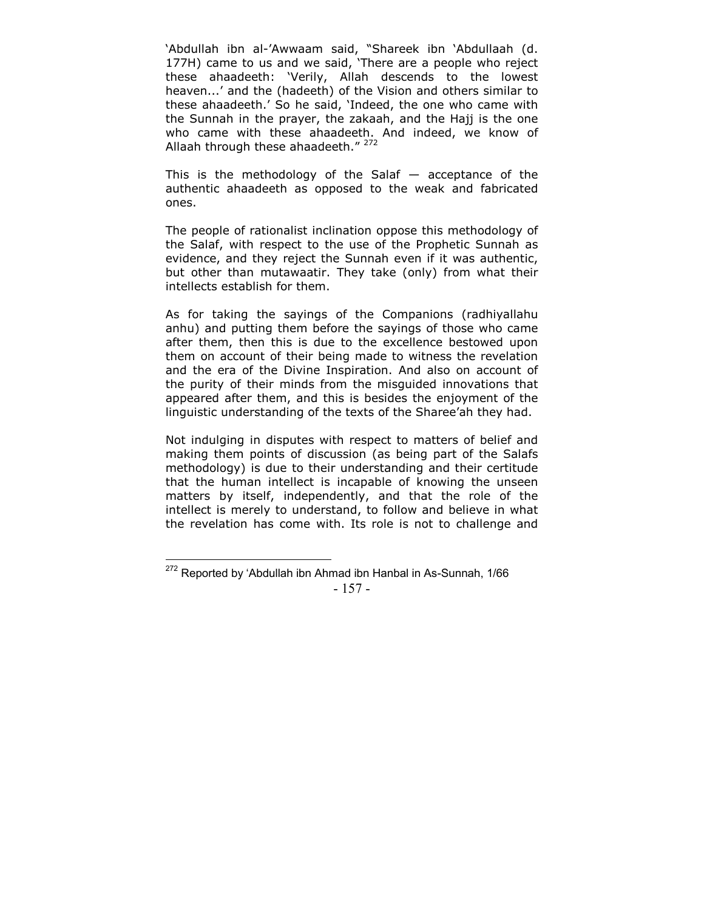'Abdullah ibn al-'Awwaam said, "Shareek ibn 'Abdullaah (d. 177H) came to us and we said, 'There are a people who reject these ahaadeeth: 'Verily, Allah descends to the lowest heaven...' and the (hadeeth) of the Vision and others similar to these ahaadeeth.' So he said, 'Indeed, the one who came with the Sunnah in the prayer, the zakaah, and the Hajj is the one who came with these ahaadeeth. And indeed, we know of Allaah through these ahaadeeth." [272]

This is the methodology of the Salaf — acceptance of the authentic ahaadeeth as opposed to the weak and fabricated ones.

The people of rationalist inclination oppose this methodology of the Salaf, with respect to the use of the Prophetic Sunnah as evidence, and they reject the Sunnah even if it was authentic, but other than mutawaatir. They take (only) from what their intellects establish for them.

As for taking the sayings of the Companions (radhiyallahu anhu) and putting them before the sayings of those who came after them, then this is due to the excellence bestowed upon them on account of their being made to witness the revelation and the era of the Divine Inspiration. And also on account of the purity of their minds from the misguided innovations that appeared after them, and this is besides the enjoyment of the linguistic understanding of the texts of the Sharee'ah they had.

Not indulging in disputes with respect to matters of belief and making them points of discussion (as being part of the Salafs methodology) is due to their understanding and their certitude that the human intellect is incapable of knowing the unseen matters by itself, independently, and that the role of the intellect is merely to understand, to follow and believe in what the revelation has come with. Its role is not to challenge and

---

[272] Reported by 'Abdullah ibn Ahmad ibn Hanbal in As-Sunnah, 1/66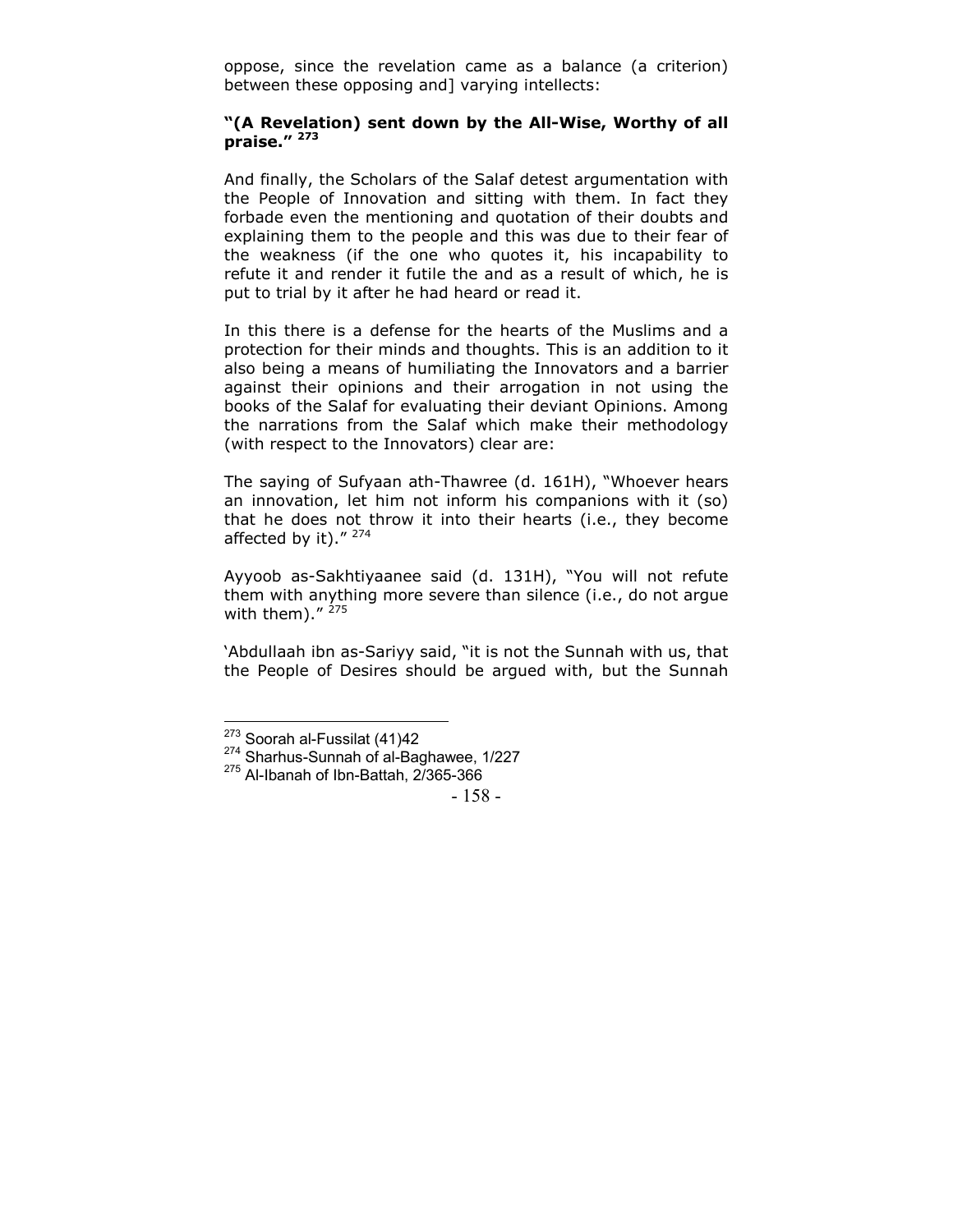oppose, since the revelation came as a balance (a criterion) between these opposing and] varying intellects:

**"(A Revelation) sent down by the All-Wise, Worthy of all praise."** [273]

And finally, the Scholars of the Salaf detest argumentation with the People of Innovation and sitting with them. In fact they forbade even the mentioning and quotation of their doubts and explaining them to the people and this was due to their fear of the weakness (if the one who quotes it, his incapability to refute it and render it futile the and as a result of which, he is put to trial by it after he had heard or read it.

In this there is a defense for the hearts of the Muslims and a protection for their minds and thoughts. This is an addition to it also being a means of humiliating the Innovators and a barrier against their opinions and their arrogation in not using the books of the Salaf for evaluating their deviant Opinions. Among the narrations from the Salaf which make their methodology (with respect to the Innovators) clear are:

The saying of Sufyaan ath-Thawree (d. 161H), "Whoever hears an innovation, let him not inform his companions with it (so) that he does not throw it into their hearts (i.e., they become affected by it)." [274]

Ayyoob as-Sakhtiyaanee said (d. 131H), "You will not refute them with anything more severe than silence (i.e., do not argue with them)." [275]

'Abdullaah ibn as-Sariyy said, "it is not the Sunnah with us, that the People of Desires should be argued with, but the Sunnah

---

[273] Soorah al-Fussilat (41)42

[274] Sharhus-Sunnah of al-Baghawee, 1/227

[275] Al-Ibanah of Ibn-Battah, 2/365-366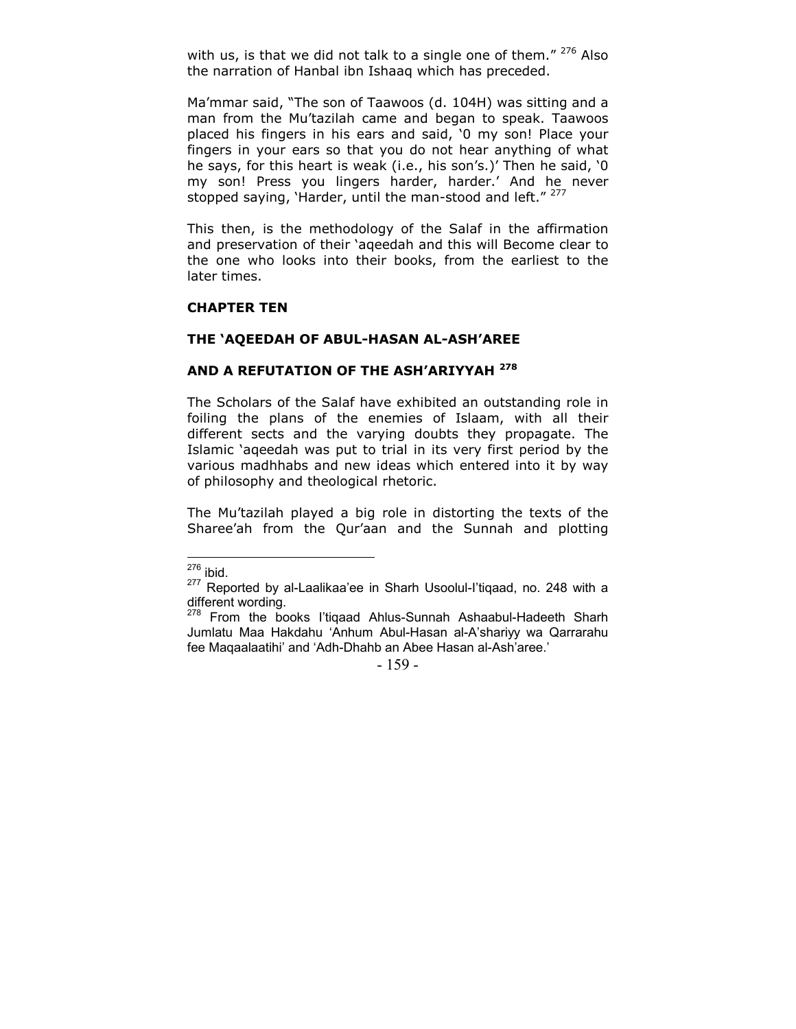with us, is that we did not talk to a single one of them." [276] Also the narration of Hanbal ibn Ishaaq which has preceded.

Ma'mmar said, "The son of Taawoos (d. 104H) was sitting and a man from the Mu'tazilah came and began to speak. Taawoos placed his fingers in his ears and said, '0 my son! Place your fingers in your ears so that you do not hear anything of what he says, for this heart is weak (i.e., his son's.)' Then he said, '0 my son! Press you lingers harder, harder.' And he never stopped saying, 'Harder, until the man-stood and left." [277]

This then, is the methodology of the Salaf in the affirmation and preservation of their 'aqeedah and this will Become clear to the one who looks into their books, from the earliest to the later times.

## CHAPTER TEN

## THE 'AQEEDAH OF ABUL-HASAN AL-ASH'AREE

## AND A REFUTATION OF THE ASH'ARIYYAH [278]

The Scholars of the Salaf have exhibited an outstanding role in foiling the plans of the enemies of Islaam, with all their different sects and the varying doubts they propagate. The Islamic 'aqeedah was put to trial in its very first period by the various madhhabs and new ideas which entered into it by way of philosophy and theological rhetoric.

The Mu'tazilah played a big role in distorting the texts of the Sharee'ah from the Qur'aan and the Sunnah and plotting

---

[276] ibid.

[277] Reported by al-Laalikaa'ee in Sharh Usoolul-I'tiqaad, no. 248 with a different wording.

[278] From the books I'tiqaad Ahlus-Sunnah Ashaabul-Hadeeth Sharh Jumlatu Maa Hakdahu 'Anhum Abul-Hasan al-A'shariyy wa Qarrarahu fee Maqaalaatihi' and 'Adh-Dhahb an Abee Hasan al-Ash'aree.'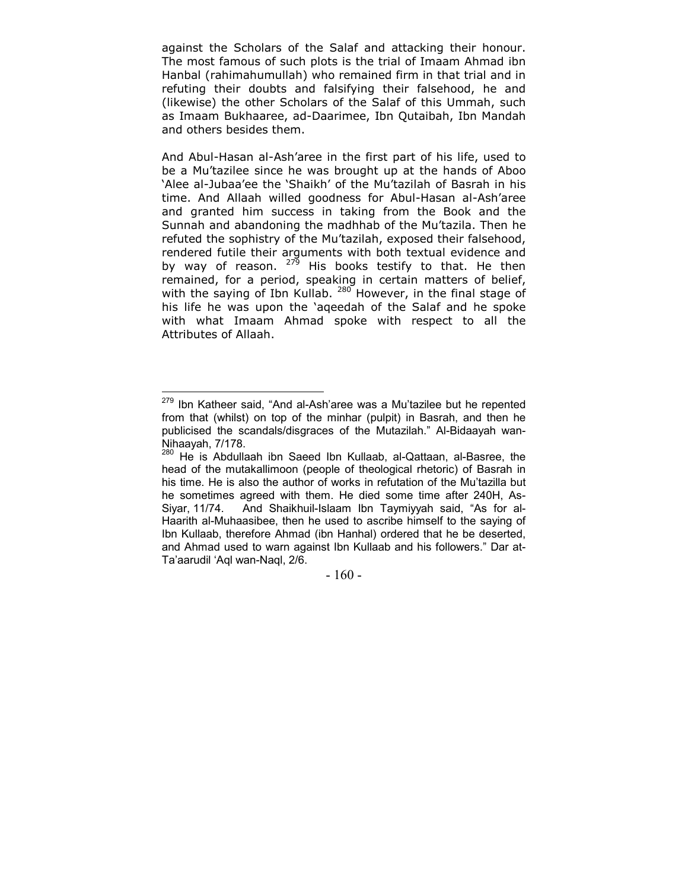against the Scholars of the Salaf and attacking their honour. The most famous of such plots is the trial of Imaam Ahmad ibn Hanbal (rahimahumullah) who remained firm in that trial and in refuting their doubts and falsifying their falsehood, he and (likewise) the other Scholars of the Salaf of this Ummah, such as Imaam Bukhaaree, ad-Daarimee, Ibn Qutaibah, Ibn Mandah and others besides them.

And Abul-Hasan al-Ash'aree in the first part of his life, used to be a Mu'tazilee since he was brought up at the hands of Aboo 'Alee al-Jubaa'ee the 'Shaikh' of the Mu'tazilah of Basrah in his time. And Allaah willed goodness for Abul-Hasan al-Ash'aree and granted him success in taking from the Book and the Sunnah and abandoning the madhhab of the Mu'tazila. Then he refuted the sophistry of the Mu'tazilah, exposed their falsehood, rendered futile their arguments with both textual evidence and by way of reason. [279] His books testify to that. He then remained, for a period, speaking in certain matters of belief, with the saying of Ibn Kullab. [280] However, in the final stage of his life he was upon the 'aqeedah of the Salaf and he spoke with what Imaam Ahmad spoke with respect to all the Attributes of Allaah.

---

[279] Ibn Katheer said, "And al-Ash'aree was a Mu'tazilee but he repented from that (whilst) on top of the minhar (pulpit) in Basrah, and then he publicised the scandals/disgraces of the Mutazilah." Al-Bidaayah wan-Nihaayah, 7/178.

[280] He is Abdullaah ibn Saeed Ibn Kullaab, al-Qattaan, al-Basree, the head of the mutakallimoon (people of theological rhetoric) of Basrah in his time. He is also the author of works in refutation of the Mu'tazilla but he sometimes agreed with them. He died some time after 240H, As-Siyar, 11/74. And Shaikhuil-Islaam Ibn Taymiyyah said, "As for al-Haarith al-Muhaasibee, then he used to ascribe himself to the saying of Ibn Kullaab, therefore Ahmad (ibn Hanhal) ordered that he be deserted, and Ahmad used to warn against Ibn Kullaab and his followers." Dar at-Ta'aarudil 'Aql wan-Naql, 2/6.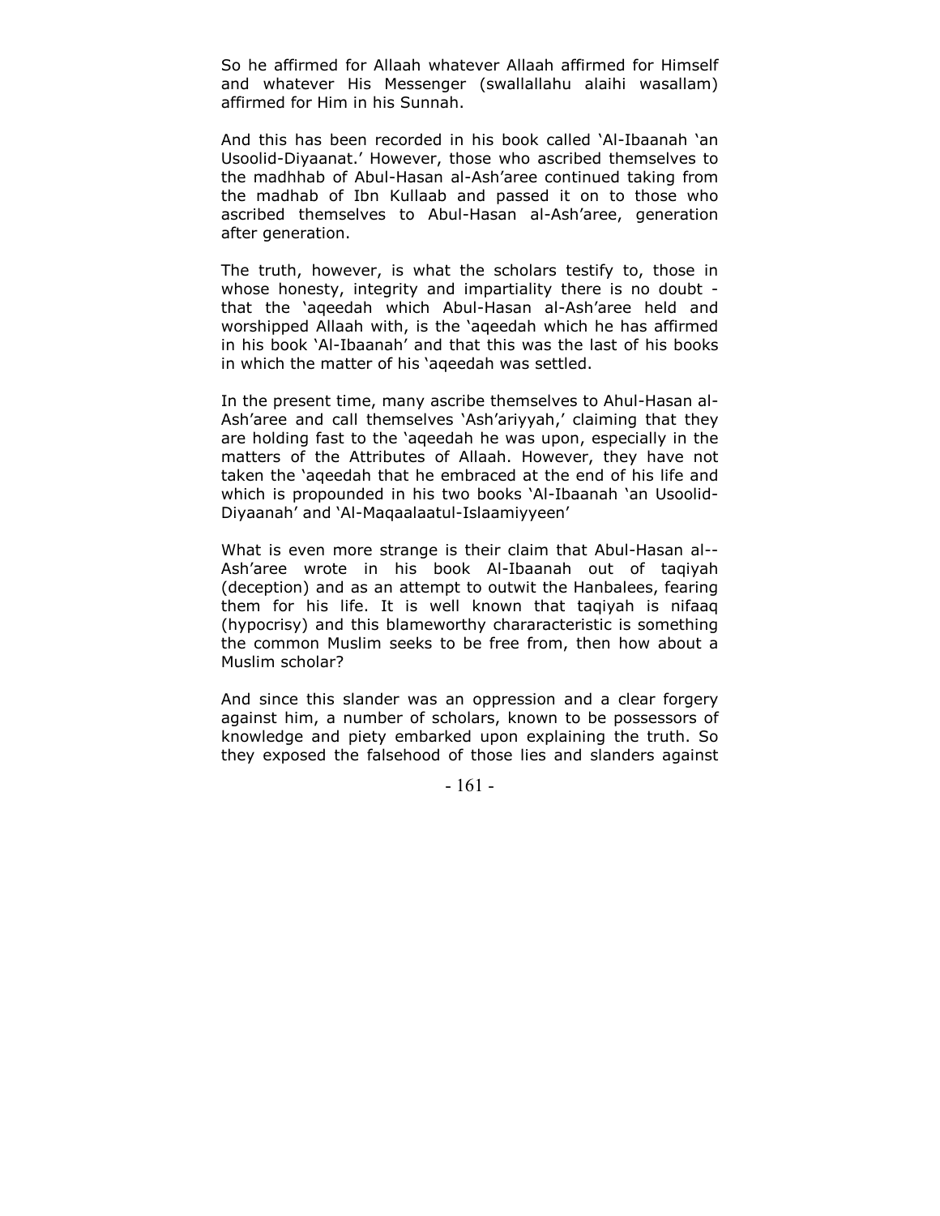So he affirmed for Allaah whatever Allaah affirmed for Himself and whatever His Messenger (swallallahu alaihi wasallam) affirmed for Him in his Sunnah.

And this has been recorded in his book called 'Al-Ibaanah 'an Usoolid-Diyaanat.' However, those who ascribed themselves to the madhhab of Abul-Hasan al-Ash'aree continued taking from the madhhab of Ibn Kullaab and passed it on to those who ascribed themselves to Abul-Hasan al-Ash'aree, generation after generation.

The truth, however, is what the scholars testify to, those in whose honesty, integrity and impartiality there is no doubt - that the 'aqeedah which Abul-Hasan al-Ash'aree held and worshipped Allaah with, is the 'aqeedah which he has affirmed in his book 'Al-Ibaanah' and that this was the last of his books in which the matter of his 'aqeedah was settled.

In the present time, many ascribe themselves to Ahul-Hasan al-Ash'aree and call themselves 'Ash'ariyyah,' claiming that they are holding fast to the 'aqeedah he was upon, especially in the matters of the Attributes of Allaah. However, they have not taken the 'aqeedah that he embraced at the end of his life and which is propounded in his two books 'Al-Ibaanah 'an Usoolid-Diyaanah' and 'Al-Maqaalaatul-Islaamiyyeen'

What is even more strange is their claim that Abul-Hasan al--Ash'aree wrote in his book Al-Ibaanah out of taqiyah (deception) and as an attempt to outwit the Hanbalees, fearing them for his life. It is well known that taqiyah is nifaaq (hypocrisy) and this blameworthy chararacteristic is something the common Muslim seeks to be free from, then how about a Muslim scholar?

And since this slander was an oppression and a clear forgery against him, a number of scholars, known to be possessors of knowledge and piety embarked upon explaining the truth. So they exposed the falsehood of those lies and slanders against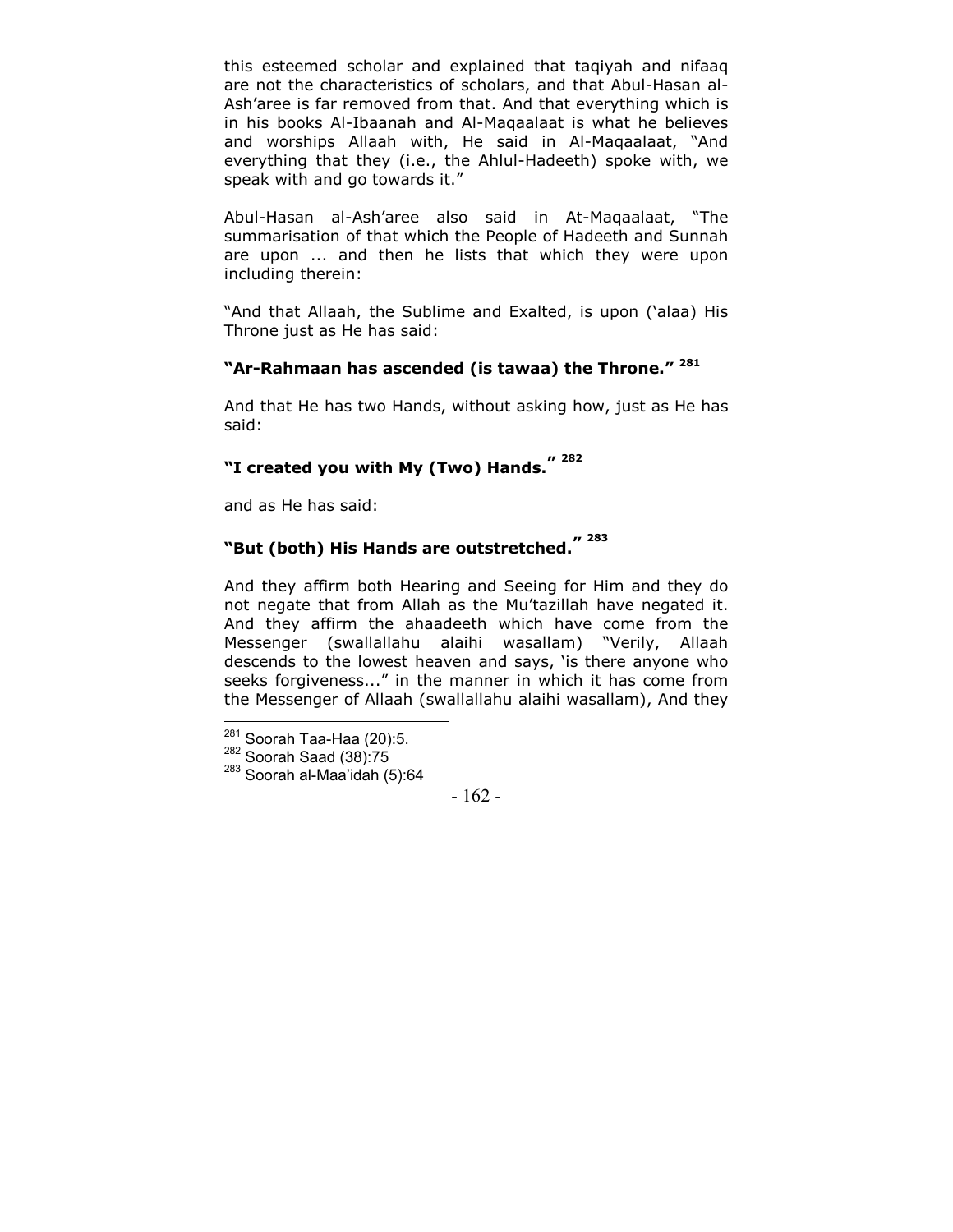this esteemed scholar and explained that taqiyah and nifaaq are not the characteristics of scholars, and that Abul-Hasan al-Ash'aree is far removed from that. And that everything which is in his books Al-Ibaanah and Al-Maqaalaat is what he believes and worships Allaah with, He said in Al-Maqaalaat, "And everything that they (i.e., the Ahlul-Hadeeth) spoke with, we speak with and go towards it."

Abul-Hasan al-Ash'aree also said in At-Maqaalaat, "The summarisation of that which the People of Hadeeth and Sunnah are upon ... and then he lists that which they were upon including therein:

"And that Allaah, the Sublime and Exalted, is upon ('alaa) His Throne just as He has said:

**"Ar-Rahmaan has ascended (is tawaa) the Throne."** [281]

And that He has two Hands, without asking how, just as He has said:

**"I created you with My (Two) Hands."** [282]

and as He has said:

**"But (both) His Hands are outstretched."** [283]

And they affirm both Hearing and Seeing for Him and they do not negate that from Allah as the Mu'tazillah have negated it. And they affirm the ahaadeeth which have come from the Messenger (swallallahu alaihi wasallam) "Verily, Allaah descends to the lowest heaven and says, 'is there anyone who seeks forgiveness..." in the manner in which it has come from the Messenger of Allaah (swallallahu alaihi wasallam), And they

---

[281] Soorah Taa-Haa (20):5.
[282] Soorah Saad (38):75
[283] Soorah al-Maa'idah (5):64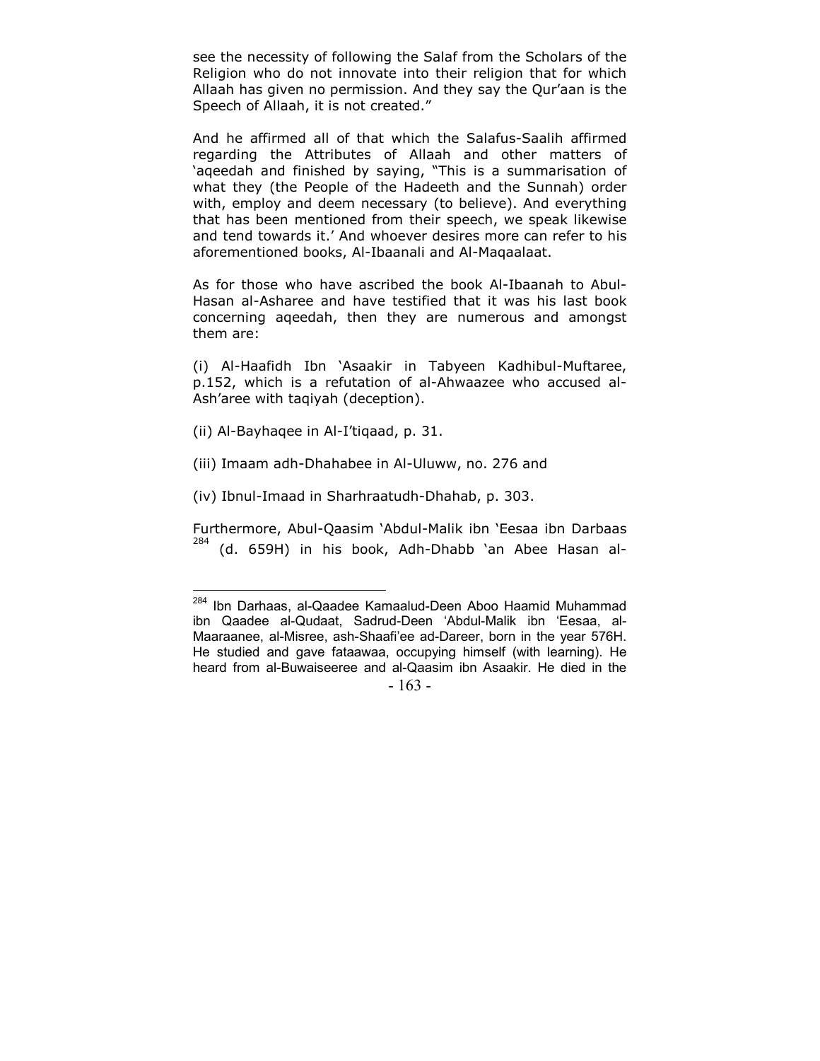see the necessity of following the Salaf from the Scholars of the Religion who do not innovate into their religion that for which Allaah has given no permission. And they say the Qur'aan is the Speech of Allaah, it is not created."

And he affirmed all of that which the Salafus-Saalih affirmed regarding the Attributes of Allaah and other matters of 'aqeedah and finished by saying, "This is a summarisation of what they (the People of the Hadeeth and the Sunnah) order with, employ and deem necessary (to believe). And everything that has been mentioned from their speech, we speak likewise and tend towards it.' And whoever desires more can refer to his aforementioned books, Al-Ibaanali and Al-Maqaalaat.

As for those who have ascribed the book Al-Ibaanah to Abul-Hasan al-Asharee and have testified that it was his last book concerning aqeedah, then they are numerous and amongst them are:

(i) Al-Haafidh Ibn 'Asaakir in Tabyeen Kadhibul-Muftaree, p.152, which is a refutation of al-Ahwaazee who accused al-Ash'aree with taqiyah (deception).

(ii) Al-Bayhaqee in Al-I'tiqaad, p. 31.

(iii) Imaam adh-Dhahabee in Al-Uluww, no. 276 and

(iv) Ibnul-Imaad in Sharhraatudh-Dhahab, p. 303.

Furthermore, Abul-Qaasim 'Abdul-Malik ibn 'Eesaa ibn Darbaas [284] (d. 659H) in his book, Adh-Dhabb 'an Abee Hasan al-

---

[284] Ibn Darhaas, al-Qaadee Kamaalud-Deen Aboo Haamid Muhammad ibn Qaadee al-Qudaat, Sadrud-Deen 'Abdul-Malik ibn 'Eesaa, al-Maaraanee, al-Misree, ash-Shaafi'ee ad-Dareer, born in the year 576H. He studied and gave fataawaa, occupying himself (with learning). He heard from al-Buwaiseeree and al-Qaasim ibn Asaakir. He died in the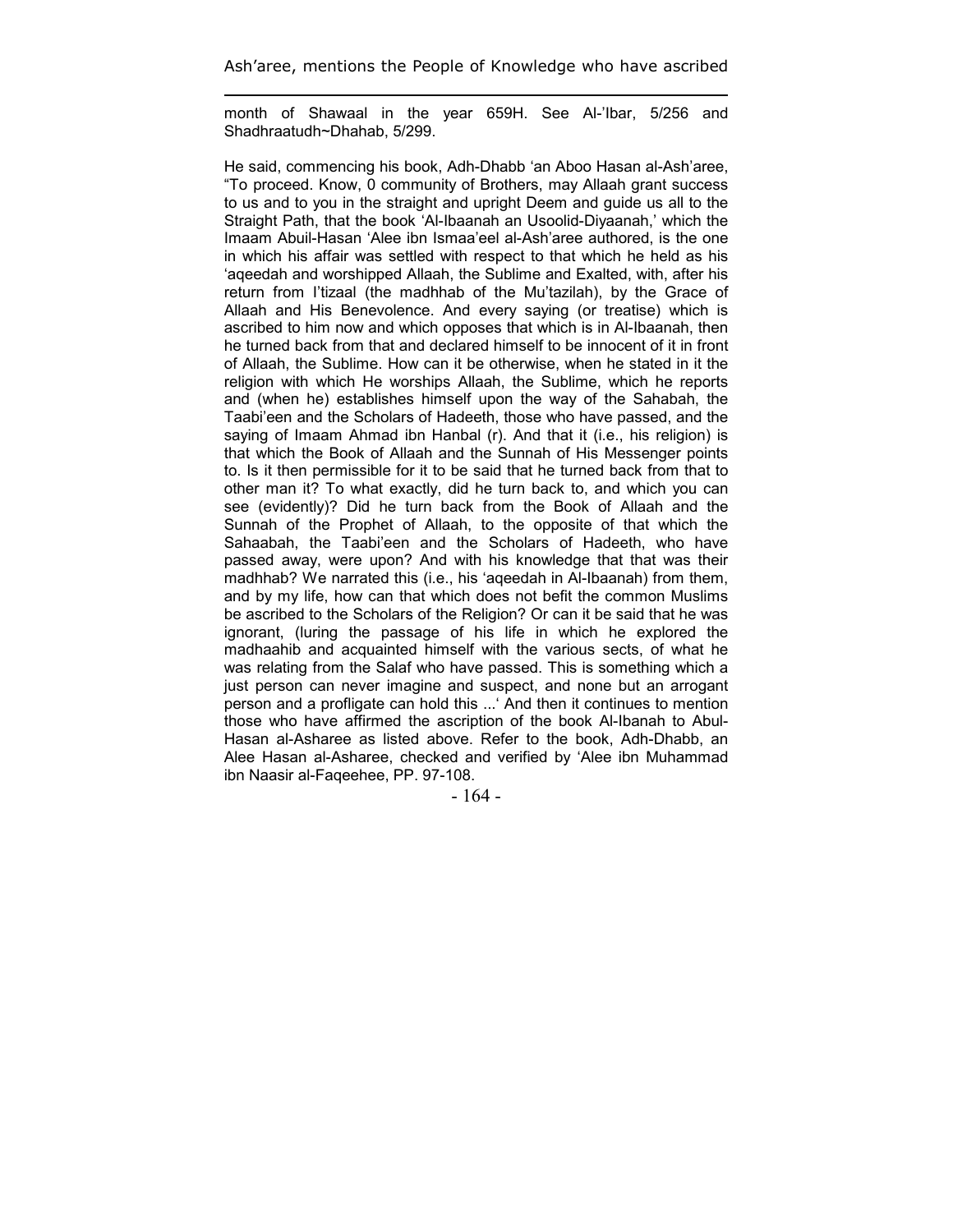Ash'aree, mentions the People of Knowledge who have ascribed

---

month of Shawaal in the year 659H. See Al-'Ibar, 5/256 and Shadhraatudh~Dhahab, 5/299.

He said, commencing his book, Adh-Dhabb 'an Aboo Hasan al-Ash'aree, "To proceed. Know, 0 community of Brothers, may Allaah grant success to us and to you in the straight and upright Deem and guide us all to the Straight Path, that the book 'Al-Ibaanah an Usoolid-Diyaanah,' which the Imaam Abuil-Hasan 'Alee ibn Ismaa'eel al-Ash'aree authored, is the one in which his affair was settled with respect to that which he held as his 'aqeedah and worshipped Allaah, the Sublime and Exalted, with, after his return from I'tizaal (the madhhab of the Mu'tazilah), by the Grace of Allaah and His Benevolence. And every saying (or treatise) which is ascribed to him now and which opposes that which is in Al-Ibaanah, then he turned back from that and declared himself to be innocent of it in front of Allaah, the Sublime. How can it be otherwise, when he stated in it the religion with which He worships Allaah, the Sublime, which he reports and (when he) establishes himself upon the way of the Sahabah, the Taabi'een and the Scholars of Hadeeth, those who have passed, and the saying of Imaam Ahmad ibn Hanbal (r). And that it (i.e., his religion) is that which the Book of Allaah and the Sunnah of His Messenger points to. Is it then permissible for it to be said that he turned back from that to other man it? To what exactly, did he turn back to, and which you can see (evidently)? Did he turn back from the Book of Allaah and the Sunnah of the Prophet of Allaah, to the opposite of that which the Sahaabah, the Taabi'een and the Scholars of Hadeeth, who have passed away, were upon? And with his knowledge that that was their madhhab? We narrated this (i.e., his 'aqeedah in Al-Ibaanah) from them, and by my life, how can that which does not befit the common Muslims be ascribed to the Scholars of the Religion? Or can it be said that he was ignorant, (luring the passage of his life in which he explored the madhaahib and acquainted himself with the various sects, of what he was relating from the Salaf who have passed. This is something which a just person can never imagine and suspect, and none but an arrogant person and a profligate can hold this ...' And then it continues to mention those who have affirmed the ascription of the book Al-Ibanah to Abul-Hasan al-Asharee as listed above. Refer to the book, Adh-Dhabb, an Alee Hasan al-Asharee, checked and verified by 'Alee ibn Muhammad ibn Naasir al-Faqeehee, PP. 97-108.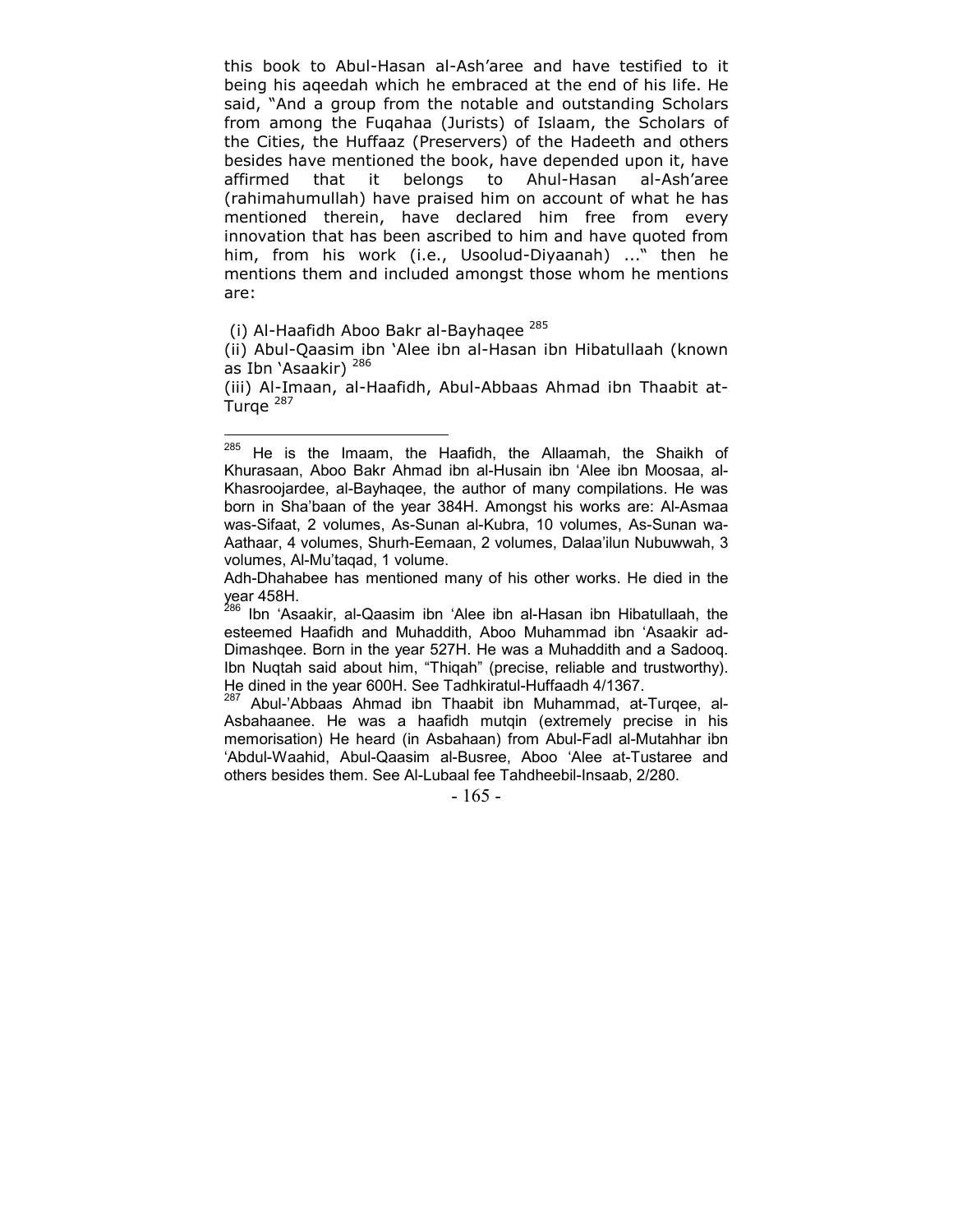this book to Abul-Hasan al-Ash'aree and have testified to it being his aqeedah which he embraced at the end of his life. He said, "And a group from the notable and outstanding Scholars from among the Fuqahaa (Jurists) of Islaam, the Scholars of the Cities, the Huffaaz (Preservers) of the Hadeeth and others besides have mentioned the book, have depended upon it, have affirmed that it belongs to Ahul-Hasan al-Ash'aree (rahimahumullah) have praised him on account of what he has mentioned therein, have declared him free from every innovation that has been ascribed to him and have quoted from him, from his work (i.e., Usoolud-Diyaanah) ..." then he mentions them and included amongst those whom he mentions are:

(i) Al-Haafidh Aboo Bakr al-Bayhaqee [285]

(ii) Abul-Qaasim ibn 'Alee ibn al-Hasan ibn Hibatullaah (known as Ibn 'Asaakir) [286]

(iii) Al-Imaan, al-Haafidh, Abul-Abbaas Ahmad ibn Thaabit at-Turqe [287]

---

[285] He is the Imaam, the Haafidh, the Allaamah, the Shaikh of Khurasaan, Aboo Bakr Ahmad ibn al-Husain ibn 'Alee ibn Moosaa, al-Khasroojardee, al-Bayhaqee, the author of many compilations. He was born in Sha'baan of the year 384H. Amongst his works are: Al-Asmaa was-Sifaat, 2 volumes, As-Sunan al-Kubra, 10 volumes, As-Sunan wa-Aathaar, 4 volumes, Shurh-Eemaan, 2 volumes, Dalaa'ilun Nubuwwah, 3 volumes, Al-Mu'taqad, 1 volume.

Adh-Dhahabee has mentioned many of his other works. He died in the year 458H.

[286] Ibn 'Asaakir, al-Qaasim ibn 'Alee ibn al-Hasan ibn Hibatullaah, the esteemed Haafidh and Muhaddith, Aboo Muhammad ibn 'Asaakir ad-Dimashqee. Born in the year 527H. He was a Muhaddith and a Sadooq. Ibn Nuqtah said about him, "Thiqah" (precise, reliable and trustworthy). He dined in the year 600H. See Tadhkiratul-Huffaadh 4/1367.

[287] Abul-'Abbaas Ahmad ibn Thaabit ibn Muhammad, at-Turqee, al-Asbahaanee. He was a haafidh mutqin (extremely precise in his memorisation) He heard (in Asbahaan) from Abul-Fadl al-Mutahhar ibn 'Abdul-Waahid, Abul-Qaasim al-Busree, Aboo 'Alee at-Tustaree and others besides them. See Al-Lubaal fee Tahdheebil-Insaab, 2/280.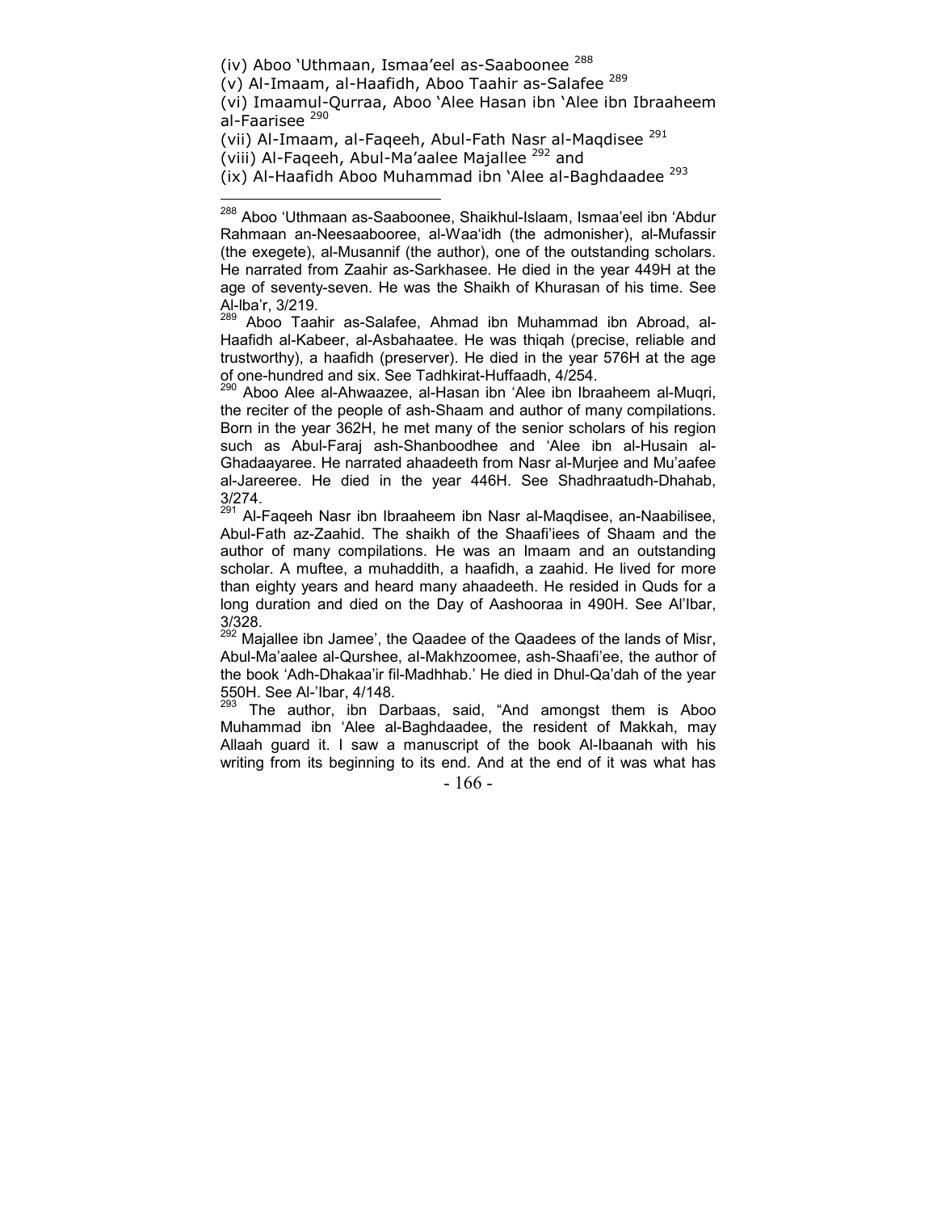(iv) Aboo 'Uthmaan, Ismaa'eel as-Saaboonee [288]

(v) Al-Imaam, al-Haafidh, Aboo Taahir as-Salafee [289]

(vi) Imaamul-Qurraa, Aboo 'Alee Hasan ibn 'Alee ibn Ibraaheem al-Faarisee [290]

(vii) Al-Imaam, al-Faqeeh, Abul-Fath Nasr al-Maqdisee [291]

(viii) Al-Faqeeh, Abul-Ma'aalee Majallee [292] and

(ix) Al-Haafidh Aboo Muhammad ibn 'Alee al-Baghdaadee [293]

---

[288] Aboo 'Uthmaan as-Saaboonee, Shaikhul-Islaam, Ismaa'eel ibn 'Abdur Rahmaan an-Neesaabooree, al-Waa'idh (the admonisher), al-Mufassir (the exegete), al-Musannif (the author), one of the outstanding scholars. He narrated from Zaahir as-Sarkhasee. He died in the year 449H at the age of seventy-seven. He was the Shaikh of Khurasan of his time. See Al-Iba'r, 3/219.

[289] Aboo Taahir as-Salafee, Ahmad ibn Muhammad ibn Abroad, al-Haafidh al-Kabeer, al-Asbahaatee. He was thiqah (precise, reliable and trustworthy), a haafidh (preserver). He died in the year 576H at the age of one-hundred and six. See Tadhkirat-Huffaadh, 4/254.

[290] Aboo Alee al-Ahwaazee, al-Hasan ibn 'Alee ibn Ibraaheem al-Muqri, the reciter of the people of ash-Shaam and author of many compilations. Born in the year 362H, he met many of the senior scholars of his region such as Abul-Faraj ash-Shanboodhee and 'Alee ibn al-Husain al-Ghadaayaree. He narrated ahaadeeth from Nasr al-Murjee and Mu'aafee al-Jareeree. He died in the year 446H. See Shadhraatudh-Dhahab, 3/274.

[291] Al-Faqeeh Nasr ibn Ibraaheem ibn Nasr al-Maqdisee, an-Naabilisee, Abul-Fath az-Zaahid. The shaikh of the Shaafi'iees of Shaam and the author of many compilations. He was an Imaam and an outstanding scholar. A muftee, a muhaddith, a haafidh, a zaahid. He lived for more than eighty years and heard many ahaadeeth. He resided in Quds for a long duration and died on the Day of Aashooraa in 490H. See Al'Ibar, 3/328.

[292] Majallee ibn Jamee', the Qaadee of the Qaadees of the lands of Misr, Abul-Ma'aalee al-Qurshee, al-Makhzoomee, ash-Shaafi'ee, the author of the book 'Adh-Dhakaa'ir fil-Madhhab.' He died in Dhul-Qa'dah of the year 550H. See Al-'Ibar, 4/148.

[293] The author, ibn Darbaas, said, "And amongst them is Aboo Muhammad ibn 'Alee al-Baghdaadee, the resident of Makkah, may Allaah guard it. I saw a manuscript of the book Al-Ibaanah with his writing from its beginning to its end. And at the end of it was what has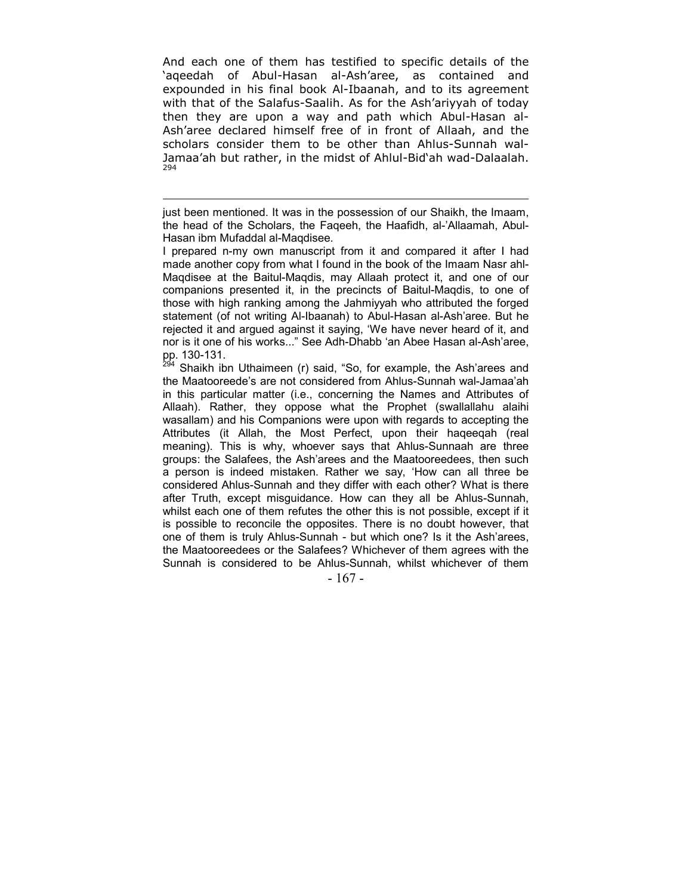And each one of them has testified to specific details of the 'aqeedah of Abul-Hasan al-Ash'aree, as contained and expounded in his final book Al-Ibaanah, and to its agreement with that of the Salafus-Saalih. As for the Ash'ariyyah of today then they are upon a way and path which Abul-Hasan al-Ash'aree declared himself free of in front of Allaah, and the scholars consider them to be other than Ahlus-Sunnah wal-Jamaa'ah but rather, in the midst of Ahlul-Bid'ah wad-Dalaalah.[294]

---

just been mentioned. It was in the possession of our Shaikh, the Imaam, the head of the Scholars, the Faqeeh, the Haafidh, al-'Allaamah, Abul-Hasan ibm Mufaddal al-Maqdisee.

I prepared n-my own manuscript from it and compared it after I had made another copy from what I found in the book of the Imaam Nasr ahl-Maqdisee at the Baitul-Maqdis, may Allaah protect it, and one of our companions presented it, in the precincts of Baitul-Maqdis, to one of those with high ranking among the Jahmiyyah who attributed the forged statement (of not writing Al-Ibaanah) to Abul-Hasan al-Ash'aree. But he rejected it and argued against it saying, 'We have never heard of it, and nor is it one of his works..." See Adh-Dhabb 'an Abee Hasan al-Ash'aree, pp. 130-131.

[294] Shaikh ibn Uthaimeen (r) said, "So, for example, the Ash'arees and the Maatooreede's are not considered from Ahlus-Sunnah wal-Jamaa'ah in this particular matter (i.e., concerning the Names and Attributes of Allaah). Rather, they oppose what the Prophet (swallallahu alaihi wasallam) and his Companions were upon with regards to accepting the Attributes (it Allah, the Most Perfect, upon their haqeeqah (real meaning). This is why, whoever says that Ahlus-Sunnaah are three groups: the Salafees, the Ash'arees and the Maatooreedees, then such a person is indeed mistaken. Rather we say, 'How can all three be considered Ahlus-Sunnah and they differ with each other? What is there after Truth, except misguidance. How can they all be Ahlus-Sunnah, whilst each one of them refutes the other this is not possible, except if it is possible to reconcile the opposites. There is no doubt however, that one of them is truly Ahlus-Sunnah - but which one? Is it the Ash'arees, the Maatooreedees or the Salafees? Whichever of them agrees with the Sunnah is considered to be Ahlus-Sunnah, whilst whichever of them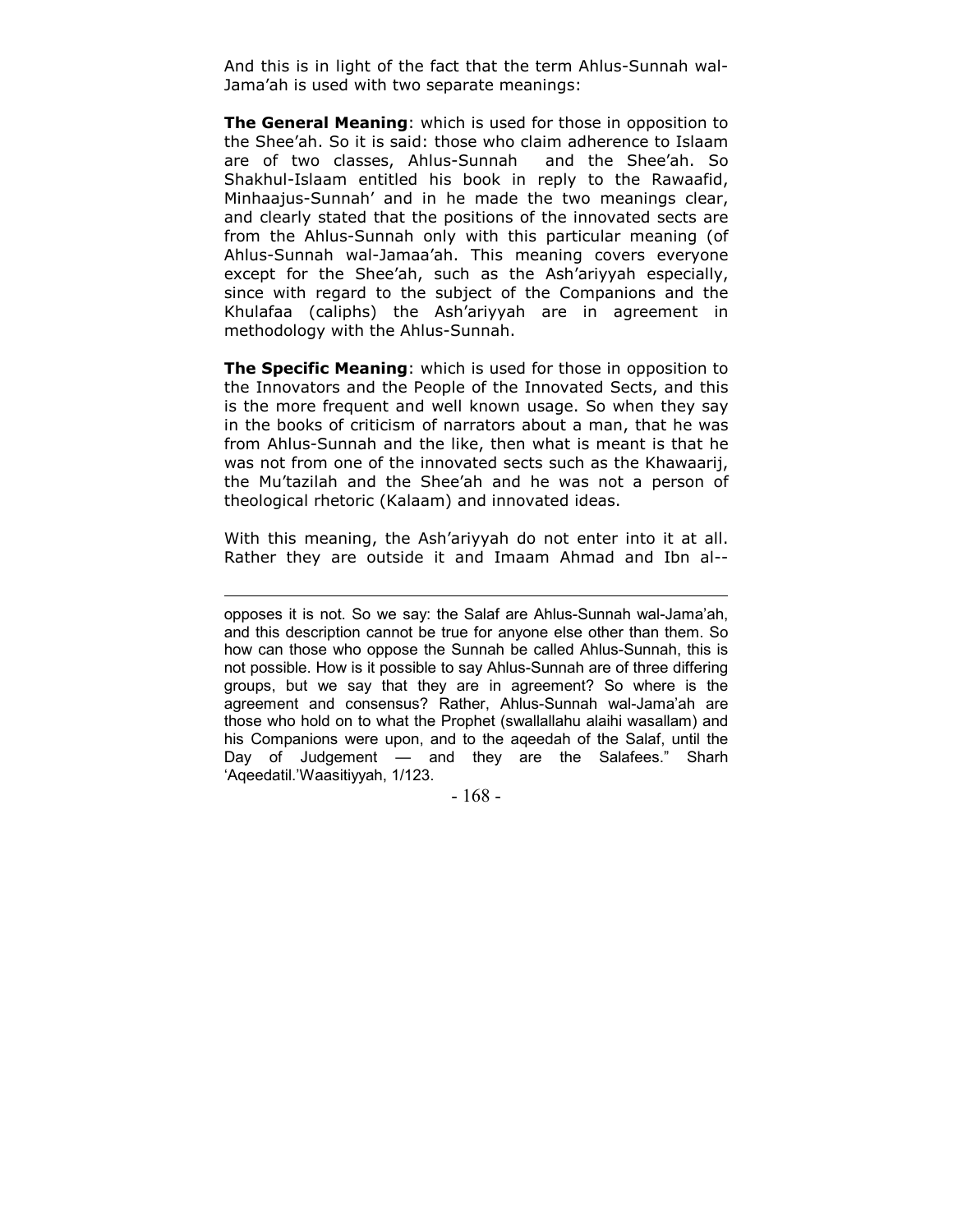And this is in light of the fact that the term Ahlus-Sunnah wal-Jama'ah is used with two separate meanings:

**The General Meaning**: which is used for those in opposition to the Shee'ah. So it is said: those who claim adherence to Islaam are of two classes, Ahlus-Sunnah and the Shee'ah. So Shakhul-Islaam entitled his book in reply to the Rawaafid, Minhaajus-Sunnah' and in he made the two meanings clear, and clearly stated that the positions of the innovated sects are from the Ahlus-Sunnah only with this particular meaning (of Ahlus-Sunnah wal-Jamaa'ah. This meaning covers everyone except for the Shee'ah, such as the Ash'ariyyah especially, since with regard to the subject of the Companions and the Khulafaa (caliphs) the Ash'ariyyah are in agreement in methodology with the Ahlus-Sunnah.

**The Specific Meaning**: which is used for those in opposition to the Innovators and the People of the Innovated Sects, and this is the more frequent and well known usage. So when they say in the books of criticism of narrators about a man, that he was from Ahlus-Sunnah and the like, then what is meant is that he was not from one of the innovated sects such as the Khawaarij, the Mu'tazilah and the Shee'ah and he was not a person of theological rhetoric (Kalaam) and innovated ideas.

With this meaning, the Ash'ariyyah do not enter into it at all. Rather they are outside it and Imaam Ahmad and Ibn al--

---

opposes it is not. So we say: the Salaf are Ahlus-Sunnah wal-Jama'ah, and this description cannot be true for anyone else other than them. So how can those who oppose the Sunnah be called Ahlus-Sunnah, this is not possible. How is it possible to say Ahlus-Sunnah are of three differing groups, but we say that they are in agreement? So where is the agreement and consensus? Rather, Ahlus-Sunnah wal-Jama'ah are those who hold on to what the Prophet (swallallahu alaihi wasallam) and his Companions were upon, and to the aqeedah of the Salaf, until the Day of Judgement — and they are the Salafees." Sharh 'Aqeedatil.'Waasitiyyah, 1/123.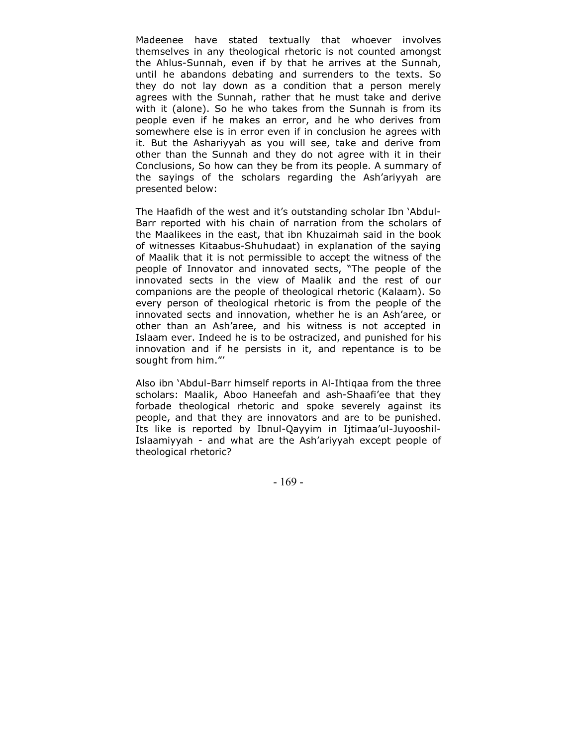Madeenee have stated textually that whoever involves themselves in any theological rhetoric is not counted amongst the Ahlus-Sunnah, even if by that he arrives at the Sunnah, until he abandons debating and surrenders to the texts. So they do not lay down as a condition that a person merely agrees with the Sunnah, rather that he must take and derive with it (alone). So he who takes from the Sunnah is from its people even if he makes an error, and he who derives from somewhere else is in error even if in conclusion he agrees with it. But the Ashariyyah as you will see, take and derive from other than the Sunnah and they do not agree with it in their Conclusions, So how can they be from its people. A summary of the sayings of the scholars regarding the Ash'ariyyah are presented below:

The Haafidh of the west and it's outstanding scholar Ibn 'Abdul-Barr reported with his chain of narration from the scholars of the Maalikees in the east, that ibn Khuzaimah said in the book of witnesses Kitaabus-Shuhudaat) in explanation of the saying of Maalik that it is not permissible to accept the witness of the people of Innovator and innovated sects, "The people of the innovated sects in the view of Maalik and the rest of our companions are the people of theological rhetoric (Kalaam). So every person of theological rhetoric is from the people of the innovated sects and innovation, whether he is an Ash'aree, or other than an Ash'aree, and his witness is not accepted in Islaam ever. Indeed he is to be ostracized, and punished for his innovation and if he persists in it, and repentance is to be sought from him."'

Also ibn 'Abdul-Barr himself reports in Al-Ihtiqaa from the three scholars: Maalik, Aboo Haneefah and ash-Shaafi'ee that they forbade theological rhetoric and spoke severely against its people, and that they are innovators and are to be punished. Its like is reported by Ibnul-Qayyim in Ijtimaa'ul-Juyooshil-Islaamiyyah - and what are the Ash'ariyyah except people of theological rhetoric?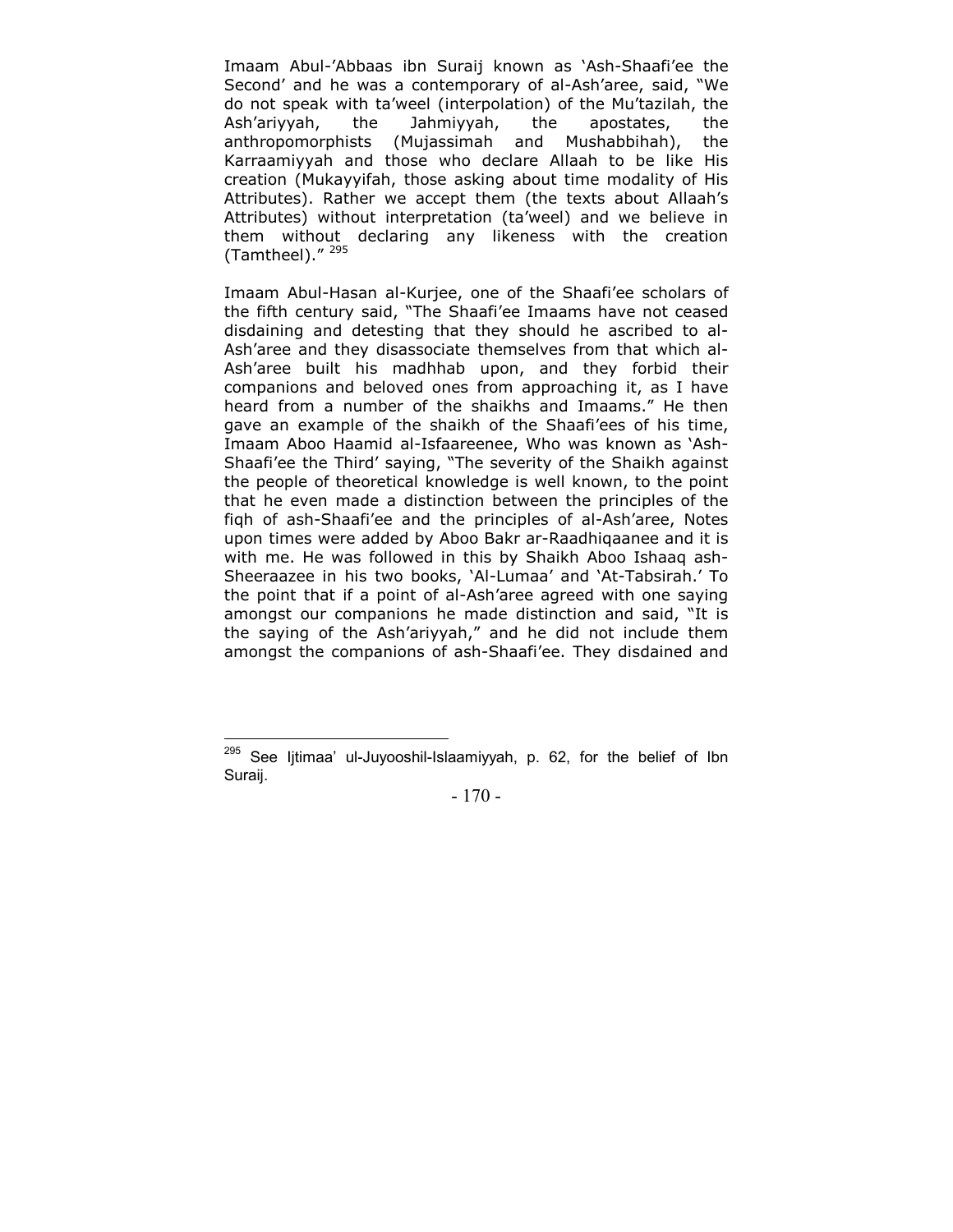Imaam Abul-'Abbaas ibn Suraij known as 'Ash-Shaafi'ee the Second' and he was a contemporary of al-Ash'aree, said, "We do not speak with ta'weel (interpolation) of the Mu'tazilah, the Ash'ariyyah, the Jahmiyyah, the apostates, the anthropomorphists (Mujassimah and Mushabbihah), the Karraamiyyah and those who declare Allaah to be like His creation (Mukayyifah, those asking about time modality of His Attributes). Rather we accept them (the texts about Allaah's Attributes) without interpretation (ta'weel) and we believe in them without declaring any likeness with the creation (Tamtheel)." [295]

Imaam Abul-Hasan al-Kurjee, one of the Shaafi'ee scholars of the fifth century said, "The Shaafi'ee Imaams have not ceased disdaining and detesting that they should he ascribed to al-Ash'aree and they disassociate themselves from that which al-Ash'aree built his madhhab upon, and they forbid their companions and beloved ones from approaching it, as I have heard from a number of the shaikhs and Imaams." He then gave an example of the shaikh of the Shaafi'ees of his time, Imaam Aboo Haamid al-Isfaareenee, Who was known as 'Ash-Shaafi'ee the Third' saying, "The severity of the Shaikh against the people of theoretical knowledge is well known, to the point that he even made a distinction between the principles of the fiqh of ash-Shaafi'ee and the principles of al-Ash'aree, Notes upon times were added by Aboo Bakr ar-Raadhiqaanee and it is with me. He was followed in this by Shaikh Aboo Ishaaq ash-Sheeraazee in his two books, 'Al-Lumaa' and 'At-Tabsirah.' To the point that if a point of al-Ash'aree agreed with one saying amongst our companions he made distinction and said, "It is the saying of the Ash'ariyyah," and he did not include them amongst the companions of ash-Shaafi'ee. They disdained and

---

[295] See Ijtimaa' ul-Juyooshil-Islaamiyyah, p. 62, for the belief of Ibn Suraij.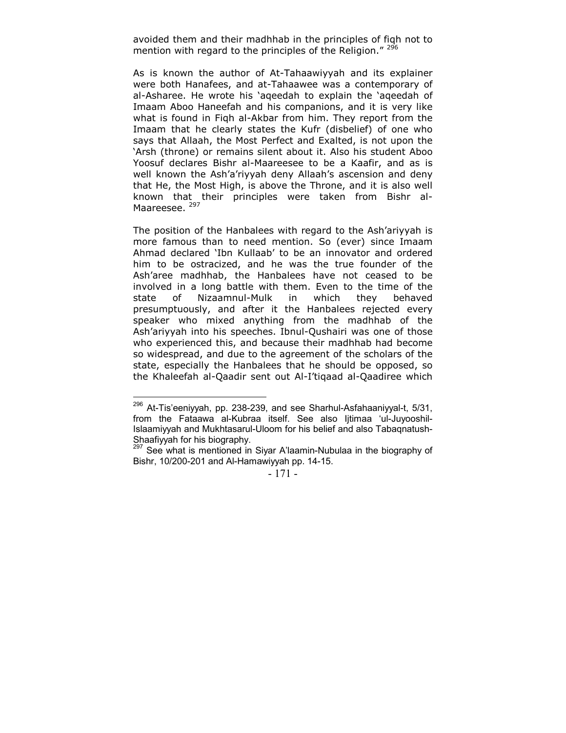avoided them and their madhhab in the principles of fiqh not to mention with regard to the principles of the Religion." [296]

As is known the author of At-Tahaawiyyah and its explainer were both Hanafees, and at-Tahaawee was a contemporary of al-Asharee. He wrote his 'aqeedah to explain the 'aqeedah of Imaam Aboo Haneefah and his companions, and it is very like what is found in Fiqh al-Akbar from him. They report from the Imaam that he clearly states the Kufr (disbelief) of one who says that Allaah, the Most Perfect and Exalted, is not upon the 'Arsh (throne) or remains silent about it. Also his student Aboo Yoosuf declares Bishr al-Maareesee to be a Kaafir, and as is well known the Ash'a'riyyah deny Allaah's ascension and deny that He, the Most High, is above the Throne, and it is also well known that their principles were taken from Bishr al-Maareesee. [297]

The position of the Hanbalees with regard to the Ash'ariyyah is more famous than to need mention. So (ever) since Imaam Ahmad declared 'Ibn Kullaab' to be an innovator and ordered him to be ostracized, and he was the true founder of the Ash'aree madhhab, the Hanbalees have not ceased to be involved in a long battle with them. Even to the time of the state of Nizaamnul-Mulk in which they behaved presumptuously, and after it the Hanbalees rejected every speaker who mixed anything from the madhhab of the Ash'ariyyah into his speeches. Ibnul-Qushairi was one of those who experienced this, and because their madhhab had become so widespread, and due to the agreement of the scholars of the state, especially the Hanbalees that he should be opposed, so the Khaleefah al-Qaadir sent out Al-I'tiqaad al-Qaadiree which

---

[296] At-Tis'eeniyyah, pp. 238-239, and see Sharhul-Asfahaaniyyal-t, 5/31, from the Fataawa al-Kubraa itself. See also Ijtimaa 'ul-Juyooshil-Islaamiyyah and Mukhtasarul-Uloom for his belief and also Tabaqnatush-Shaafiyyah for his biography.

[297] See what is mentioned in Siyar A'laamin-Nubulaa in the biography of Bishr, 10/200-201 and Al-Hamawiyyah pp. 14-15.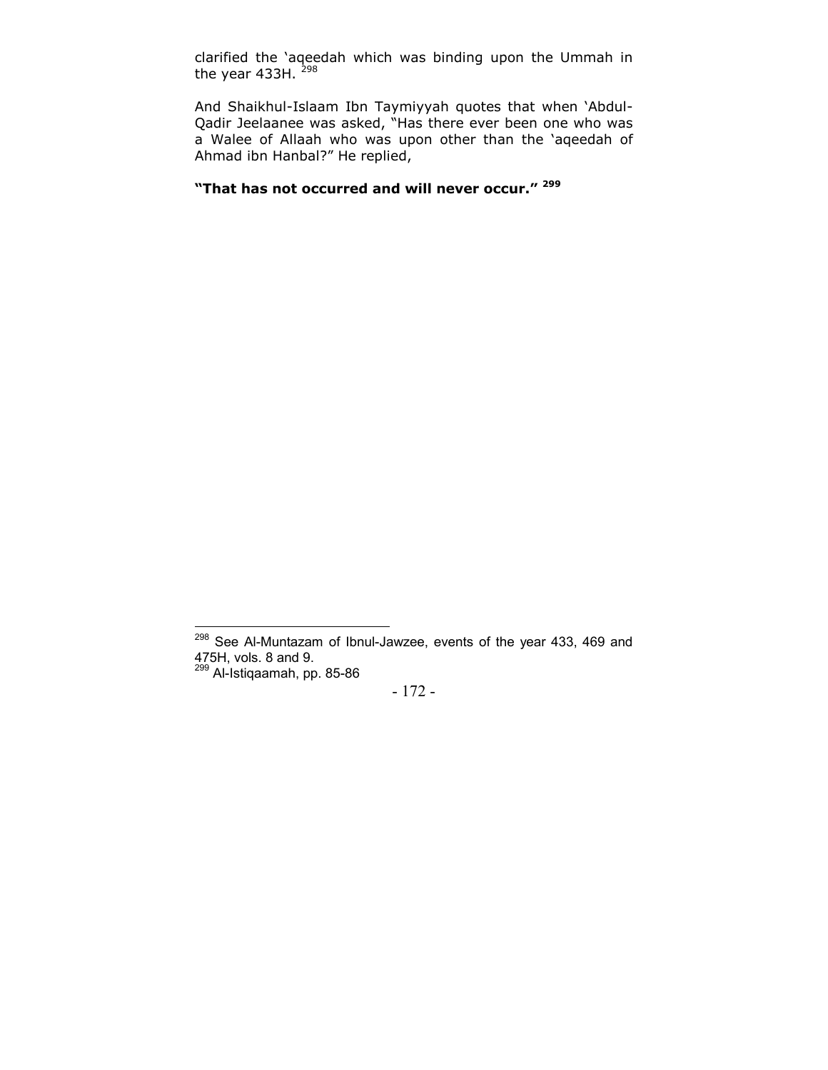clarified the 'aqeedah which was binding upon the Ummah in the year 433H. [298]

And Shaikhul-Islaam Ibn Taymiyyah quotes that when 'Abdul-Qadir Jeelaanee was asked, "Has there ever been one who was a Walee of Allaah who was upon other than the 'aqeedah of Ahmad ibn Hanbal?" He replied,

**"That has not occurred and will never occur."** [299]

---

[298] See Al-Muntazam of Ibnul-Jawzee, events of the year 433, 469 and 475H, vols. 8 and 9.

[299] Al-Istiqaamah, pp. 85-86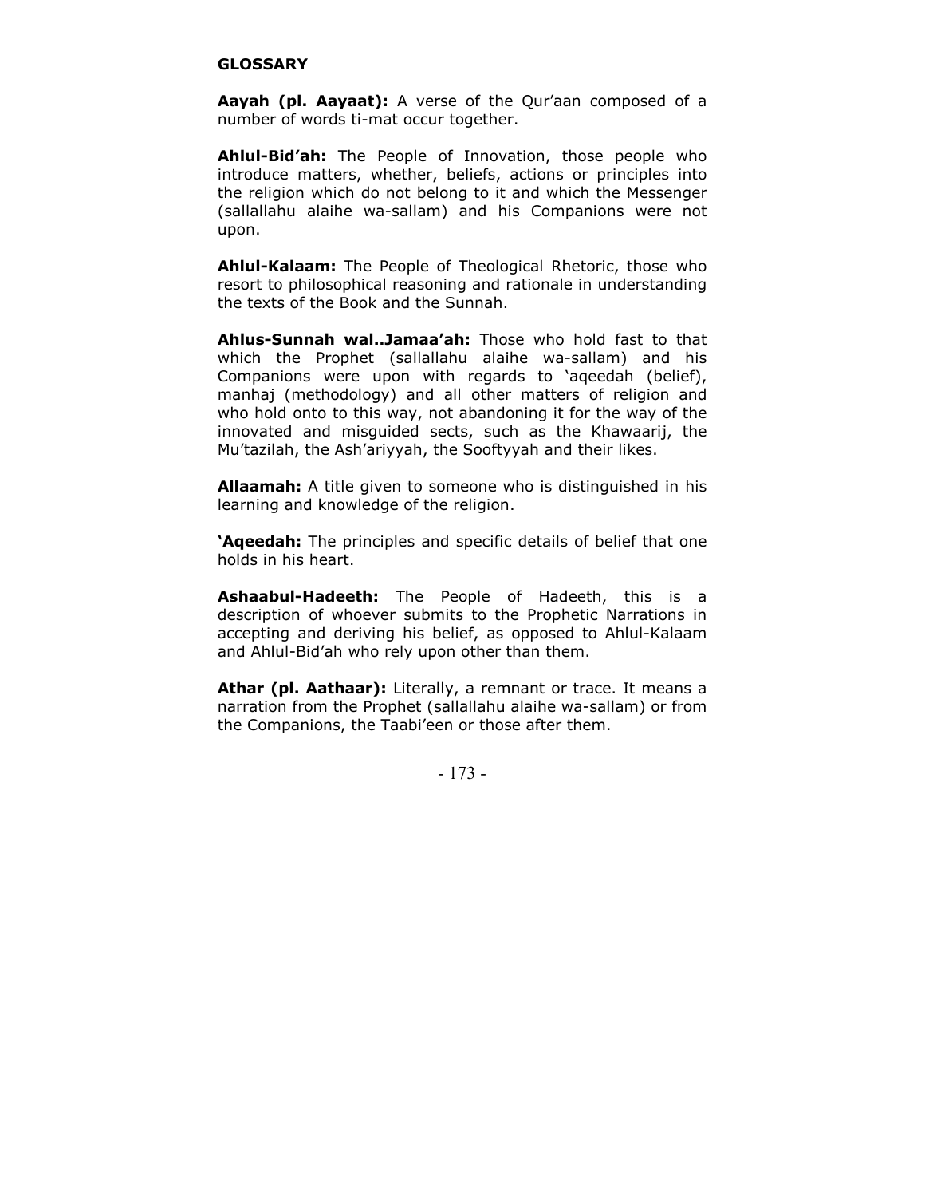**GLOSSARY**

**Aayah (pl. Aayaat):** A verse of the Qur'aan composed of a number of words ti-mat occur together.

**Ahlul-Bid'ah:** The People of Innovation, those people who introduce matters, whether, beliefs, actions or principles into the religion which do not belong to it and which the Messenger (sallallahu alaihe wa-sallam) and his Companions were not upon.

**Ahlul-Kalaam:** The People of Theological Rhetoric, those who resort to philosophical reasoning and rationale in understanding the texts of the Book and the Sunnah.

**Ahlus-Sunnah wal..Jamaa'ah:** Those who hold fast to that which the Prophet (sallallahu alaihe wa-sallam) and his Companions were upon with regards to 'aqeedah (belief), manhaj (methodology) and all other matters of religion and who hold onto to this way, not abandoning it for the way of the innovated and misguided sects, such as the Khawaarij, the Mu'tazilah, the Ash'ariyyah, the Sooftyyah and their likes.

**Allaamah:** A title given to someone who is distinguished in his learning and knowledge of the religion.

**'Aqeedah:** The principles and specific details of belief that one holds in his heart.

**Ashaabul-Hadeeth:** The People of Hadeeth, this is a description of whoever submits to the Prophetic Narrations in accepting and deriving his belief, as opposed to Ahlul-Kalaam and Ahlul-Bid'ah who rely upon other than them.

**Athar (pl. Aathaar):** Literally, a remnant or trace. It means a narration from the Prophet (sallallahu alaihe wa-sallam) or from the Companions, the Taabi'een or those after them.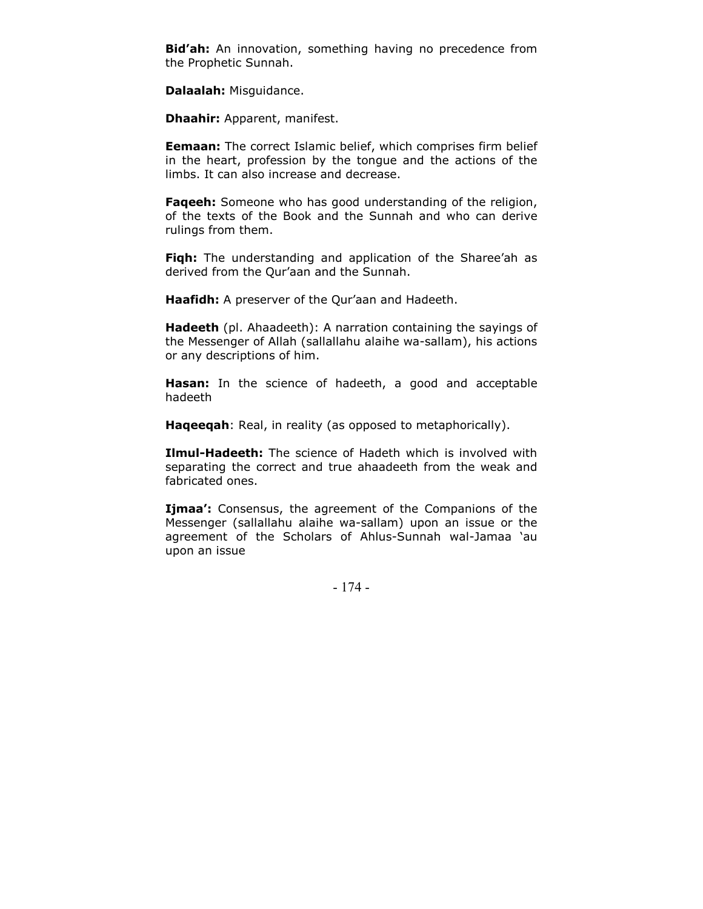**Bid’ah:** An innovation, something having no precedence from the Prophetic Sunnah.

**Dalaalah:** Misguidance.

**Dhaahir:** Apparent, manifest.

**Eemaan:** The correct Islamic belief, which comprises firm belief in the heart, profession by the tongue and the actions of the limbs. It can also increase and decrease.

**Faqeeh:** Someone who has good understanding of the religion, of the texts of the Book and the Sunnah and who can derive rulings from them.

**Fiqh:** The understanding and application of the Sharee’ah as derived from the Qur’aan and the Sunnah.

**Haafidh:** A preserver of the Qur’aan and Hadeeth.

**Hadeeth** (pl. Ahaadeeth): A narration containing the sayings of the Messenger of Allah (sallallahu alaihe wa-sallam), his actions or any descriptions of him.

**Hasan:** In the science of hadeeth, a good and acceptable hadeeth

**Haqeeqah**: Real, in reality (as opposed to metaphorically).

**Ilmul-Hadeeth:** The science of Hadeth which is involved with separating the correct and true ahaadeeth from the weak and fabricated ones.

**Ijmaa’:** Consensus, the agreement of the Companions of the Messenger (sallallahu alaihe wa-sallam) upon an issue or the agreement of the Scholars of Ahlus-Sunnah wal-Jamaa ‘au upon an issue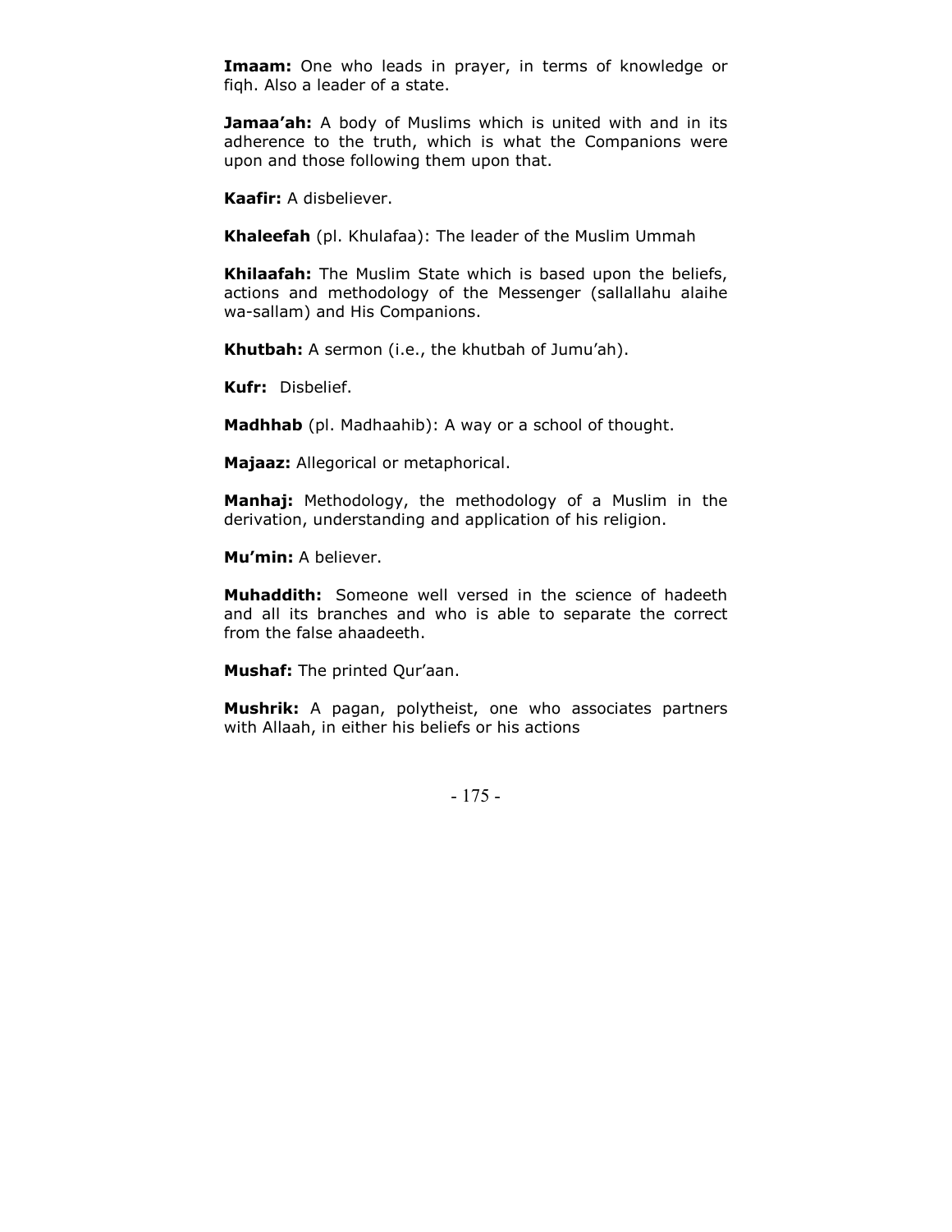**Imaam:** One who leads in prayer, in terms of knowledge or fiqh. Also a leader of a state.

**Jamaa'ah:** A body of Muslims which is united with and in its adherence to the truth, which is what the Companions were upon and those following them upon that.

**Kaafir:** A disbeliever.

**Khaleefah** (pl. Khulafaa): The leader of the Muslim Ummah

**Khilaafah:** The Muslim State which is based upon the beliefs, actions and methodology of the Messenger (sallallahu alaihe wa-sallam) and His Companions.

**Khutbah:** A sermon (i.e., the khutbah of Jumu'ah).

**Kufr:** Disbelief.

**Madhhab** (pl. Madhaahib): A way or a school of thought.

**Majaaz:** Allegorical or metaphorical.

**Manhaj:** Methodology, the methodology of a Muslim in the derivation, understanding and application of his religion.

**Mu'min:** A believer.

**Muhaddith:** Someone well versed in the science of hadeeth and all its branches and who is able to separate the correct from the false ahaadeeth.

**Mushaf:** The printed Qur'aan.

**Mushrik:** A pagan, polytheist, one who associates partners with Allaah, in either his beliefs or his actions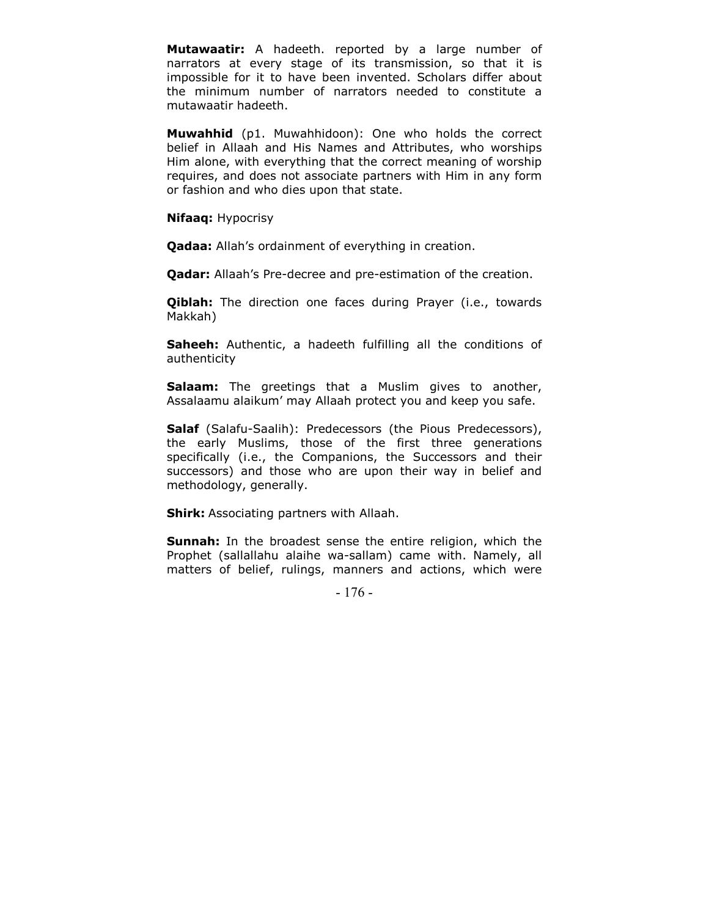**Mutawaatir:** A hadeeth. reported by a large number of narrators at every stage of its transmission, so that it is impossible for it to have been invented. Scholars differ about the minimum number of narrators needed to constitute a mutawaatir hadeeth.

**Muwahhid** (p1. Muwahhidoon): One who holds the correct belief in Allaah and His Names and Attributes, who worships Him alone, with everything that the correct meaning of worship requires, and does not associate partners with Him in any form or fashion and who dies upon that state.

**Nifaaq:** Hypocrisy

**Qadaa:** Allah's ordainment of everything in creation.

**Qadar:** Allaah's Pre-decree and pre-estimation of the creation.

**Qiblah:** The direction one faces during Prayer (i.e., towards Makkah)

**Saheeh:** Authentic, a hadeeth fulfilling all the conditions of authenticity

**Salaam:** The greetings that a Muslim gives to another, Assalaamu alaikum' may Allaah protect you and keep you safe.

**Salaf** (Salafu-Saalih): Predecessors (the Pious Predecessors), the early Muslims, those of the first three generations specifically (i.e., the Companions, the Successors and their successors) and those who are upon their way in belief and methodology, generally.

**Shirk:** Associating partners with Allaah.

**Sunnah:** In the broadest sense the entire religion, which the Prophet (sallallahu alaihe wa-sallam) came with. Namely, all matters of belief, rulings, manners and actions, which were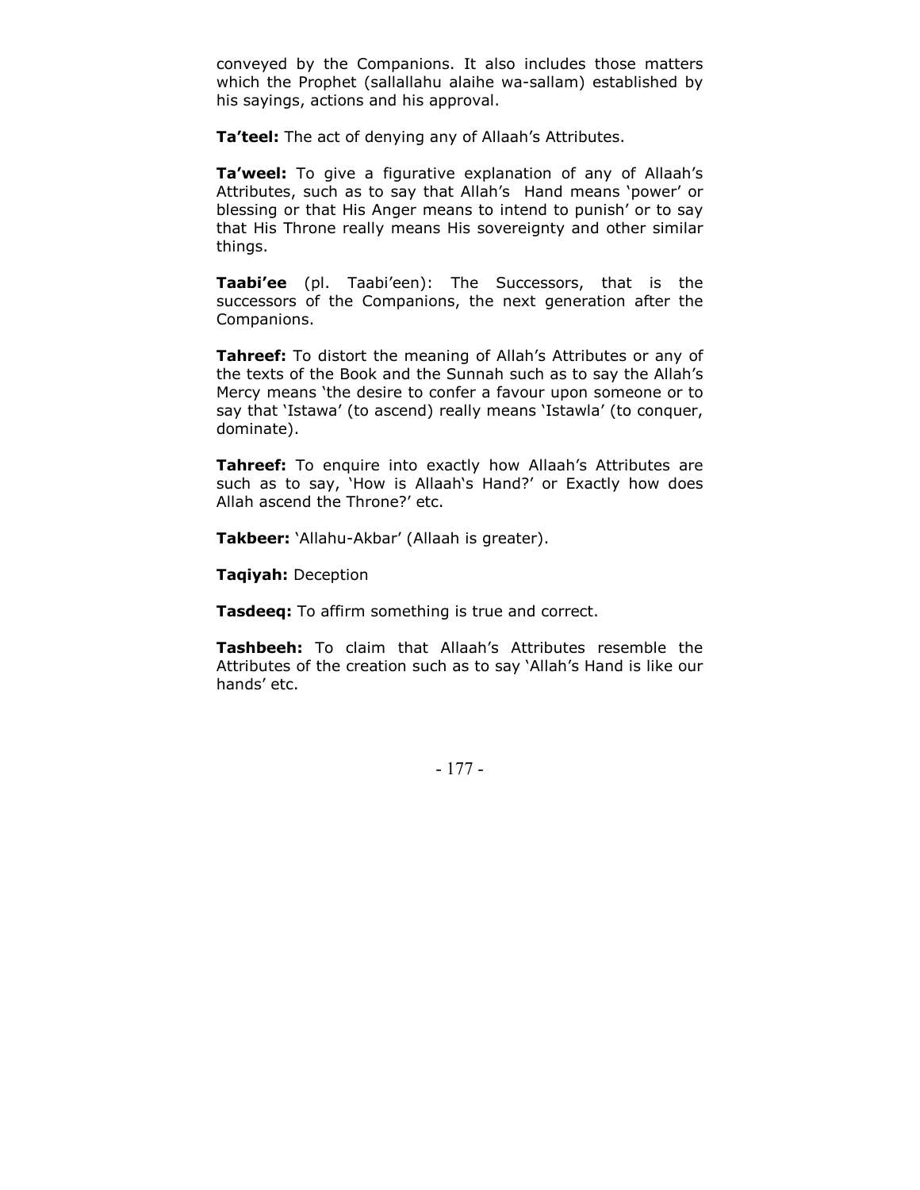conveyed by the Companions. It also includes those matters which the Prophet (sallallahu alaihe wa-sallam) established by his sayings, actions and his approval.

**Ta'teel:** The act of denying any of Allaah's Attributes.

**Ta'weel:** To give a figurative explanation of any of Allaah's Attributes, such as to say that Allah's Hand means 'power' or blessing or that His Anger means to intend to punish' or to say that His Throne really means His sovereignty and other similar things.

**Taabi'ee** (pl. Taabi'een): The Successors, that is the successors of the Companions, the next generation after the Companions.

**Tahreef:** To distort the meaning of Allah's Attributes or any of the texts of the Book and the Sunnah such as to say the Allah's Mercy means 'the desire to confer a favour upon someone or to say that 'Istawa' (to ascend) really means 'Istawla' (to conquer, dominate).

**Tahreef:** To enquire into exactly how Allaah's Attributes are such as to say, 'How is Allaah's Hand?' or Exactly how does Allah ascend the Throne?' etc.

**Takbeer:** 'Allahu-Akbar' (Allaah is greater).

**Taqiyah:** Deception

**Tasdeeq:** To affirm something is true and correct.

**Tashbeeh:** To claim that Allaah's Attributes resemble the Attributes of the creation such as to say 'Allah's Hand is like our hands' etc.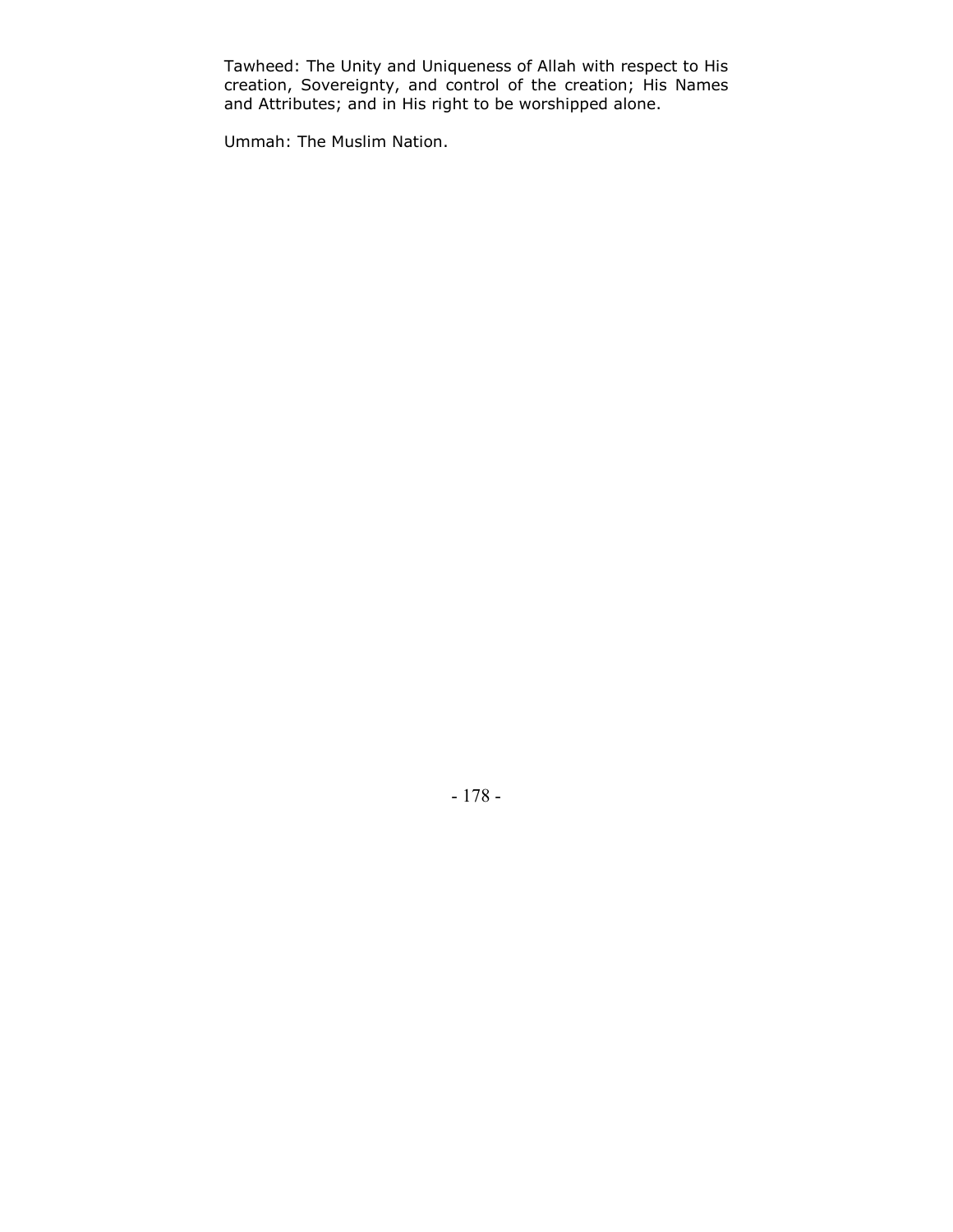Tawheed: The Unity and Uniqueness of Allah with respect to His creation, Sovereignty, and control of the creation; His Names and Attributes; and in His right to be worshipped alone.

Ummah: The Muslim Nation.